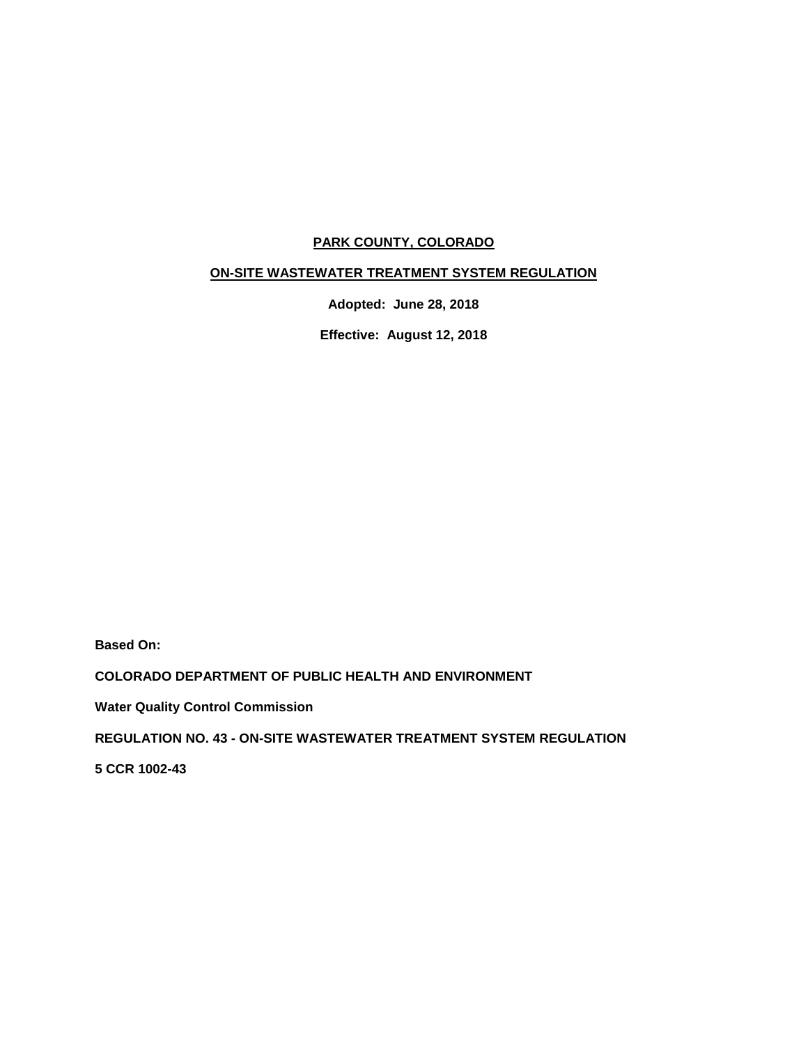# PARK COUNTY, COLORADO

## ON-SITE WASTEWATER TREATMENT SYSTEM REGULATION

**Adopted: June 28, 2018**

**Effective: August 12, 2018**

**Based On:**

**COLORADO DEPARTMENT OF PUBLIC HEALTH AND ENVIRONMENT**

**Water Quality Control Commission**

**REGULATION NO. 43 - ON-SITE WASTEWATER TREATMENT SYSTEM REGULATION**

**5 CCR 1002-43**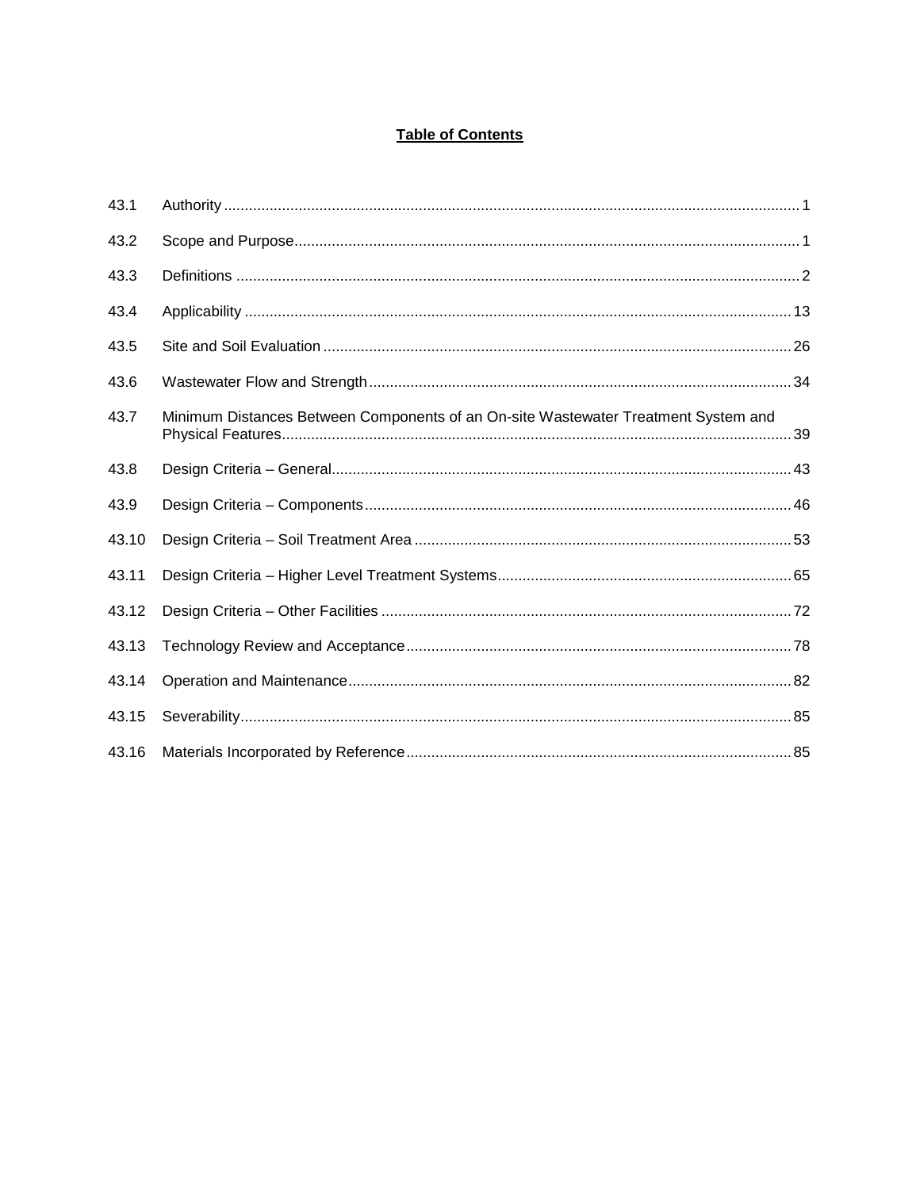# Table of Contents

| | | |
|---|---|---|
| 43.1 | Authority | 1 |
| 43.2 | Scope and Purpose | 1 |
| 43.3 | Definitions | 2 |
| 43.4 | Applicability | 13 |
| 43.5 | Site and Soil Evaluation | 26 |
| 43.6 | Wastewater Flow and Strength | 34 |
| 43.7 | Minimum Distances Between Components of an On-site Wastewater Treatment System and Physical Features | 39 |
| 43.8 | Design Criteria – General | 43 |
| 43.9 | Design Criteria – Components | 46 |
| 43.10 | Design Criteria – Soil Treatment Area | 53 |
| 43.11 | Design Criteria – Higher Level Treatment Systems | 65 |
| 43.12 | Design Criteria – Other Facilities | 72 |
| 43.13 | Technology Review and Acceptance | 78 |
| 43.14 | Operation and Maintenance | 82 |
| 43.15 | Severability | 85 |
| 43.16 | Materials Incorporated by Reference | 85 |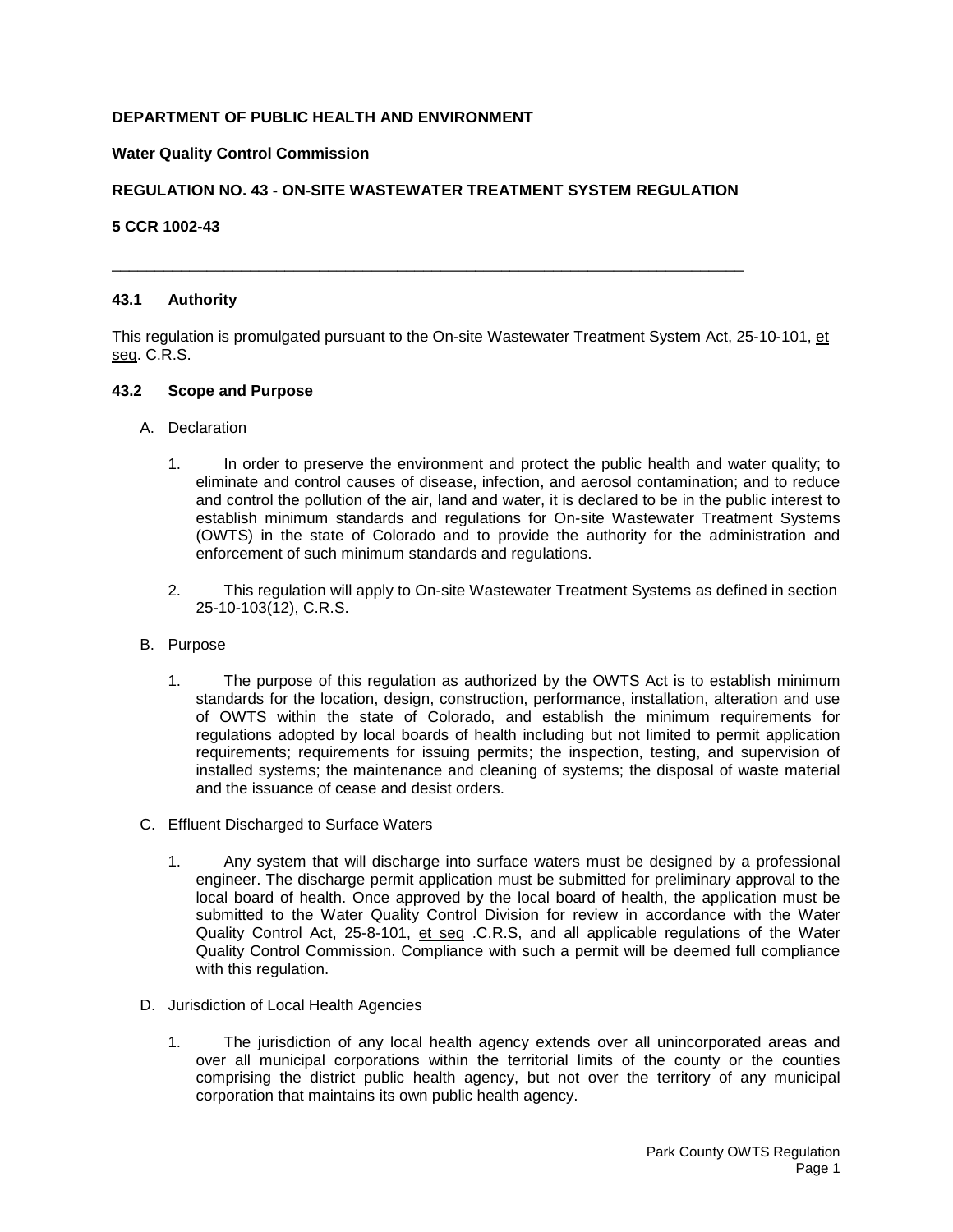**DEPARTMENT OF PUBLIC HEALTH AND ENVIRONMENT**

**Water Quality Control Commission**

**REGULATION NO. 43 - ON-SITE WASTEWATER TREATMENT SYSTEM REGULATION**

**5 CCR 1002-43**

---

## 43.1 Authority

This regulation is promulgated pursuant to the On-site Wastewater Treatment System Act, 25-10-101, et seq. C.R.S.

## 43.2 Scope and Purpose

A. Declaration

1. In order to preserve the environment and protect the public health and water quality; to eliminate and control causes of disease, infection, and aerosol contamination; and to reduce and control the pollution of the air, land and water, it is declared to be in the public interest to establish minimum standards and regulations for On-site Wastewater Treatment Systems (OWTS) in the state of Colorado and to provide the authority for the administration and enforcement of such minimum standards and regulations.

2. This regulation will apply to On-site Wastewater Treatment Systems as defined in section 25-10-103(12), C.R.S.

B. Purpose

1. The purpose of this regulation as authorized by the OWTS Act is to establish minimum standards for the location, design, construction, performance, installation, alteration and use of OWTS within the state of Colorado, and establish the minimum requirements for regulations adopted by local boards of health including but not limited to permit application requirements; requirements for issuing permits; the inspection, testing, and supervision of installed systems; the maintenance and cleaning of systems; the disposal of waste material and the issuance of cease and desist orders.

C. Effluent Discharged to Surface Waters

1. Any system that will discharge into surface waters must be designed by a professional engineer. The discharge permit application must be submitted for preliminary approval to the local board of health. Once approved by the local board of health, the application must be submitted to the Water Quality Control Division for review in accordance with the Water Quality Control Act, 25-8-101, et seq .C.R.S, and all applicable regulations of the Water Quality Control Commission. Compliance with such a permit will be deemed full compliance with this regulation.

D. Jurisdiction of Local Health Agencies

1. The jurisdiction of any local health agency extends over all unincorporated areas and over all municipal corporations within the territorial limits of the county or the counties comprising the district public health agency, but not over the territory of any municipal corporation that maintains its own public health agency.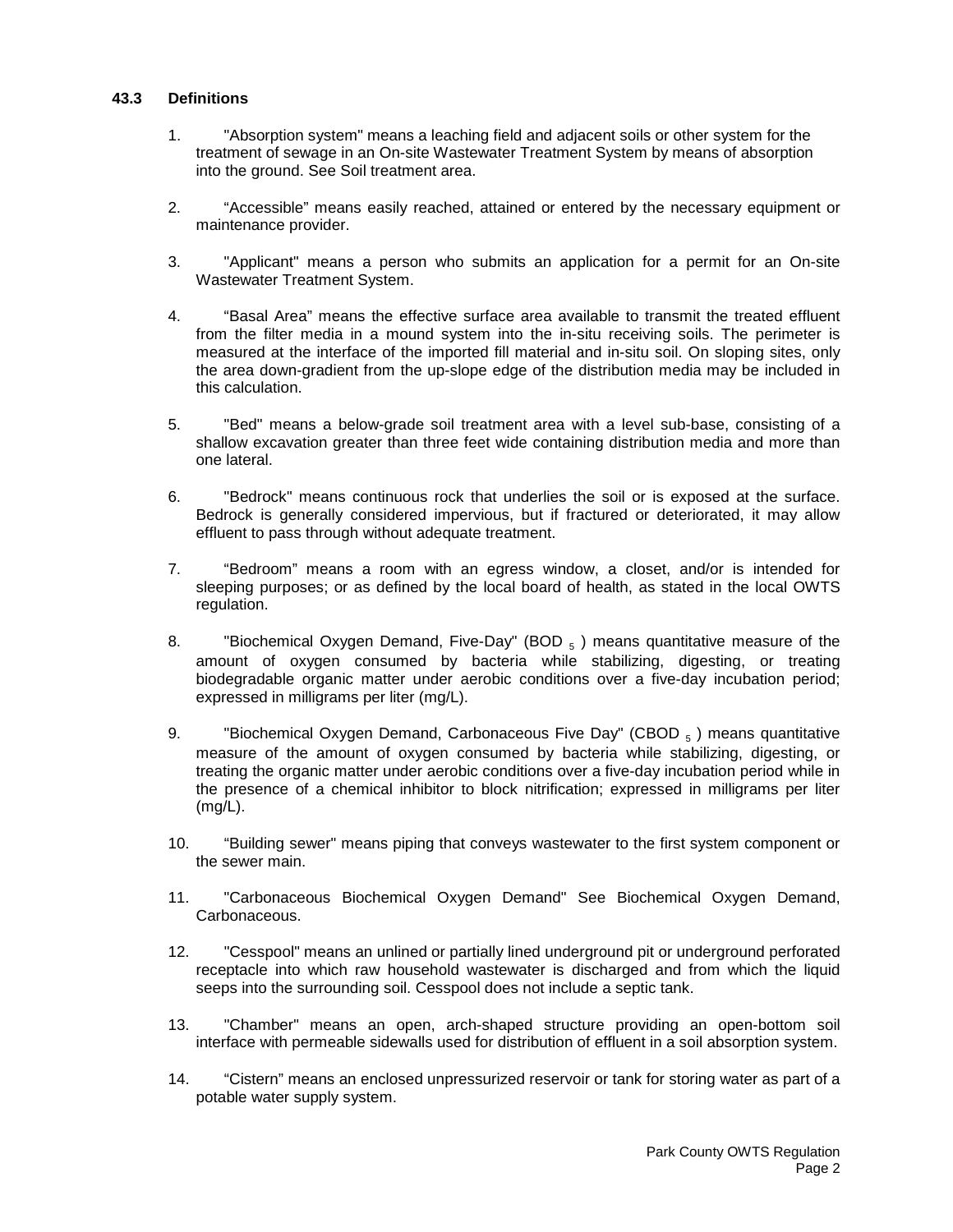### 43.3 Definitions

1. "Absorption system" means a leaching field and adjacent soils or other system for the treatment of sewage in an On-site Wastewater Treatment System by means of absorption into the ground. See Soil treatment area.

2. "Accessible" means easily reached, attained or entered by the necessary equipment or maintenance provider.

3. "Applicant" means a person who submits an application for a permit for an On-site Wastewater Treatment System.

4. "Basal Area" means the effective surface area available to transmit the treated effluent from the filter media in a mound system into the in-situ receiving soils. The perimeter is measured at the interface of the imported fill material and in-situ soil. On sloping sites, only the area down-gradient from the up-slope edge of the distribution media may be included in this calculation.

5. "Bed" means a below-grade soil treatment area with a level sub-base, consisting of a shallow excavation greater than three feet wide containing distribution media and more than one lateral.

6. "Bedrock" means continuous rock that underlies the soil or is exposed at the surface. Bedrock is generally considered impervious, but if fractured or deteriorated, it may allow effluent to pass through without adequate treatment.

7. "Bedroom" means a room with an egress window, a closet, and/or is intended for sleeping purposes; or as defined by the local board of health, as stated in the local OWTS regulation.

8. "Biochemical Oxygen Demand, Five-Day" ($BOD_5$) means quantitative measure of the amount of oxygen consumed by bacteria while stabilizing, digesting, or treating biodegradable organic matter under aerobic conditions over a five-day incubation period; expressed in milligrams per liter (mg/L).

9. "Biochemical Oxygen Demand, Carbonaceous Five Day" ($CBOD_5$) means quantitative measure of the amount of oxygen consumed by bacteria while stabilizing, digesting, or treating the organic matter under aerobic conditions over a five-day incubation period while in the presence of a chemical inhibitor to block nitrification; expressed in milligrams per liter (mg/L).

10. "Building sewer" means piping that conveys wastewater to the first system component or the sewer main.

11. "Carbonaceous Biochemical Oxygen Demand" See Biochemical Oxygen Demand, Carbonaceous.

12. "Cesspool" means an unlined or partially lined underground pit or underground perforated receptacle into which raw household wastewater is discharged and from which the liquid seeps into the surrounding soil. Cesspool does not include a septic tank.

13. "Chamber" means an open, arch-shaped structure providing an open-bottom soil interface with permeable sidewalls used for distribution of effluent in a soil absorption system.

14. "Cistern" means an enclosed unpressurized reservoir or tank for storing water as part of a potable water supply system.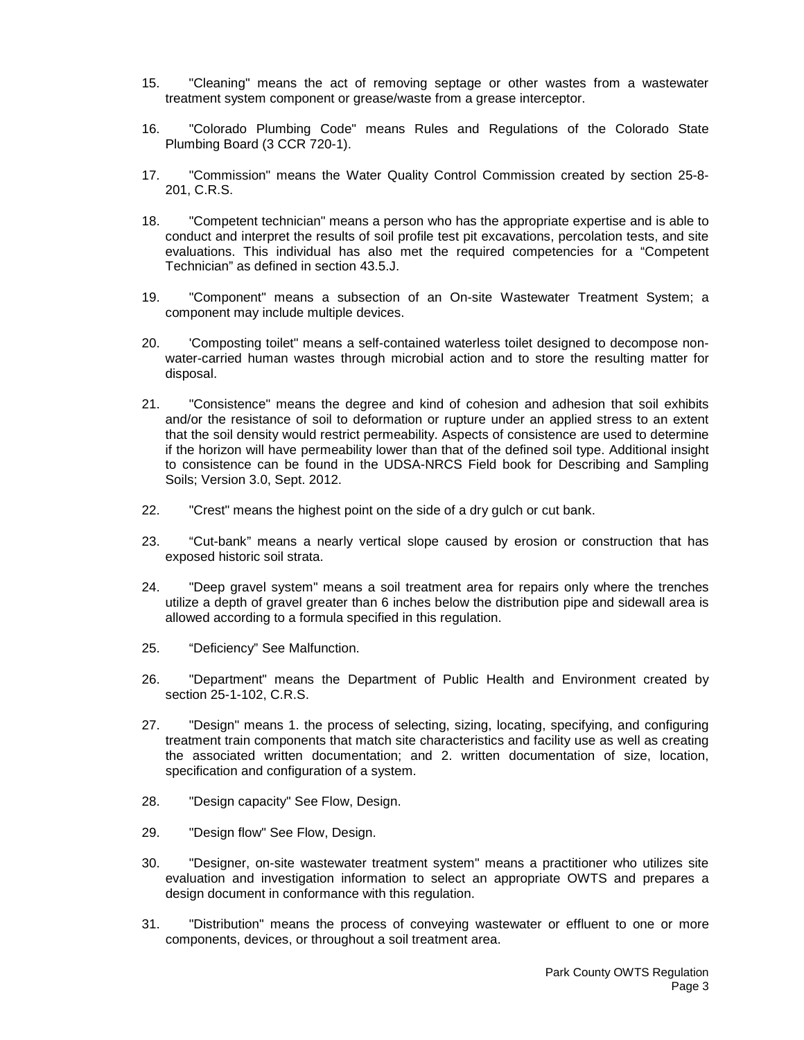15. "Cleaning" means the act of removing septage or other wastes from a wastewater treatment system component or grease/waste from a grease interceptor.

16. "Colorado Plumbing Code" means Rules and Regulations of the Colorado State Plumbing Board (3 CCR 720-1).

17. "Commission" means the Water Quality Control Commission created by section 25-8-201, C.R.S.

18. "Competent technician" means a person who has the appropriate expertise and is able to conduct and interpret the results of soil profile test pit excavations, percolation tests, and site evaluations. This individual has also met the required competencies for a "Competent Technician" as defined in section 43.5.J.

19. "Component" means a subsection of an On-site Wastewater Treatment System; a component may include multiple devices.

20. 'Composting toilet" means a self-contained waterless toilet designed to decompose non-water-carried human wastes through microbial action and to store the resulting matter for disposal.

21. "Consistence" means the degree and kind of cohesion and adhesion that soil exhibits and/or the resistance of soil to deformation or rupture under an applied stress to an extent that the soil density would restrict permeability. Aspects of consistence are used to determine if the horizon will have permeability lower than that of the defined soil type. Additional insight to consistence can be found in the UDSA-NRCS Field book for Describing and Sampling Soils; Version 3.0, Sept. 2012.

22. "Crest" means the highest point on the side of a dry gulch or cut bank.

23. "Cut-bank" means a nearly vertical slope caused by erosion or construction that has exposed historic soil strata.

24. "Deep gravel system" means a soil treatment area for repairs only where the trenches utilize a depth of gravel greater than 6 inches below the distribution pipe and sidewall area is allowed according to a formula specified in this regulation.

25. "Deficiency" See Malfunction.

26. "Department" means the Department of Public Health and Environment created by section 25-1-102, C.R.S.

27. "Design" means 1. the process of selecting, sizing, locating, specifying, and configuring treatment train components that match site characteristics and facility use as well as creating the associated written documentation; and 2. written documentation of size, location, specification and configuration of a system.

28. "Design capacity" See Flow, Design.

29. "Design flow" See Flow, Design.

30. "Designer, on-site wastewater treatment system" means a practitioner who utilizes site evaluation and investigation information to select an appropriate OWTS and prepares a design document in conformance with this regulation.

31. "Distribution" means the process of conveying wastewater or effluent to one or more components, devices, or throughout a soil treatment area.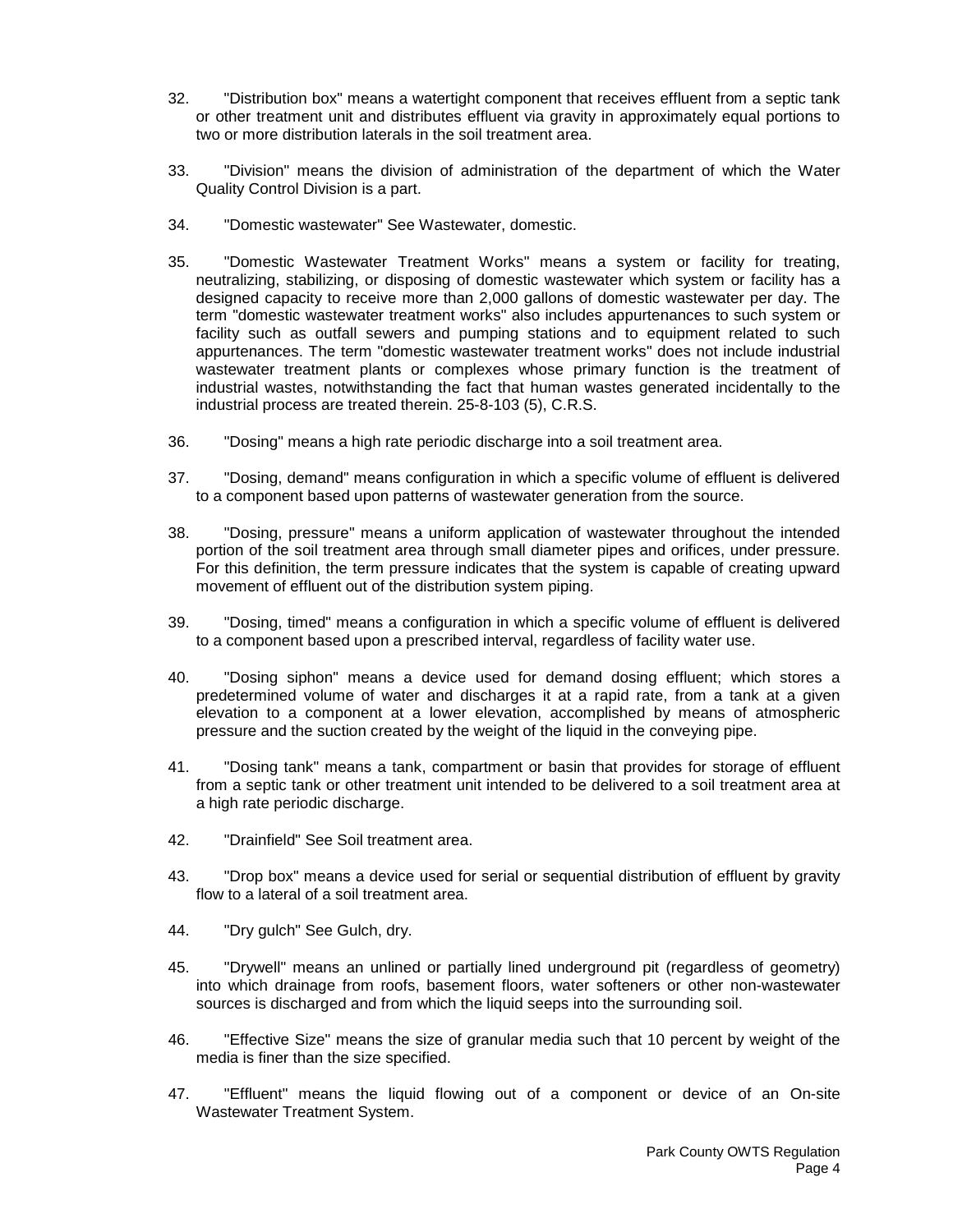32. "Distribution box" means a watertight component that receives effluent from a septic tank or other treatment unit and distributes effluent via gravity in approximately equal portions to two or more distribution laterals in the soil treatment area.

33. "Division" means the division of administration of the department of which the Water Quality Control Division is a part.

34. "Domestic wastewater" See Wastewater, domestic.

35. "Domestic Wastewater Treatment Works" means a system or facility for treating, neutralizing, stabilizing, or disposing of domestic wastewater which system or facility has a designed capacity to receive more than 2,000 gallons of domestic wastewater per day. The term "domestic wastewater treatment works" also includes appurtenances to such system or facility such as outfall sewers and pumping stations and to equipment related to such appurtenances. The term "domestic wastewater treatment works" does not include industrial wastewater treatment plants or complexes whose primary function is the treatment of industrial wastes, notwithstanding the fact that human wastes generated incidentally to the industrial process are treated therein. 25-8-103 (5), C.R.S.

36. "Dosing" means a high rate periodic discharge into a soil treatment area.

37. "Dosing, demand" means configuration in which a specific volume of effluent is delivered to a component based upon patterns of wastewater generation from the source.

38. "Dosing, pressure" means a uniform application of wastewater throughout the intended portion of the soil treatment area through small diameter pipes and orifices, under pressure. For this definition, the term pressure indicates that the system is capable of creating upward movement of effluent out of the distribution system piping.

39. "Dosing, timed" means a configuration in which a specific volume of effluent is delivered to a component based upon a prescribed interval, regardless of facility water use.

40. "Dosing siphon" means a device used for demand dosing effluent; which stores a predetermined volume of water and discharges it at a rapid rate, from a tank at a given elevation to a component at a lower elevation, accomplished by means of atmospheric pressure and the suction created by the weight of the liquid in the conveying pipe.

41. "Dosing tank" means a tank, compartment or basin that provides for storage of effluent from a septic tank or other treatment unit intended to be delivered to a soil treatment area at a high rate periodic discharge.

42. "Drainfield" See Soil treatment area.

43. "Drop box" means a device used for serial or sequential distribution of effluent by gravity flow to a lateral of a soil treatment area.

44. "Dry gulch" See Gulch, dry.

45. "Drywell" means an unlined or partially lined underground pit (regardless of geometry) into which drainage from roofs, basement floors, water softeners or other non-wastewater sources is discharged and from which the liquid seeps into the surrounding soil.

46. "Effective Size" means the size of granular media such that 10 percent by weight of the media is finer than the size specified.

47. "Effluent" means the liquid flowing out of a component or device of an On-site Wastewater Treatment System.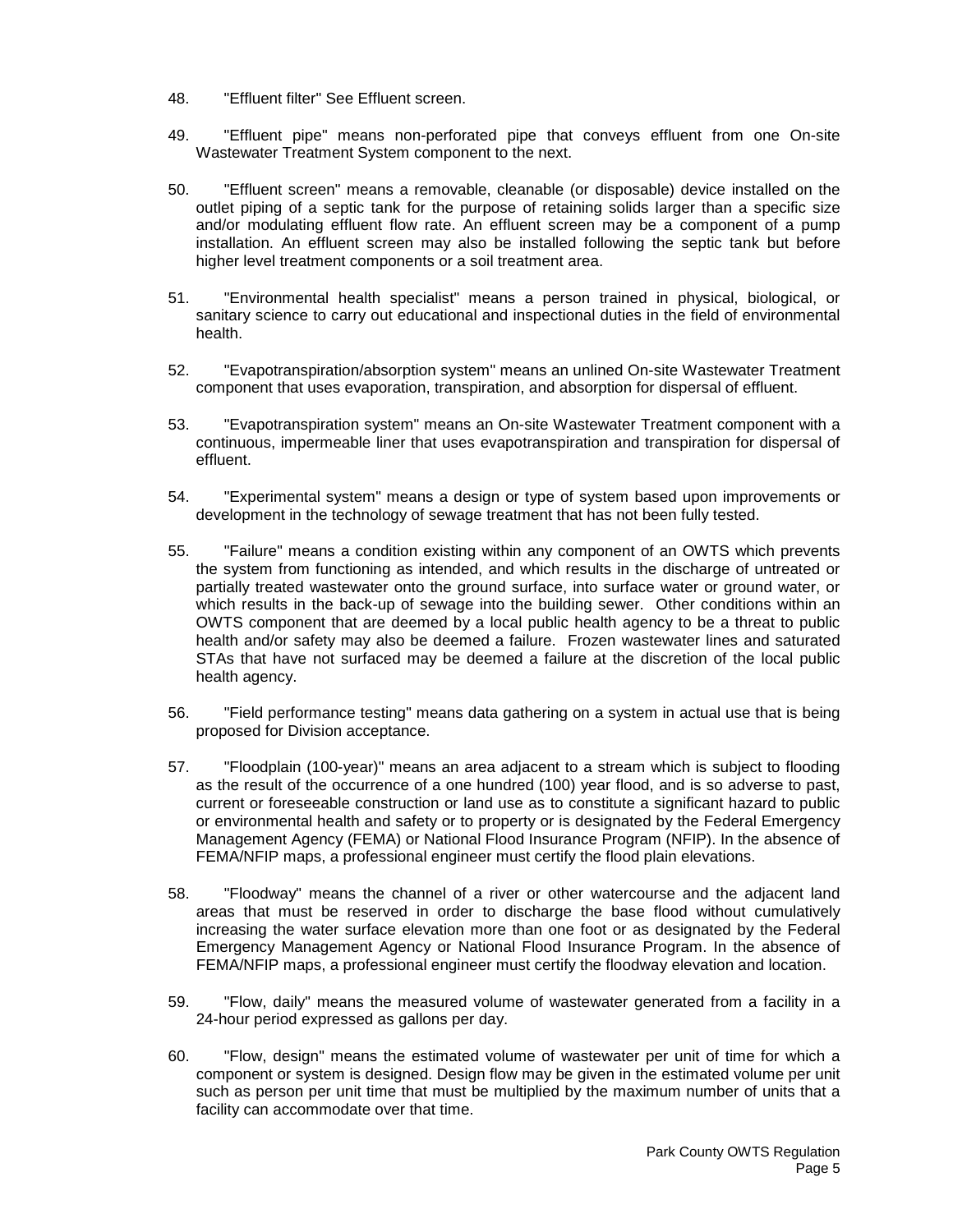48. "Effluent filter" See Effluent screen.

49. "Effluent pipe" means non-perforated pipe that conveys effluent from one On-site Wastewater Treatment System component to the next.

50. "Effluent screen" means a removable, cleanable (or disposable) device installed on the outlet piping of a septic tank for the purpose of retaining solids larger than a specific size and/or modulating effluent flow rate. An effluent screen may be a component of a pump installation. An effluent screen may also be installed following the septic tank but before higher level treatment components or a soil treatment area.

51. "Environmental health specialist" means a person trained in physical, biological, or sanitary science to carry out educational and inspectional duties in the field of environmental health.

52. "Evapotranspiration/absorption system" means an unlined On-site Wastewater Treatment component that uses evaporation, transpiration, and absorption for dispersal of effluent.

53. "Evapotranspiration system" means an On-site Wastewater Treatment component with a continuous, impermeable liner that uses evapotranspiration and transpiration for dispersal of effluent.

54. "Experimental system" means a design or type of system based upon improvements or development in the technology of sewage treatment that has not been fully tested.

55. "Failure" means a condition existing within any component of an OWTS which prevents the system from functioning as intended, and which results in the discharge of untreated or partially treated wastewater onto the ground surface, into surface water or ground water, or which results in the back-up of sewage into the building sewer. Other conditions within an OWTS component that are deemed by a local public health agency to be a threat to public health and/or safety may also be deemed a failure. Frozen wastewater lines and saturated STAs that have not surfaced may be deemed a failure at the discretion of the local public health agency.

56. "Field performance testing" means data gathering on a system in actual use that is being proposed for Division acceptance.

57. "Floodplain (100-year)" means an area adjacent to a stream which is subject to flooding as the result of the occurrence of a one hundred (100) year flood, and is so adverse to past, current or foreseeable construction or land use as to constitute a significant hazard to public or environmental health and safety or to property or is designated by the Federal Emergency Management Agency (FEMA) or National Flood Insurance Program (NFIP). In the absence of FEMA/NFIP maps, a professional engineer must certify the flood plain elevations.

58. "Floodway" means the channel of a river or other watercourse and the adjacent land areas that must be reserved in order to discharge the base flood without cumulatively increasing the water surface elevation more than one foot or as designated by the Federal Emergency Management Agency or National Flood Insurance Program. In the absence of FEMA/NFIP maps, a professional engineer must certify the floodway elevation and location.

59. "Flow, daily" means the measured volume of wastewater generated from a facility in a 24-hour period expressed as gallons per day.

60. "Flow, design" means the estimated volume of wastewater per unit of time for which a component or system is designed. Design flow may be given in the estimated volume per unit such as person per unit time that must be multiplied by the maximum number of units that a facility can accommodate over that time.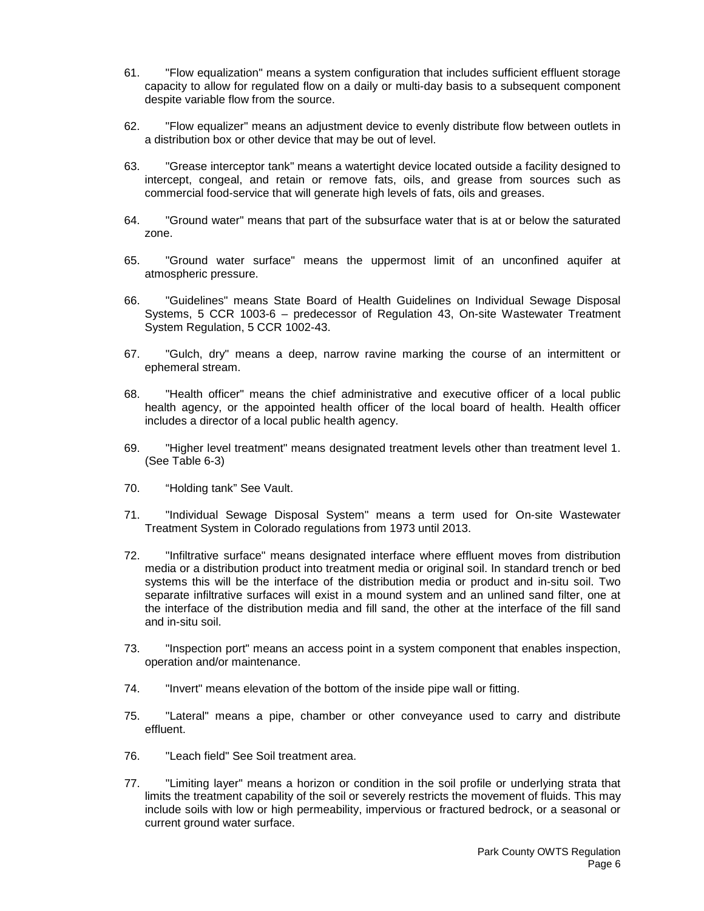61. "Flow equalization" means a system configuration that includes sufficient effluent storage capacity to allow for regulated flow on a daily or multi-day basis to a subsequent component despite variable flow from the source.

62. "Flow equalizer" means an adjustment device to evenly distribute flow between outlets in a distribution box or other device that may be out of level.

63. "Grease interceptor tank" means a watertight device located outside a facility designed to intercept, congeal, and retain or remove fats, oils, and grease from sources such as commercial food-service that will generate high levels of fats, oils and greases.

64. "Ground water" means that part of the subsurface water that is at or below the saturated zone.

65. "Ground water surface" means the uppermost limit of an unconfined aquifer at atmospheric pressure.

66. "Guidelines" means State Board of Health Guidelines on Individual Sewage Disposal Systems, 5 CCR 1003-6 – predecessor of Regulation 43, On-site Wastewater Treatment System Regulation, 5 CCR 1002-43.

67. "Gulch, dry" means a deep, narrow ravine marking the course of an intermittent or ephemeral stream.

68. "Health officer" means the chief administrative and executive officer of a local public health agency, or the appointed health officer of the local board of health. Health officer includes a director of a local public health agency.

69. "Higher level treatment" means designated treatment levels other than treatment level 1. (See Table 6-3)

70. "Holding tank" See Vault.

71. "Individual Sewage Disposal System" means a term used for On-site Wastewater Treatment System in Colorado regulations from 1973 until 2013.

72. "Infiltrative surface" means designated interface where effluent moves from distribution media or a distribution product into treatment media or original soil. In standard trench or bed systems this will be the interface of the distribution media or product and in-situ soil. Two separate infiltrative surfaces will exist in a mound system and an unlined sand filter, one at the interface of the distribution media and fill sand, the other at the interface of the fill sand and in-situ soil.

73. "Inspection port" means an access point in a system component that enables inspection, operation and/or maintenance.

74. "Invert" means elevation of the bottom of the inside pipe wall or fitting.

75. "Lateral" means a pipe, chamber or other conveyance used to carry and distribute effluent.

76. "Leach field" See Soil treatment area.

77. "Limiting layer" means a horizon or condition in the soil profile or underlying strata that limits the treatment capability of the soil or severely restricts the movement of fluids. This may include soils with low or high permeability, impervious or fractured bedrock, or a seasonal or current ground water surface.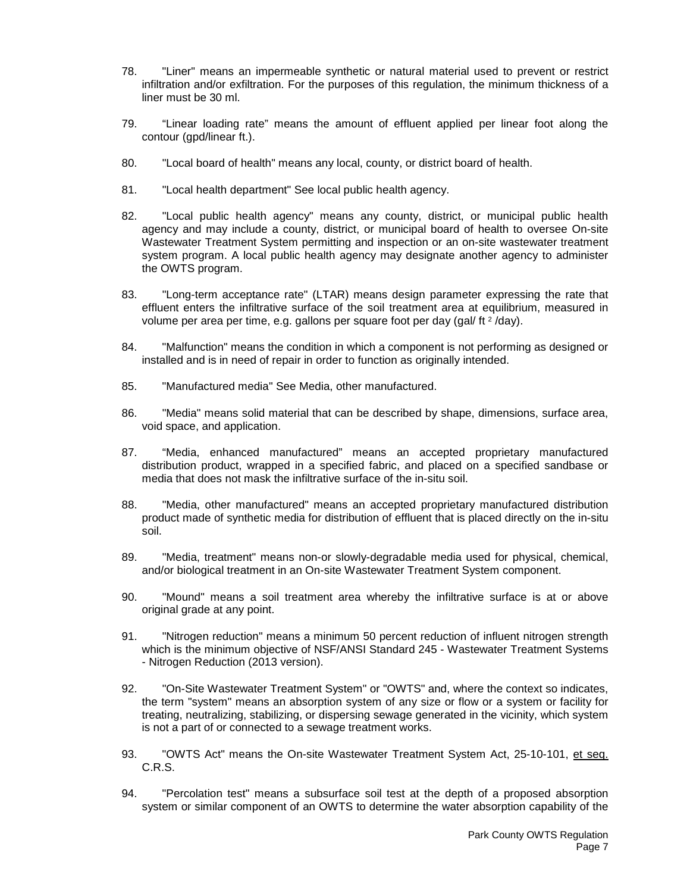78. "Liner" means an impermeable synthetic or natural material used to prevent or restrict infiltration and/or exfiltration. For the purposes of this regulation, the minimum thickness of a liner must be 30 ml.

79. "Linear loading rate" means the amount of effluent applied per linear foot along the contour (gpd/linear ft.).

80. "Local board of health" means any local, county, or district board of health.

81. "Local health department" See local public health agency.

82. "Local public health agency" means any county, district, or municipal public health agency and may include a county, district, or municipal board of health to oversee On-site Wastewater Treatment System permitting and inspection or an on-site wastewater treatment system program. A local public health agency may designate another agency to administer the OWTS program.

83. "Long-term acceptance rate" (LTAR) means design parameter expressing the rate that effluent enters the infiltrative surface of the soil treatment area at equilibrium, measured in volume per area per time, e.g. gallons per square foot per day (gal/ $ft^2$ /day).

84. "Malfunction" means the condition in which a component is not performing as designed or installed and is in need of repair in order to function as originally intended.

85. "Manufactured media" See Media, other manufactured.

86. "Media" means solid material that can be described by shape, dimensions, surface area, void space, and application.

87. "Media, enhanced manufactured" means an accepted proprietary manufactured distribution product, wrapped in a specified fabric, and placed on a specified sandbase or media that does not mask the infiltrative surface of the in-situ soil.

88. "Media, other manufactured" means an accepted proprietary manufactured distribution product made of synthetic media for distribution of effluent that is placed directly on the in-situ soil.

89. "Media, treatment" means non-or slowly-degradable media used for physical, chemical, and/or biological treatment in an On-site Wastewater Treatment System component.

90. "Mound" means a soil treatment area whereby the infiltrative surface is at or above original grade at any point.

91. "Nitrogen reduction" means a minimum 50 percent reduction of influent nitrogen strength which is the minimum objective of NSF/ANSI Standard 245 - Wastewater Treatment Systems - Nitrogen Reduction (2013 version).

92. "On-Site Wastewater Treatment System" or "OWTS" and, where the context so indicates, the term "system" means an absorption system of any size or flow or a system or facility for treating, neutralizing, stabilizing, or dispersing sewage generated in the vicinity, which system is not a part of or connected to a sewage treatment works.

93. "OWTS Act" means the On-site Wastewater Treatment System Act, 25-10-101, et seq. C.R.S.

94. "Percolation test" means a subsurface soil test at the depth of a proposed absorption system or similar component of an OWTS to determine the water absorption capability of the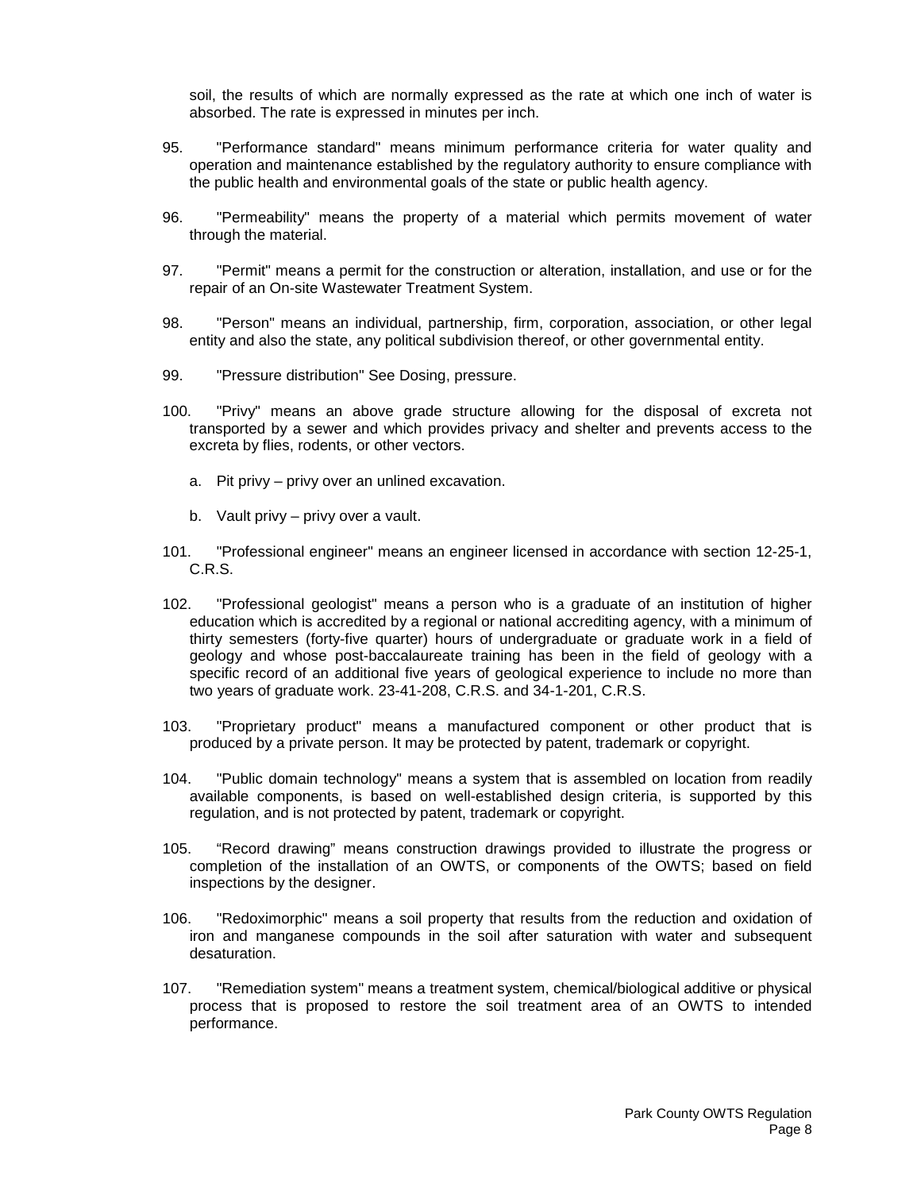soil, the results of which are normally expressed as the rate at which one inch of water is absorbed. The rate is expressed in minutes per inch.

95. "Performance standard" means minimum performance criteria for water quality and operation and maintenance established by the regulatory authority to ensure compliance with the public health and environmental goals of the state or public health agency.

96. "Permeability" means the property of a material which permits movement of water through the material.

97. "Permit" means a permit for the construction or alteration, installation, and use or for the repair of an On-site Wastewater Treatment System.

98. "Person" means an individual, partnership, firm, corporation, association, or other legal entity and also the state, any political subdivision thereof, or other governmental entity.

99. "Pressure distribution" See Dosing, pressure.

100. "Privy" means an above grade structure allowing for the disposal of excreta not transported by a sewer and which provides privacy and shelter and prevents access to the excreta by flies, rodents, or other vectors.

    a. Pit privy – privy over an unlined excavation.

    b. Vault privy – privy over a vault.

101. "Professional engineer" means an engineer licensed in accordance with section 12-25-1, C.R.S.

102. "Professional geologist" means a person who is a graduate of an institution of higher education which is accredited by a regional or national accrediting agency, with a minimum of thirty semesters (forty-five quarter) hours of undergraduate or graduate work in a field of geology and whose post-baccalaureate training has been in the field of geology with a specific record of an additional five years of geological experience to include no more than two years of graduate work. 23-41-208, C.R.S. and 34-1-201, C.R.S.

103. "Proprietary product" means a manufactured component or other product that is produced by a private person. It may be protected by patent, trademark or copyright.

104. "Public domain technology" means a system that is assembled on location from readily available components, is based on well-established design criteria, is supported by this regulation, and is not protected by patent, trademark or copyright.

105. “Record drawing” means construction drawings provided to illustrate the progress or completion of the installation of an OWTS, or components of the OWTS; based on field inspections by the designer.

106. "Redoximorphic" means a soil property that results from the reduction and oxidation of iron and manganese compounds in the soil after saturation with water and subsequent desaturation.

107. "Remediation system" means a treatment system, chemical/biological additive or physical process that is proposed to restore the soil treatment area of an OWTS to intended performance.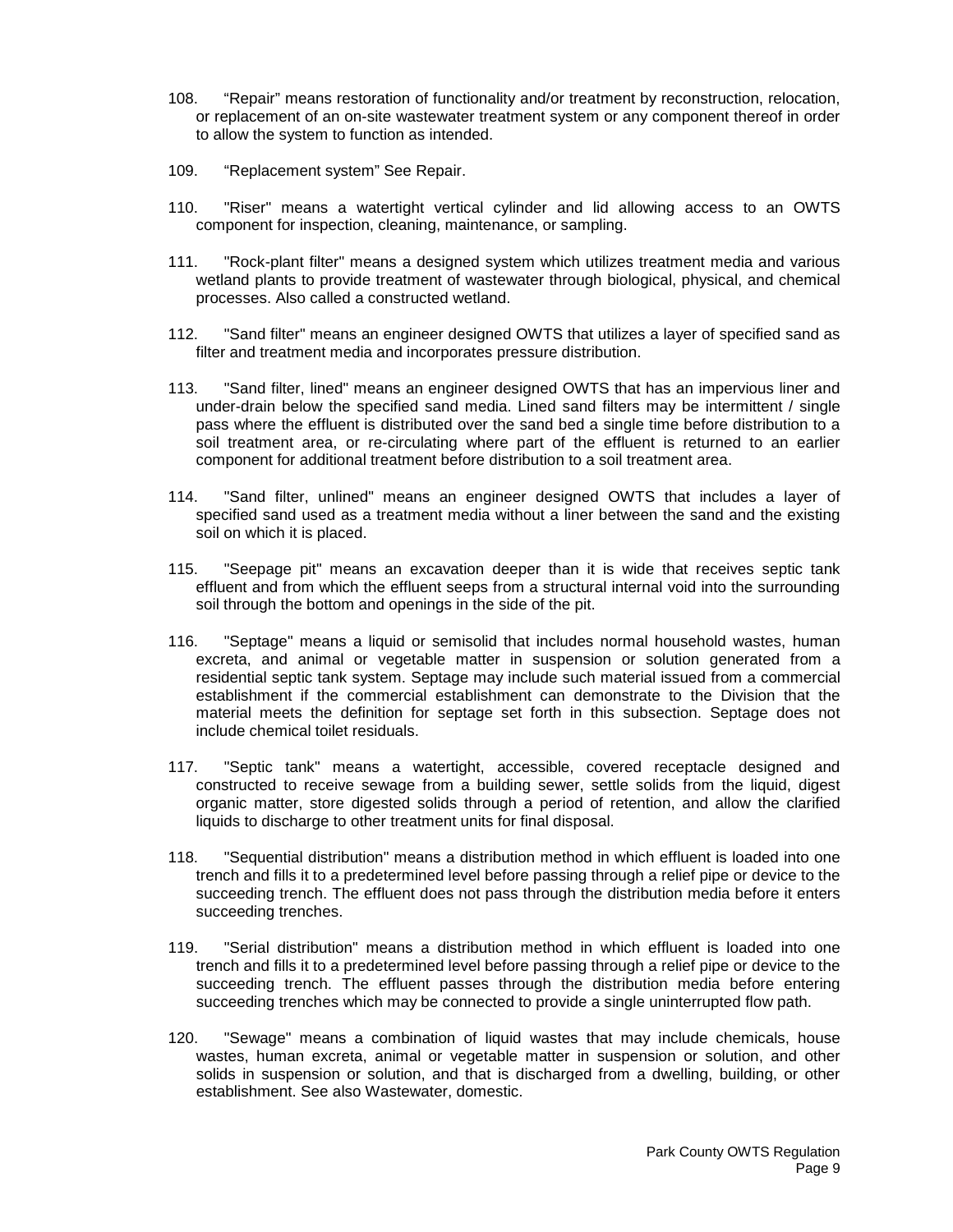108. “Repair” means restoration of functionality and/or treatment by reconstruction, relocation, or replacement of an on-site wastewater treatment system or any component thereof in order to allow the system to function as intended.

109. “Replacement system” See Repair.

110. "Riser" means a watertight vertical cylinder and lid allowing access to an OWTS component for inspection, cleaning, maintenance, or sampling.

111. "Rock-plant filter" means a designed system which utilizes treatment media and various wetland plants to provide treatment of wastewater through biological, physical, and chemical processes. Also called a constructed wetland.

112. "Sand filter" means an engineer designed OWTS that utilizes a layer of specified sand as filter and treatment media and incorporates pressure distribution.

113. "Sand filter, lined" means an engineer designed OWTS that has an impervious liner and under-drain below the specified sand media. Lined sand filters may be intermittent / single pass where the effluent is distributed over the sand bed a single time before distribution to a soil treatment area, or re-circulating where part of the effluent is returned to an earlier component for additional treatment before distribution to a soil treatment area.

114. "Sand filter, unlined" means an engineer designed OWTS that includes a layer of specified sand used as a treatment media without a liner between the sand and the existing soil on which it is placed.

115. "Seepage pit" means an excavation deeper than it is wide that receives septic tank effluent and from which the effluent seeps from a structural internal void into the surrounding soil through the bottom and openings in the side of the pit.

116. "Septage" means a liquid or semisolid that includes normal household wastes, human excreta, and animal or vegetable matter in suspension or solution generated from a residential septic tank system. Septage may include such material issued from a commercial establishment if the commercial establishment can demonstrate to the Division that the material meets the definition for septage set forth in this subsection. Septage does not include chemical toilet residuals.

117. "Septic tank" means a watertight, accessible, covered receptacle designed and constructed to receive sewage from a building sewer, settle solids from the liquid, digest organic matter, store digested solids through a period of retention, and allow the clarified liquids to discharge to other treatment units for final disposal.

118. "Sequential distribution" means a distribution method in which effluent is loaded into one trench and fills it to a predetermined level before passing through a relief pipe or device to the succeeding trench. The effluent does not pass through the distribution media before it enters succeeding trenches.

119. "Serial distribution" means a distribution method in which effluent is loaded into one trench and fills it to a predetermined level before passing through a relief pipe or device to the succeeding trench. The effluent passes through the distribution media before entering succeeding trenches which may be connected to provide a single uninterrupted flow path.

120. "Sewage" means a combination of liquid wastes that may include chemicals, house wastes, human excreta, animal or vegetable matter in suspension or solution, and other solids in suspension or solution, and that is discharged from a dwelling, building, or other establishment. See also Wastewater, domestic.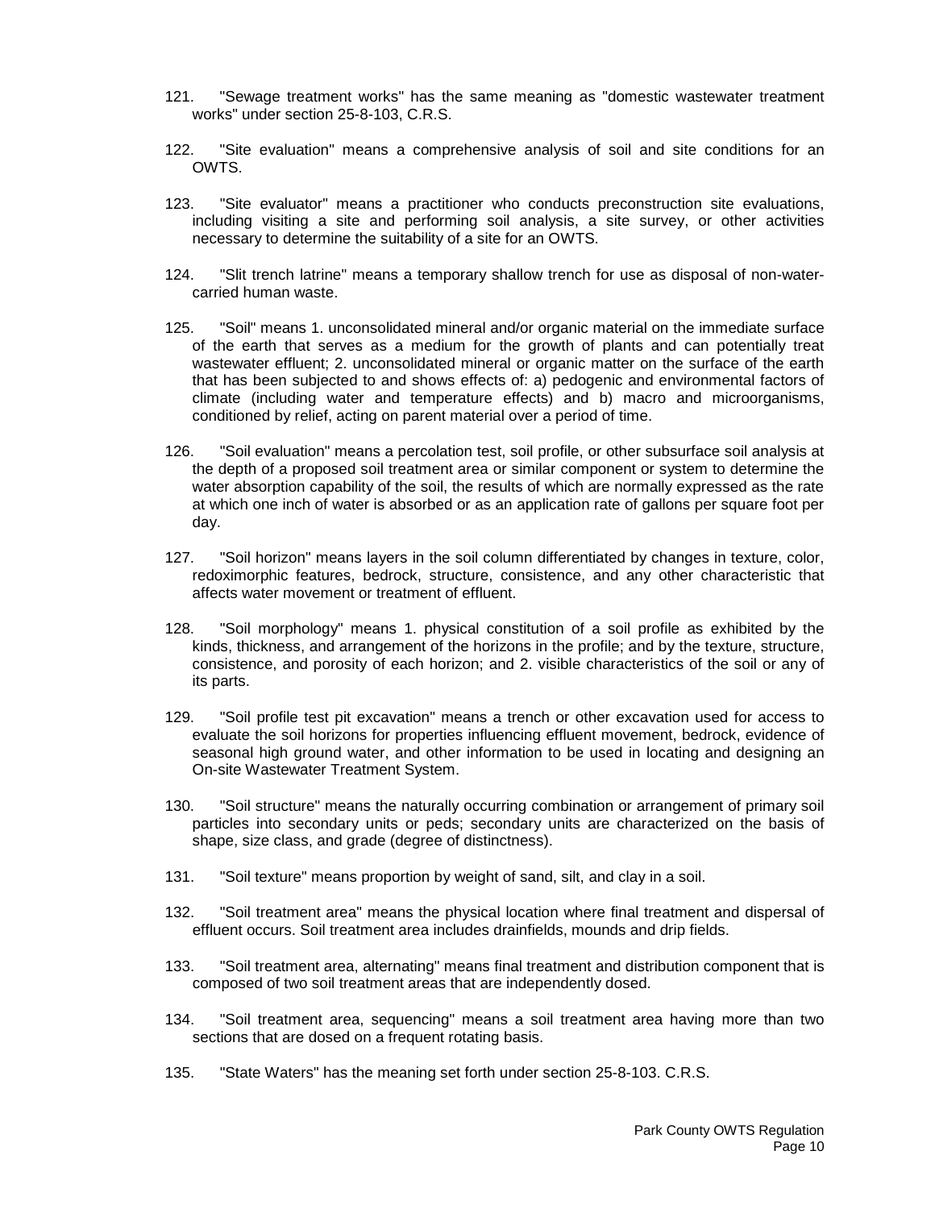121. "Sewage treatment works" has the same meaning as "domestic wastewater treatment works" under section 25-8-103, C.R.S.

122. "Site evaluation" means a comprehensive analysis of soil and site conditions for an OWTS.

123. "Site evaluator" means a practitioner who conducts preconstruction site evaluations, including visiting a site and performing soil analysis, a site survey, or other activities necessary to determine the suitability of a site for an OWTS.

124. "Slit trench latrine" means a temporary shallow trench for use as disposal of non-water-carried human waste.

125. "Soil" means 1. unconsolidated mineral and/or organic material on the immediate surface of the earth that serves as a medium for the growth of plants and can potentially treat wastewater effluent; 2. unconsolidated mineral or organic matter on the surface of the earth that has been subjected to and shows effects of: a) pedogenic and environmental factors of climate (including water and temperature effects) and b) macro and microorganisms, conditioned by relief, acting on parent material over a period of time.

126. "Soil evaluation" means a percolation test, soil profile, or other subsurface soil analysis at the depth of a proposed soil treatment area or similar component or system to determine the water absorption capability of the soil, the results of which are normally expressed as the rate at which one inch of water is absorbed or as an application rate of gallons per square foot per day.

127. "Soil horizon" means layers in the soil column differentiated by changes in texture, color, redoximorphic features, bedrock, structure, consistence, and any other characteristic that affects water movement or treatment of effluent.

128. "Soil morphology" means 1. physical constitution of a soil profile as exhibited by the kinds, thickness, and arrangement of the horizons in the profile; and by the texture, structure, consistence, and porosity of each horizon; and 2. visible characteristics of the soil or any of its parts.

129. "Soil profile test pit excavation" means a trench or other excavation used for access to evaluate the soil horizons for properties influencing effluent movement, bedrock, evidence of seasonal high ground water, and other information to be used in locating and designing an On-site Wastewater Treatment System.

130. "Soil structure" means the naturally occurring combination or arrangement of primary soil particles into secondary units or peds; secondary units are characterized on the basis of shape, size class, and grade (degree of distinctness).

131. "Soil texture" means proportion by weight of sand, silt, and clay in a soil.

132. "Soil treatment area" means the physical location where final treatment and dispersal of effluent occurs. Soil treatment area includes drainfields, mounds and drip fields.

133. "Soil treatment area, alternating" means final treatment and distribution component that is composed of two soil treatment areas that are independently dosed.

134. "Soil treatment area, sequencing" means a soil treatment area having more than two sections that are dosed on a frequent rotating basis.

135. "State Waters" has the meaning set forth under section 25-8-103. C.R.S.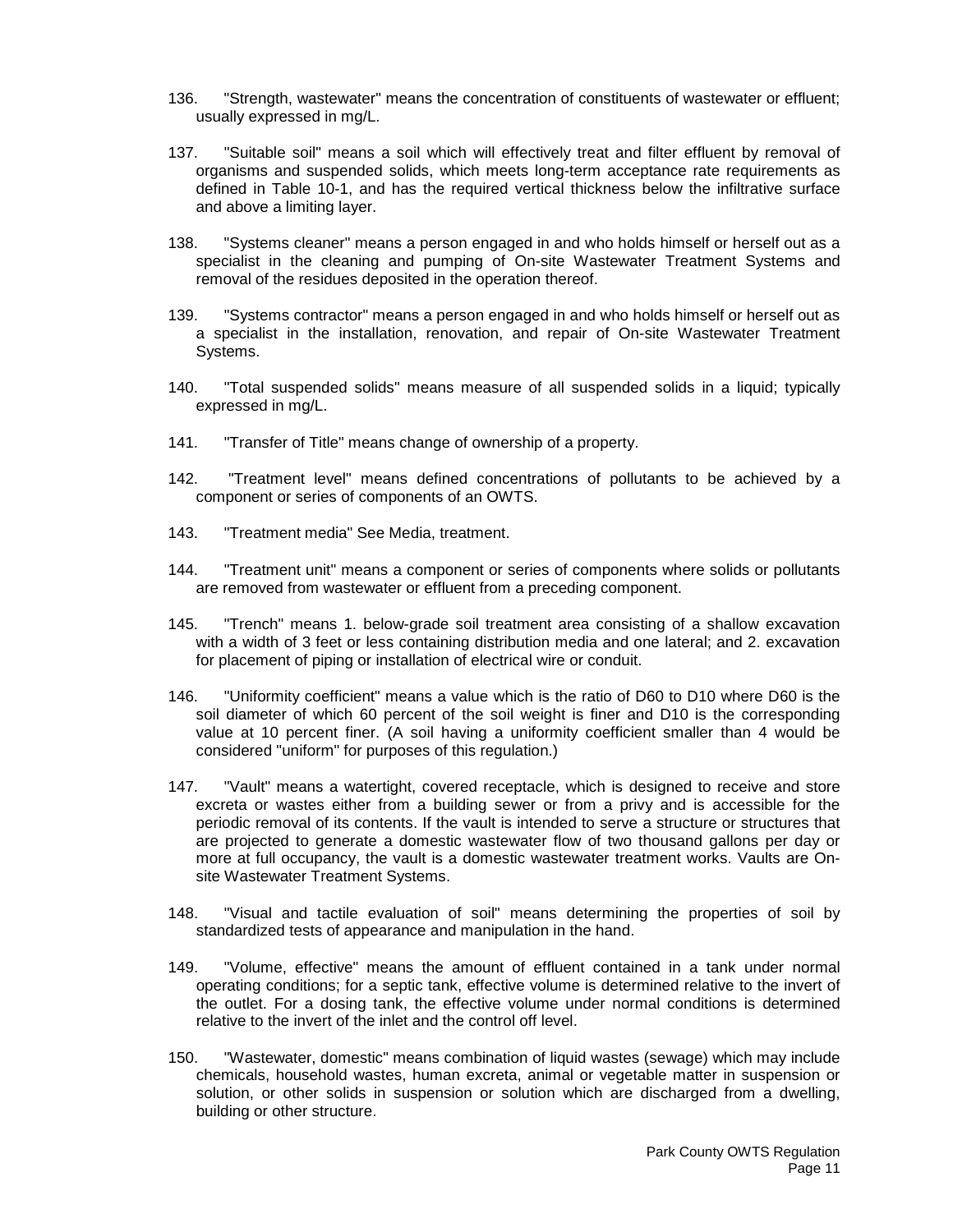136. "Strength, wastewater" means the concentration of constituents of wastewater or effluent; usually expressed in mg/L.

137. "Suitable soil" means a soil which will effectively treat and filter effluent by removal of organisms and suspended solids, which meets long-term acceptance rate requirements as defined in Table 10-1, and has the required vertical thickness below the infiltrative surface and above a limiting layer.

138. "Systems cleaner" means a person engaged in and who holds himself or herself out as a specialist in the cleaning and pumping of On-site Wastewater Treatment Systems and removal of the residues deposited in the operation thereof.

139. "Systems contractor" means a person engaged in and who holds himself or herself out as a specialist in the installation, renovation, and repair of On-site Wastewater Treatment Systems.

140. "Total suspended solids" means measure of all suspended solids in a liquid; typically expressed in mg/L.

141. "Transfer of Title" means change of ownership of a property.

142. "Treatment level" means defined concentrations of pollutants to be achieved by a component or series of components of an OWTS.

143. "Treatment media" See Media, treatment.

144. "Treatment unit" means a component or series of components where solids or pollutants are removed from wastewater or effluent from a preceding component.

145. "Trench" means 1. below-grade soil treatment area consisting of a shallow excavation with a width of 3 feet or less containing distribution media and one lateral; and 2. excavation for placement of piping or installation of electrical wire or conduit.

146. "Uniformity coefficient" means a value which is the ratio of D60 to D10 where D60 is the soil diameter of which 60 percent of the soil weight is finer and D10 is the corresponding value at 10 percent finer. (A soil having a uniformity coefficient smaller than 4 would be considered "uniform" for purposes of this regulation.)

147. "Vault" means a watertight, covered receptacle, which is designed to receive and store excreta or wastes either from a building sewer or from a privy and is accessible for the periodic removal of its contents. If the vault is intended to serve a structure or structures that are projected to generate a domestic wastewater flow of two thousand gallons per day or more at full occupancy, the vault is a domestic wastewater treatment works. Vaults are On-site Wastewater Treatment Systems.

148. "Visual and tactile evaluation of soil" means determining the properties of soil by standardized tests of appearance and manipulation in the hand.

149. "Volume, effective" means the amount of effluent contained in a tank under normal operating conditions; for a septic tank, effective volume is determined relative to the invert of the outlet. For a dosing tank, the effective volume under normal conditions is determined relative to the invert of the inlet and the control off level.

150. "Wastewater, domestic" means combination of liquid wastes (sewage) which may include chemicals, household wastes, human excreta, animal or vegetable matter in suspension or solution, or other solids in suspension or solution which are discharged from a dwelling, building or other structure.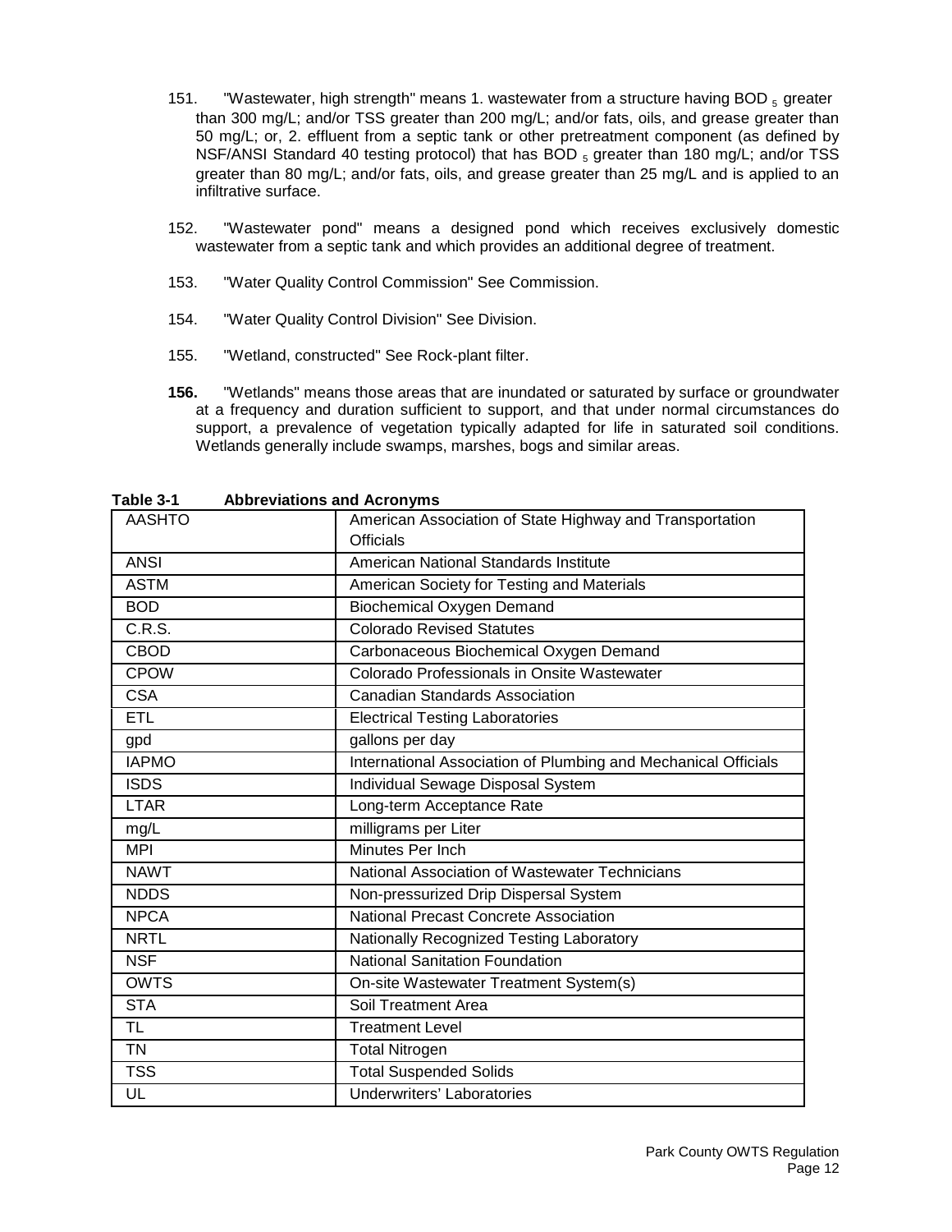151. "Wastewater, high strength" means 1. wastewater from a structure having $BOD_5$ greater than 300 mg/L; and/or TSS greater than 200 mg/L; and/or fats, oils, and grease greater than 50 mg/L; or, 2. effluent from a septic tank or other pretreatment component (as defined by NSF/ANSI Standard 40 testing protocol) that has $BOD_5$ greater than 180 mg/L; and/or TSS greater than 80 mg/L; and/or fats, oils, and grease greater than 25 mg/L and is applied to an infiltrative surface.

152. "Wastewater pond" means a designed pond which receives exclusively domestic wastewater from a septic tank and which provides an additional degree of treatment.

153. "Water Quality Control Commission" See Commission.

154. "Water Quality Control Division" See Division.

155. "Wetland, constructed" See Rock-plant filter.

**156.** "Wetlands" means those areas that are inundated or saturated by surface or groundwater at a frequency and duration sufficient to support, and that under normal circumstances do support, a prevalence of vegetation typically adapted for life in saturated soil conditions. Wetlands generally include swamps, marshes, bogs and similar areas.

**Table 3-1 Abbreviations and Acronyms**

| | |
|---|---|
| AASHTO | American Association of State Highway and Transportation Officials |
| ANSI | American National Standards Institute |
| ASTM | American Society for Testing and Materials |
| BOD | Biochemical Oxygen Demand |
| C.R.S. | Colorado Revised Statutes |
| CBOD | Carbonaceous Biochemical Oxygen Demand |
| CPOW | Colorado Professionals in Onsite Wastewater |
| CSA | Canadian Standards Association |
| ETL | Electrical Testing Laboratories |
| gpd | gallons per day |
| IAPMO | International Association of Plumbing and Mechanical Officials |
| ISDS | Individual Sewage Disposal System |
| LTAR | Long-term Acceptance Rate |
| mg/L | milligrams per Liter |
| MPI | Minutes Per Inch |
| NAWT | National Association of Wastewater Technicians |
| NDDS | Non-pressurized Drip Dispersal System |
| NPCA | National Precast Concrete Association |
| NRTL | Nationally Recognized Testing Laboratory |
| NSF | National Sanitation Foundation |
| OWTS | On-site Wastewater Treatment System(s) |
| STA | Soil Treatment Area |
| TL | Treatment Level |
| TN | Total Nitrogen |
| TSS | Total Suspended Solids |
| UL | Underwriters' Laboratories |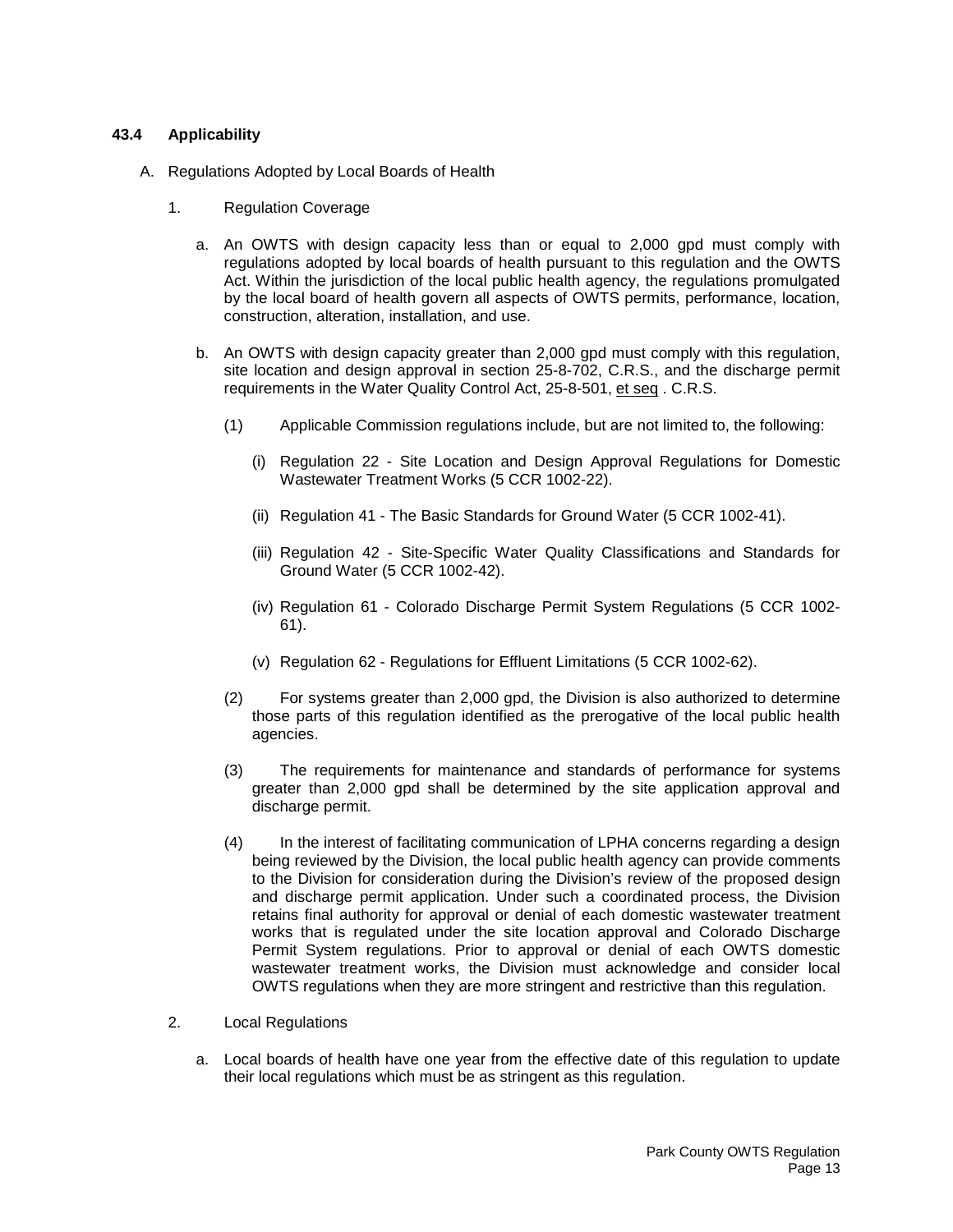### 43.4 Applicability

A. Regulations Adopted by Local Boards of Health

1. Regulation Coverage

   a. An OWTS with design capacity less than or equal to 2,000 gpd must comply with regulations adopted by local boards of health pursuant to this regulation and the OWTS Act. Within the jurisdiction of the local public health agency, the regulations promulgated by the local board of health govern all aspects of OWTS permits, performance, location, construction, alteration, installation, and use.

   b. An OWTS with design capacity greater than 2,000 gpd must comply with this regulation, site location and design approval in section 25-8-702, C.R.S., and the discharge permit requirements in the Water Quality Control Act, 25-8-501, et seq . C.R.S.

      (1) Applicable Commission regulations include, but are not limited to, the following:

         (i) Regulation 22 - Site Location and Design Approval Regulations for Domestic Wastewater Treatment Works (5 CCR 1002-22).

         (ii) Regulation 41 - The Basic Standards for Ground Water (5 CCR 1002-41).

         (iii) Regulation 42 - Site-Specific Water Quality Classifications and Standards for Ground Water (5 CCR 1002-42).

         (iv) Regulation 61 - Colorado Discharge Permit System Regulations (5 CCR 1002-61).

         (v) Regulation 62 - Regulations for Effluent Limitations (5 CCR 1002-62).

      (2) For systems greater than 2,000 gpd, the Division is also authorized to determine those parts of this regulation identified as the prerogative of the local public health agencies.

      (3) The requirements for maintenance and standards of performance for systems greater than 2,000 gpd shall be determined by the site application approval and discharge permit.

      (4) In the interest of facilitating communication of LPHA concerns regarding a design being reviewed by the Division, the local public health agency can provide comments to the Division for consideration during the Division's review of the proposed design and discharge permit application. Under such a coordinated process, the Division retains final authority for approval or denial of each domestic wastewater treatment works that is regulated under the site location approval and Colorado Discharge Permit System regulations. Prior to approval or denial of each OWTS domestic wastewater treatment works, the Division must acknowledge and consider local OWTS regulations when they are more stringent and restrictive than this regulation.

2. Local Regulations

   a. Local boards of health have one year from the effective date of this regulation to update their local regulations which must be as stringent as this regulation.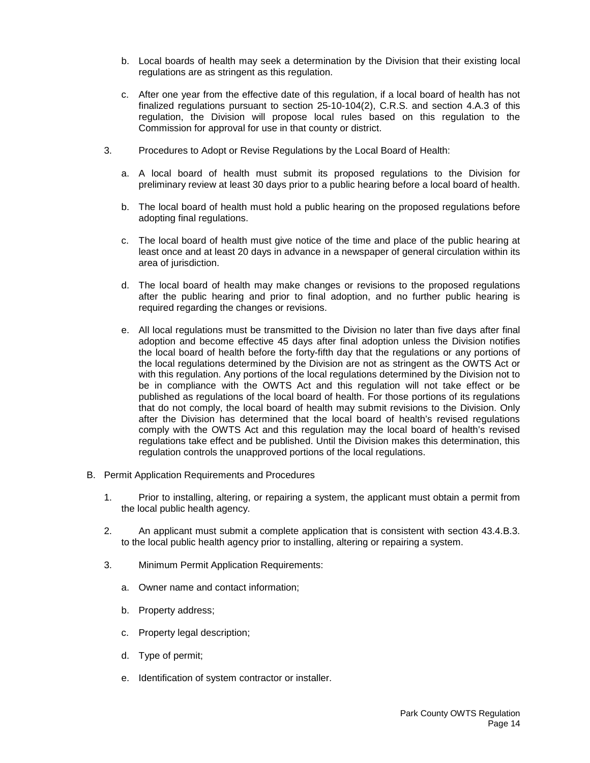b. Local boards of health may seek a determination by the Division that their existing local regulations are as stringent as this regulation.

c. After one year from the effective date of this regulation, if a local board of health has not finalized regulations pursuant to section 25-10-104(2), C.R.S. and section 4.A.3 of this regulation, the Division will propose local rules based on this regulation to the Commission for approval for use in that county or district.

3. Procedures to Adopt or Revise Regulations by the Local Board of Health:

a. A local board of health must submit its proposed regulations to the Division for preliminary review at least 30 days prior to a public hearing before a local board of health.

b. The local board of health must hold a public hearing on the proposed regulations before adopting final regulations.

c. The local board of health must give notice of the time and place of the public hearing at least once and at least 20 days in advance in a newspaper of general circulation within its area of jurisdiction.

d. The local board of health may make changes or revisions to the proposed regulations after the public hearing and prior to final adoption, and no further public hearing is required regarding the changes or revisions.

e. All local regulations must be transmitted to the Division no later than five days after final adoption and become effective 45 days after final adoption unless the Division notifies the local board of health before the forty-fifth day that the regulations or any portions of the local regulations determined by the Division are not as stringent as the OWTS Act or with this regulation. Any portions of the local regulations determined by the Division not to be in compliance with the OWTS Act and this regulation will not take effect or be published as regulations of the local board of health. For those portions of its regulations that do not comply, the local board of health may submit revisions to the Division. Only after the Division has determined that the local board of health's revised regulations comply with the OWTS Act and this regulation may the local board of health's revised regulations take effect and be published. Until the Division makes this determination, this regulation controls the unapproved portions of the local regulations.

B. Permit Application Requirements and Procedures

1. Prior to installing, altering, or repairing a system, the applicant must obtain a permit from the local public health agency.

2. An applicant must submit a complete application that is consistent with section 43.4.B.3. to the local public health agency prior to installing, altering or repairing a system.

3. Minimum Permit Application Requirements:

a. Owner name and contact information;

b. Property address;

c. Property legal description;

d. Type of permit;

e. Identification of system contractor or installer.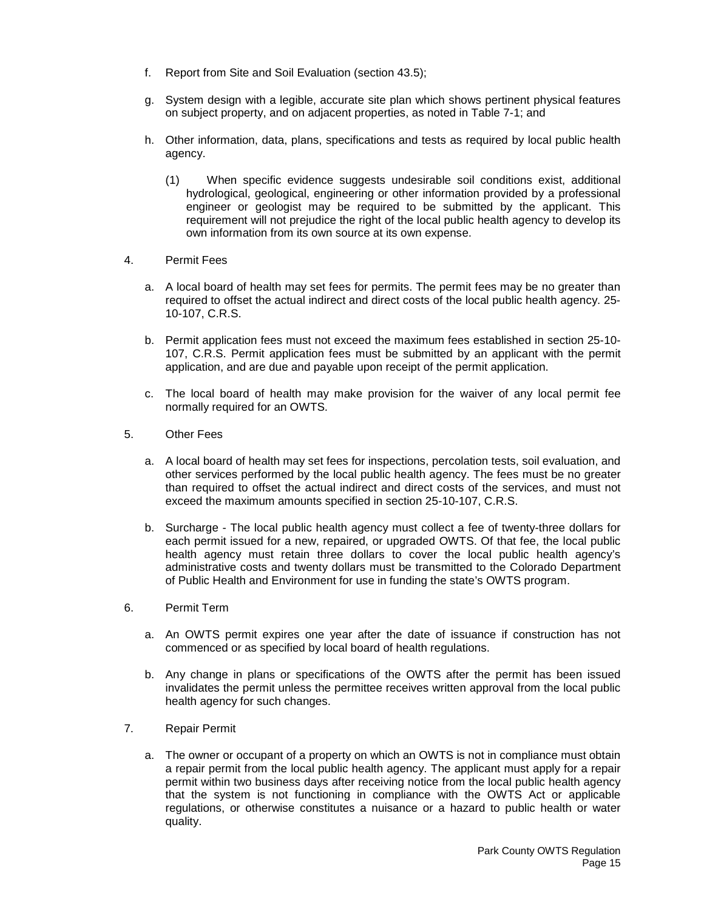f. Report from Site and Soil Evaluation (section 43.5);

g. System design with a legible, accurate site plan which shows pertinent physical features on subject property, and on adjacent properties, as noted in Table 7-1; and

h. Other information, data, plans, specifications and tests as required by local public health agency.

   (1) When specific evidence suggests undesirable soil conditions exist, additional hydrological, geological, engineering or other information provided by a professional engineer or geologist may be required to be submitted by the applicant. This requirement will not prejudice the right of the local public health agency to develop its own information from its own source at its own expense.

4. Permit Fees

   a. A local board of health may set fees for permits. The permit fees may be no greater than required to offset the actual indirect and direct costs of the local public health agency. 25-10-107, C.R.S.

   b. Permit application fees must not exceed the maximum fees established in section 25-10-107, C.R.S. Permit application fees must be submitted by an applicant with the permit application, and are due and payable upon receipt of the permit application.

   c. The local board of health may make provision for the waiver of any local permit fee normally required for an OWTS.

5. Other Fees

   a. A local board of health may set fees for inspections, percolation tests, soil evaluation, and other services performed by the local public health agency. The fees must be no greater than required to offset the actual indirect and direct costs of the services, and must not exceed the maximum amounts specified in section 25-10-107, C.R.S.

   b. Surcharge - The local public health agency must collect a fee of twenty-three dollars for each permit issued for a new, repaired, or upgraded OWTS. Of that fee, the local public health agency must retain three dollars to cover the local public health agency's administrative costs and twenty dollars must be transmitted to the Colorado Department of Public Health and Environment for use in funding the state's OWTS program.

6. Permit Term

   a. An OWTS permit expires one year after the date of issuance if construction has not commenced or as specified by local board of health regulations.

   b. Any change in plans or specifications of the OWTS after the permit has been issued invalidates the permit unless the permittee receives written approval from the local public health agency for such changes.

7. Repair Permit

   a. The owner or occupant of a property on which an OWTS is not in compliance must obtain a repair permit from the local public health agency. The applicant must apply for a repair permit within two business days after receiving notice from the local public health agency that the system is not functioning in compliance with the OWTS Act or applicable regulations, or otherwise constitutes a nuisance or a hazard to public health or water quality.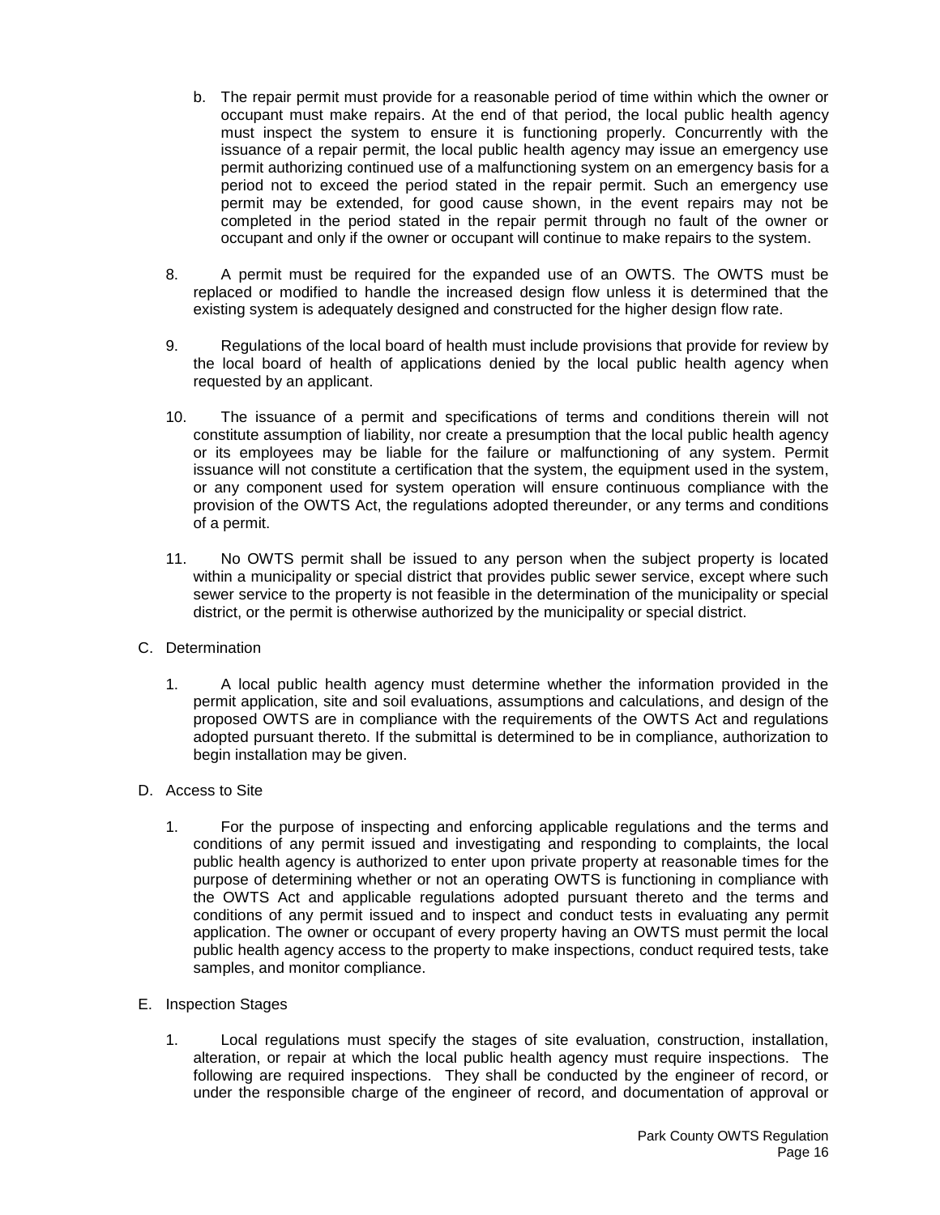b. The repair permit must provide for a reasonable period of time within which the owner or occupant must make repairs. At the end of that period, the local public health agency must inspect the system to ensure it is functioning properly. Concurrently with the issuance of a repair permit, the local public health agency may issue an emergency use permit authorizing continued use of a malfunctioning system on an emergency basis for a period not to exceed the period stated in the repair permit. Such an emergency use permit may be extended, for good cause shown, in the event repairs may not be completed in the period stated in the repair permit through no fault of the owner or occupant and only if the owner or occupant will continue to make repairs to the system.

8. A permit must be required for the expanded use of an OWTS. The OWTS must be replaced or modified to handle the increased design flow unless it is determined that the existing system is adequately designed and constructed for the higher design flow rate.

9. Regulations of the local board of health must include provisions that provide for review by the local board of health of applications denied by the local public health agency when requested by an applicant.

10. The issuance of a permit and specifications of terms and conditions therein will not constitute assumption of liability, nor create a presumption that the local public health agency or its employees may be liable for the failure or malfunctioning of any system. Permit issuance will not constitute a certification that the system, the equipment used in the system, or any component used for system operation will ensure continuous compliance with the provision of the OWTS Act, the regulations adopted thereunder, or any terms and conditions of a permit.

11. No OWTS permit shall be issued to any person when the subject property is located within a municipality or special district that provides public sewer service, except where such sewer service to the property is not feasible in the determination of the municipality or special district, or the permit is otherwise authorized by the municipality or special district.

C. Determination

1. A local public health agency must determine whether the information provided in the permit application, site and soil evaluations, assumptions and calculations, and design of the proposed OWTS are in compliance with the requirements of the OWTS Act and regulations adopted pursuant thereto. If the submittal is determined to be in compliance, authorization to begin installation may be given.

D. Access to Site

1. For the purpose of inspecting and enforcing applicable regulations and the terms and conditions of any permit issued and investigating and responding to complaints, the local public health agency is authorized to enter upon private property at reasonable times for the purpose of determining whether or not an operating OWTS is functioning in compliance with the OWTS Act and applicable regulations adopted pursuant thereto and the terms and conditions of any permit issued and to inspect and conduct tests in evaluating any permit application. The owner or occupant of every property having an OWTS must permit the local public health agency access to the property to make inspections, conduct required tests, take samples, and monitor compliance.

E. Inspection Stages

1. Local regulations must specify the stages of site evaluation, construction, installation, alteration, or repair at which the local public health agency must require inspections. The following are required inspections. They shall be conducted by the engineer of record, or under the responsible charge of the engineer of record, and documentation of approval or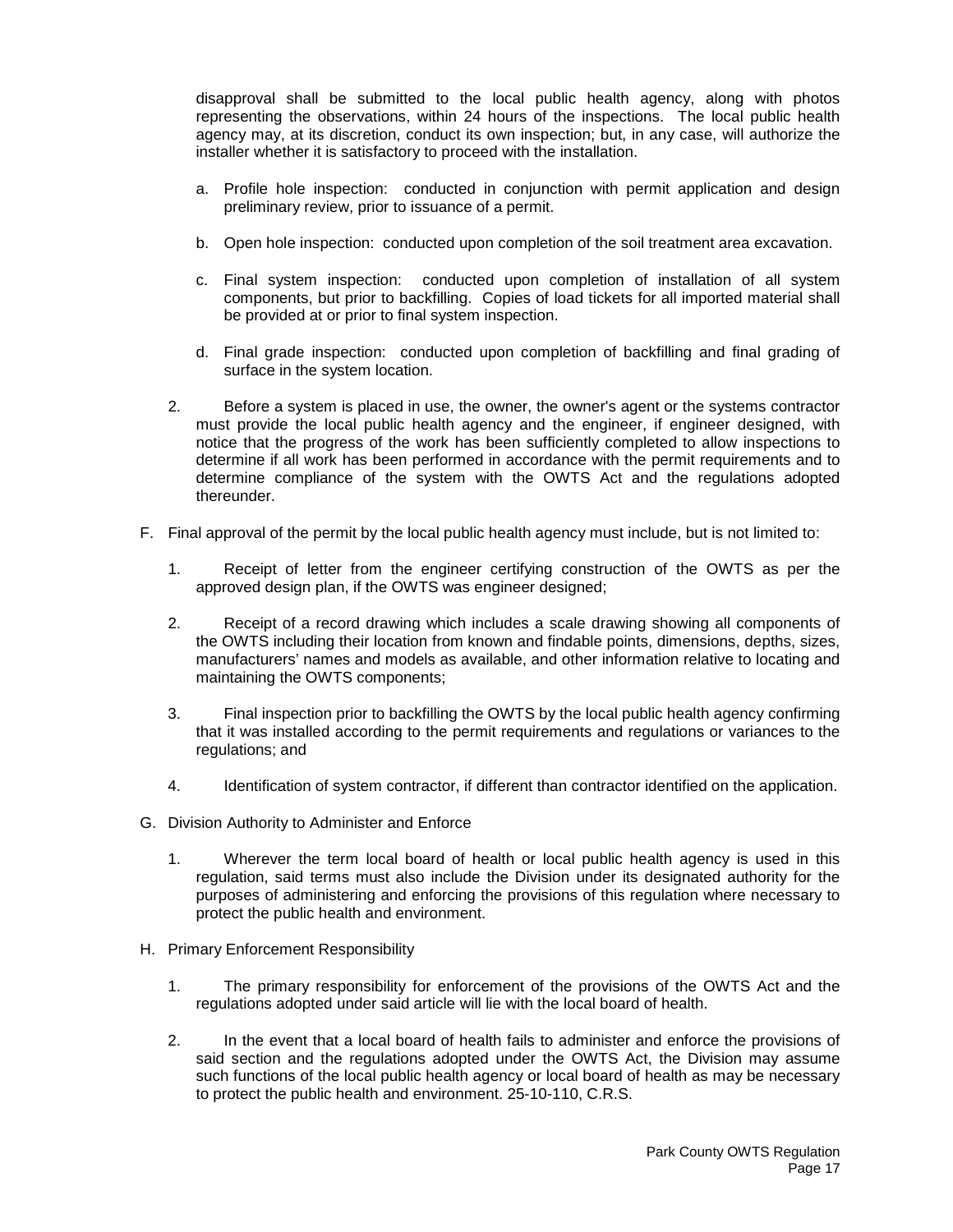disapproval shall be submitted to the local public health agency, along with photos representing the observations, within 24 hours of the inspections. The local public health agency may, at its discretion, conduct its own inspection; but, in any case, will authorize the installer whether it is satisfactory to proceed with the installation.

a. Profile hole inspection: conducted in conjunction with permit application and design preliminary review, prior to issuance of a permit.

b. Open hole inspection: conducted upon completion of the soil treatment area excavation.

c. Final system inspection: conducted upon completion of installation of all system components, but prior to backfilling. Copies of load tickets for all imported material shall be provided at or prior to final system inspection.

d. Final grade inspection: conducted upon completion of backfilling and final grading of surface in the system location.

2. Before a system is placed in use, the owner, the owner's agent or the systems contractor must provide the local public health agency and the engineer, if engineer designed, with notice that the progress of the work has been sufficiently completed to allow inspections to determine if all work has been performed in accordance with the permit requirements and to determine compliance of the system with the OWTS Act and the regulations adopted thereunder.

F. Final approval of the permit by the local public health agency must include, but is not limited to:

1. Receipt of letter from the engineer certifying construction of the OWTS as per the approved design plan, if the OWTS was engineer designed;

2. Receipt of a record drawing which includes a scale drawing showing all components of the OWTS including their location from known and findable points, dimensions, depths, sizes, manufacturers' names and models as available, and other information relative to locating and maintaining the OWTS components;

3. Final inspection prior to backfilling the OWTS by the local public health agency confirming that it was installed according to the permit requirements and regulations or variances to the regulations; and

4. Identification of system contractor, if different than contractor identified on the application.

G. Division Authority to Administer and Enforce

1. Wherever the term local board of health or local public health agency is used in this regulation, said terms must also include the Division under its designated authority for the purposes of administering and enforcing the provisions of this regulation where necessary to protect the public health and environment.

H. Primary Enforcement Responsibility

1. The primary responsibility for enforcement of the provisions of the OWTS Act and the regulations adopted under said article will lie with the local board of health.

2. In the event that a local board of health fails to administer and enforce the provisions of said section and the regulations adopted under the OWTS Act, the Division may assume such functions of the local public health agency or local board of health as may be necessary to protect the public health and environment. 25-10-110, C.R.S.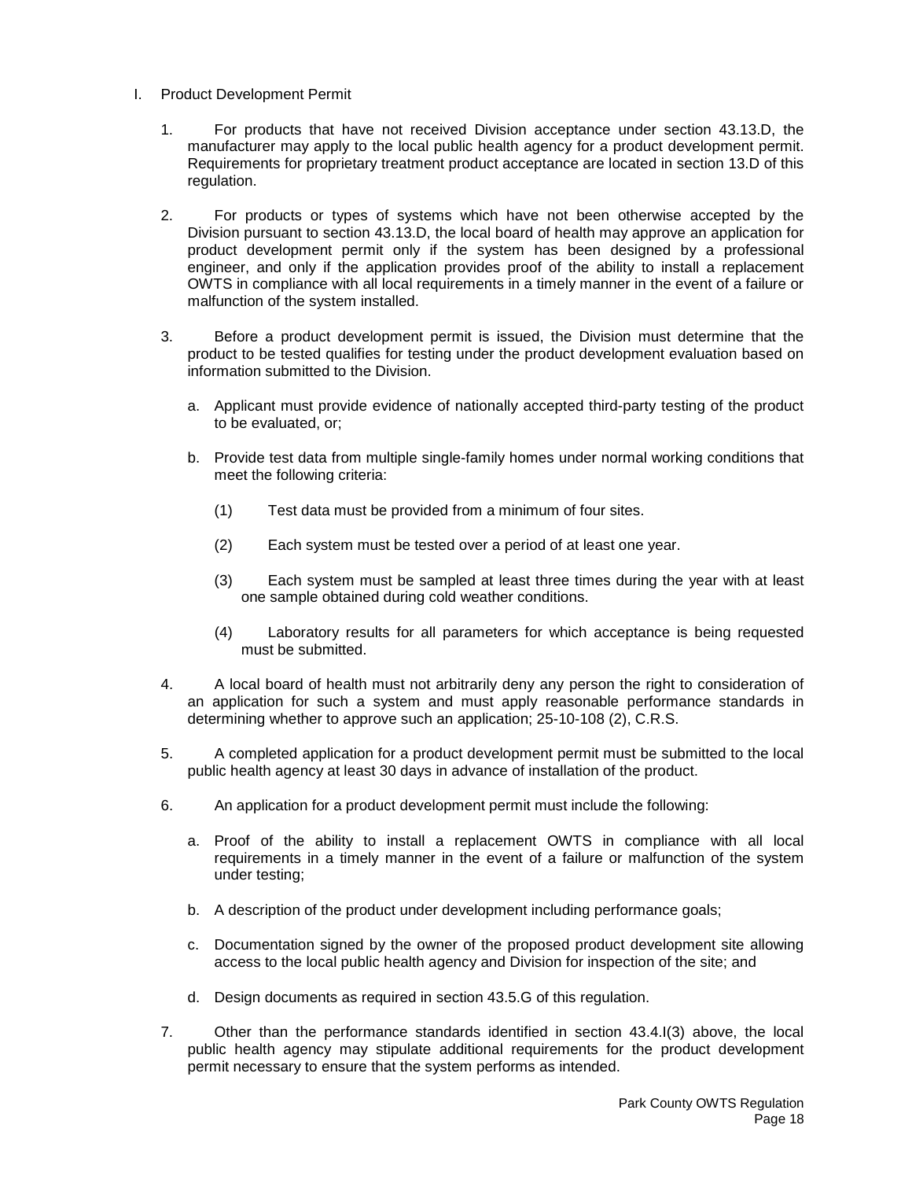I. Product Development Permit

1. For products that have not received Division acceptance under section 43.13.D, the manufacturer may apply to the local public health agency for a product development permit. Requirements for proprietary treatment product acceptance are located in section 13.D of this regulation.

2. For products or types of systems which have not been otherwise accepted by the Division pursuant to section 43.13.D, the local board of health may approve an application for product development permit only if the system has been designed by a professional engineer, and only if the application provides proof of the ability to install a replacement OWTS in compliance with all local requirements in a timely manner in the event of a failure or malfunction of the system installed.

3. Before a product development permit is issued, the Division must determine that the product to be tested qualifies for testing under the product development evaluation based on information submitted to the Division.

   a. Applicant must provide evidence of nationally accepted third-party testing of the product to be evaluated, or;

   b. Provide test data from multiple single-family homes under normal working conditions that meet the following criteria:

      (1) Test data must be provided from a minimum of four sites.

      (2) Each system must be tested over a period of at least one year.

      (3) Each system must be sampled at least three times during the year with at least one sample obtained during cold weather conditions.

      (4) Laboratory results for all parameters for which acceptance is being requested must be submitted.

4. A local board of health must not arbitrarily deny any person the right to consideration of an application for such a system and must apply reasonable performance standards in determining whether to approve such an application; 25-10-108 (2), C.R.S.

5. A completed application for a product development permit must be submitted to the local public health agency at least 30 days in advance of installation of the product.

6. An application for a product development permit must include the following:

   a. Proof of the ability to install a replacement OWTS in compliance with all local requirements in a timely manner in the event of a failure or malfunction of the system under testing;

   b. A description of the product under development including performance goals;

   c. Documentation signed by the owner of the proposed product development site allowing access to the local public health agency and Division for inspection of the site; and

   d. Design documents as required in section 43.5.G of this regulation.

7. Other than the performance standards identified in section 43.4.I(3) above, the local public health agency may stipulate additional requirements for the product development permit necessary to ensure that the system performs as intended.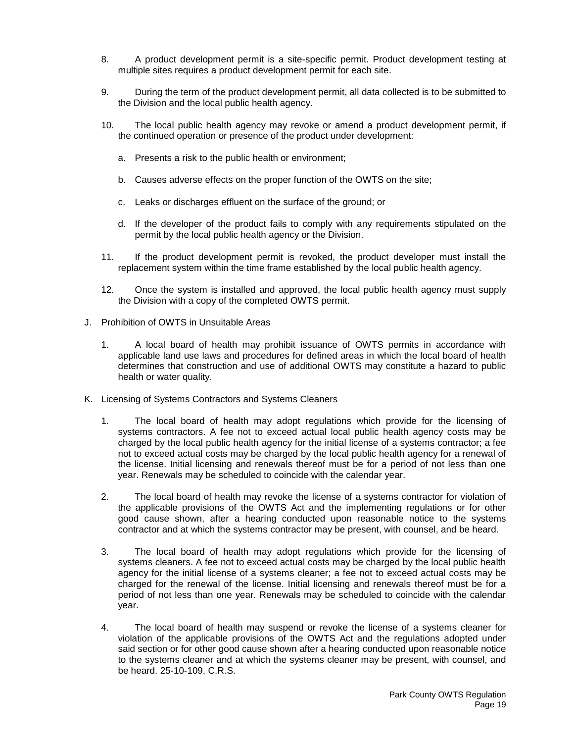8. A product development permit is a site-specific permit. Product development testing at multiple sites requires a product development permit for each site.

9. During the term of the product development permit, all data collected is to be submitted to the Division and the local public health agency.

10. The local public health agency may revoke or amend a product development permit, if the continued operation or presence of the product under development:

    a. Presents a risk to the public health or environment;

    b. Causes adverse effects on the proper function of the OWTS on the site;

    c. Leaks or discharges effluent on the surface of the ground; or

    d. If the developer of the product fails to comply with any requirements stipulated on the permit by the local public health agency or the Division.

11. If the product development permit is revoked, the product developer must install the replacement system within the time frame established by the local public health agency.

12. Once the system is installed and approved, the local public health agency must supply the Division with a copy of the completed OWTS permit.

J. Prohibition of OWTS in Unsuitable Areas

1. A local board of health may prohibit issuance of OWTS permits in accordance with applicable land use laws and procedures for defined areas in which the local board of health determines that construction and use of additional OWTS may constitute a hazard to public health or water quality.

K. Licensing of Systems Contractors and Systems Cleaners

1. The local board of health may adopt regulations which provide for the licensing of systems contractors. A fee not to exceed actual local public health agency costs may be charged by the local public health agency for the initial license of a systems contractor; a fee not to exceed actual costs may be charged by the local public health agency for a renewal of the license. Initial licensing and renewals thereof must be for a period of not less than one year. Renewals may be scheduled to coincide with the calendar year.

2. The local board of health may revoke the license of a systems contractor for violation of the applicable provisions of the OWTS Act and the implementing regulations or for other good cause shown, after a hearing conducted upon reasonable notice to the systems contractor and at which the systems contractor may be present, with counsel, and be heard.

3. The local board of health may adopt regulations which provide for the licensing of systems cleaners. A fee not to exceed actual costs may be charged by the local public health agency for the initial license of a systems cleaner; a fee not to exceed actual costs may be charged for the renewal of the license. Initial licensing and renewals thereof must be for a period of not less than one year. Renewals may be scheduled to coincide with the calendar year.

4. The local board of health may suspend or revoke the license of a systems cleaner for violation of the applicable provisions of the OWTS Act and the regulations adopted under said section or for other good cause shown after a hearing conducted upon reasonable notice to the systems cleaner and at which the systems cleaner may be present, with counsel, and be heard. 25-10-109, C.R.S.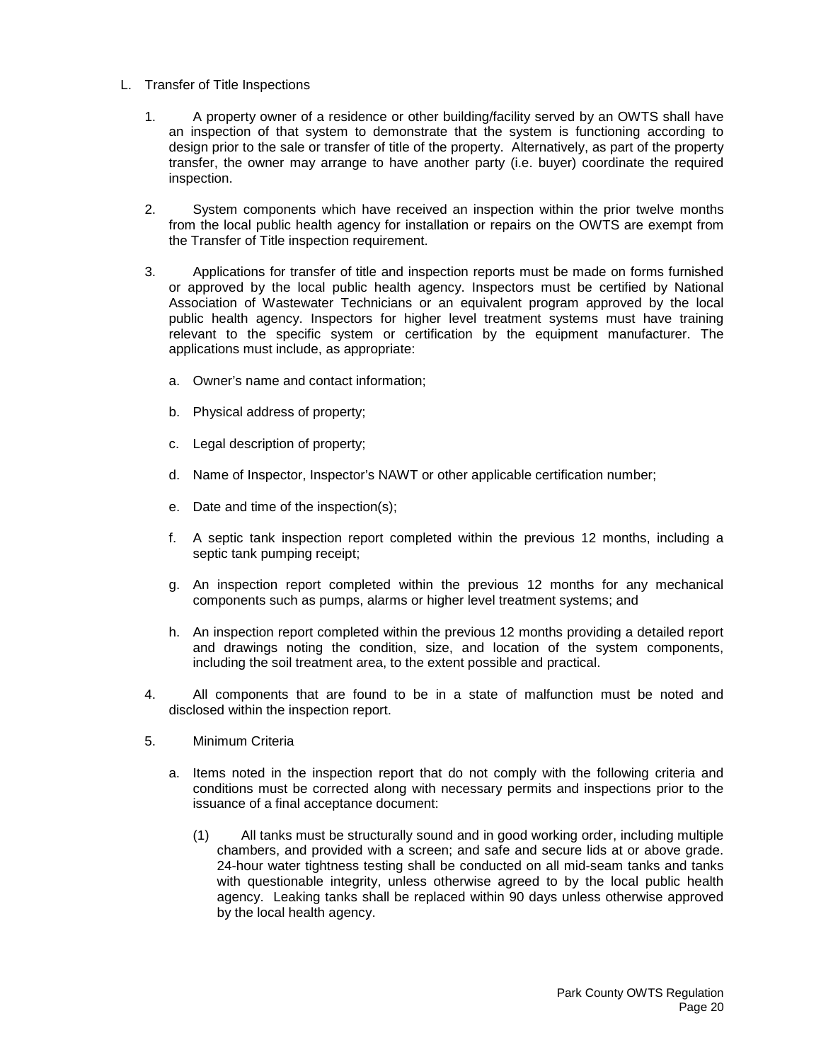L. Transfer of Title Inspections

1. A property owner of a residence or other building/facility served by an OWTS shall have an inspection of that system to demonstrate that the system is functioning according to design prior to the sale or transfer of title of the property. Alternatively, as part of the property transfer, the owner may arrange to have another party (i.e. buyer) coordinate the required inspection.

2. System components which have received an inspection within the prior twelve months from the local public health agency for installation or repairs on the OWTS are exempt from the Transfer of Title inspection requirement.

3. Applications for transfer of title and inspection reports must be made on forms furnished or approved by the local public health agency. Inspectors must be certified by National Association of Wastewater Technicians or an equivalent program approved by the local public health agency. Inspectors for higher level treatment systems must have training relevant to the specific system or certification by the equipment manufacturer. The applications must include, as appropriate:

   a. Owner's name and contact information;

   b. Physical address of property;

   c. Legal description of property;

   d. Name of Inspector, Inspector's NAWT or other applicable certification number;

   e. Date and time of the inspection(s);

   f. A septic tank inspection report completed within the previous 12 months, including a septic tank pumping receipt;

   g. An inspection report completed within the previous 12 months for any mechanical components such as pumps, alarms or higher level treatment systems; and

   h. An inspection report completed within the previous 12 months providing a detailed report and drawings noting the condition, size, and location of the system components, including the soil treatment area, to the extent possible and practical.

4. All components that are found to be in a state of malfunction must be noted and disclosed within the inspection report.

5. Minimum Criteria

   a. Items noted in the inspection report that do not comply with the following criteria and conditions must be corrected along with necessary permits and inspections prior to the issuance of a final acceptance document:

      (1) All tanks must be structurally sound and in good working order, including multiple chambers, and provided with a screen; and safe and secure lids at or above grade. 24-hour water tightness testing shall be conducted on all mid-seam tanks and tanks with questionable integrity, unless otherwise agreed to by the local public health agency. Leaking tanks shall be replaced within 90 days unless otherwise approved by the local health agency.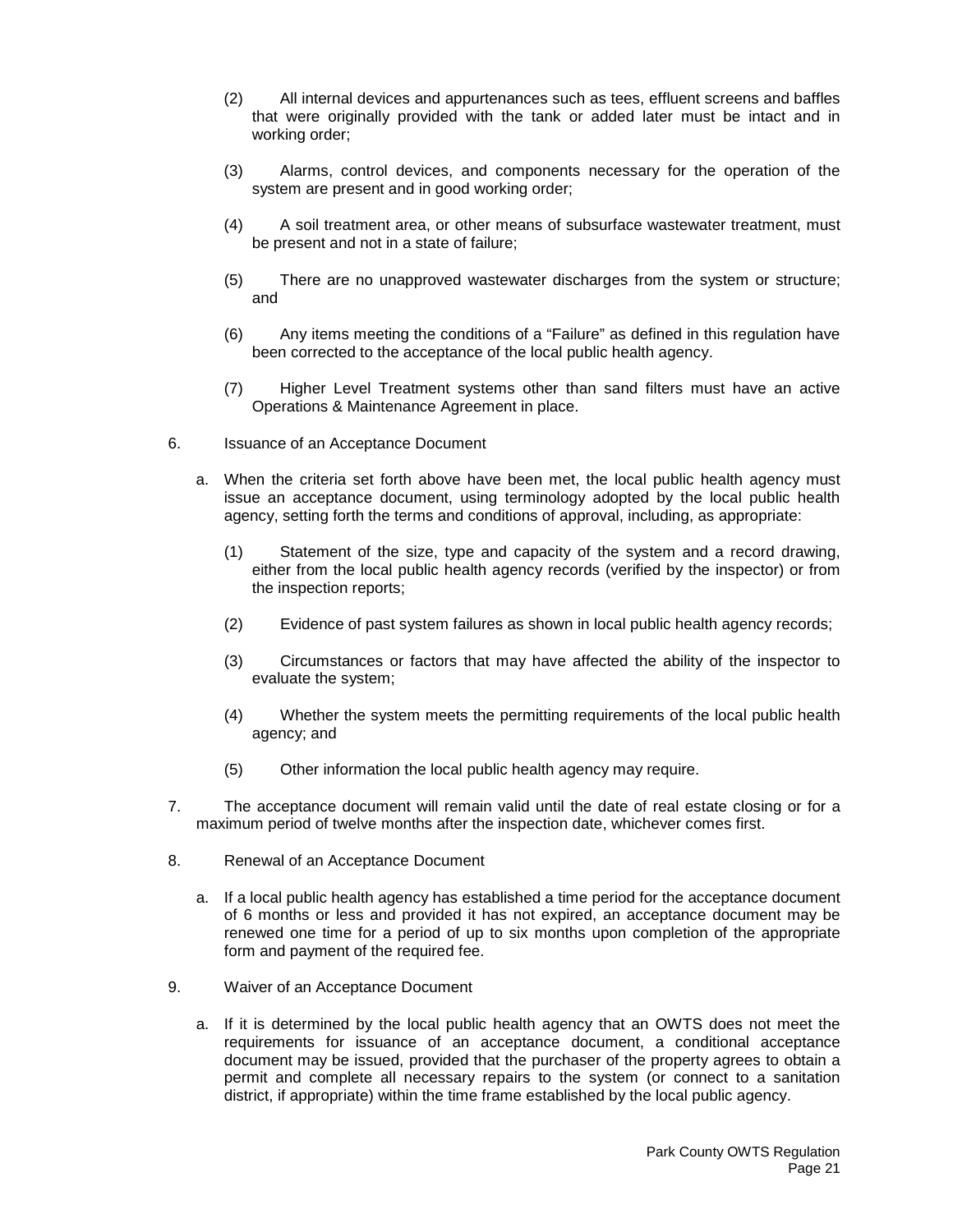(2) All internal devices and appurtenances such as tees, effluent screens and baffles that were originally provided with the tank or added later must be intact and in working order;

(3) Alarms, control devices, and components necessary for the operation of the system are present and in good working order;

(4) A soil treatment area, or other means of subsurface wastewater treatment, must be present and not in a state of failure;

(5) There are no unapproved wastewater discharges from the system or structure; and

(6) Any items meeting the conditions of a "Failure" as defined in this regulation have been corrected to the acceptance of the local public health agency.

(7) Higher Level Treatment systems other than sand filters must have an active Operations & Maintenance Agreement in place.

6. Issuance of an Acceptance Document

a. When the criteria set forth above have been met, the local public health agency must issue an acceptance document, using terminology adopted by the local public health agency, setting forth the terms and conditions of approval, including, as appropriate:

(1) Statement of the size, type and capacity of the system and a record drawing, either from the local public health agency records (verified by the inspector) or from the inspection reports;

(2) Evidence of past system failures as shown in local public health agency records;

(3) Circumstances or factors that may have affected the ability of the inspector to evaluate the system;

(4) Whether the system meets the permitting requirements of the local public health agency; and

(5) Other information the local public health agency may require.

7. The acceptance document will remain valid until the date of real estate closing or for a maximum period of twelve months after the inspection date, whichever comes first.

8. Renewal of an Acceptance Document

a. If a local public health agency has established a time period for the acceptance document of 6 months or less and provided it has not expired, an acceptance document may be renewed one time for a period of up to six months upon completion of the appropriate form and payment of the required fee.

9. Waiver of an Acceptance Document

a. If it is determined by the local public health agency that an OWTS does not meet the requirements for issuance of an acceptance document, a conditional acceptance document may be issued, provided that the purchaser of the property agrees to obtain a permit and complete all necessary repairs to the system (or connect to a sanitation district, if appropriate) within the time frame established by the local public agency.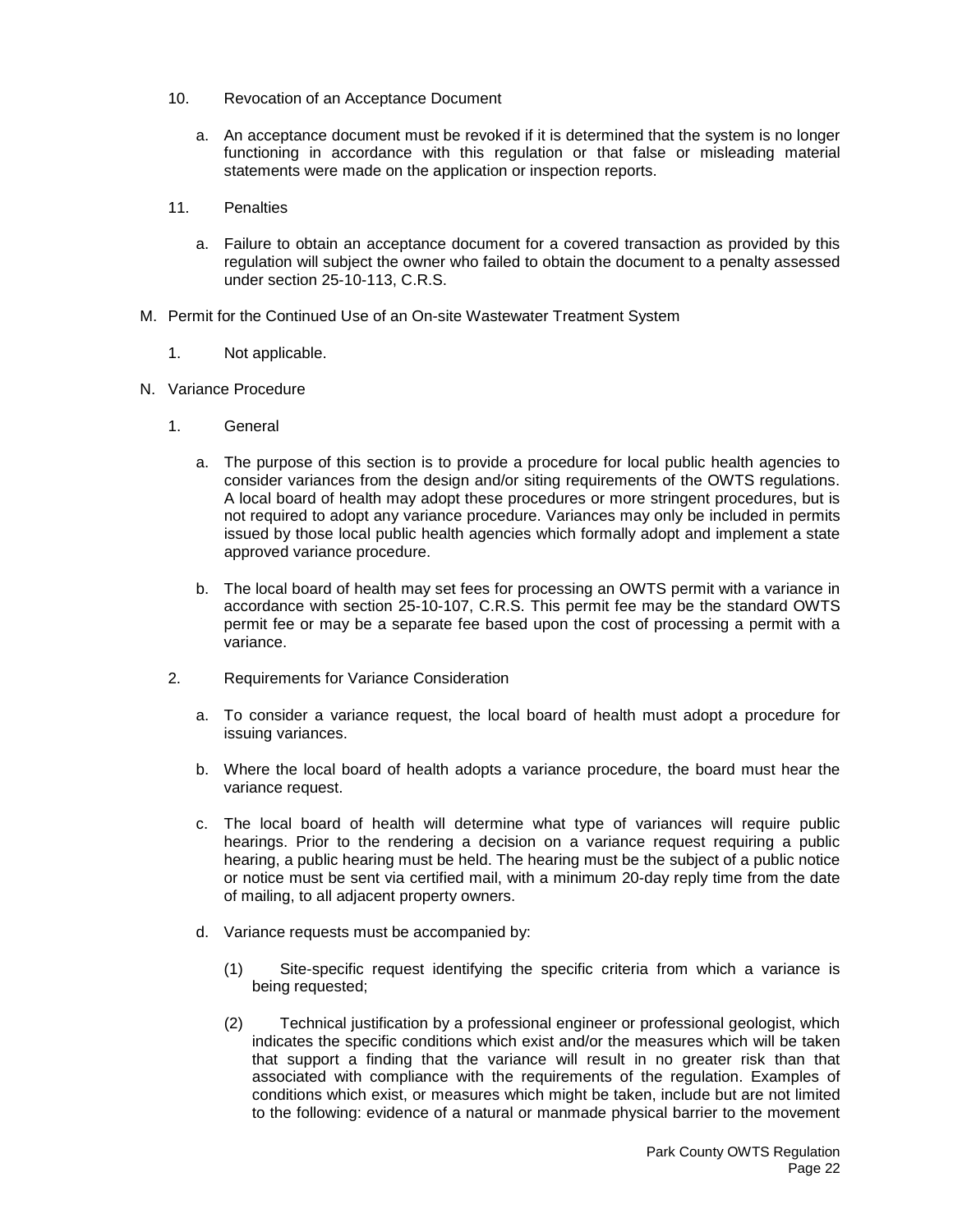10. Revocation of an Acceptance Document

    a. An acceptance document must be revoked if it is determined that the system is no longer functioning in accordance with this regulation or that false or misleading material statements were made on the application or inspection reports.

11. Penalties

    a. Failure to obtain an acceptance document for a covered transaction as provided by this regulation will subject the owner who failed to obtain the document to a penalty assessed under section 25-10-113, C.R.S.

M. Permit for the Continued Use of an On-site Wastewater Treatment System

1. Not applicable.

N. Variance Procedure

1. General

    a. The purpose of this section is to provide a procedure for local public health agencies to consider variances from the design and/or siting requirements of the OWTS regulations. A local board of health may adopt these procedures or more stringent procedures, but is not required to adopt any variance procedure. Variances may only be included in permits issued by those local public health agencies which formally adopt and implement a state approved variance procedure.

    b. The local board of health may set fees for processing an OWTS permit with a variance in accordance with section 25-10-107, C.R.S. This permit fee may be the standard OWTS permit fee or may be a separate fee based upon the cost of processing a permit with a variance.

2. Requirements for Variance Consideration

    a. To consider a variance request, the local board of health must adopt a procedure for issuing variances.

    b. Where the local board of health adopts a variance procedure, the board must hear the variance request.

    c. The local board of health will determine what type of variances will require public hearings. Prior to the rendering a decision on a variance request requiring a public hearing, a public hearing must be held. The hearing must be the subject of a public notice or notice must be sent via certified mail, with a minimum 20-day reply time from the date of mailing, to all adjacent property owners.

    d. Variance requests must be accompanied by:

        (1) Site-specific request identifying the specific criteria from which a variance is being requested;

        (2) Technical justification by a professional engineer or professional geologist, which indicates the specific conditions which exist and/or the measures which will be taken that support a finding that the variance will result in no greater risk than that associated with compliance with the requirements of the regulation. Examples of conditions which exist, or measures which might be taken, include but are not limited to the following: evidence of a natural or manmade physical barrier to the movement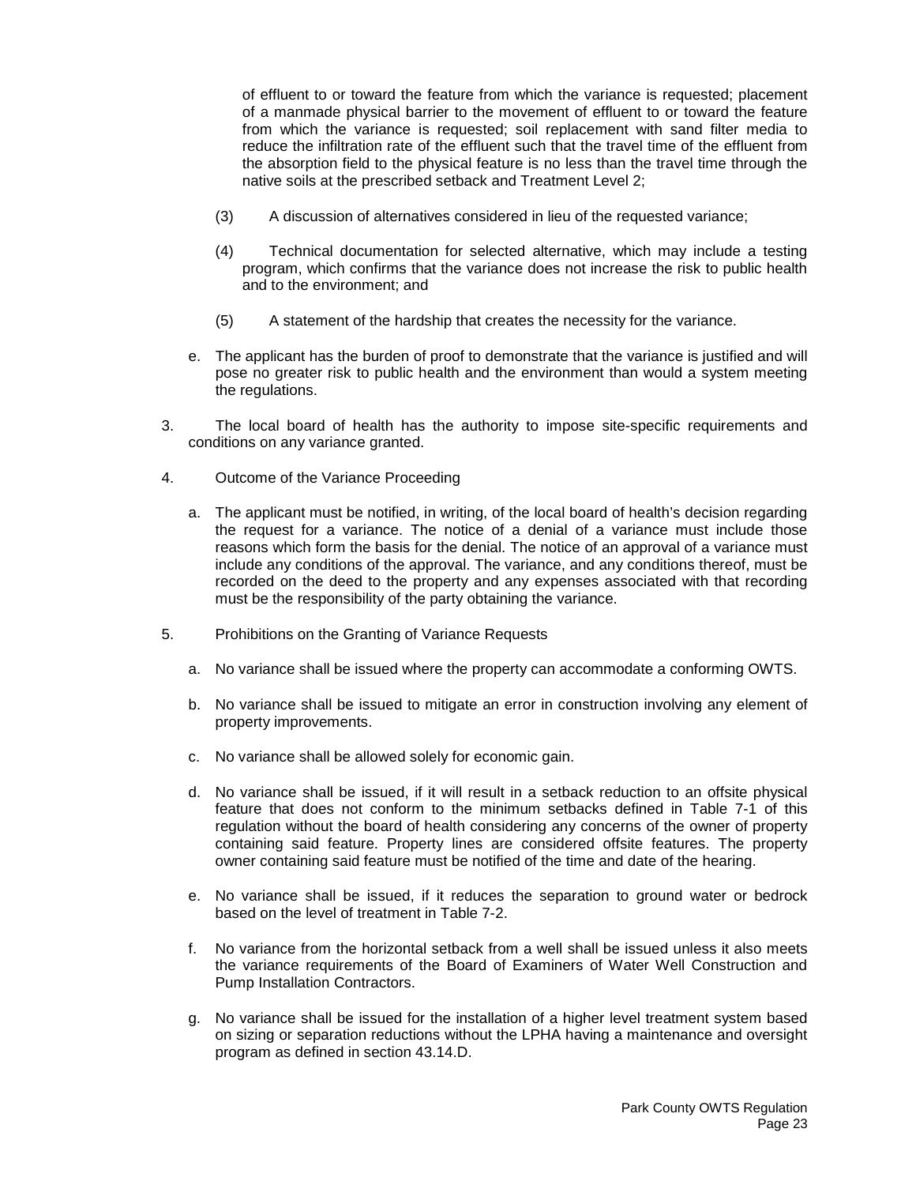of effluent to or toward the feature from which the variance is requested; placement of a manmade physical barrier to the movement of effluent to or toward the feature from which the variance is requested; soil replacement with sand filter media to reduce the infiltration rate of the effluent such that the travel time of the effluent from the absorption field to the physical feature is no less than the travel time through the native soils at the prescribed setback and Treatment Level 2;

(3) A discussion of alternatives considered in lieu of the requested variance;

(4) Technical documentation for selected alternative, which may include a testing program, which confirms that the variance does not increase the risk to public health and to the environment; and

(5) A statement of the hardship that creates the necessity for the variance.

e. The applicant has the burden of proof to demonstrate that the variance is justified and will pose no greater risk to public health and the environment than would a system meeting the regulations.

3. The local board of health has the authority to impose site-specific requirements and conditions on any variance granted.

4. Outcome of the Variance Proceeding

a. The applicant must be notified, in writing, of the local board of health's decision regarding the request for a variance. The notice of a denial of a variance must include those reasons which form the basis for the denial. The notice of an approval of a variance must include any conditions of the approval. The variance, and any conditions thereof, must be recorded on the deed to the property and any expenses associated with that recording must be the responsibility of the party obtaining the variance.

5. Prohibitions on the Granting of Variance Requests

a. No variance shall be issued where the property can accommodate a conforming OWTS.

b. No variance shall be issued to mitigate an error in construction involving any element of property improvements.

c. No variance shall be allowed solely for economic gain.

d. No variance shall be issued, if it will result in a setback reduction to an offsite physical feature that does not conform to the minimum setbacks defined in Table 7-1 of this regulation without the board of health considering any concerns of the owner of property containing said feature. Property lines are considered offsite features. The property owner containing said feature must be notified of the time and date of the hearing.

e. No variance shall be issued, if it reduces the separation to ground water or bedrock based on the level of treatment in Table 7-2.

f. No variance from the horizontal setback from a well shall be issued unless it also meets the variance requirements of the Board of Examiners of Water Well Construction and Pump Installation Contractors.

g. No variance shall be issued for the installation of a higher level treatment system based on sizing or separation reductions without the LPHA having a maintenance and oversight program as defined in section 43.14.D.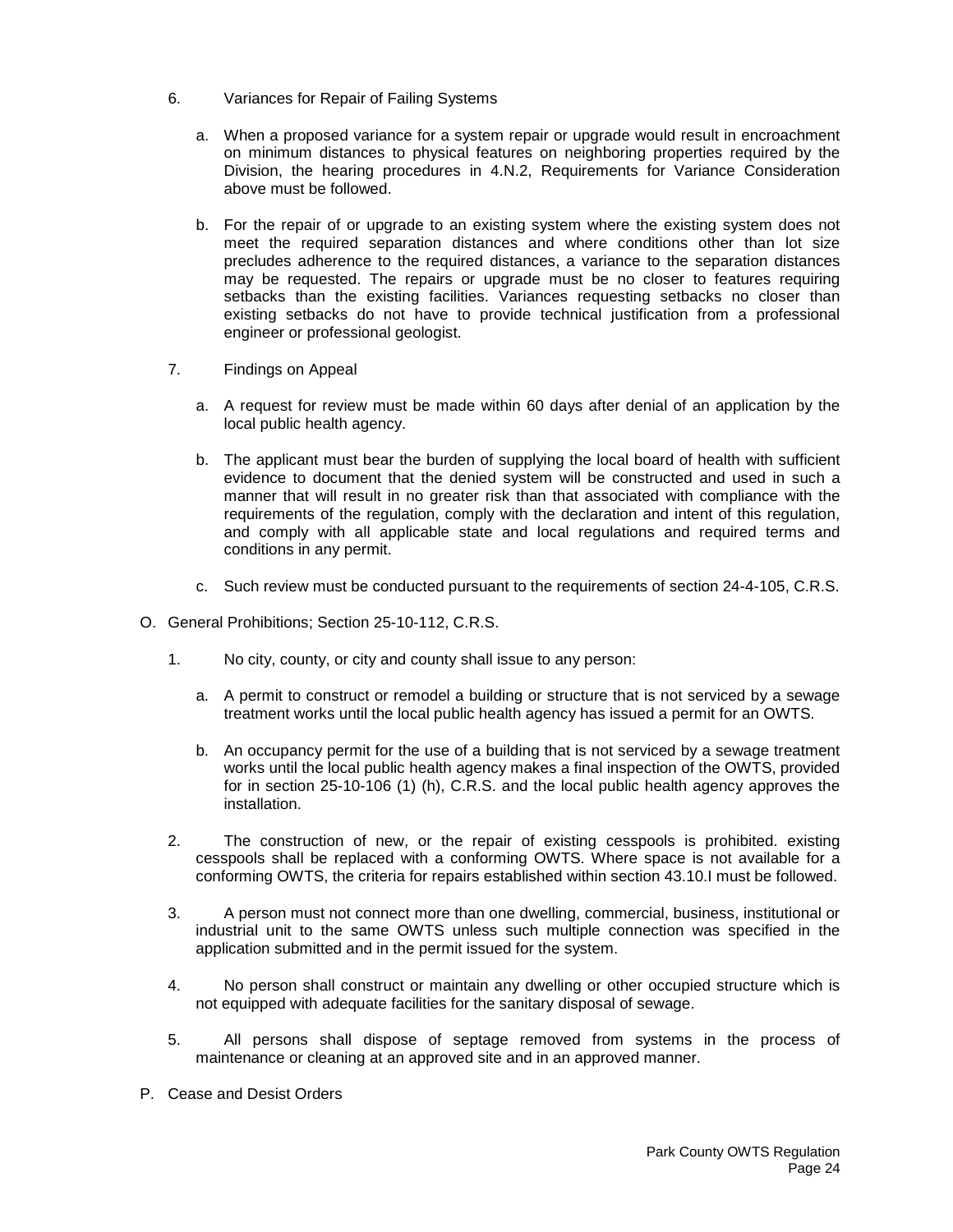6. Variances for Repair of Failing Systems

   a. When a proposed variance for a system repair or upgrade would result in encroachment on minimum distances to physical features on neighboring properties required by the Division, the hearing procedures in 4.N.2, Requirements for Variance Consideration above must be followed.

   b. For the repair of or upgrade to an existing system where the existing system does not meet the required separation distances and where conditions other than lot size precludes adherence to the required distances, a variance to the separation distances may be requested. The repairs or upgrade must be no closer to features requiring setbacks than the existing facilities. Variances requesting setbacks no closer than existing setbacks do not have to provide technical justification from a professional engineer or professional geologist.

7. Findings on Appeal

   a. A request for review must be made within 60 days after denial of an application by the local public health agency.

   b. The applicant must bear the burden of supplying the local board of health with sufficient evidence to document that the denied system will be constructed and used in such a manner that will result in no greater risk than that associated with compliance with the requirements of the regulation, comply with the declaration and intent of this regulation, and comply with all applicable state and local regulations and required terms and conditions in any permit.

   c. Such review must be conducted pursuant to the requirements of section 24-4-105, C.R.S.

O. General Prohibitions; Section 25-10-112, C.R.S.

1. No city, county, or city and county shall issue to any person:

   a. A permit to construct or remodel a building or structure that is not serviced by a sewage treatment works until the local public health agency has issued a permit for an OWTS.

   b. An occupancy permit for the use of a building that is not serviced by a sewage treatment works until the local public health agency makes a final inspection of the OWTS, provided for in section 25-10-106 (1) (h), C.R.S. and the local public health agency approves the installation.

2. The construction of new, or the repair of existing cesspools is prohibited. existing cesspools shall be replaced with a conforming OWTS. Where space is not available for a conforming OWTS, the criteria for repairs established within section 43.10.I must be followed.

3. A person must not connect more than one dwelling, commercial, business, institutional or industrial unit to the same OWTS unless such multiple connection was specified in the application submitted and in the permit issued for the system.

4. No person shall construct or maintain any dwelling or other occupied structure which is not equipped with adequate facilities for the sanitary disposal of sewage.

5. All persons shall dispose of septage removed from systems in the process of maintenance or cleaning at an approved site and in an approved manner.

P. Cease and Desist Orders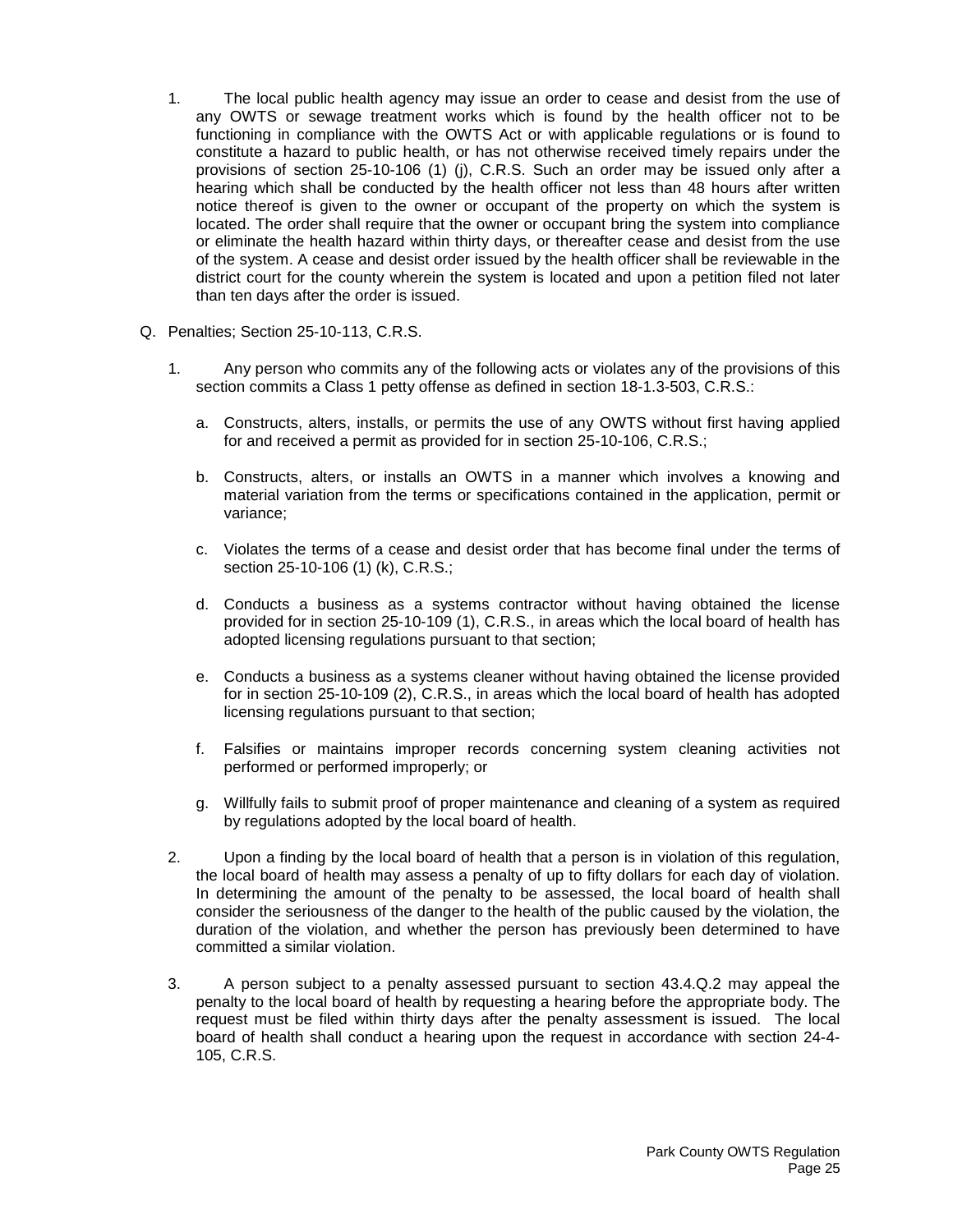1. The local public health agency may issue an order to cease and desist from the use of any OWTS or sewage treatment works which is found by the health officer not to be functioning in compliance with the OWTS Act or with applicable regulations or is found to constitute a hazard to public health, or has not otherwise received timely repairs under the provisions of section 25-10-106 (1) (j), C.R.S. Such an order may be issued only after a hearing which shall be conducted by the health officer not less than 48 hours after written notice thereof is given to the owner or occupant of the property on which the system is located. The order shall require that the owner or occupant bring the system into compliance or eliminate the health hazard within thirty days, or thereafter cease and desist from the use of the system. A cease and desist order issued by the health officer shall be reviewable in the district court for the county wherein the system is located and upon a petition filed not later than ten days after the order is issued.

Q. Penalties; Section 25-10-113, C.R.S.

1. Any person who commits any of the following acts or violates any of the provisions of this section commits a Class 1 petty offense as defined in section 18-1.3-503, C.R.S.:

    a. Constructs, alters, installs, or permits the use of any OWTS without first having applied for and received a permit as provided for in section 25-10-106, C.R.S.;

    b. Constructs, alters, or installs an OWTS in a manner which involves a knowing and material variation from the terms or specifications contained in the application, permit or variance;

    c. Violates the terms of a cease and desist order that has become final under the terms of section 25-10-106 (1) (k), C.R.S.;

    d. Conducts a business as a systems contractor without having obtained the license provided for in section 25-10-109 (1), C.R.S., in areas which the local board of health has adopted licensing regulations pursuant to that section;

    e. Conducts a business as a systems cleaner without having obtained the license provided for in section 25-10-109 (2), C.R.S., in areas which the local board of health has adopted licensing regulations pursuant to that section;

    f. Falsifies or maintains improper records concerning system cleaning activities not performed or performed improperly; or

    g. Willfully fails to submit proof of proper maintenance and cleaning of a system as required by regulations adopted by the local board of health.

2. Upon a finding by the local board of health that a person is in violation of this regulation, the local board of health may assess a penalty of up to fifty dollars for each day of violation. In determining the amount of the penalty to be assessed, the local board of health shall consider the seriousness of the danger to the health of the public caused by the violation, the duration of the violation, and whether the person has previously been determined to have committed a similar violation.

3. A person subject to a penalty assessed pursuant to section 43.4.Q.2 may appeal the penalty to the local board of health by requesting a hearing before the appropriate body. The request must be filed within thirty days after the penalty assessment is issued. The local board of health shall conduct a hearing upon the request in accordance with section 24-4-105, C.R.S.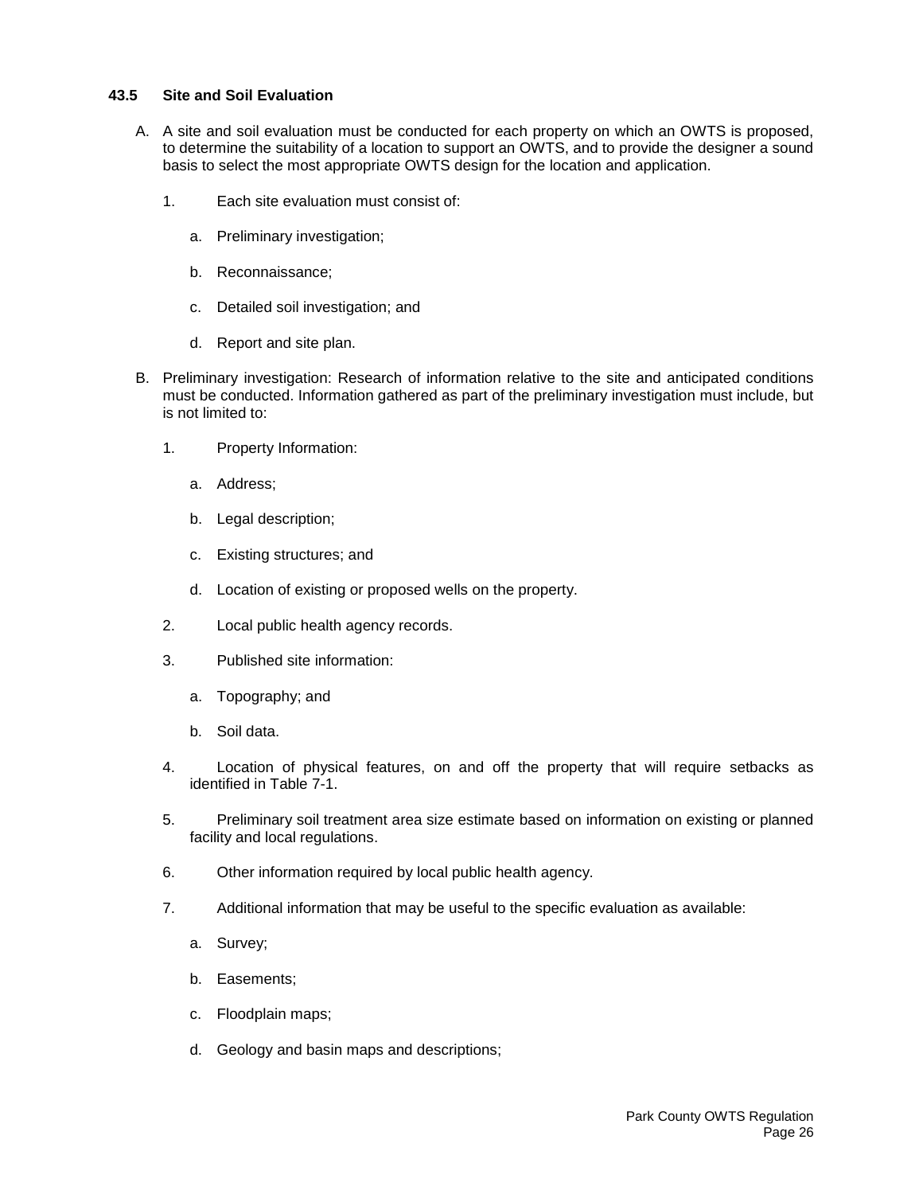### 43.5 Site and Soil Evaluation

A. A site and soil evaluation must be conducted for each property on which an OWTS is proposed, to determine the suitability of a location to support an OWTS, and to provide the designer a sound basis to select the most appropriate OWTS design for the location and application.

1. Each site evaluation must consist of:

   a. Preliminary investigation;

   b. Reconnaissance;

   c. Detailed soil investigation; and

   d. Report and site plan.

B. Preliminary investigation: Research of information relative to the site and anticipated conditions must be conducted. Information gathered as part of the preliminary investigation must include, but is not limited to:

1. Property Information:

   a. Address;

   b. Legal description;

   c. Existing structures; and

   d. Location of existing or proposed wells on the property.

2. Local public health agency records.

3. Published site information:

   a. Topography; and

   b. Soil data.

4. Location of physical features, on and off the property that will require setbacks as identified in Table 7-1.

5. Preliminary soil treatment area size estimate based on information on existing or planned facility and local regulations.

6. Other information required by local public health agency.

7. Additional information that may be useful to the specific evaluation as available:

   a. Survey;

   b. Easements;

   c. Floodplain maps;

   d. Geology and basin maps and descriptions;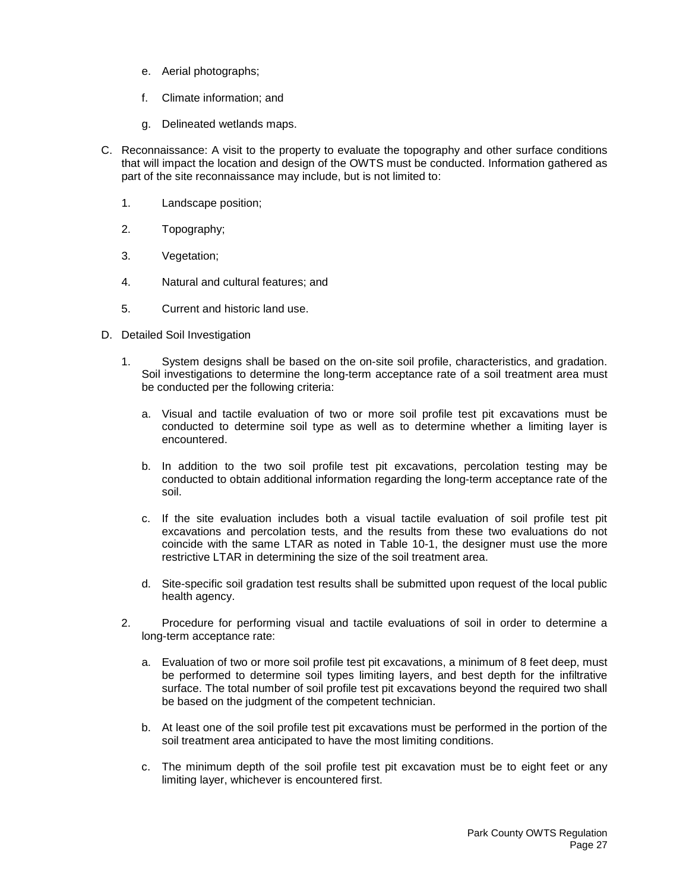e. Aerial photographs;

f. Climate information; and

g. Delineated wetlands maps.

C. Reconnaissance: A visit to the property to evaluate the topography and other surface conditions that will impact the location and design of the OWTS must be conducted. Information gathered as part of the site reconnaissance may include, but is not limited to:

1. Landscape position;

2. Topography;

3. Vegetation;

4. Natural and cultural features; and

5. Current and historic land use.

D. Detailed Soil Investigation

1. System designs shall be based on the on-site soil profile, characteristics, and gradation. Soil investigations to determine the long-term acceptance rate of a soil treatment area must be conducted per the following criteria:

   a. Visual and tactile evaluation of two or more soil profile test pit excavations must be conducted to determine soil type as well as to determine whether a limiting layer is encountered.

   b. In addition to the two soil profile test pit excavations, percolation testing may be conducted to obtain additional information regarding the long-term acceptance rate of the soil.

   c. If the site evaluation includes both a visual tactile evaluation of soil profile test pit excavations and percolation tests, and the results from these two evaluations do not coincide with the same LTAR as noted in Table 10-1, the designer must use the more restrictive LTAR in determining the size of the soil treatment area.

   d. Site-specific soil gradation test results shall be submitted upon request of the local public health agency.

2. Procedure for performing visual and tactile evaluations of soil in order to determine a long-term acceptance rate:

   a. Evaluation of two or more soil profile test pit excavations, a minimum of 8 feet deep, must be performed to determine soil types limiting layers, and best depth for the infiltrative surface. The total number of soil profile test pit excavations beyond the required two shall be based on the judgment of the competent technician.

   b. At least one of the soil profile test pit excavations must be performed in the portion of the soil treatment area anticipated to have the most limiting conditions.

   c. The minimum depth of the soil profile test pit excavation must be to eight feet or any limiting layer, whichever is encountered first.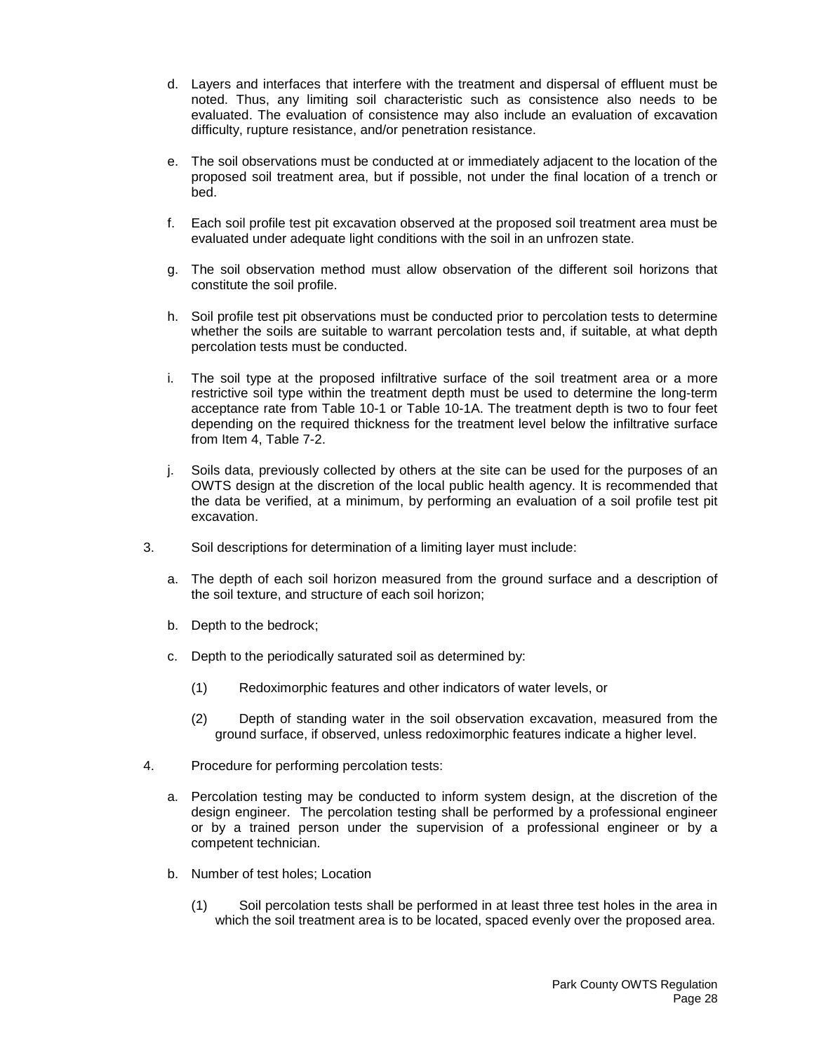d. Layers and interfaces that interfere with the treatment and dispersal of effluent must be noted. Thus, any limiting soil characteristic such as consistence also needs to be evaluated. The evaluation of consistence may also include an evaluation of excavation difficulty, rupture resistance, and/or penetration resistance.

e. The soil observations must be conducted at or immediately adjacent to the location of the proposed soil treatment area, but if possible, not under the final location of a trench or bed.

f. Each soil profile test pit excavation observed at the proposed soil treatment area must be evaluated under adequate light conditions with the soil in an unfrozen state.

g. The soil observation method must allow observation of the different soil horizons that constitute the soil profile.

h. Soil profile test pit observations must be conducted prior to percolation tests to determine whether the soils are suitable to warrant percolation tests and, if suitable, at what depth percolation tests must be conducted.

i. The soil type at the proposed infiltrative surface of the soil treatment area or a more restrictive soil type within the treatment depth must be used to determine the long-term acceptance rate from Table 10-1 or Table 10-1A. The treatment depth is two to four feet depending on the required thickness for the treatment level below the infiltrative surface from Item 4, Table 7-2.

j. Soils data, previously collected by others at the site can be used for the purposes of an OWTS design at the discretion of the local public health agency. It is recommended that the data be verified, at a minimum, by performing an evaluation of a soil profile test pit excavation.

3. Soil descriptions for determination of a limiting layer must include:

   a. The depth of each soil horizon measured from the ground surface and a description of the soil texture, and structure of each soil horizon;

   b. Depth to the bedrock;

   c. Depth to the periodically saturated soil as determined by:

      (1) Redoximorphic features and other indicators of water levels, or

      (2) Depth of standing water in the soil observation excavation, measured from the ground surface, if observed, unless redoximorphic features indicate a higher level.

4. Procedure for performing percolation tests:

   a. Percolation testing may be conducted to inform system design, at the discretion of the design engineer. The percolation testing shall be performed by a professional engineer or by a trained person under the supervision of a professional engineer or by a competent technician.

   b. Number of test holes; Location

      (1) Soil percolation tests shall be performed in at least three test holes in the area in which the soil treatment area is to be located, spaced evenly over the proposed area.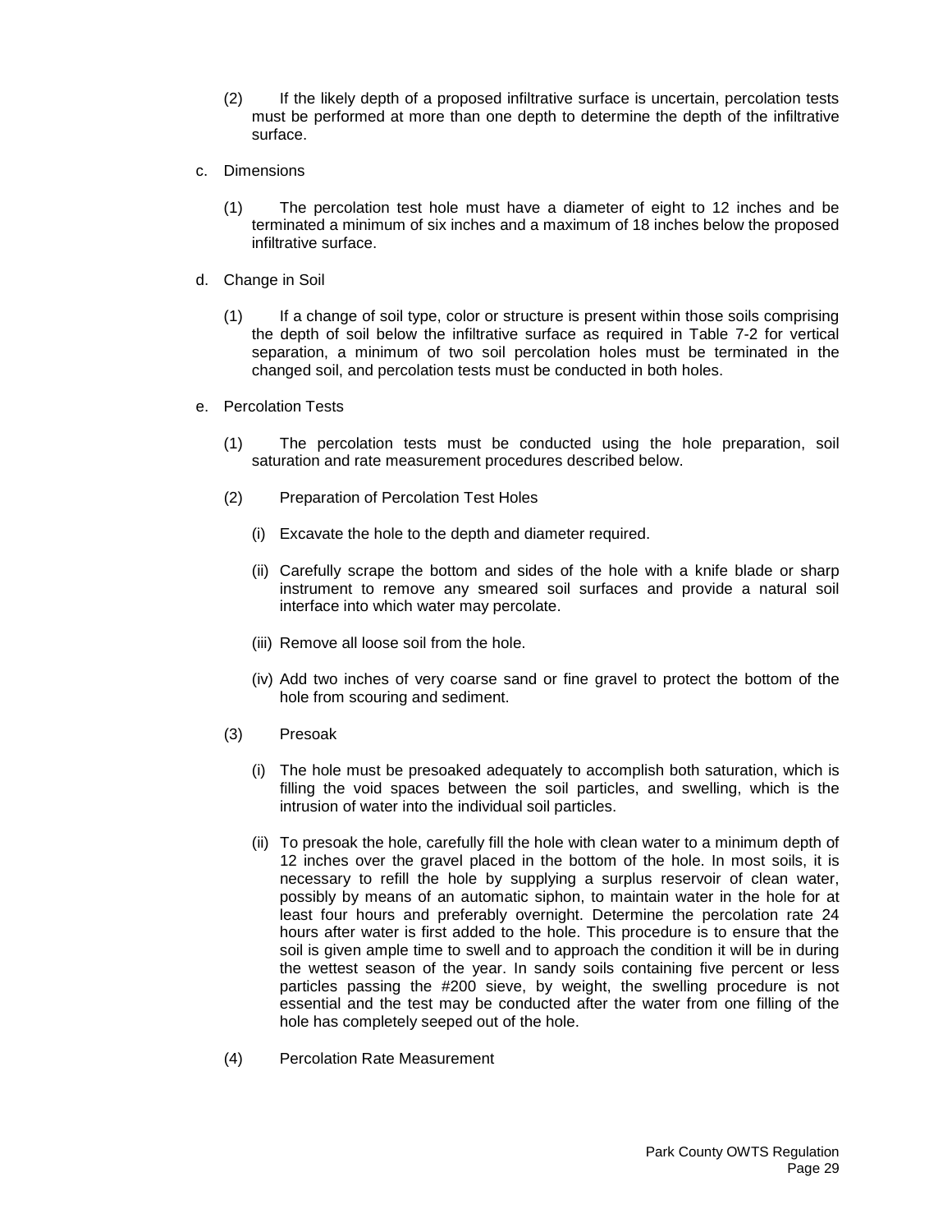(2) If the likely depth of a proposed infiltrative surface is uncertain, percolation tests must be performed at more than one depth to determine the depth of the infiltrative surface.

c. Dimensions

(1) The percolation test hole must have a diameter of eight to 12 inches and be terminated a minimum of six inches and a maximum of 18 inches below the proposed infiltrative surface.

d. Change in Soil

(1) If a change of soil type, color or structure is present within those soils comprising the depth of soil below the infiltrative surface as required in Table 7-2 for vertical separation, a minimum of two soil percolation holes must be terminated in the changed soil, and percolation tests must be conducted in both holes.

e. Percolation Tests

(1) The percolation tests must be conducted using the hole preparation, soil saturation and rate measurement procedures described below.

(2) Preparation of Percolation Test Holes

(i) Excavate the hole to the depth and diameter required.

(ii) Carefully scrape the bottom and sides of the hole with a knife blade or sharp instrument to remove any smeared soil surfaces and provide a natural soil interface into which water may percolate.

(iii) Remove all loose soil from the hole.

(iv) Add two inches of very coarse sand or fine gravel to protect the bottom of the hole from scouring and sediment.

(3) Presoak

(i) The hole must be presoaked adequately to accomplish both saturation, which is filling the void spaces between the soil particles, and swelling, which is the intrusion of water into the individual soil particles.

(ii) To presoak the hole, carefully fill the hole with clean water to a minimum depth of 12 inches over the gravel placed in the bottom of the hole. In most soils, it is necessary to refill the hole by supplying a surplus reservoir of clean water, possibly by means of an automatic siphon, to maintain water in the hole for at least four hours and preferably overnight. Determine the percolation rate 24 hours after water is first added to the hole. This procedure is to ensure that the soil is given ample time to swell and to approach the condition it will be in during the wettest season of the year. In sandy soils containing five percent or less particles passing the #200 sieve, by weight, the swelling procedure is not essential and the test may be conducted after the water from one filling of the hole has completely seeped out of the hole.

(4) Percolation Rate Measurement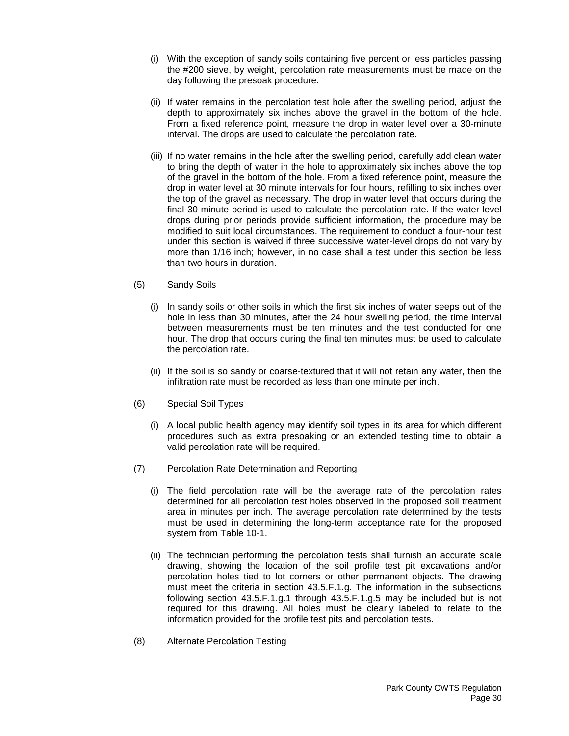(i) With the exception of sandy soils containing five percent or less particles passing the #200 sieve, by weight, percolation rate measurements must be made on the day following the presoak procedure.

(ii) If water remains in the percolation test hole after the swelling period, adjust the depth to approximately six inches above the gravel in the bottom of the hole. From a fixed reference point, measure the drop in water level over a 30-minute interval. The drops are used to calculate the percolation rate.

(iii) If no water remains in the hole after the swelling period, carefully add clean water to bring the depth of water in the hole to approximately six inches above the top of the gravel in the bottom of the hole. From a fixed reference point, measure the drop in water level at 30 minute intervals for four hours, refilling to six inches over the top of the gravel as necessary. The drop in water level that occurs during the final 30-minute period is used to calculate the percolation rate. If the water level drops during prior periods provide sufficient information, the procedure may be modified to suit local circumstances. The requirement to conduct a four-hour test under this section is waived if three successive water-level drops do not vary by more than 1/16 inch; however, in no case shall a test under this section be less than two hours in duration.

(5) Sandy Soils

(i) In sandy soils or other soils in which the first six inches of water seeps out of the hole in less than 30 minutes, after the 24 hour swelling period, the time interval between measurements must be ten minutes and the test conducted for one hour. The drop that occurs during the final ten minutes must be used to calculate the percolation rate.

(ii) If the soil is so sandy or coarse-textured that it will not retain any water, then the infiltration rate must be recorded as less than one minute per inch.

(6) Special Soil Types

(i) A local public health agency may identify soil types in its area for which different procedures such as extra presoaking or an extended testing time to obtain a valid percolation rate will be required.

(7) Percolation Rate Determination and Reporting

(i) The field percolation rate will be the average rate of the percolation rates determined for all percolation test holes observed in the proposed soil treatment area in minutes per inch. The average percolation rate determined by the tests must be used in determining the long-term acceptance rate for the proposed system from Table 10-1.

(ii) The technician performing the percolation tests shall furnish an accurate scale drawing, showing the location of the soil profile test pit excavations and/or percolation holes tied to lot corners or other permanent objects. The drawing must meet the criteria in section 43.5.F.1.g. The information in the subsections following section 43.5.F.1.g.1 through 43.5.F.1.g.5 may be included but is not required for this drawing. All holes must be clearly labeled to relate to the information provided for the profile test pits and percolation tests.

(8) Alternate Percolation Testing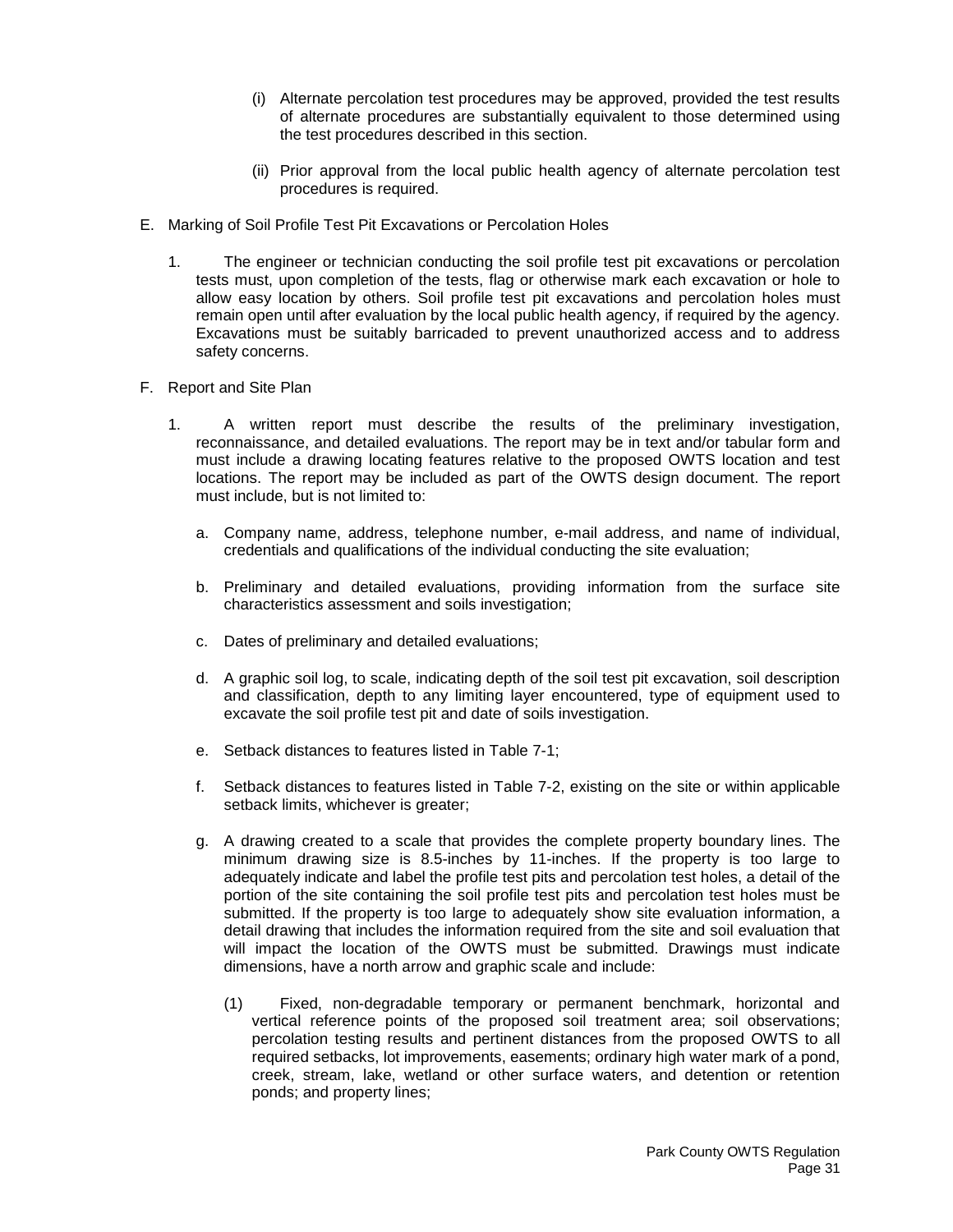(i) Alternate percolation test procedures may be approved, provided the test results of alternate procedures are substantially equivalent to those determined using the test procedures described in this section.

(ii) Prior approval from the local public health agency of alternate percolation test procedures is required.

E. Marking of Soil Profile Test Pit Excavations or Percolation Holes

1. The engineer or technician conducting the soil profile test pit excavations or percolation tests must, upon completion of the tests, flag or otherwise mark each excavation or hole to allow easy location by others. Soil profile test pit excavations and percolation holes must remain open until after evaluation by the local public health agency, if required by the agency. Excavations must be suitably barricaded to prevent unauthorized access and to address safety concerns.

F. Report and Site Plan

1. A written report must describe the results of the preliminary investigation, reconnaissance, and detailed evaluations. The report may be in text and/or tabular form and must include a drawing locating features relative to the proposed OWTS location and test locations. The report may be included as part of the OWTS design document. The report must include, but is not limited to:

   a. Company name, address, telephone number, e-mail address, and name of individual, credentials and qualifications of the individual conducting the site evaluation;

   b. Preliminary and detailed evaluations, providing information from the surface site characteristics assessment and soils investigation;

   c. Dates of preliminary and detailed evaluations;

   d. A graphic soil log, to scale, indicating depth of the soil test pit excavation, soil description and classification, depth to any limiting layer encountered, type of equipment used to excavate the soil profile test pit and date of soils investigation.

   e. Setback distances to features listed in Table 7-1;

   f. Setback distances to features listed in Table 7-2, existing on the site or within applicable setback limits, whichever is greater;

   g. A drawing created to a scale that provides the complete property boundary lines. The minimum drawing size is 8.5-inches by 11-inches. If the property is too large to adequately indicate and label the profile test pits and percolation test holes, a detail of the portion of the site containing the soil profile test pits and percolation test holes must be submitted. If the property is too large to adequately show site evaluation information, a detail drawing that includes the information required from the site and soil evaluation that will impact the location of the OWTS must be submitted. Drawings must indicate dimensions, have a north arrow and graphic scale and include:

      (1) Fixed, non-degradable temporary or permanent benchmark, horizontal and vertical reference points of the proposed soil treatment area; soil observations; percolation testing results and pertinent distances from the proposed OWTS to all required setbacks, lot improvements, easements; ordinary high water mark of a pond, creek, stream, lake, wetland or other surface waters, and detention or retention ponds; and property lines;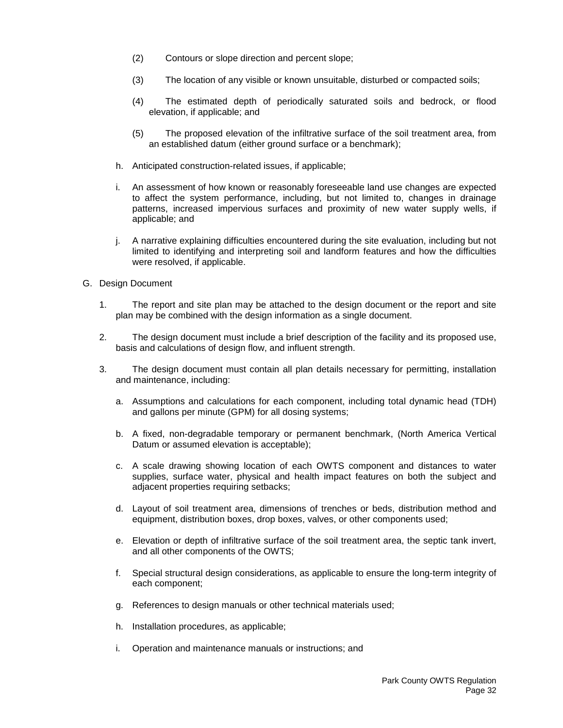(2) Contours or slope direction and percent slope;

(3) The location of any visible or known unsuitable, disturbed or compacted soils;

(4) The estimated depth of periodically saturated soils and bedrock, or flood elevation, if applicable; and

(5) The proposed elevation of the infiltrative surface of the soil treatment area, from an established datum (either ground surface or a benchmark);

h. Anticipated construction-related issues, if applicable;

i. An assessment of how known or reasonably foreseeable land use changes are expected to affect the system performance, including, but not limited to, changes in drainage patterns, increased impervious surfaces and proximity of new water supply wells, if applicable; and

j. A narrative explaining difficulties encountered during the site evaluation, including but not limited to identifying and interpreting soil and landform features and how the difficulties were resolved, if applicable.

G. Design Document

1. The report and site plan may be attached to the design document or the report and site plan may be combined with the design information as a single document.

2. The design document must include a brief description of the facility and its proposed use, basis and calculations of design flow, and influent strength.

3. The design document must contain all plan details necessary for permitting, installation and maintenance, including:

a. Assumptions and calculations for each component, including total dynamic head (TDH) and gallons per minute (GPM) for all dosing systems;

b. A fixed, non-degradable temporary or permanent benchmark, (North America Vertical Datum or assumed elevation is acceptable);

c. A scale drawing showing location of each OWTS component and distances to water supplies, surface water, physical and health impact features on both the subject and adjacent properties requiring setbacks;

d. Layout of soil treatment area, dimensions of trenches or beds, distribution method and equipment, distribution boxes, drop boxes, valves, or other components used;

e. Elevation or depth of infiltrative surface of the soil treatment area, the septic tank invert, and all other components of the OWTS;

f. Special structural design considerations, as applicable to ensure the long-term integrity of each component;

g. References to design manuals or other technical materials used;

h. Installation procedures, as applicable;

i. Operation and maintenance manuals or instructions; and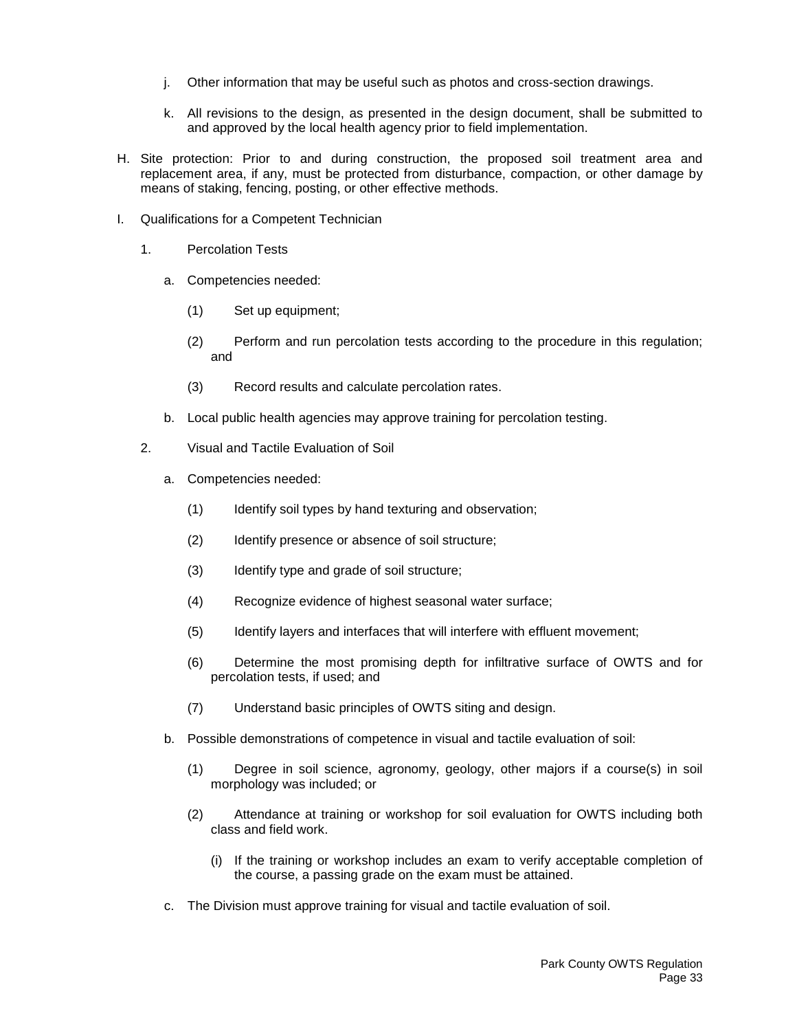j. Other information that may be useful such as photos and cross-section drawings.

k. All revisions to the design, as presented in the design document, shall be submitted to and approved by the local health agency prior to field implementation.

H. Site protection: Prior to and during construction, the proposed soil treatment area and replacement area, if any, must be protected from disturbance, compaction, or other damage by means of staking, fencing, posting, or other effective methods.

I. Qualifications for a Competent Technician

1. Percolation Tests

a. Competencies needed:

(1) Set up equipment;

(2) Perform and run percolation tests according to the procedure in this regulation; and

(3) Record results and calculate percolation rates.

b. Local public health agencies may approve training for percolation testing.

2. Visual and Tactile Evaluation of Soil

a. Competencies needed:

(1) Identify soil types by hand texturing and observation;

(2) Identify presence or absence of soil structure;

(3) Identify type and grade of soil structure;

(4) Recognize evidence of highest seasonal water surface;

(5) Identify layers and interfaces that will interfere with effluent movement;

(6) Determine the most promising depth for infiltrative surface of OWTS and for percolation tests, if used; and

(7) Understand basic principles of OWTS siting and design.

b. Possible demonstrations of competence in visual and tactile evaluation of soil:

(1) Degree in soil science, agronomy, geology, other majors if a course(s) in soil morphology was included; or

(2) Attendance at training or workshop for soil evaluation for OWTS including both class and field work.

(i) If the training or workshop includes an exam to verify acceptable completion of the course, a passing grade on the exam must be attained.

c. The Division must approve training for visual and tactile evaluation of soil.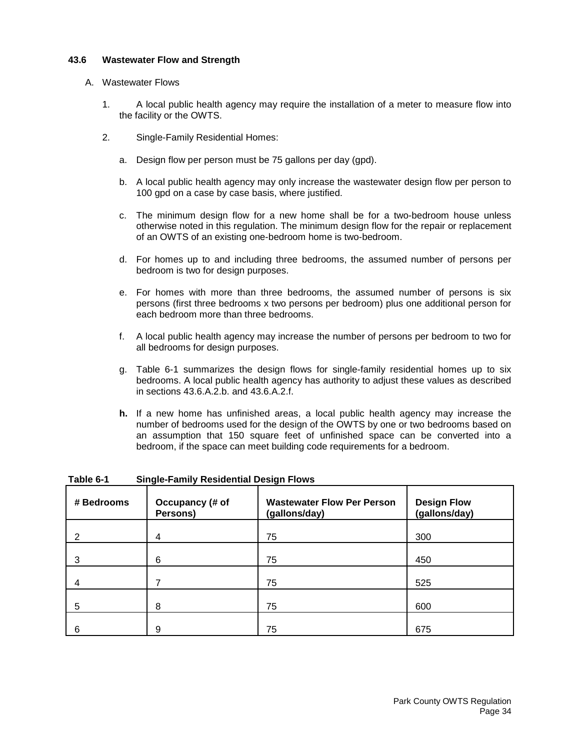### 43.6 Wastewater Flow and Strength

A. Wastewater Flows

1. A local public health agency may require the installation of a meter to measure flow into the facility or the OWTS.

2. Single-Family Residential Homes:

   a. Design flow per person must be 75 gallons per day (gpd).

   b. A local public health agency may only increase the wastewater design flow per person to 100 gpd on a case by case basis, where justified.

   c. The minimum design flow for a new home shall be for a two-bedroom house unless otherwise noted in this regulation. The minimum design flow for the repair or replacement of an OWTS of an existing one-bedroom home is two-bedroom.

   d. For homes up to and including three bedrooms, the assumed number of persons per bedroom is two for design purposes.

   e. For homes with more than three bedrooms, the assumed number of persons is six persons (first three bedrooms x two persons per bedroom) plus one additional person for each bedroom more than three bedrooms.

   f. A local public health agency may increase the number of persons per bedroom to two for all bedrooms for design purposes.

   g. Table 6-1 summarizes the design flows for single-family residential homes up to six bedrooms. A local public health agency has authority to adjust these values as described in sections 43.6.A.2.b. and 43.6.A.2.f.

   **h.** If a new home has unfinished areas, a local public health agency may increase the number of bedrooms used for the design of the OWTS by one or two bedrooms based on an assumption that 150 square feet of unfinished space can be converted into a bedroom, if the space can meet building code requirements for a bedroom.

**Table 6-1 Single-Family Residential Design Flows**

| # Bedrooms | Occupancy (# of Persons) | Wastewater Flow Per Person (gallons/day) | Design Flow (gallons/day) |
|---|---|---|---|
| 2 | 4 | 75 | 300 |
| 3 | 6 | 75 | 450 |
| 4 | 7 | 75 | 525 |
| 5 | 8 | 75 | 600 |
| 6 | 9 | 75 | 675 |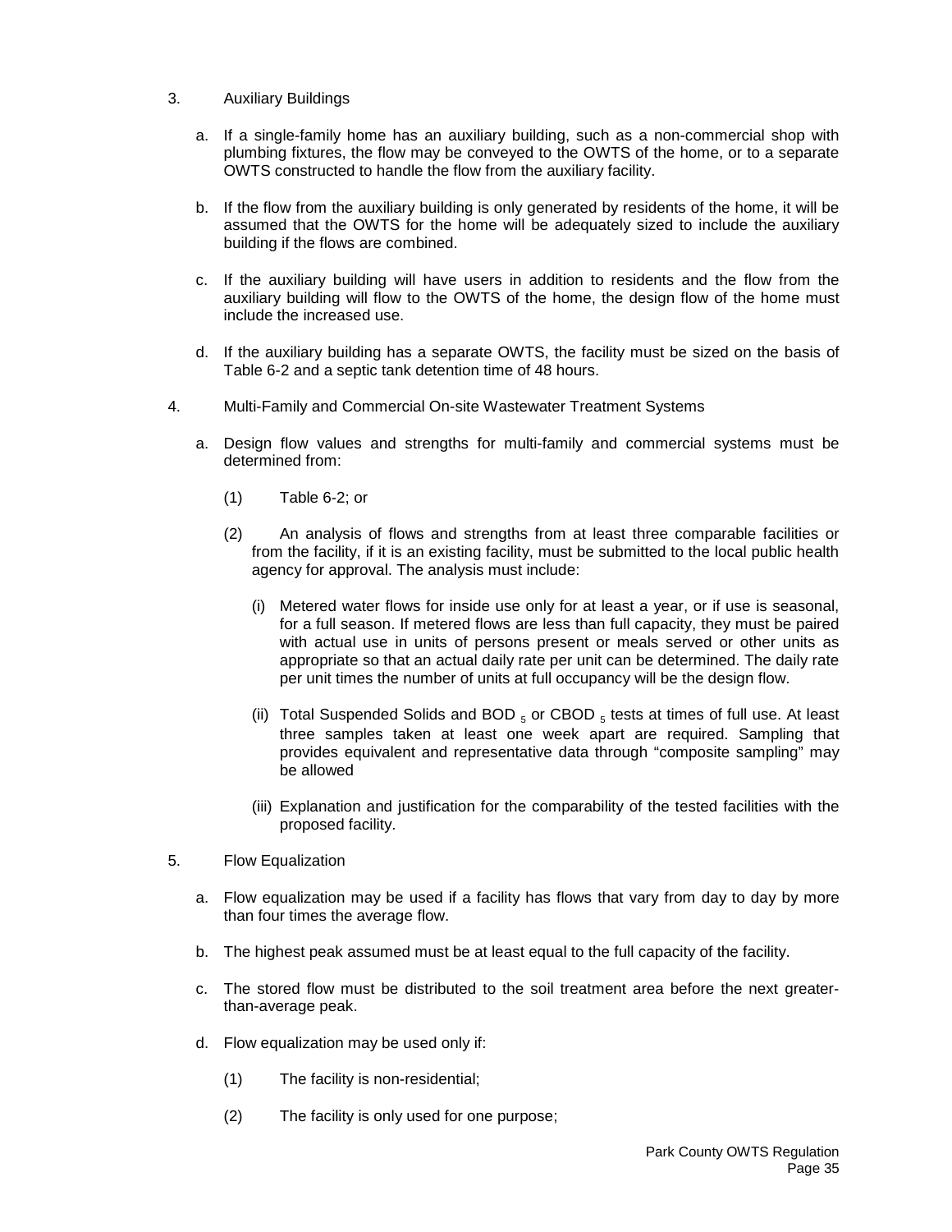3. Auxiliary Buildings

   a. If a single-family home has an auxiliary building, such as a non-commercial shop with plumbing fixtures, the flow may be conveyed to the OWTS of the home, or to a separate OWTS constructed to handle the flow from the auxiliary facility.

   b. If the flow from the auxiliary building is only generated by residents of the home, it will be assumed that the OWTS for the home will be adequately sized to include the auxiliary building if the flows are combined.

   c. If the auxiliary building will have users in addition to residents and the flow from the auxiliary building will flow to the OWTS of the home, the design flow of the home must include the increased use.

   d. If the auxiliary building has a separate OWTS, the facility must be sized on the basis of Table 6-2 and a septic tank detention time of 48 hours.

4. Multi-Family and Commercial On-site Wastewater Treatment Systems

   a. Design flow values and strengths for multi-family and commercial systems must be determined from:

      (1) Table 6-2; or

      (2) An analysis of flows and strengths from at least three comparable facilities or from the facility, if it is an existing facility, must be submitted to the local public health agency for approval. The analysis must include:

         (i) Metered water flows for inside use only for at least a year, or if use is seasonal, for a full season. If metered flows are less than full capacity, they must be paired with actual use in units of persons present or meals served or other units as appropriate so that an actual daily rate per unit can be determined. The daily rate per unit times the number of units at full occupancy will be the design flow.

         (ii) Total Suspended Solids and $BOD_5$ or $CBOD_5$ tests at times of full use. At least three samples taken at least one week apart are required. Sampling that provides equivalent and representative data through "composite sampling" may be allowed

         (iii) Explanation and justification for the comparability of the tested facilities with the proposed facility.

5. Flow Equalization

   a. Flow equalization may be used if a facility has flows that vary from day to day by more than four times the average flow.

   b. The highest peak assumed must be at least equal to the full capacity of the facility.

   c. The stored flow must be distributed to the soil treatment area before the next greater-than-average peak.

   d. Flow equalization may be used only if:

      (1) The facility is non-residential;

      (2) The facility is only used for one purpose;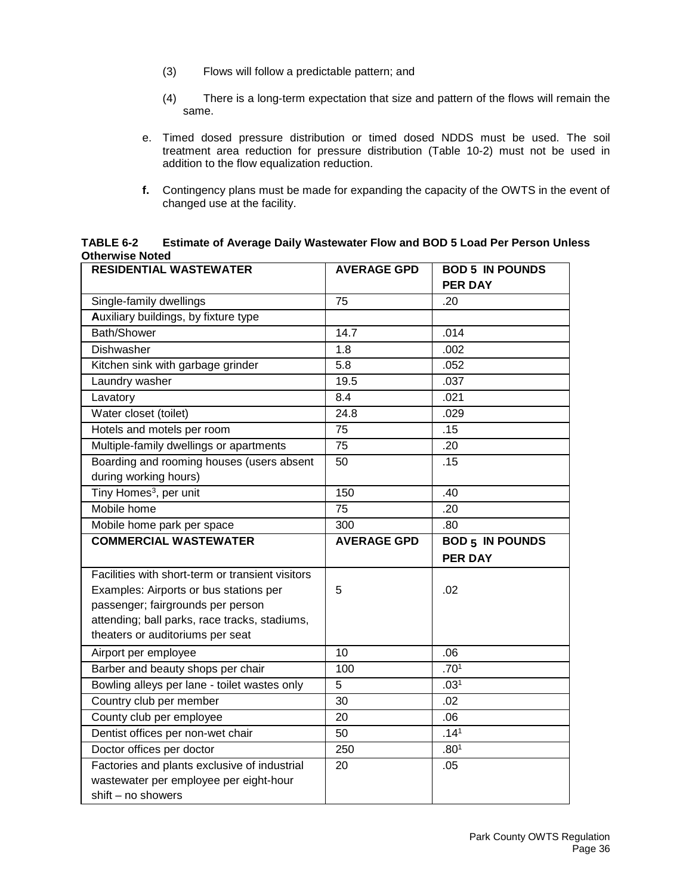(3) Flows will follow a predictable pattern; and

(4) There is a long-term expectation that size and pattern of the flows will remain the same.

e. Timed dosed pressure distribution or timed dosed NDDS must be used. The soil treatment area reduction for pressure distribution (Table 10-2) must not be used in addition to the flow equalization reduction.

**f.** Contingency plans must be made for expanding the capacity of the OWTS in the event of changed use at the facility.

**TABLE 6-2 Estimate of Average Daily Wastewater Flow and BOD 5 Load Per Person Unless Otherwise Noted**

| RESIDENTIAL WASTEWATER | AVERAGE GPD | BOD 5 IN POUNDS PER DAY |
|---|---|---|
| Single-family dwellings | 75 | .20 |
| **A**uxiliary buildings, by fixture type | | |
| Bath/Shower | 14.7 | .014 |
| Dishwasher | 1.8 | .002 |
| Kitchen sink with garbage grinder | 5.8 | .052 |
| Laundry washer | 19.5 | .037 |
| Lavatory | 8.4 | .021 |
| Water closet (toilet) | 24.8 | .029 |
| Hotels and motels per room | 75 | .15 |
| Multiple-family dwellings or apartments | 75 | .20 |
| Boarding and rooming houses (users absent during working hours) | 50 | .15 |
| Tiny Homes[3], per unit | 150 | .40 |
| Mobile home | 75 | .20 |
| Mobile home park per space | 300 | .80 |
| **COMMERCIAL WASTEWATER** | **AVERAGE GPD** | **$BOD_5$ IN POUNDS PER DAY** |
| Facilities with short-term or transient visitors Examples: Airports or bus stations per passenger; fairgrounds per person attending; ball parks, race tracks, stadiums, theaters or auditoriums per seat | 5 | .02 |
| Airport per employee | 10 | .06 |
| Barber and beauty shops per chair | 100 | .70[1] |
| Bowling alleys per lane - toilet wastes only | 5 | .03[1] |
| Country club per member | 30 | .02 |
| County club per employee | 20 | .06 |
| Dentist offices per non-wet chair | 50 | .14[1] |
| Doctor offices per doctor | 250 | .80[1] |
| Factories and plants exclusive of industrial wastewater per employee per eight-hour shift – no showers | 20 | .05 |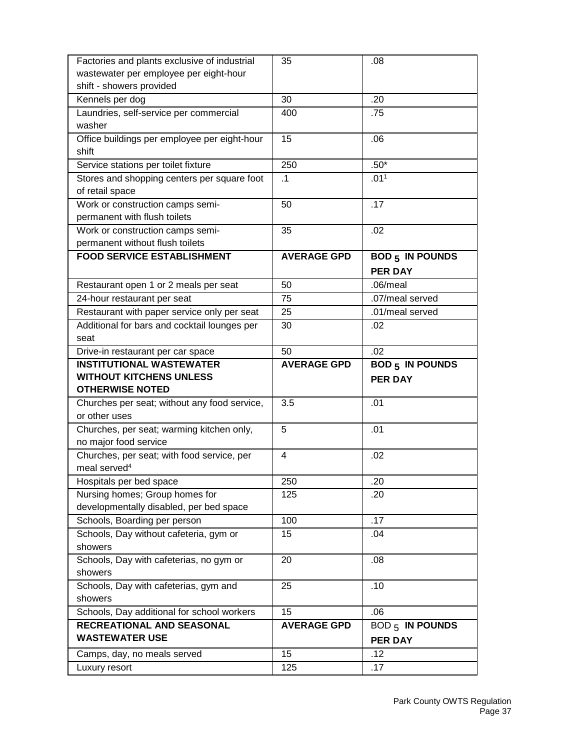| | | |
|---|---|---|
| Factories and plants exclusive of industrial wastewater per employee per eight-hour shift - showers provided | 35 | .08 |
| Kennels per dog | 30 | .20 |
| Laundries, self-service per commercial washer | 400 | .75 |
| Office buildings per employee per eight-hour shift | 15 | .06 |
| Service stations per toilet fixture | 250 | .50* |
| Stores and shopping centers per square foot of retail space | .1 | .01[1] |
| Work or construction camps semi-permanent with flush toilets | 50 | .17 |
| Work or construction camps semi-permanent without flush toilets | 35 | .02 |
| **FOOD SERVICE ESTABLISHMENT** | **AVERAGE GPD** | **$BOD_5$ IN POUNDS PER DAY** |
| Restaurant open 1 or 2 meals per seat | 50 | .06/meal |
| 24-hour restaurant per seat | 75 | .07/meal served |
| Restaurant with paper service only per seat | 25 | .01/meal served |
| Additional for bars and cocktail lounges per seat | 30 | .02 |
| Drive-in restaurant per car space | 50 | .02 |
| **INSTITUTIONAL WASTEWATER WITHOUT KITCHENS UNLESS OTHERWISE NOTED** | **AVERAGE GPD** | **$BOD_5$ IN POUNDS PER DAY** |
| Churches per seat; without any food service, or other uses | 3.5 | .01 |
| Churches, per seat; warming kitchen only, no major food service | 5 | .01 |
| Churches, per seat; with food service, per meal served[4] | 4 | .02 |
| Hospitals per bed space | 250 | .20 |
| Nursing homes; Group homes for developmentally disabled, per bed space | 125 | .20 |
| Schools, Boarding per person | 100 | .17 |
| Schools, Day without cafeteria, gym or showers | 15 | .04 |
| Schools, Day with cafeterias, no gym or showers | 20 | .08 |
| Schools, Day with cafeterias, gym and showers | 25 | .10 |
| Schools, Day additional for school workers | 15 | .06 |
| **RECREATIONAL AND SEASONAL WASTEWATER USE** | **AVERAGE GPD** | $BOD_5$ **IN POUNDS PER DAY** |
| Camps, day, no meals served | 15 | .12 |
| Luxury resort | 125 | .17 |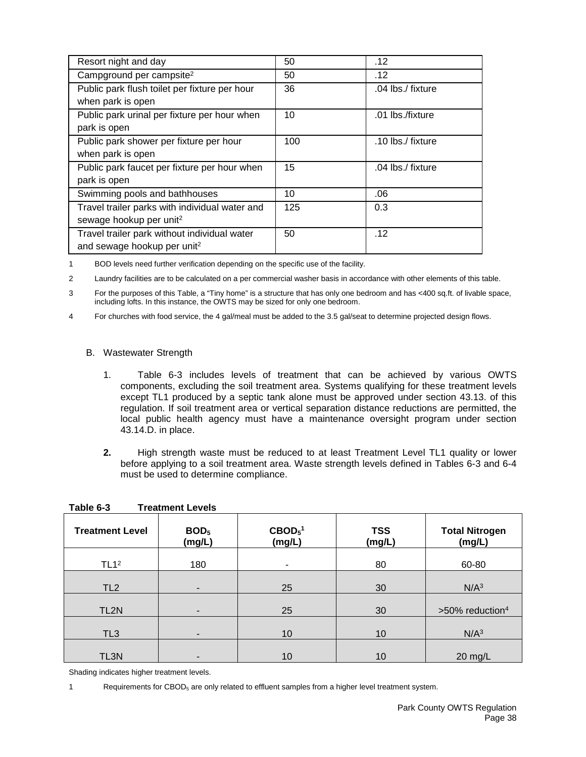| Resort night and day | 50 | .12 |
|---|---|---|
| Campground per campsite[2] | 50 | .12 |
| Public park flush toilet per fixture per hour when park is open | 36 | .04 lbs./ fixture |
| Public park urinal per fixture per hour when park is open | 10 | .01 lbs./fixture |
| Public park shower per fixture per hour when park is open | 100 | .10 lbs./ fixture |
| Public park faucet per fixture per hour when park is open | 15 | .04 lbs./ fixture |
| Swimming pools and bathhouses | 10 | .06 |
| Travel trailer parks with individual water and sewage hookup per unit[2] | 125 | 0.3 |
| Travel trailer park without individual water and sewage hookup per unit[2] | 50 | .12 |

1 BOD levels need further verification depending on the specific use of the facility.

2 Laundry facilities are to be calculated on a per commercial washer basis in accordance with other elements of this table.

3 For the purposes of this Table, a "Tiny home" is a structure that has only one bedroom and has <400 sq.ft. of livable space, including lofts. In this instance, the OWTS may be sized for only one bedroom.

4 For churches with food service, the 4 gal/meal must be added to the 3.5 gal/seat to determine projected design flows.

B. Wastewater Strength

1. Table 6-3 includes levels of treatment that can be achieved by various OWTS components, excluding the soil treatment area. Systems qualifying for these treatment levels except TL1 produced by a septic tank alone must be approved under section 43.13. of this regulation. If soil treatment area or vertical separation distance reductions are permitted, the local public health agency must have a maintenance oversight program under section 43.14.D. in place.

**2.** High strength waste must be reduced to at least Treatment Level TL1 quality or lower before applying to a soil treatment area. Waste strength levels defined in Tables 6-3 and 6-4 must be used to determine compliance.

**Table 6-3 Treatment Levels**

| Treatment Level | $BOD_5$ (mg/L) | $CBOD_5$[1] (mg/L) | TSS (mg/L) | Total Nitrogen (mg/L) |
|---|---|---|---|---|
| TL1[2] | 180 | - | 80 | 60-80 |
| TL2 | - | 25 | 30 | N/A[3] |
| TL2N | - | 25 | 30 | >50% reduction[4] |
| TL3 | - | 10 | 10 | N/A[3] |
| TL3N | - | 10 | 10 | 20 mg/L |

Shading indicates higher treatment levels.

1 Requirements for $CBOD_5$ are only related to effluent samples from a higher level treatment system.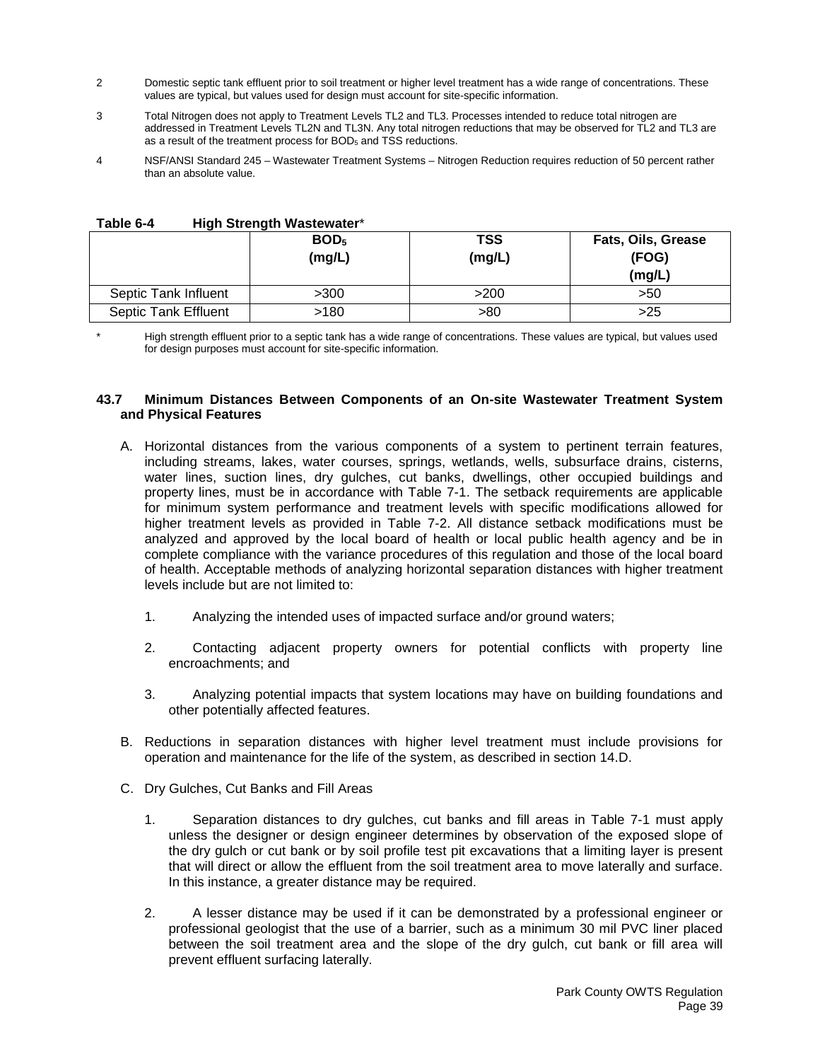2 Domestic septic tank effluent prior to soil treatment or higher level treatment has a wide range of concentrations. These values are typical, but values used for design must account for site-specific information.

3 Total Nitrogen does not apply to Treatment Levels TL2 and TL3. Processes intended to reduce total nitrogen are addressed in Treatment Levels TL2N and TL3N. Any total nitrogen reductions that may be observed for TL2 and TL3 are as a result of the treatment process for $BOD_5$ and TSS reductions.

4 NSF/ANSI Standard 245 – Wastewater Treatment Systems – Nitrogen Reduction requires reduction of 50 percent rather than an absolute value.

**Table 6-4 High Strength Wastewater***

| | $BOD_5$ (mg/L) | TSS (mg/L) | Fats, Oils, Grease (FOG) (mg/L) |
|---|---|---|---|
| Septic Tank Influent | >300 | >200 | >50 |
| Septic Tank Effluent | >180 | >80 | >25 |

\* High strength effluent prior to a septic tank has a wide range of concentrations. These values are typical, but values used for design purposes must account for site-specific information.

### 43.7 Minimum Distances Between Components of an On-site Wastewater Treatment System and Physical Features

A. Horizontal distances from the various components of a system to pertinent terrain features, including streams, lakes, water courses, springs, wetlands, wells, subsurface drains, cisterns, water lines, suction lines, dry gulches, cut banks, dwellings, other occupied buildings and property lines, must be in accordance with Table 7-1. The setback requirements are applicable for minimum system performance and treatment levels with specific modifications allowed for higher treatment levels as provided in Table 7-2. All distance setback modifications must be analyzed and approved by the local board of health or local public health agency and be in complete compliance with the variance procedures of this regulation and those of the local board of health. Acceptable methods of analyzing horizontal separation distances with higher treatment levels include but are not limited to:

1. Analyzing the intended uses of impacted surface and/or ground waters;

2. Contacting adjacent property owners for potential conflicts with property line encroachments; and

3. Analyzing potential impacts that system locations may have on building foundations and other potentially affected features.

B. Reductions in separation distances with higher level treatment must include provisions for operation and maintenance for the life of the system, as described in section 14.D.

C. Dry Gulches, Cut Banks and Fill Areas

1. Separation distances to dry gulches, cut banks and fill areas in Table 7-1 must apply unless the designer or design engineer determines by observation of the exposed slope of the dry gulch or cut bank or by soil profile test pit excavations that a limiting layer is present that will direct or allow the effluent from the soil treatment area to move laterally and surface. In this instance, a greater distance may be required.

2. A lesser distance may be used if it can be demonstrated by a professional engineer or professional geologist that the use of a barrier, such as a minimum 30 mil PVC liner placed between the soil treatment area and the slope of the dry gulch, cut bank or fill area will prevent effluent surfacing laterally.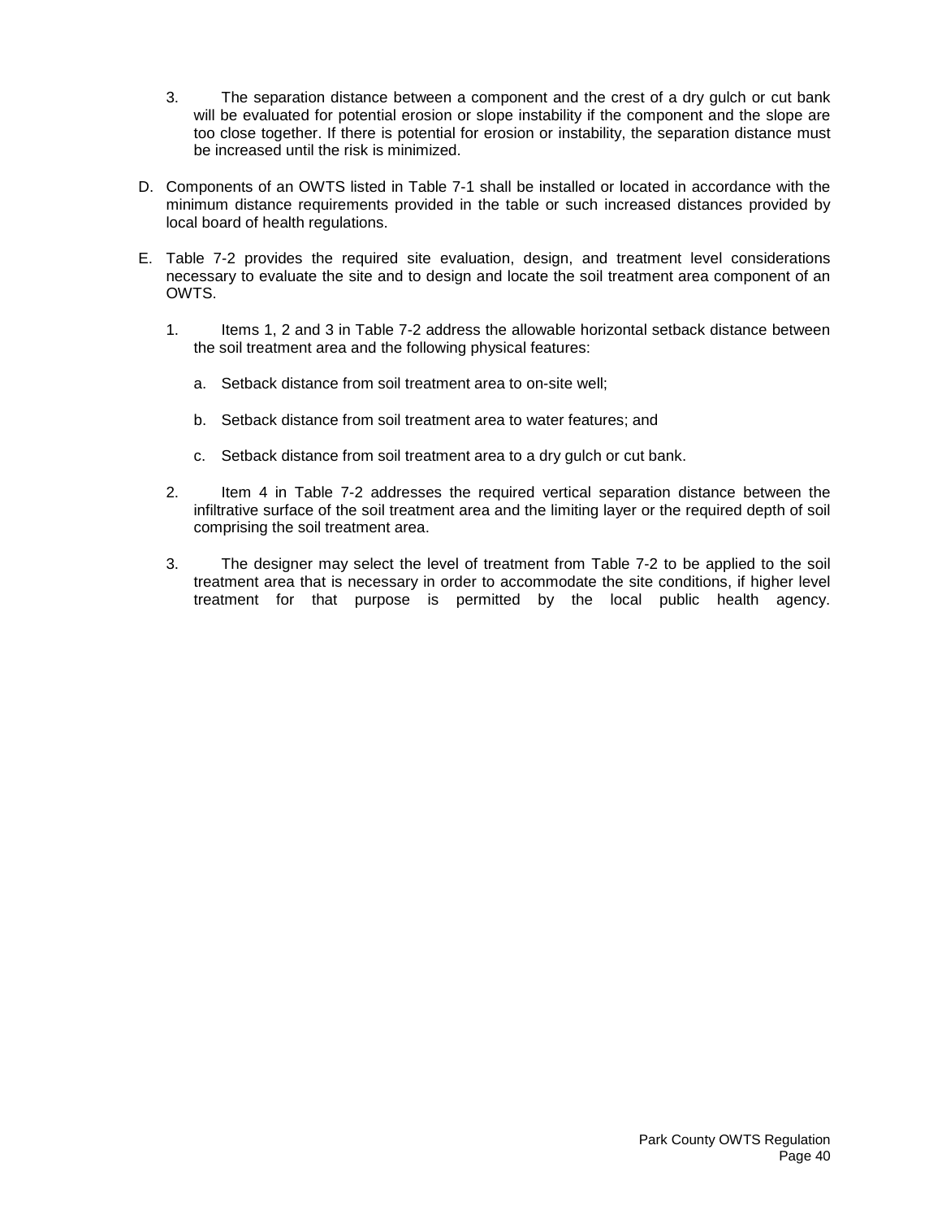3. The separation distance between a component and the crest of a dry gulch or cut bank will be evaluated for potential erosion or slope instability if the component and the slope are too close together. If there is potential for erosion or instability, the separation distance must be increased until the risk is minimized.

D. Components of an OWTS listed in Table 7-1 shall be installed or located in accordance with the minimum distance requirements provided in the table or such increased distances provided by local board of health regulations.

E. Table 7-2 provides the required site evaluation, design, and treatment level considerations necessary to evaluate the site and to design and locate the soil treatment area component of an OWTS.

   1. Items 1, 2 and 3 in Table 7-2 address the allowable horizontal setback distance between the soil treatment area and the following physical features:

      a. Setback distance from soil treatment area to on-site well;

      b. Setback distance from soil treatment area to water features; and

      c. Setback distance from soil treatment area to a dry gulch or cut bank.

   2. Item 4 in Table 7-2 addresses the required vertical separation distance between the infiltrative surface of the soil treatment area and the limiting layer or the required depth of soil comprising the soil treatment area.

   3. The designer may select the level of treatment from Table 7-2 to be applied to the soil treatment area that is necessary in order to accommodate the site conditions, if higher level treatment for that purpose is permitted by the local public health agency.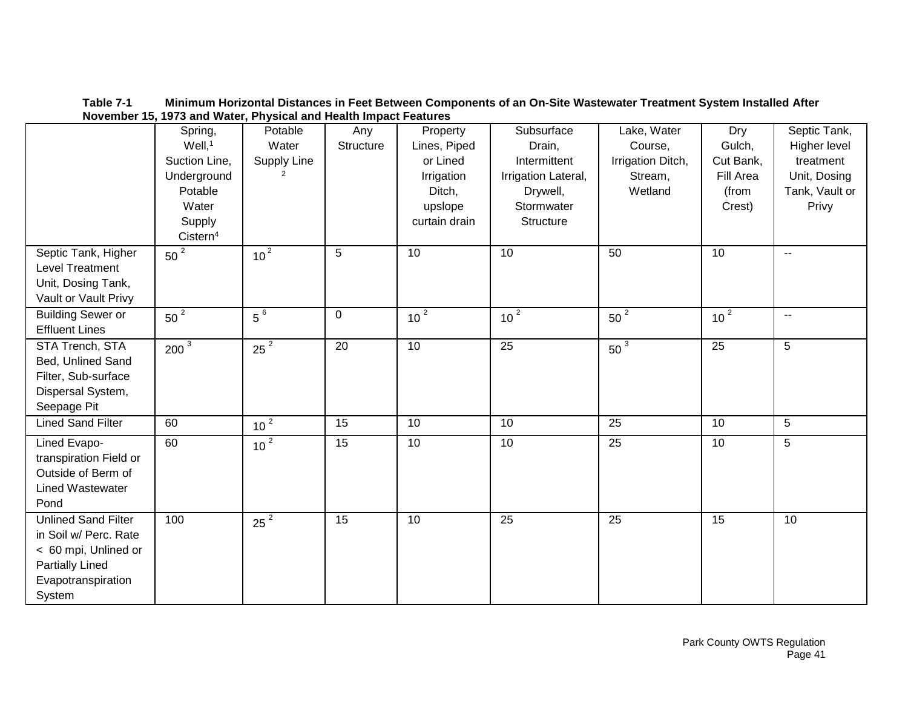**Table 7-1 Minimum Horizontal Distances in Feet Between Components of an On-Site Wastewater Treatment System Installed After November 15, 1973 and Water, Physical and Health Impact Features**

| | Spring, Well,[1] Suction Line, Underground Potable Water Supply Cistern[4] | Potable Water Supply Line [2] | Any Structure | Property Lines, Piped or Lined Irrigation Ditch, upslope curtain drain | Subsurface Drain, Intermittent Irrigation Lateral, Drywell, Stormwater Structure | Lake, Water Course, Irrigation Ditch, Stream, Wetland | Dry Gulch, Cut Bank, Fill Area (from Crest) | Septic Tank, Higher level treatment Unit, Dosing Tank, Vault or Privy |
|---|---|---|---|---|---|---|---|---|
| Septic Tank, Higher Level Treatment Unit, Dosing Tank, Vault or Vault Privy | 50 [2] | 10 [2] | 5 | 10 | 10 | 50 | 10 | -- |
| Building Sewer or Effluent Lines | 50 [2] | 5 [6] | 0 | 10 [2] | 10 [2] | 50 [2] | 10 [2] | -- |
| STA Trench, STA Bed, Unlined Sand Filter, Sub-surface Dispersal System, Seepage Pit | 200 [3] | 25 [2] | 20 | 10 | 25 | 50 [3] | 25 | 5 |
| Lined Sand Filter | 60 | 10 [2] | 15 | 10 | 10 | 25 | 10 | 5 |
| Lined Evapo-transpiration Field or Outside of Berm of Lined Wastewater Pond | 60 | 10 [2] | 15 | 10 | 10 | 25 | 10 | 5 |
| Unlined Sand Filter in Soil w/ Perc. Rate < 60 mpi, Unlined or Partially Lined Evapotranspiration System | 100 | 25 [2] | 15 | 10 | 25 | 25 | 15 | 10 |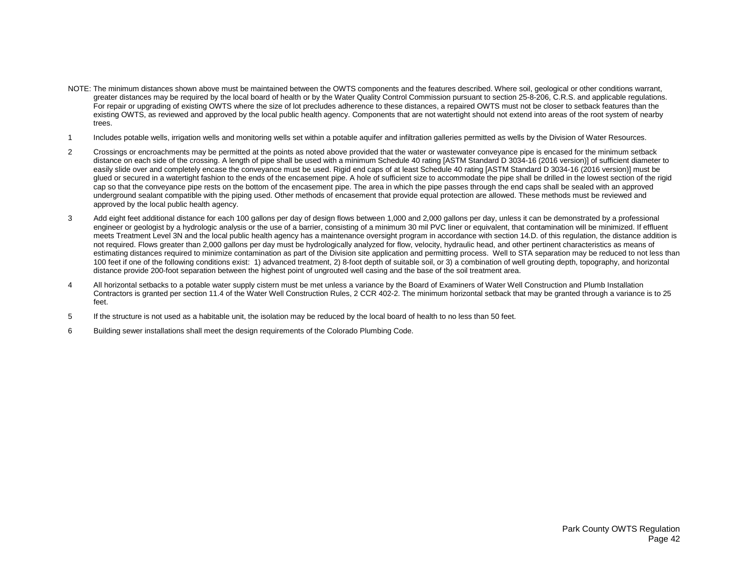NOTE: The minimum distances shown above must be maintained between the OWTS components and the features described. Where soil, geological or other conditions warrant, greater distances may be required by the local board of health or by the Water Quality Control Commission pursuant to section 25-8-206, C.R.S. and applicable regulations. For repair or upgrading of existing OWTS where the size of lot precludes adherence to these distances, a repaired OWTS must not be closer to setback features than the existing OWTS, as reviewed and approved by the local public health agency. Components that are not watertight should not extend into areas of the root system of nearby trees.

1 Includes potable wells, irrigation wells and monitoring wells set within a potable aquifer and infiltration galleries permitted as wells by the Division of Water Resources.

2 Crossings or encroachments may be permitted at the points as noted above provided that the water or wastewater conveyance pipe is encased for the minimum setback distance on each side of the crossing. A length of pipe shall be used with a minimum Schedule 40 rating [ASTM Standard D 3034-16 (2016 version)] of sufficient diameter to easily slide over and completely encase the conveyance must be used. Rigid end caps of at least Schedule 40 rating [ASTM Standard D 3034-16 (2016 version)] must be glued or secured in a watertight fashion to the ends of the encasement pipe. A hole of sufficient size to accommodate the pipe shall be drilled in the lowest section of the rigid cap so that the conveyance pipe rests on the bottom of the encasement pipe. The area in which the pipe passes through the end caps shall be sealed with an approved underground sealant compatible with the piping used. Other methods of encasement that provide equal protection are allowed. These methods must be reviewed and approved by the local public health agency.

3 Add eight feet additional distance for each 100 gallons per day of design flows between 1,000 and 2,000 gallons per day, unless it can be demonstrated by a professional engineer or geologist by a hydrologic analysis or the use of a barrier, consisting of a minimum 30 mil PVC liner or equivalent, that contamination will be minimized. If effluent meets Treatment Level 3N and the local public health agency has a maintenance oversight program in accordance with section 14.D. of this regulation, the distance addition is not required. Flows greater than 2,000 gallons per day must be hydrologically analyzed for flow, velocity, hydraulic head, and other pertinent characteristics as means of estimating distances required to minimize contamination as part of the Division site application and permitting process. Well to STA separation may be reduced to not less than 100 feet if one of the following conditions exist: 1) advanced treatment, 2) 8-foot depth of suitable soil, or 3) a combination of well grouting depth, topography, and horizontal distance provide 200-foot separation between the highest point of ungrouted well casing and the base of the soil treatment area.

4 All horizontal setbacks to a potable water supply cistern must be met unless a variance by the Board of Examiners of Water Well Construction and Plumb Installation Contractors is granted per section 11.4 of the Water Well Construction Rules, 2 CCR 402-2. The minimum horizontal setback that may be granted through a variance is to 25 feet.

5 If the structure is not used as a habitable unit, the isolation may be reduced by the local board of health to no less than 50 feet.

6 Building sewer installations shall meet the design requirements of the Colorado Plumbing Code.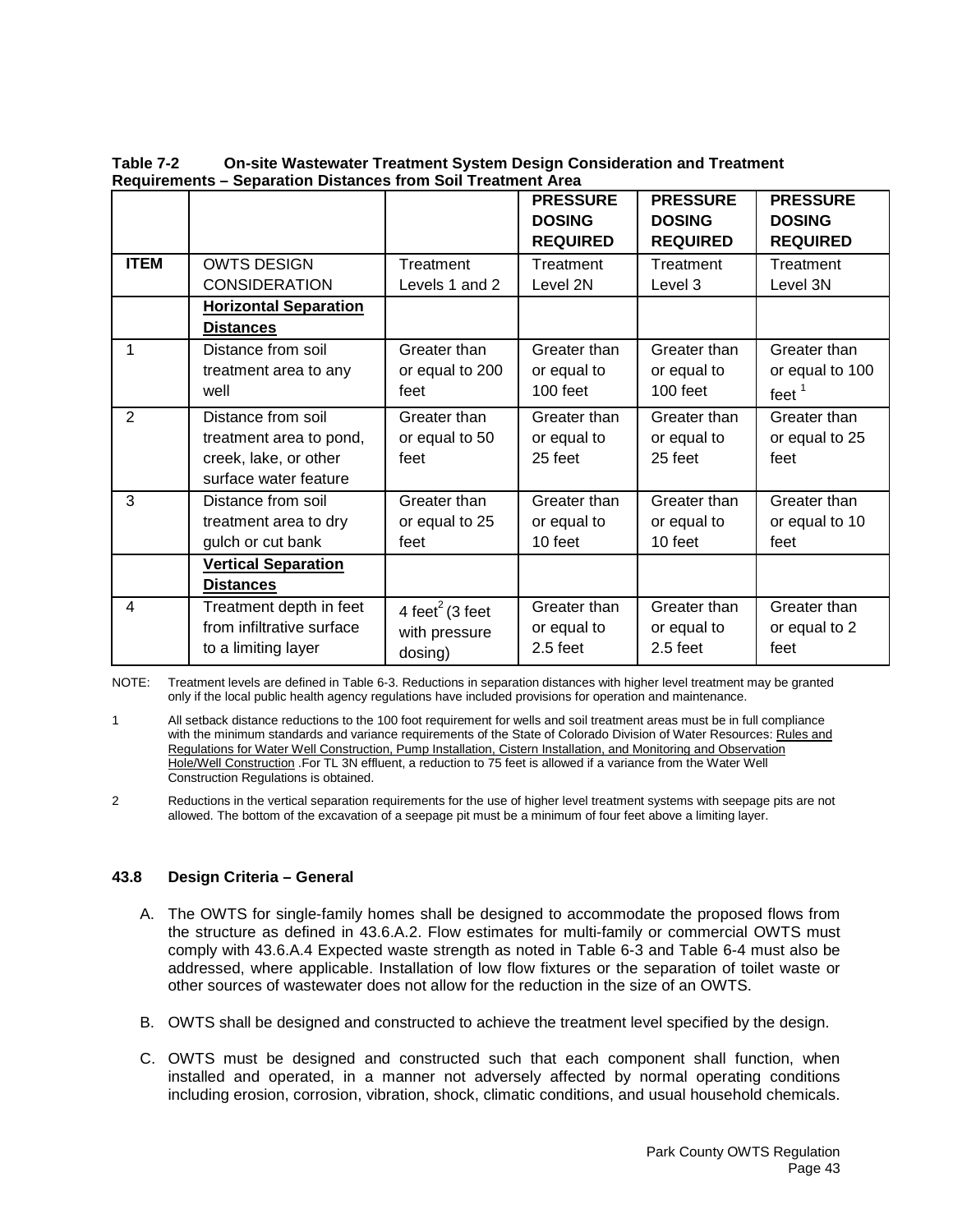**Table 7-2 On-site Wastewater Treatment System Design Consideration and Treatment Requirements – Separation Distances from Soil Treatment Area**

| | | | PRESSURE DOSING REQUIRED | PRESSURE DOSING REQUIRED | PRESSURE DOSING REQUIRED |
|---|---|---|---|---|---|
| **ITEM** | OWTS DESIGN CONSIDERATION | Treatment Levels 1 and 2 | Treatment Level 2N | Treatment Level 3 | Treatment Level 3N |
| | **Horizontal Separation Distances** | | | | |
| 1 | Distance from soil treatment area to any well | Greater than or equal to 200 feet | Greater than or equal to 100 feet | Greater than or equal to 100 feet | Greater than or equal to 100 feet [1] |
| 2 | Distance from soil treatment area to pond, creek, lake, or other surface water feature | Greater than or equal to 50 feet | Greater than or equal to 25 feet | Greater than or equal to 25 feet | Greater than or equal to 25 feet |
| 3 | Distance from soil treatment area to dry gulch or cut bank | Greater than or equal to 25 feet | Greater than or equal to 10 feet | Greater than or equal to 10 feet | Greater than or equal to 10 feet |
| | **Vertical Separation Distances** | | | | |
| 4 | Treatment depth in feet from infiltrative surface to a limiting layer | 4 feet[2] (3 feet with pressure dosing) | Greater than or equal to 2.5 feet | Greater than or equal to 2.5 feet | Greater than or equal to 2 feet |

NOTE: Treatment levels are defined in Table 6-3. Reductions in separation distances with higher level treatment may be granted only if the local public health agency regulations have included provisions for operation and maintenance.

1 All setback distance reductions to the 100 foot requirement for wells and soil treatment areas must be in full compliance with the minimum standards and variance requirements of the State of Colorado Division of Water Resources: Rules and Regulations for Water Well Construction, Pump Installation, Cistern Installation, and Monitoring and Observation Hole/Well Construction .For TL 3N effluent, a reduction to 75 feet is allowed if a variance from the Water Well Construction Regulations is obtained.

2 Reductions in the vertical separation requirements for the use of higher level treatment systems with seepage pits are not allowed. The bottom of the excavation of a seepage pit must be a minimum of four feet above a limiting layer.

### 43.8 Design Criteria – General

A. The OWTS for single-family homes shall be designed to accommodate the proposed flows from the structure as defined in 43.6.A.2. Flow estimates for multi-family or commercial OWTS must comply with 43.6.A.4 Expected waste strength as noted in Table 6-3 and Table 6-4 must also be addressed, where applicable. Installation of low flow fixtures or the separation of toilet waste or other sources of wastewater does not allow for the reduction in the size of an OWTS.

B. OWTS shall be designed and constructed to achieve the treatment level specified by the design.

C. OWTS must be designed and constructed such that each component shall function, when installed and operated, in a manner not adversely affected by normal operating conditions including erosion, corrosion, vibration, shock, climatic conditions, and usual household chemicals.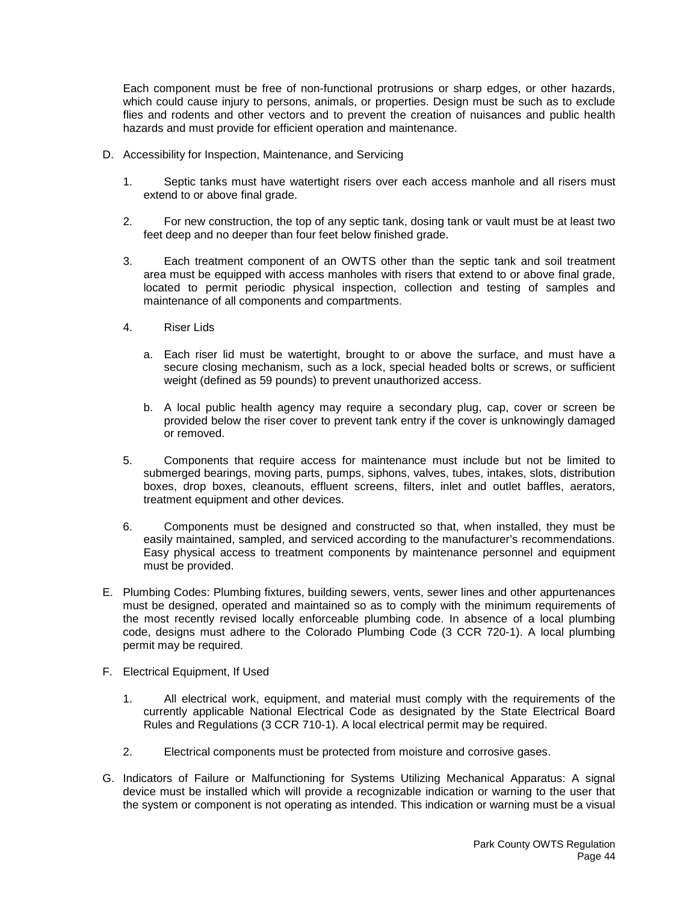Each component must be free of non-functional protrusions or sharp edges, or other hazards, which could cause injury to persons, animals, or properties. Design must be such as to exclude flies and rodents and other vectors and to prevent the creation of nuisances and public health hazards and must provide for efficient operation and maintenance.

D. Accessibility for Inspection, Maintenance, and Servicing

1. Septic tanks must have watertight risers over each access manhole and all risers must extend to or above final grade.

2. For new construction, the top of any septic tank, dosing tank or vault must be at least two feet deep and no deeper than four feet below finished grade.

3. Each treatment component of an OWTS other than the septic tank and soil treatment area must be equipped with access manholes with risers that extend to or above final grade, located to permit periodic physical inspection, collection and testing of samples and maintenance of all components and compartments.

4. Riser Lids

   a. Each riser lid must be watertight, brought to or above the surface, and must have a secure closing mechanism, such as a lock, special headed bolts or screws, or sufficient weight (defined as 59 pounds) to prevent unauthorized access.

   b. A local public health agency may require a secondary plug, cap, cover or screen be provided below the riser cover to prevent tank entry if the cover is unknowingly damaged or removed.

5. Components that require access for maintenance must include but not be limited to submerged bearings, moving parts, pumps, siphons, valves, tubes, intakes, slots, distribution boxes, drop boxes, cleanouts, effluent screens, filters, inlet and outlet baffles, aerators, treatment equipment and other devices.

6. Components must be designed and constructed so that, when installed, they must be easily maintained, sampled, and serviced according to the manufacturer's recommendations. Easy physical access to treatment components by maintenance personnel and equipment must be provided.

E. Plumbing Codes: Plumbing fixtures, building sewers, vents, sewer lines and other appurtenances must be designed, operated and maintained so as to comply with the minimum requirements of the most recently revised locally enforceable plumbing code. In absence of a local plumbing code, designs must adhere to the Colorado Plumbing Code (3 CCR 720-1). A local plumbing permit may be required.

F. Electrical Equipment, If Used

1. All electrical work, equipment, and material must comply with the requirements of the currently applicable National Electrical Code as designated by the State Electrical Board Rules and Regulations (3 CCR 710-1). A local electrical permit may be required.

2. Electrical components must be protected from moisture and corrosive gases.

G. Indicators of Failure or Malfunctioning for Systems Utilizing Mechanical Apparatus: A signal device must be installed which will provide a recognizable indication or warning to the user that the system or component is not operating as intended. This indication or warning must be a visual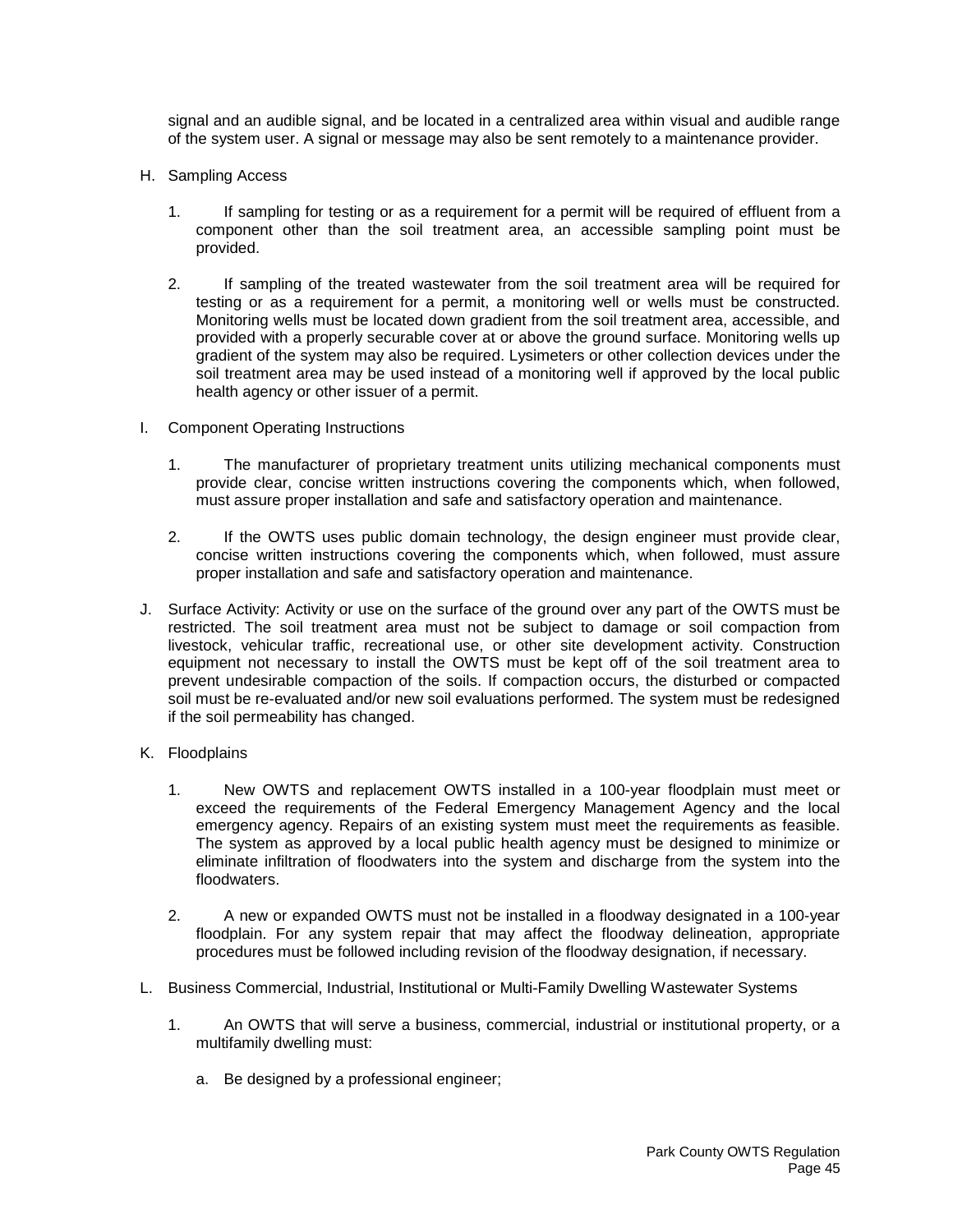signal and an audible signal, and be located in a centralized area within visual and audible range of the system user. A signal or message may also be sent remotely to a maintenance provider.

H. Sampling Access

1. If sampling for testing or as a requirement for a permit will be required of effluent from a component other than the soil treatment area, an accessible sampling point must be provided.

2. If sampling of the treated wastewater from the soil treatment area will be required for testing or as a requirement for a permit, a monitoring well or wells must be constructed. Monitoring wells must be located down gradient from the soil treatment area, accessible, and provided with a properly securable cover at or above the ground surface. Monitoring wells up gradient of the system may also be required. Lysimeters or other collection devices under the soil treatment area may be used instead of a monitoring well if approved by the local public health agency or other issuer of a permit.

I. Component Operating Instructions

1. The manufacturer of proprietary treatment units utilizing mechanical components must provide clear, concise written instructions covering the components which, when followed, must assure proper installation and safe and satisfactory operation and maintenance.

2. If the OWTS uses public domain technology, the design engineer must provide clear, concise written instructions covering the components which, when followed, must assure proper installation and safe and satisfactory operation and maintenance.

J. Surface Activity: Activity or use on the surface of the ground over any part of the OWTS must be restricted. The soil treatment area must not be subject to damage or soil compaction from livestock, vehicular traffic, recreational use, or other site development activity. Construction equipment not necessary to install the OWTS must be kept off of the soil treatment area to prevent undesirable compaction of the soils. If compaction occurs, the disturbed or compacted soil must be re-evaluated and/or new soil evaluations performed. The system must be redesigned if the soil permeability has changed.

K. Floodplains

1. New OWTS and replacement OWTS installed in a 100-year floodplain must meet or exceed the requirements of the Federal Emergency Management Agency and the local emergency agency. Repairs of an existing system must meet the requirements as feasible. The system as approved by a local public health agency must be designed to minimize or eliminate infiltration of floodwaters into the system and discharge from the system into the floodwaters.

2. A new or expanded OWTS must not be installed in a floodway designated in a 100-year floodplain. For any system repair that may affect the floodway delineation, appropriate procedures must be followed including revision of the floodway designation, if necessary.

L. Business Commercial, Industrial, Institutional or Multi-Family Dwelling Wastewater Systems

1. An OWTS that will serve a business, commercial, industrial or institutional property, or a multifamily dwelling must:

   a. Be designed by a professional engineer;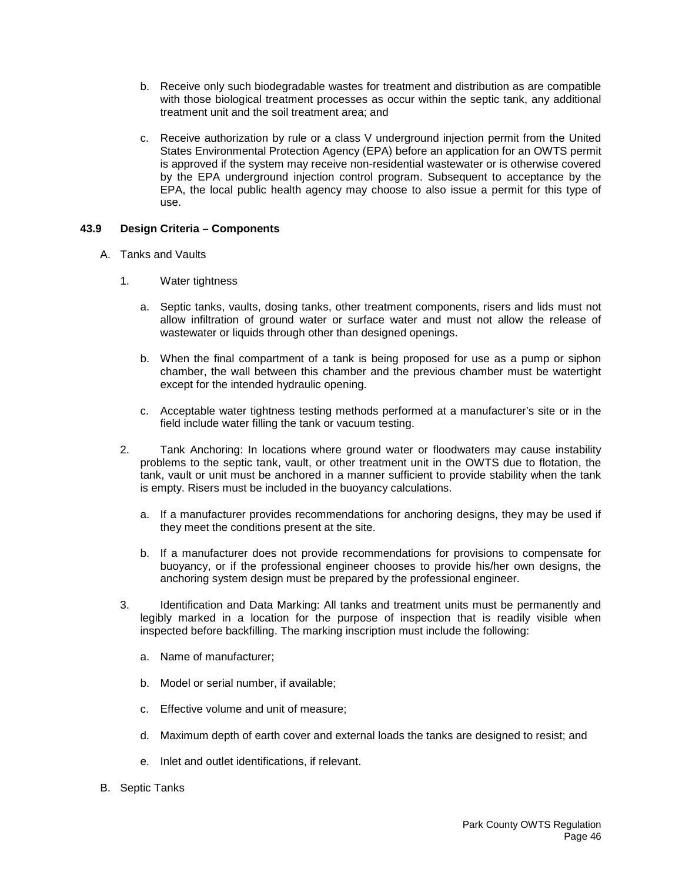b. Receive only such biodegradable wastes for treatment and distribution as are compatible with those biological treatment processes as occur within the septic tank, any additional treatment unit and the soil treatment area; and

c. Receive authorization by rule or a class V underground injection permit from the United States Environmental Protection Agency (EPA) before an application for an OWTS permit is approved if the system may receive non-residential wastewater or is otherwise covered by the EPA underground injection control program. Subsequent to acceptance by the EPA, the local public health agency may choose to also issue a permit for this type of use.

## 43.9 Design Criteria – Components

A. Tanks and Vaults

1. Water tightness

   a. Septic tanks, vaults, dosing tanks, other treatment components, risers and lids must not allow infiltration of ground water or surface water and must not allow the release of wastewater or liquids through other than designed openings.

   b. When the final compartment of a tank is being proposed for use as a pump or siphon chamber, the wall between this chamber and the previous chamber must be watertight except for the intended hydraulic opening.

   c. Acceptable water tightness testing methods performed at a manufacturer's site or in the field include water filling the tank or vacuum testing.

2. Tank Anchoring: In locations where ground water or floodwaters may cause instability problems to the septic tank, vault, or other treatment unit in the OWTS due to flotation, the tank, vault or unit must be anchored in a manner sufficient to provide stability when the tank is empty. Risers must be included in the buoyancy calculations.

   a. If a manufacturer provides recommendations for anchoring designs, they may be used if they meet the conditions present at the site.

   b. If a manufacturer does not provide recommendations for provisions to compensate for buoyancy, or if the professional engineer chooses to provide his/her own designs, the anchoring system design must be prepared by the professional engineer.

3. Identification and Data Marking: All tanks and treatment units must be permanently and legibly marked in a location for the purpose of inspection that is readily visible when inspected before backfilling. The marking inscription must include the following:

   a. Name of manufacturer;

   b. Model or serial number, if available;

   c. Effective volume and unit of measure;

   d. Maximum depth of earth cover and external loads the tanks are designed to resist; and

   e. Inlet and outlet identifications, if relevant.

B. Septic Tanks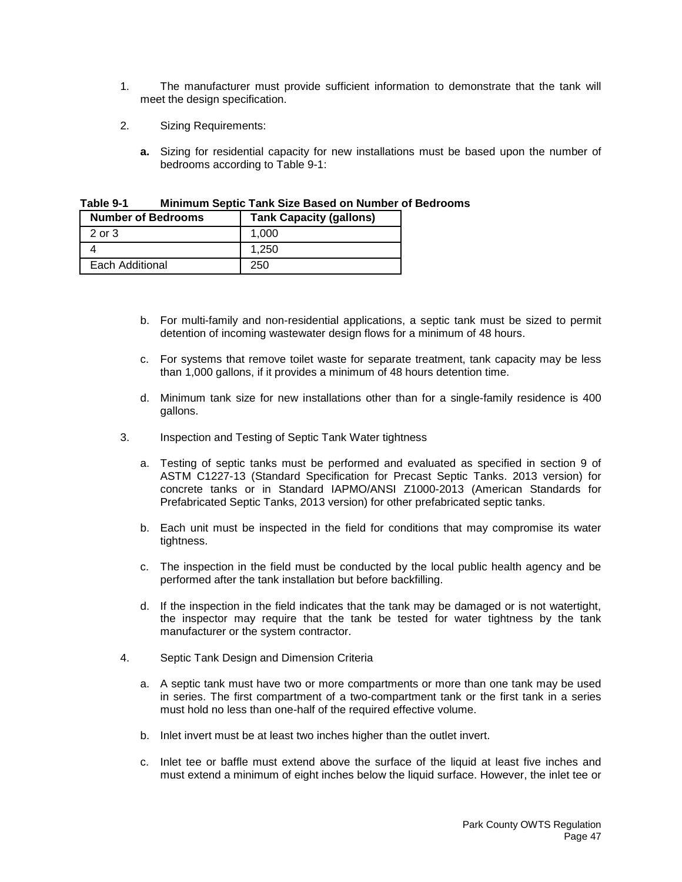1. The manufacturer must provide sufficient information to demonstrate that the tank will meet the design specification.

2. Sizing Requirements:

    **a.** Sizing for residential capacity for new installations must be based upon the number of bedrooms according to Table 9-1:

**Table 9-1 Minimum Septic Tank Size Based on Number of Bedrooms**

| Number of Bedrooms | Tank Capacity (gallons) |
|---|---|
| 2 or 3 | 1,000 |
| 4 | 1,250 |
| Each Additional | 250 |

    b. For multi-family and non-residential applications, a septic tank must be sized to permit detention of incoming wastewater design flows for a minimum of 48 hours.

    c. For systems that remove toilet waste for separate treatment, tank capacity may be less than 1,000 gallons, if it provides a minimum of 48 hours detention time.

    d. Minimum tank size for new installations other than for a single-family residence is 400 gallons.

3. Inspection and Testing of Septic Tank Water tightness

    a. Testing of septic tanks must be performed and evaluated as specified in section 9 of ASTM C1227-13 (Standard Specification for Precast Septic Tanks. 2013 version) for concrete tanks or in Standard IAPMO/ANSI Z1000-2013 (American Standards for Prefabricated Septic Tanks, 2013 version) for other prefabricated septic tanks.

    b. Each unit must be inspected in the field for conditions that may compromise its water tightness.

    c. The inspection in the field must be conducted by the local public health agency and be performed after the tank installation but before backfilling.

    d. If the inspection in the field indicates that the tank may be damaged or is not watertight, the inspector may require that the tank be tested for water tightness by the tank manufacturer or the system contractor.

4. Septic Tank Design and Dimension Criteria

    a. A septic tank must have two or more compartments or more than one tank may be used in series. The first compartment of a two-compartment tank or the first tank in a series must hold no less than one-half of the required effective volume.

    b. Inlet invert must be at least two inches higher than the outlet invert.

    c. Inlet tee or baffle must extend above the surface of the liquid at least five inches and must extend a minimum of eight inches below the liquid surface. However, the inlet tee or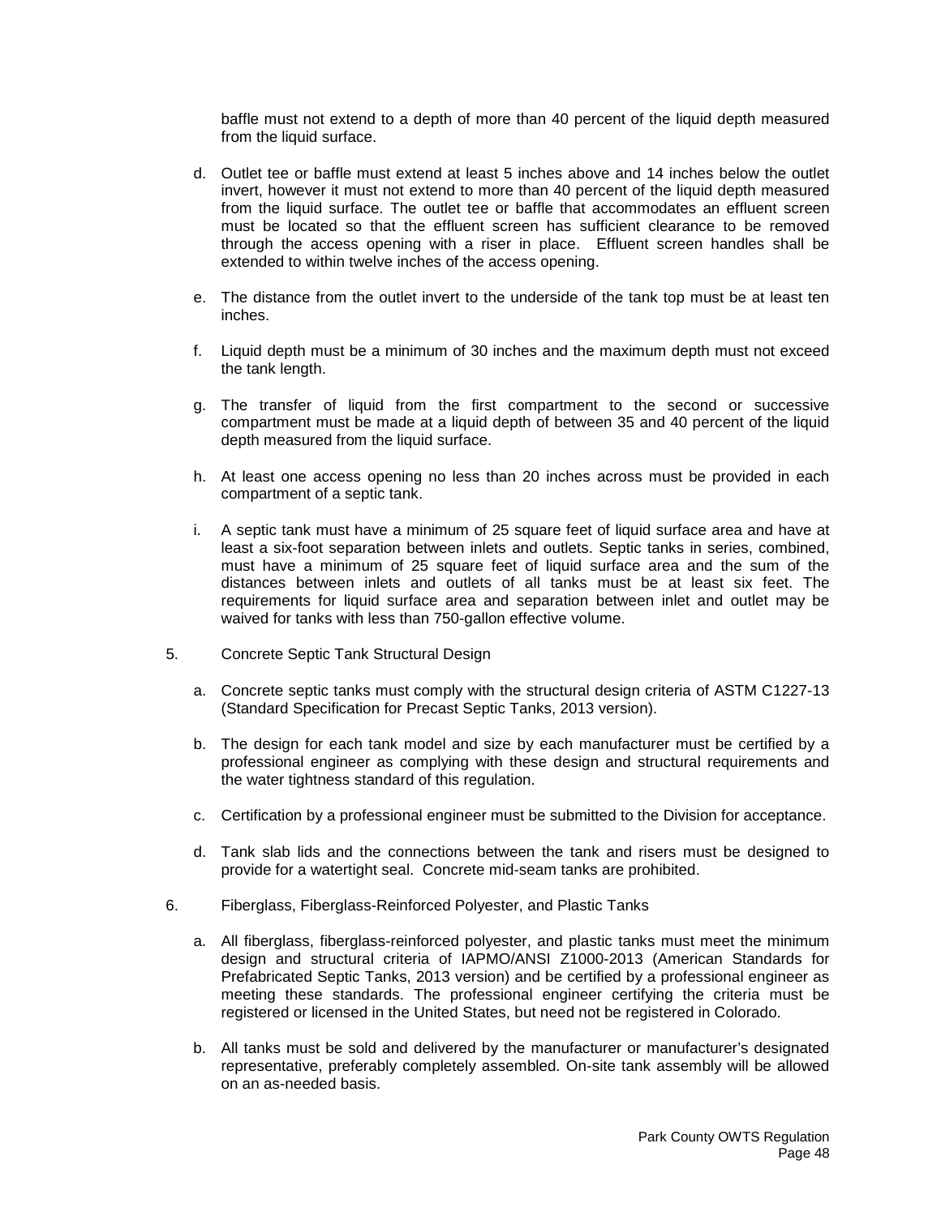baffle must not extend to a depth of more than 40 percent of the liquid depth measured from the liquid surface.

d. Outlet tee or baffle must extend at least 5 inches above and 14 inches below the outlet invert, however it must not extend to more than 40 percent of the liquid depth measured from the liquid surface. The outlet tee or baffle that accommodates an effluent screen must be located so that the effluent screen has sufficient clearance to be removed through the access opening with a riser in place. Effluent screen handles shall be extended to within twelve inches of the access opening.

e. The distance from the outlet invert to the underside of the tank top must be at least ten inches.

f. Liquid depth must be a minimum of 30 inches and the maximum depth must not exceed the tank length.

g. The transfer of liquid from the first compartment to the second or successive compartment must be made at a liquid depth of between 35 and 40 percent of the liquid depth measured from the liquid surface.

h. At least one access opening no less than 20 inches across must be provided in each compartment of a septic tank.

i. A septic tank must have a minimum of 25 square feet of liquid surface area and have at least a six-foot separation between inlets and outlets. Septic tanks in series, combined, must have a minimum of 25 square feet of liquid surface area and the sum of the distances between inlets and outlets of all tanks must be at least six feet. The requirements for liquid surface area and separation between inlet and outlet may be waived for tanks with less than 750-gallon effective volume.

5. Concrete Septic Tank Structural Design

a. Concrete septic tanks must comply with the structural design criteria of ASTM C1227-13 (Standard Specification for Precast Septic Tanks, 2013 version).

b. The design for each tank model and size by each manufacturer must be certified by a professional engineer as complying with these design and structural requirements and the water tightness standard of this regulation.

c. Certification by a professional engineer must be submitted to the Division for acceptance.

d. Tank slab lids and the connections between the tank and risers must be designed to provide for a watertight seal. Concrete mid-seam tanks are prohibited.

6. Fiberglass, Fiberglass-Reinforced Polyester, and Plastic Tanks

a. All fiberglass, fiberglass-reinforced polyester, and plastic tanks must meet the minimum design and structural criteria of IAPMO/ANSI Z1000-2013 (American Standards for Prefabricated Septic Tanks, 2013 version) and be certified by a professional engineer as meeting these standards. The professional engineer certifying the criteria must be registered or licensed in the United States, but need not be registered in Colorado.

b. All tanks must be sold and delivered by the manufacturer or manufacturer's designated representative, preferably completely assembled. On-site tank assembly will be allowed on an as-needed basis.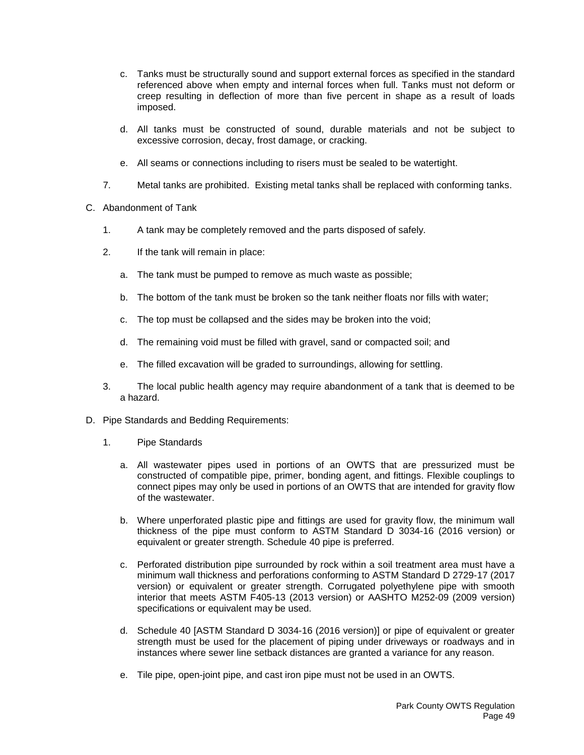c. Tanks must be structurally sound and support external forces as specified in the standard referenced above when empty and internal forces when full. Tanks must not deform or creep resulting in deflection of more than five percent in shape as a result of loads imposed.

d. All tanks must be constructed of sound, durable materials and not be subject to excessive corrosion, decay, frost damage, or cracking.

e. All seams or connections including to risers must be sealed to be watertight.

7. Metal tanks are prohibited. Existing metal tanks shall be replaced with conforming tanks.

C. Abandonment of Tank

1. A tank may be completely removed and the parts disposed of safely.

2. If the tank will remain in place:

a. The tank must be pumped to remove as much waste as possible;

b. The bottom of the tank must be broken so the tank neither floats nor fills with water;

c. The top must be collapsed and the sides may be broken into the void;

d. The remaining void must be filled with gravel, sand or compacted soil; and

e. The filled excavation will be graded to surroundings, allowing for settling.

3. The local public health agency may require abandonment of a tank that is deemed to be a hazard.

D. Pipe Standards and Bedding Requirements:

1. Pipe Standards

a. All wastewater pipes used in portions of an OWTS that are pressurized must be constructed of compatible pipe, primer, bonding agent, and fittings. Flexible couplings to connect pipes may only be used in portions of an OWTS that are intended for gravity flow of the wastewater.

b. Where unperforated plastic pipe and fittings are used for gravity flow, the minimum wall thickness of the pipe must conform to ASTM Standard D 3034-16 (2016 version) or equivalent or greater strength. Schedule 40 pipe is preferred.

c. Perforated distribution pipe surrounded by rock within a soil treatment area must have a minimum wall thickness and perforations conforming to ASTM Standard D 2729-17 (2017 version) or equivalent or greater strength. Corrugated polyethylene pipe with smooth interior that meets ASTM F405-13 (2013 version) or AASHTO M252-09 (2009 version) specifications or equivalent may be used.

d. Schedule 40 [ASTM Standard D 3034-16 (2016 version)] or pipe of equivalent or greater strength must be used for the placement of piping under driveways or roadways and in instances where sewer line setback distances are granted a variance for any reason.

e. Tile pipe, open-joint pipe, and cast iron pipe must not be used in an OWTS.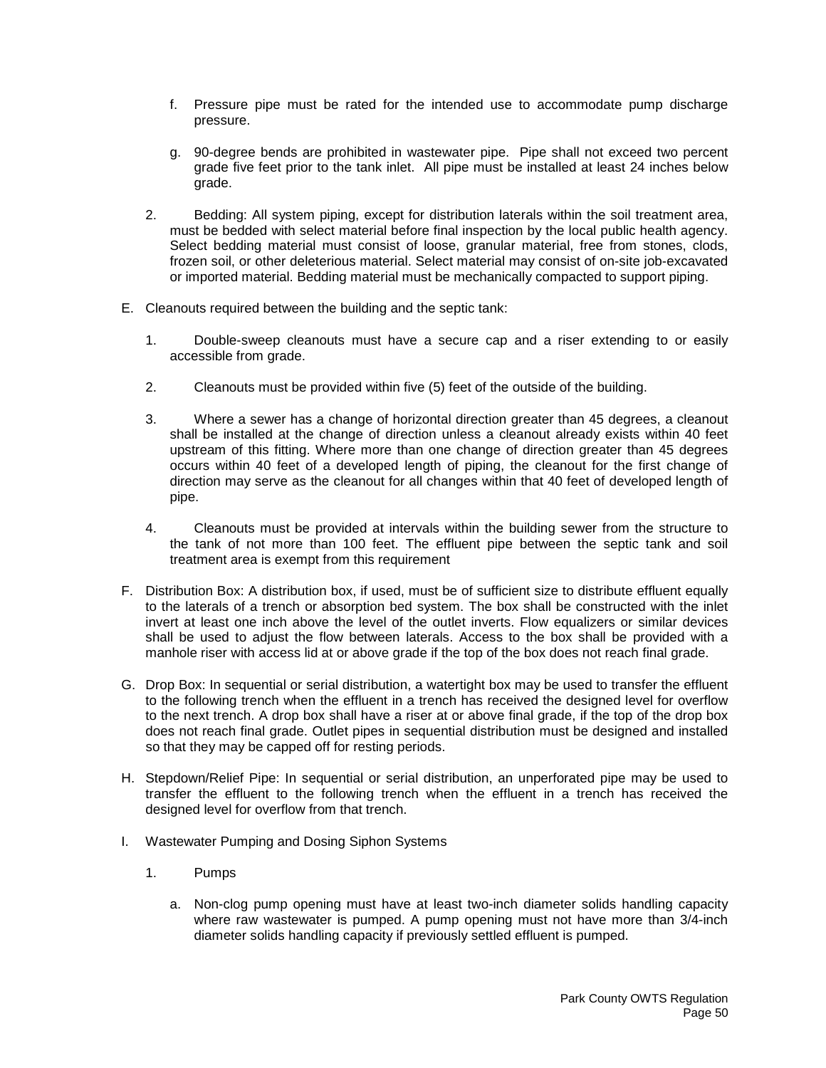f. Pressure pipe must be rated for the intended use to accommodate pump discharge pressure.

g. 90-degree bends are prohibited in wastewater pipe. Pipe shall not exceed two percent grade five feet prior to the tank inlet. All pipe must be installed at least 24 inches below grade.

2. Bedding: All system piping, except for distribution laterals within the soil treatment area, must be bedded with select material before final inspection by the local public health agency. Select bedding material must consist of loose, granular material, free from stones, clods, frozen soil, or other deleterious material. Select material may consist of on-site job-excavated or imported material. Bedding material must be mechanically compacted to support piping.

E. Cleanouts required between the building and the septic tank:

1. Double-sweep cleanouts must have a secure cap and a riser extending to or easily accessible from grade.

2. Cleanouts must be provided within five (5) feet of the outside of the building.

3. Where a sewer has a change of horizontal direction greater than 45 degrees, a cleanout shall be installed at the change of direction unless a cleanout already exists within 40 feet upstream of this fitting. Where more than one change of direction greater than 45 degrees occurs within 40 feet of a developed length of piping, the cleanout for the first change of direction may serve as the cleanout for all changes within that 40 feet of developed length of pipe.

4. Cleanouts must be provided at intervals within the building sewer from the structure to the tank of not more than 100 feet. The effluent pipe between the septic tank and soil treatment area is exempt from this requirement

F. Distribution Box: A distribution box, if used, must be of sufficient size to distribute effluent equally to the laterals of a trench or absorption bed system. The box shall be constructed with the inlet invert at least one inch above the level of the outlet inverts. Flow equalizers or similar devices shall be used to adjust the flow between laterals. Access to the box shall be provided with a manhole riser with access lid at or above grade if the top of the box does not reach final grade.

G. Drop Box: In sequential or serial distribution, a watertight box may be used to transfer the effluent to the following trench when the effluent in a trench has received the designed level for overflow to the next trench. A drop box shall have a riser at or above final grade, if the top of the drop box does not reach final grade. Outlet pipes in sequential distribution must be designed and installed so that they may be capped off for resting periods.

H. Stepdown/Relief Pipe: In sequential or serial distribution, an unperforated pipe may be used to transfer the effluent to the following trench when the effluent in a trench has received the designed level for overflow from that trench.

I. Wastewater Pumping and Dosing Siphon Systems

1. Pumps

a. Non-clog pump opening must have at least two-inch diameter solids handling capacity where raw wastewater is pumped. A pump opening must not have more than 3/4-inch diameter solids handling capacity if previously settled effluent is pumped.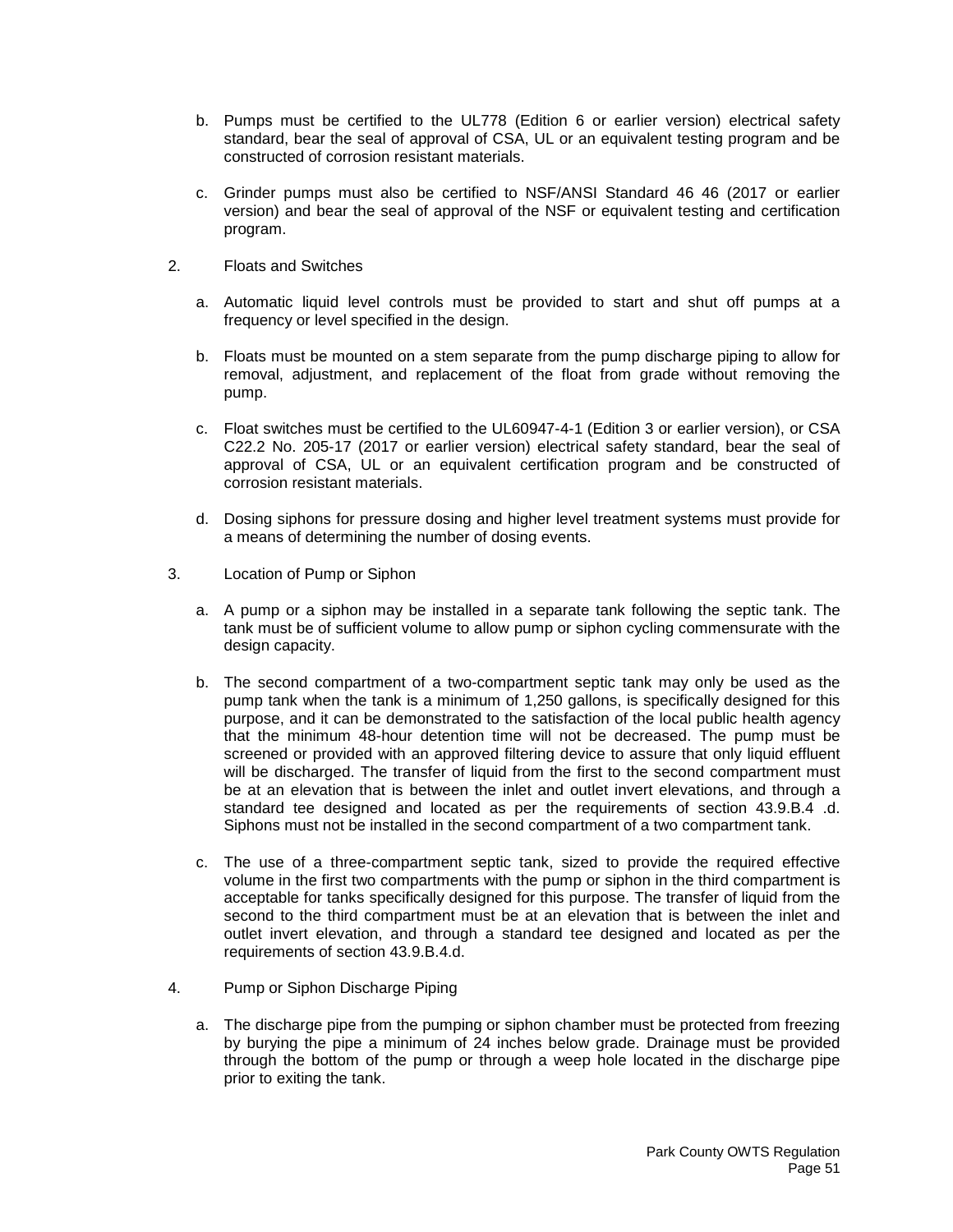b. Pumps must be certified to the UL778 (Edition 6 or earlier version) electrical safety standard, bear the seal of approval of CSA, UL or an equivalent testing program and be constructed of corrosion resistant materials.

c. Grinder pumps must also be certified to NSF/ANSI Standard 46 46 (2017 or earlier version) and bear the seal of approval of the NSF or equivalent testing and certification program.

2. Floats and Switches

a. Automatic liquid level controls must be provided to start and shut off pumps at a frequency or level specified in the design.

b. Floats must be mounted on a stem separate from the pump discharge piping to allow for removal, adjustment, and replacement of the float from grade without removing the pump.

c. Float switches must be certified to the UL60947-4-1 (Edition 3 or earlier version), or CSA C22.2 No. 205-17 (2017 or earlier version) electrical safety standard, bear the seal of approval of CSA, UL or an equivalent certification program and be constructed of corrosion resistant materials.

d. Dosing siphons for pressure dosing and higher level treatment systems must provide for a means of determining the number of dosing events.

3. Location of Pump or Siphon

a. A pump or a siphon may be installed in a separate tank following the septic tank. The tank must be of sufficient volume to allow pump or siphon cycling commensurate with the design capacity.

b. The second compartment of a two-compartment septic tank may only be used as the pump tank when the tank is a minimum of 1,250 gallons, is specifically designed for this purpose, and it can be demonstrated to the satisfaction of the local public health agency that the minimum 48-hour detention time will not be decreased. The pump must be screened or provided with an approved filtering device to assure that only liquid effluent will be discharged. The transfer of liquid from the first to the second compartment must be at an elevation that is between the inlet and outlet invert elevations, and through a standard tee designed and located as per the requirements of section 43.9.B.4 .d. Siphons must not be installed in the second compartment of a two compartment tank.

c. The use of a three-compartment septic tank, sized to provide the required effective volume in the first two compartments with the pump or siphon in the third compartment is acceptable for tanks specifically designed for this purpose. The transfer of liquid from the second to the third compartment must be at an elevation that is between the inlet and outlet invert elevation, and through a standard tee designed and located as per the requirements of section 43.9.B.4.d.

4. Pump or Siphon Discharge Piping

a. The discharge pipe from the pumping or siphon chamber must be protected from freezing by burying the pipe a minimum of 24 inches below grade. Drainage must be provided through the bottom of the pump or through a weep hole located in the discharge pipe prior to exiting the tank.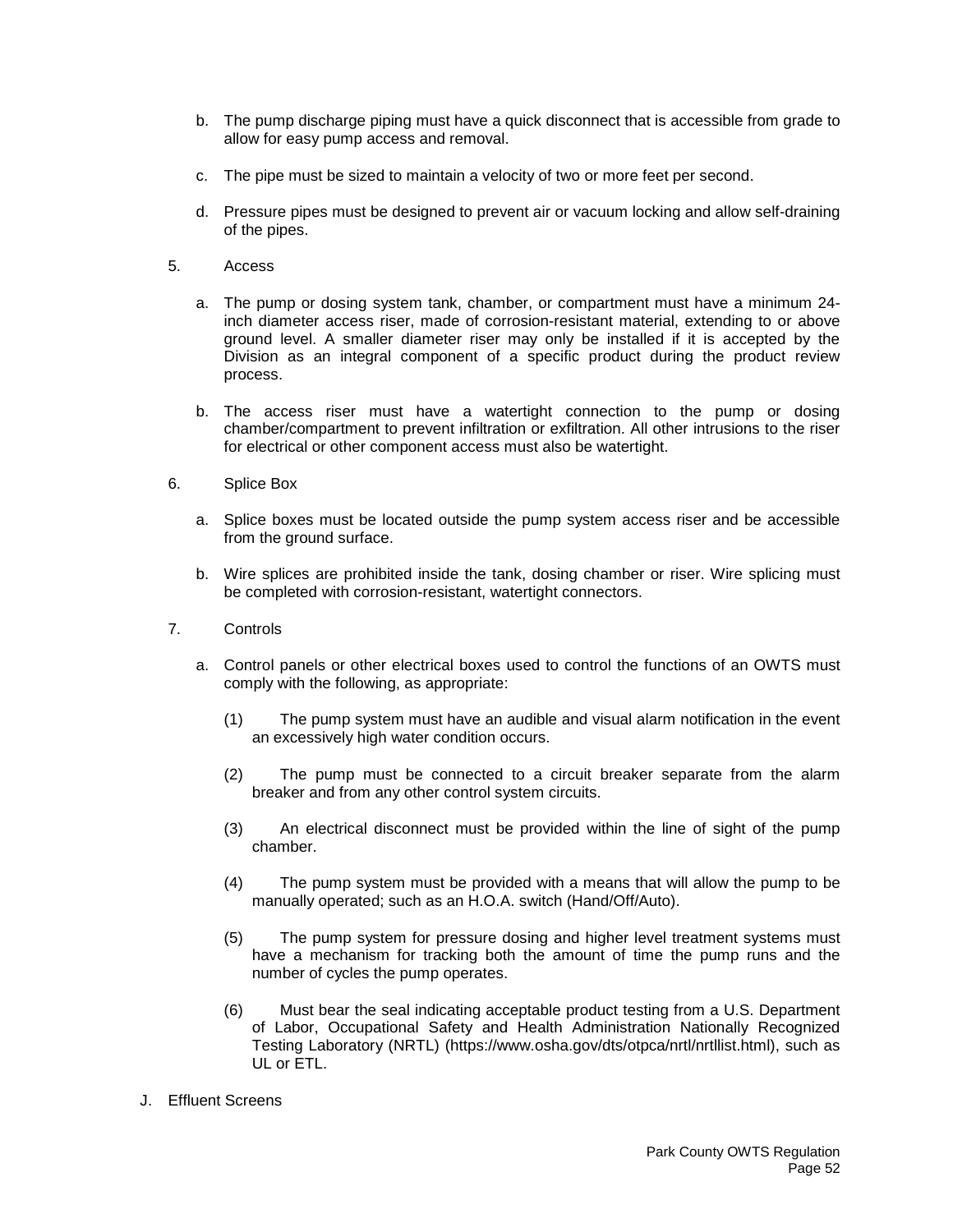b. The pump discharge piping must have a quick disconnect that is accessible from grade to allow for easy pump access and removal.

c. The pipe must be sized to maintain a velocity of two or more feet per second.

d. Pressure pipes must be designed to prevent air or vacuum locking and allow self-draining of the pipes.

5. Access

a. The pump or dosing system tank, chamber, or compartment must have a minimum 24-inch diameter access riser, made of corrosion-resistant material, extending to or above ground level. A smaller diameter riser may only be installed if it is accepted by the Division as an integral component of a specific product during the product review process.

b. The access riser must have a watertight connection to the pump or dosing chamber/compartment to prevent infiltration or exfiltration. All other intrusions to the riser for electrical or other component access must also be watertight.

6. Splice Box

a. Splice boxes must be located outside the pump system access riser and be accessible from the ground surface.

b. Wire splices are prohibited inside the tank, dosing chamber or riser. Wire splicing must be completed with corrosion-resistant, watertight connectors.

7. Controls

a. Control panels or other electrical boxes used to control the functions of an OWTS must comply with the following, as appropriate:

(1) The pump system must have an audible and visual alarm notification in the event an excessively high water condition occurs.

(2) The pump must be connected to a circuit breaker separate from the alarm breaker and from any other control system circuits.

(3) An electrical disconnect must be provided within the line of sight of the pump chamber.

(4) The pump system must be provided with a means that will allow the pump to be manually operated; such as an H.O.A. switch (Hand/Off/Auto).

(5) The pump system for pressure dosing and higher level treatment systems must have a mechanism for tracking both the amount of time the pump runs and the number of cycles the pump operates.

(6) Must bear the seal indicating acceptable product testing from a U.S. Department of Labor, Occupational Safety and Health Administration Nationally Recognized Testing Laboratory (NRTL) (https://www.osha.gov/dts/otpca/nrtl/nrtllist.html), such as UL or ETL.

J. Effluent Screens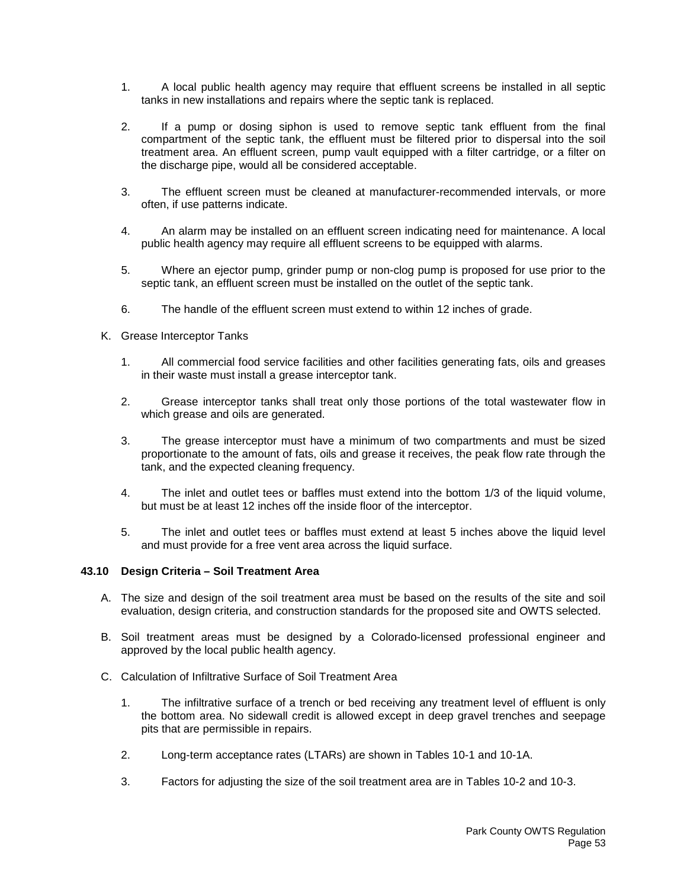1. A local public health agency may require that effluent screens be installed in all septic tanks in new installations and repairs where the septic tank is replaced.

2. If a pump or dosing siphon is used to remove septic tank effluent from the final compartment of the septic tank, the effluent must be filtered prior to dispersal into the soil treatment area. An effluent screen, pump vault equipped with a filter cartridge, or a filter on the discharge pipe, would all be considered acceptable.

3. The effluent screen must be cleaned at manufacturer-recommended intervals, or more often, if use patterns indicate.

4. An alarm may be installed on an effluent screen indicating need for maintenance. A local public health agency may require all effluent screens to be equipped with alarms.

5. Where an ejector pump, grinder pump or non-clog pump is proposed for use prior to the septic tank, an effluent screen must be installed on the outlet of the septic tank.

6. The handle of the effluent screen must extend to within 12 inches of grade.

K. Grease Interceptor Tanks

1. All commercial food service facilities and other facilities generating fats, oils and greases in their waste must install a grease interceptor tank.

2. Grease interceptor tanks shall treat only those portions of the total wastewater flow in which grease and oils are generated.

3. The grease interceptor must have a minimum of two compartments and must be sized proportionate to the amount of fats, oils and grease it receives, the peak flow rate through the tank, and the expected cleaning frequency.

4. The inlet and outlet tees or baffles must extend into the bottom 1/3 of the liquid volume, but must be at least 12 inches off the inside floor of the interceptor.

5. The inlet and outlet tees or baffles must extend at least 5 inches above the liquid level and must provide for a free vent area across the liquid surface.

### 43.10 Design Criteria – Soil Treatment Area

A. The size and design of the soil treatment area must be based on the results of the site and soil evaluation, design criteria, and construction standards for the proposed site and OWTS selected.

B. Soil treatment areas must be designed by a Colorado-licensed professional engineer and approved by the local public health agency.

C. Calculation of Infiltrative Surface of Soil Treatment Area

1. The infiltrative surface of a trench or bed receiving any treatment level of effluent is only the bottom area. No sidewall credit is allowed except in deep gravel trenches and seepage pits that are permissible in repairs.

2. Long-term acceptance rates (LTARs) are shown in Tables 10-1 and 10-1A.

3. Factors for adjusting the size of the soil treatment area are in Tables 10-2 and 10-3.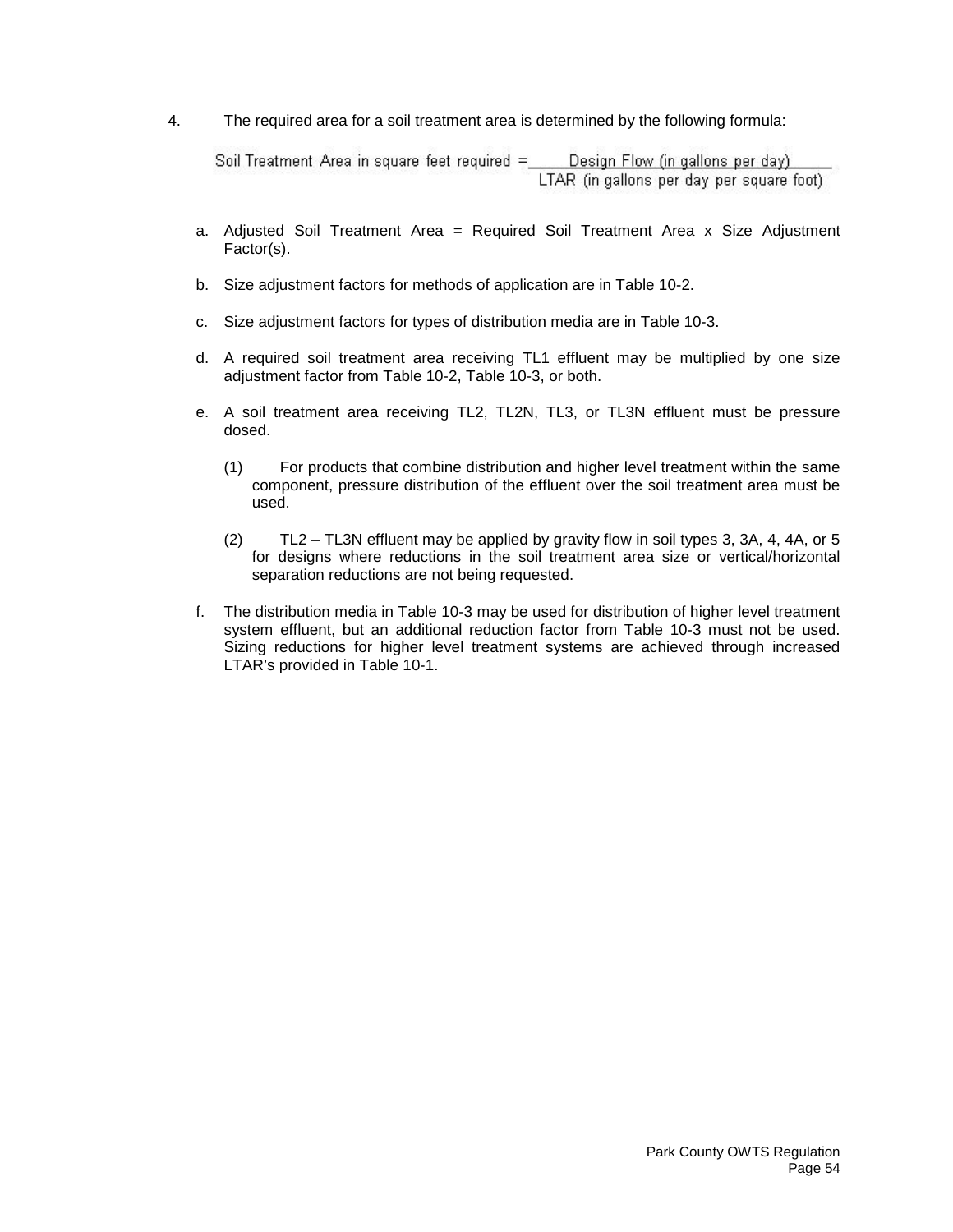4. The required area for a soil treatment area is determined by the following formula:

$$\text{Soil Treatment Area in square feet required} = \frac{\text{Design Flow (in gallons per day)}}{\text{LTAR (in gallons per day per square foot)}}$$

   a. Adjusted Soil Treatment Area = Required Soil Treatment Area x Size Adjustment Factor(s).

   b. Size adjustment factors for methods of application are in Table 10-2.

   c. Size adjustment factors for types of distribution media are in Table 10-3.

   d. A required soil treatment area receiving TL1 effluent may be multiplied by one size adjustment factor from Table 10-2, Table 10-3, or both.

   e. A soil treatment area receiving TL2, TL2N, TL3, or TL3N effluent must be pressure dosed.

      (1) For products that combine distribution and higher level treatment within the same component, pressure distribution of the effluent over the soil treatment area must be used.

      (2) TL2 – TL3N effluent may be applied by gravity flow in soil types 3, 3A, 4, 4A, or 5 for designs where reductions in the soil treatment area size or vertical/horizontal separation reductions are not being requested.

   f. The distribution media in Table 10-3 may be used for distribution of higher level treatment system effluent, but an additional reduction factor from Table 10-3 must not be used. Sizing reductions for higher level treatment systems are achieved through increased LTAR's provided in Table 10-1.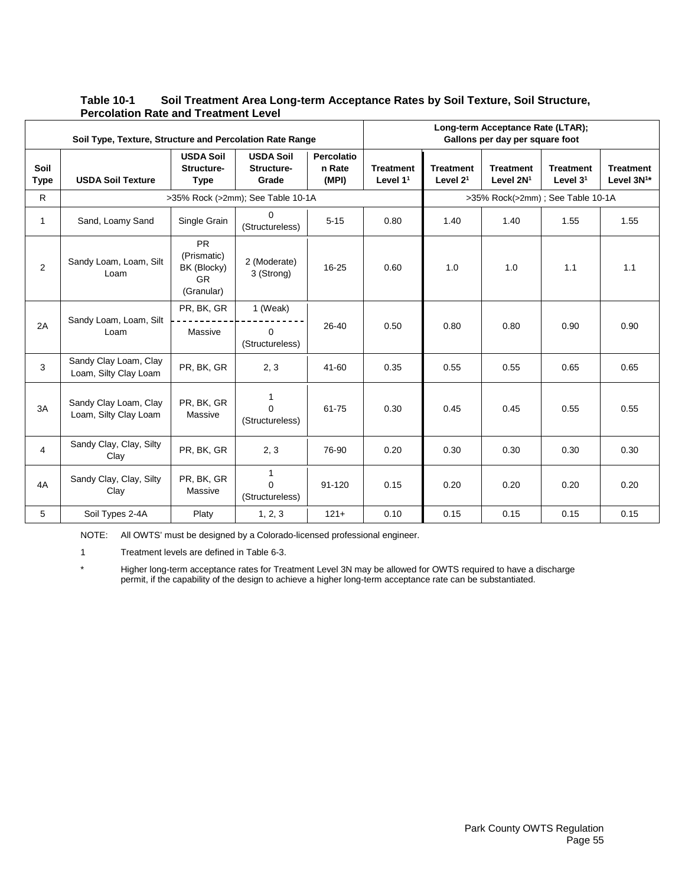**Table 10-1 Soil Treatment Area Long-term Acceptance Rates by Soil Texture, Soil Structure, Percolation Rate and Treatment Level**

| Soil Type, Texture, Structure and Percolation Rate Range | | | | | Long-term Acceptance Rate (LTAR); Gallons per day per square foot | | | | |
|---|---|---|---|---|---|---|---|---|---|
| Soil Type | USDA Soil Texture | USDA Soil Structure-Type | USDA Soil Structure-Grade | Percolation Rate (MPI) | Treatment Level 1[1] | Treatment Level 2[1] | Treatment Level 2N[1] | Treatment Level 3[1] | Treatment Level 3N[1]* |
| R | >35% Rock (>2mm); See Table 10-1A | | | | | >35% Rock(>2mm) ; See Table 10-1A | | | |
| 1 | Sand, Loamy Sand | Single Grain | 0 (Structureless) | 5-15 | 0.80 | 1.40 | 1.40 | 1.55 | 1.55 |
| 2 | Sandy Loam, Loam, Silt Loam | PR (Prismatic) BK (Blocky) GR (Granular) | 2 (Moderate) 3 (Strong) | 16-25 | 0.60 | 1.0 | 1.0 | 1.1 | 1.1 |
| 2A | Sandy Loam, Loam, Silt Loam | PR, BK, GR / Massive | 1 (Weak) / 0 (Structureless) | 26-40 | 0.50 | 0.80 | 0.80 | 0.90 | 0.90 |
| 3 | Sandy Clay Loam, Clay Loam, Silty Clay Loam | PR, BK, GR | 2, 3 | 41-60 | 0.35 | 0.55 | 0.55 | 0.65 | 0.65 |
| 3A | Sandy Clay Loam, Clay Loam, Silty Clay Loam | PR, BK, GR Massive | 1 0 (Structureless) | 61-75 | 0.30 | 0.45 | 0.45 | 0.55 | 0.55 |
| 4 | Sandy Clay, Clay, Silty Clay | PR, BK, GR | 2, 3 | 76-90 | 0.20 | 0.30 | 0.30 | 0.30 | 0.30 |
| 4A | Sandy Clay, Clay, Silty Clay | PR, BK, GR Massive | 1 0 (Structureless) | 91-120 | 0.15 | 0.20 | 0.20 | 0.20 | 0.20 |
| 5 | Soil Types 2-4A | Platy | 1, 2, 3 | 121+ | 0.10 | 0.15 | 0.15 | 0.15 | 0.15 |

NOTE: All OWTS' must be designed by a Colorado-licensed professional engineer.

1 Treatment levels are defined in Table 6-3.

\* Higher long-term acceptance rates for Treatment Level 3N may be allowed for OWTS required to have a discharge permit, if the capability of the design to achieve a higher long-term acceptance rate can be substantiated.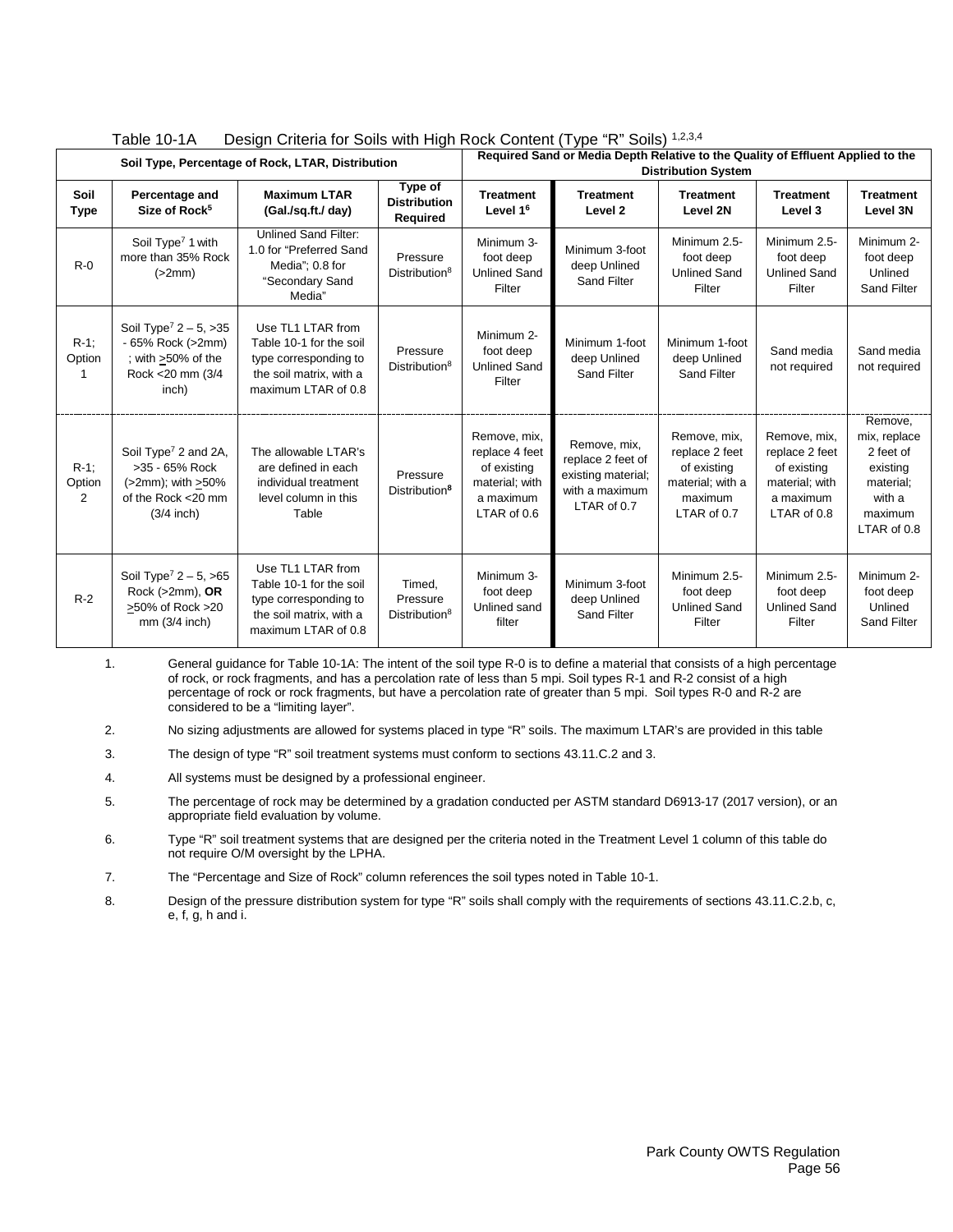Table 10-1A Design Criteria for Soils with High Rock Content (Type "R" Soils) [1,2,3,4]

| Soil Type, Percentage of Rock, LTAR, Distribution | | | | Required Sand or Media Depth Relative to the Quality of Effluent Applied to the Distribution System | | | | |
|---|---|---|---|---|---|---|---|---|
| **Soil Type** | **Percentage and Size of Rock[5]** | **Maximum LTAR (Gal./sq.ft./ day)** | **Type of Distribution Required** | **Treatment Level 1[6]** | **Treatment Level 2** | **Treatment Level 2N** | **Treatment Level 3** | **Treatment Level 3N** |
| R-0 | Soil Type[7] 1 with more than 35% Rock (>2mm) | Unlined Sand Filter: 1.0 for "Preferred Sand Media"; 0.8 for "Secondary Sand Media" | Pressure Distribution[8] | Minimum 3-foot deep Unlined Sand Filter | Minimum 3-foot deep Unlined Sand Filter | Minimum 2.5-foot deep Unlined Sand Filter | Minimum 2.5-foot deep Unlined Sand Filter | Minimum 2-foot deep Unlined Sand Filter |
| R-1; Option 1 | Soil Type[7] 2 – 5, >35 - 65% Rock (>2mm) ; with >50% of the Rock <20 mm (3/4 inch) | Use TL1 LTAR from Table 10-1 for the soil type corresponding to the soil matrix, with a maximum LTAR of 0.8 | Pressure Distribution[8] | Minimum 2-foot deep Unlined Sand Filter | Minimum 1-foot deep Unlined Sand Filter | Minimum 1-foot deep Unlined Sand Filter | Sand media not required | Sand media not required |
| R-1; Option 2 | Soil Type[7] 2 and 2A, >35 - 65% Rock (>2mm); with >50% of the Rock <20 mm (3/4 inch) | The allowable LTAR's are defined in each individual treatment level column in this Table | Pressure Distribution[8] | Remove, mix, replace 4 feet of existing material; with a maximum LTAR of 0.6 | Remove, mix, replace 2 feet of existing material; with a maximum LTAR of 0.7 | Remove, mix, replace 2 feet of existing material; with a maximum LTAR of 0.7 | Remove, mix, replace 2 feet of existing material; with a maximum LTAR of 0.8 | Remove, mix, replace 2 feet of existing material; with a maximum LTAR of 0.8 |
| R-2 | Soil Type[7] 2 – 5, >65 Rock (>2mm), **OR** >50% of Rock >20 mm (3/4 inch) | Use TL1 LTAR from Table 10-1 for the soil type corresponding to the soil matrix, with a maximum LTAR of 0.8 | Timed, Pressure Distribution[8] | Minimum 3-foot deep Unlined sand filter | Minimum 3-foot deep Unlined Sand Filter | Minimum 2.5-foot deep Unlined Sand Filter | Minimum 2.5-foot deep Unlined Sand Filter | Minimum 2-foot deep Unlined Sand Filter |

1. General guidance for Table 10-1A: The intent of the soil type R-0 is to define a material that consists of a high percentage of rock, or rock fragments, and has a percolation rate of less than 5 mpi. Soil types R-1 and R-2 consist of a high percentage of rock or rock fragments, but have a percolation rate of greater than 5 mpi. Soil types R-0 and R-2 are considered to be a "limiting layer".
2. No sizing adjustments are allowed for systems placed in type "R" soils. The maximum LTAR's are provided in this table
3. The design of type "R" soil treatment systems must conform to sections 43.11.C.2 and 3.
4. All systems must be designed by a professional engineer.
5. The percentage of rock may be determined by a gradation conducted per ASTM standard D6913-17 (2017 version), or an appropriate field evaluation by volume.
6. Type "R" soil treatment systems that are designed per the criteria noted in the Treatment Level 1 column of this table do not require O/M oversight by the LPHA.
7. The "Percentage and Size of Rock" column references the soil types noted in Table 10-1.
8. Design of the pressure distribution system for type "R" soils shall comply with the requirements of sections 43.11.C.2.b, c, e, f, g, h and i.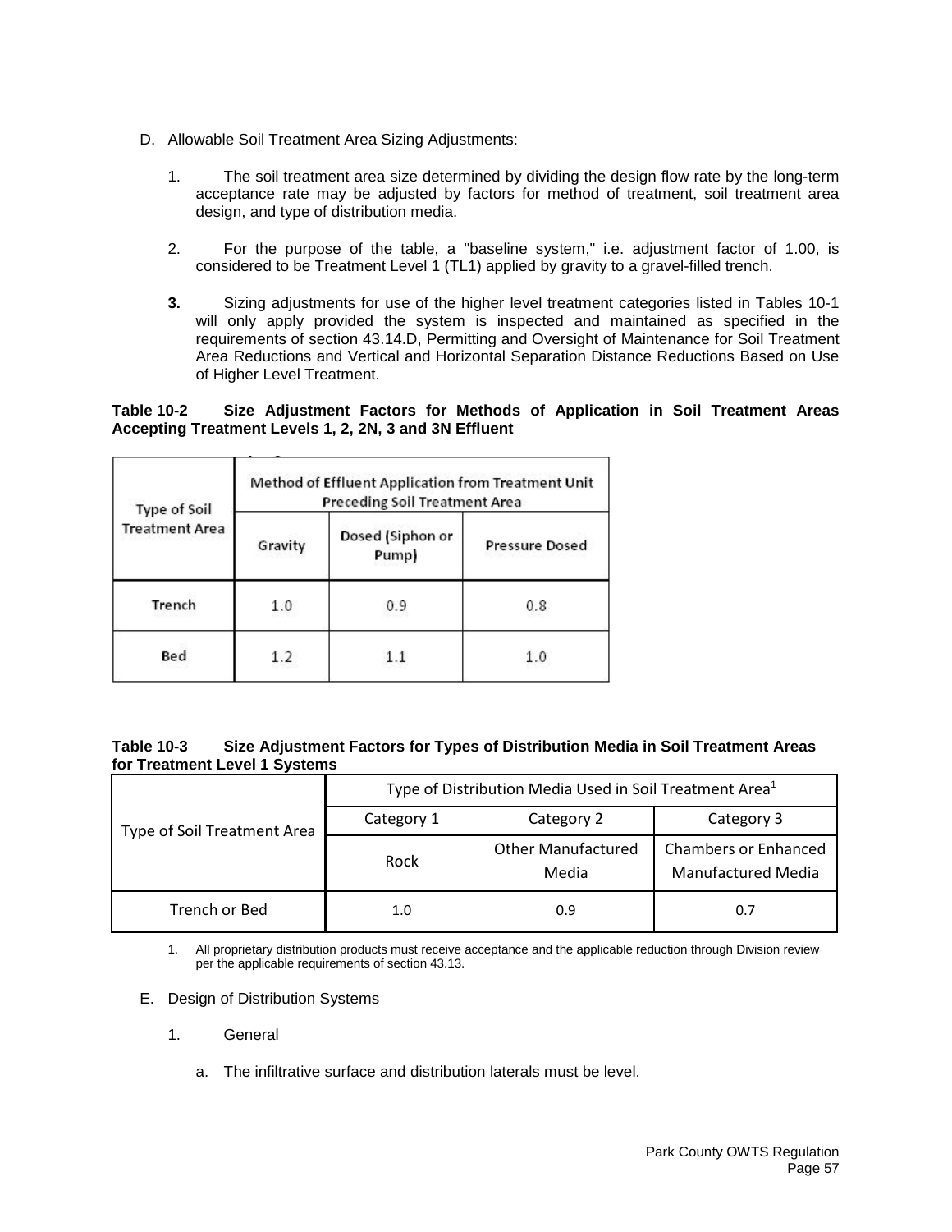D. Allowable Soil Treatment Area Sizing Adjustments:

1. The soil treatment area size determined by dividing the design flow rate by the long-term acceptance rate may be adjusted by factors for method of treatment, soil treatment area design, and type of distribution media.

2. For the purpose of the table, a "baseline system," i.e. adjustment factor of 1.00, is considered to be Treatment Level 1 (TL1) applied by gravity to a gravel-filled trench.

**3.** Sizing adjustments for use of the higher level treatment categories listed in Tables 10-1 will only apply provided the system is inspected and maintained as specified in the requirements of section 43.14.D, Permitting and Oversight of Maintenance for Soil Treatment Area Reductions and Vertical and Horizontal Separation Distance Reductions Based on Use of Higher Level Treatment.

**Table 10-2 Size Adjustment Factors for Methods of Application in Soil Treatment Areas Accepting Treatment Levels 1, 2, 2N, 3 and 3N Effluent**

| Type of Soil Treatment Area | Method of Effluent Application from Treatment Unit Preceding Soil Treatment Area | | |
|---|---|---|---|
| | Gravity | Dosed (Siphon or Pump) | Pressure Dosed |
| Trench | 1.0 | 0.9 | 0.8 |
| Bed | 1.2 | 1.1 | 1.0 |

**Table 10-3 Size Adjustment Factors for Types of Distribution Media in Soil Treatment Areas for Treatment Level 1 Systems**

| Type of Soil Treatment Area | Type of Distribution Media Used in Soil Treatment Area[1] | | |
|---|---|---|---|
| | Category 1 | Category 2 | Category 3 |
| | Rock | Other Manufactured Media | Chambers or Enhanced Manufactured Media |
| Trench or Bed | 1.0 | 0.9 | 0.7 |

1. All proprietary distribution products must receive acceptance and the applicable reduction through Division review per the applicable requirements of section 43.13.

E. Design of Distribution Systems

1. General

a. The infiltrative surface and distribution laterals must be level.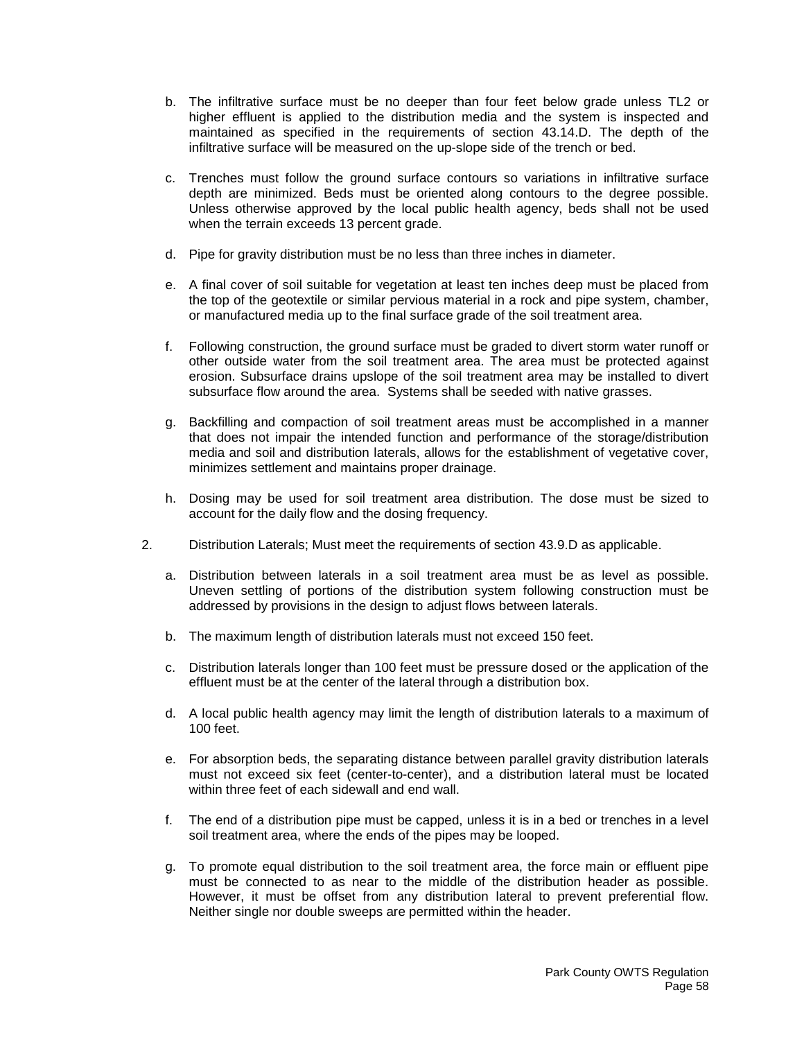b. The infiltrative surface must be no deeper than four feet below grade unless TL2 or higher effluent is applied to the distribution media and the system is inspected and maintained as specified in the requirements of section 43.14.D. The depth of the infiltrative surface will be measured on the up-slope side of the trench or bed.

c. Trenches must follow the ground surface contours so variations in infiltrative surface depth are minimized. Beds must be oriented along contours to the degree possible. Unless otherwise approved by the local public health agency, beds shall not be used when the terrain exceeds 13 percent grade.

d. Pipe for gravity distribution must be no less than three inches in diameter.

e. A final cover of soil suitable for vegetation at least ten inches deep must be placed from the top of the geotextile or similar pervious material in a rock and pipe system, chamber, or manufactured media up to the final surface grade of the soil treatment area.

f. Following construction, the ground surface must be graded to divert storm water runoff or other outside water from the soil treatment area. The area must be protected against erosion. Subsurface drains upslope of the soil treatment area may be installed to divert subsurface flow around the area. Systems shall be seeded with native grasses.

g. Backfilling and compaction of soil treatment areas must be accomplished in a manner that does not impair the intended function and performance of the storage/distribution media and soil and distribution laterals, allows for the establishment of vegetative cover, minimizes settlement and maintains proper drainage.

h. Dosing may be used for soil treatment area distribution. The dose must be sized to account for the daily flow and the dosing frequency.

2. Distribution Laterals; Must meet the requirements of section 43.9.D as applicable.

a. Distribution between laterals in a soil treatment area must be as level as possible. Uneven settling of portions of the distribution system following construction must be addressed by provisions in the design to adjust flows between laterals.

b. The maximum length of distribution laterals must not exceed 150 feet.

c. Distribution laterals longer than 100 feet must be pressure dosed or the application of the effluent must be at the center of the lateral through a distribution box.

d. A local public health agency may limit the length of distribution laterals to a maximum of 100 feet.

e. For absorption beds, the separating distance between parallel gravity distribution laterals must not exceed six feet (center-to-center), and a distribution lateral must be located within three feet of each sidewall and end wall.

f. The end of a distribution pipe must be capped, unless it is in a bed or trenches in a level soil treatment area, where the ends of the pipes may be looped.

g. To promote equal distribution to the soil treatment area, the force main or effluent pipe must be connected to as near to the middle of the distribution header as possible. However, it must be offset from any distribution lateral to prevent preferential flow. Neither single nor double sweeps are permitted within the header.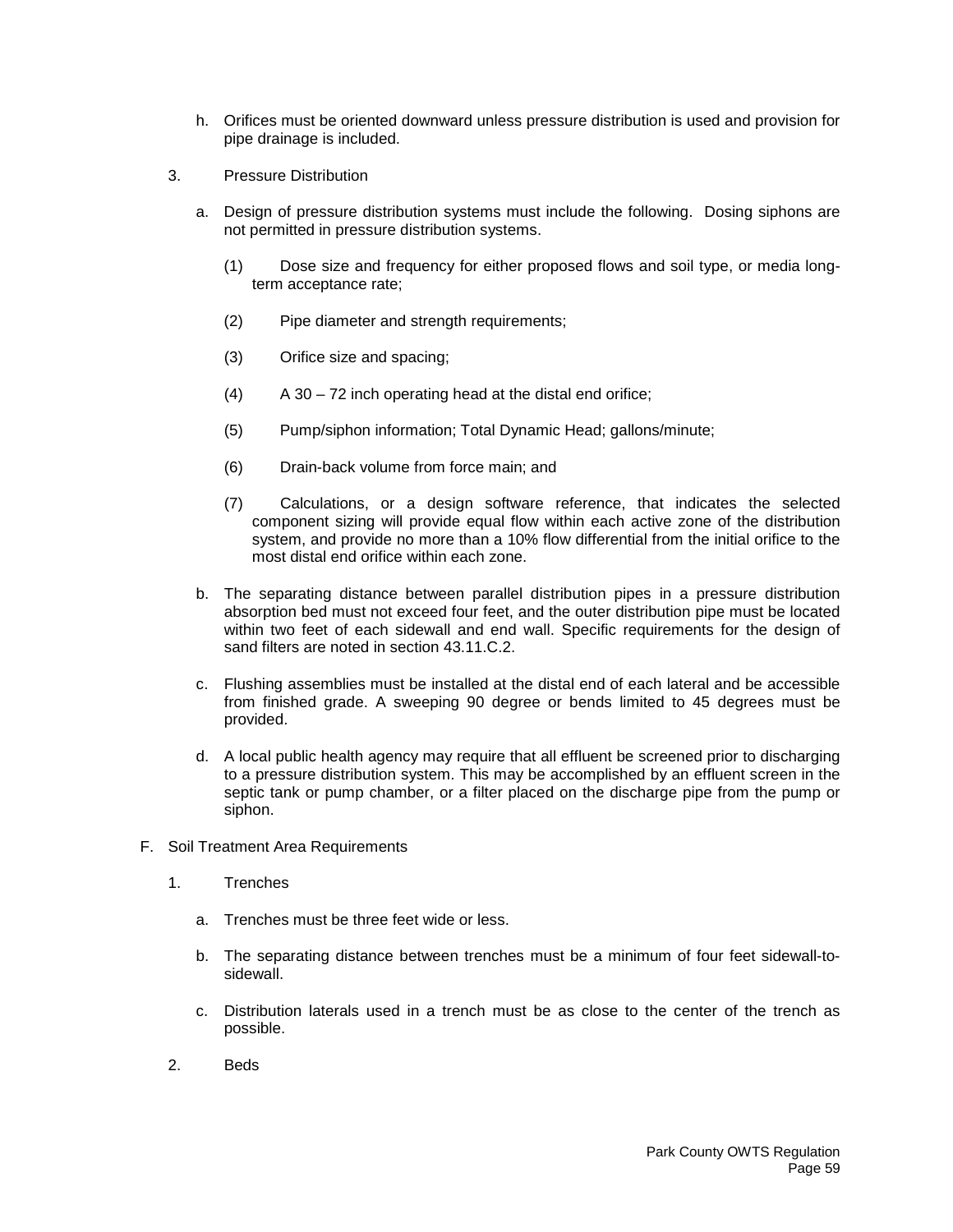h. Orifices must be oriented downward unless pressure distribution is used and provision for pipe drainage is included.

3. Pressure Distribution

   a. Design of pressure distribution systems must include the following. Dosing siphons are not permitted in pressure distribution systems.

      (1) Dose size and frequency for either proposed flows and soil type, or media long-term acceptance rate;

      (2) Pipe diameter and strength requirements;

      (3) Orifice size and spacing;

      (4) A 30 – 72 inch operating head at the distal end orifice;

      (5) Pump/siphon information; Total Dynamic Head; gallons/minute;

      (6) Drain-back volume from force main; and

      (7) Calculations, or a design software reference, that indicates the selected component sizing will provide equal flow within each active zone of the distribution system, and provide no more than a 10% flow differential from the initial orifice to the most distal end orifice within each zone.

   b. The separating distance between parallel distribution pipes in a pressure distribution absorption bed must not exceed four feet, and the outer distribution pipe must be located within two feet of each sidewall and end wall. Specific requirements for the design of sand filters are noted in section 43.11.C.2.

   c. Flushing assemblies must be installed at the distal end of each lateral and be accessible from finished grade. A sweeping 90 degree or bends limited to 45 degrees must be provided.

   d. A local public health agency may require that all effluent be screened prior to discharging to a pressure distribution system. This may be accomplished by an effluent screen in the septic tank or pump chamber, or a filter placed on the discharge pipe from the pump or siphon.

F. Soil Treatment Area Requirements

1. Trenches

   a. Trenches must be three feet wide or less.

   b. The separating distance between trenches must be a minimum of four feet sidewall-to-sidewall.

   c. Distribution laterals used in a trench must be as close to the center of the trench as possible.

2. Beds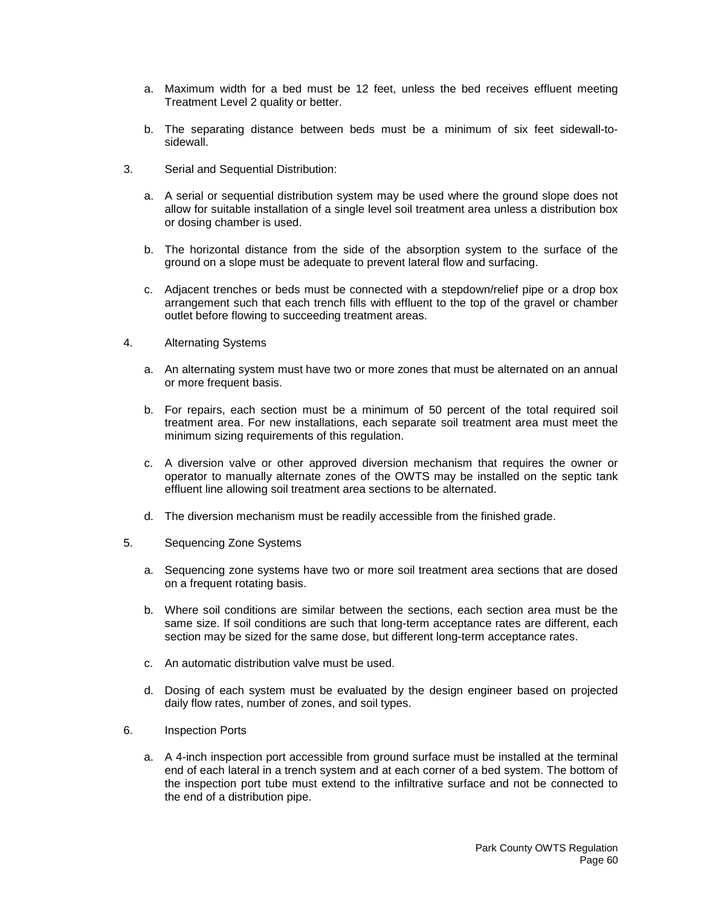a. Maximum width for a bed must be 12 feet, unless the bed receives effluent meeting Treatment Level 2 quality or better.

b. The separating distance between beds must be a minimum of six feet sidewall-to-sidewall.

3. Serial and Sequential Distribution:

   a. A serial or sequential distribution system may be used where the ground slope does not allow for suitable installation of a single level soil treatment area unless a distribution box or dosing chamber is used.

   b. The horizontal distance from the side of the absorption system to the surface of the ground on a slope must be adequate to prevent lateral flow and surfacing.

   c. Adjacent trenches or beds must be connected with a stepdown/relief pipe or a drop box arrangement such that each trench fills with effluent to the top of the gravel or chamber outlet before flowing to succeeding treatment areas.

4. Alternating Systems

   a. An alternating system must have two or more zones that must be alternated on an annual or more frequent basis.

   b. For repairs, each section must be a minimum of 50 percent of the total required soil treatment area. For new installations, each separate soil treatment area must meet the minimum sizing requirements of this regulation.

   c. A diversion valve or other approved diversion mechanism that requires the owner or operator to manually alternate zones of the OWTS may be installed on the septic tank effluent line allowing soil treatment area sections to be alternated.

   d. The diversion mechanism must be readily accessible from the finished grade.

5. Sequencing Zone Systems

   a. Sequencing zone systems have two or more soil treatment area sections that are dosed on a frequent rotating basis.

   b. Where soil conditions are similar between the sections, each section area must be the same size. If soil conditions are such that long-term acceptance rates are different, each section may be sized for the same dose, but different long-term acceptance rates.

   c. An automatic distribution valve must be used.

   d. Dosing of each system must be evaluated by the design engineer based on projected daily flow rates, number of zones, and soil types.

6. Inspection Ports

   a. A 4-inch inspection port accessible from ground surface must be installed at the terminal end of each lateral in a trench system and at each corner of a bed system. The bottom of the inspection port tube must extend to the infiltrative surface and not be connected to the end of a distribution pipe.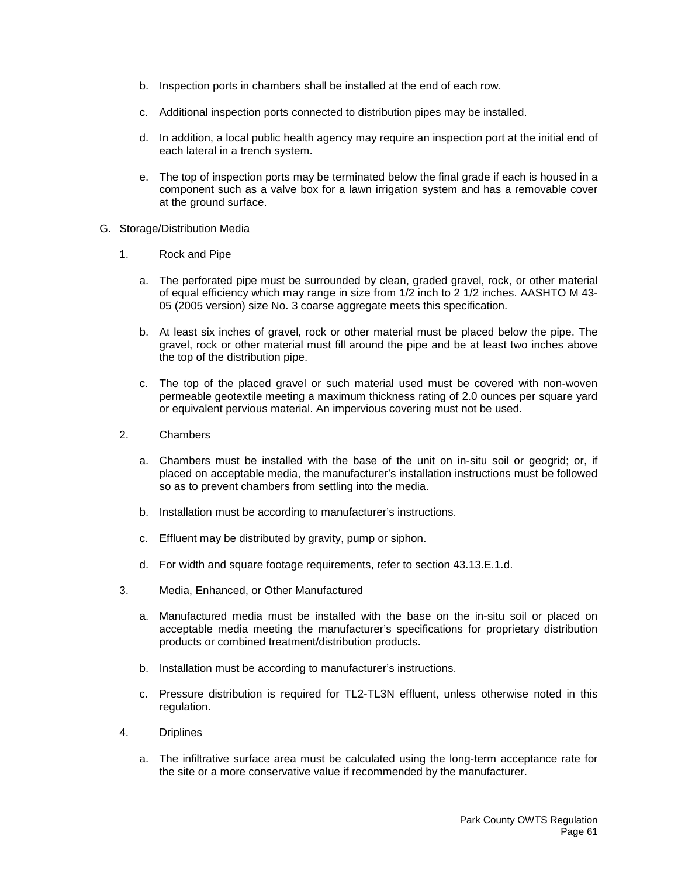b. Inspection ports in chambers shall be installed at the end of each row.

c. Additional inspection ports connected to distribution pipes may be installed.

d. In addition, a local public health agency may require an inspection port at the initial end of each lateral in a trench system.

e. The top of inspection ports may be terminated below the final grade if each is housed in a component such as a valve box for a lawn irrigation system and has a removable cover at the ground surface.

G. Storage/Distribution Media

1. Rock and Pipe

a. The perforated pipe must be surrounded by clean, graded gravel, rock, or other material of equal efficiency which may range in size from 1/2 inch to 2 1/2 inches. AASHTO M 43-05 (2005 version) size No. 3 coarse aggregate meets this specification.

b. At least six inches of gravel, rock or other material must be placed below the pipe. The gravel, rock or other material must fill around the pipe and be at least two inches above the top of the distribution pipe.

c. The top of the placed gravel or such material used must be covered with non-woven permeable geotextile meeting a maximum thickness rating of 2.0 ounces per square yard or equivalent pervious material. An impervious covering must not be used.

2. Chambers

a. Chambers must be installed with the base of the unit on in-situ soil or geogrid; or, if placed on acceptable media, the manufacturer's installation instructions must be followed so as to prevent chambers from settling into the media.

b. Installation must be according to manufacturer's instructions.

c. Effluent may be distributed by gravity, pump or siphon.

d. For width and square footage requirements, refer to section 43.13.E.1.d.

3. Media, Enhanced, or Other Manufactured

a. Manufactured media must be installed with the base on the in-situ soil or placed on acceptable media meeting the manufacturer's specifications for proprietary distribution products or combined treatment/distribution products.

b. Installation must be according to manufacturer's instructions.

c. Pressure distribution is required for TL2-TL3N effluent, unless otherwise noted in this regulation.

4. Driplines

a. The infiltrative surface area must be calculated using the long-term acceptance rate for the site or a more conservative value if recommended by the manufacturer.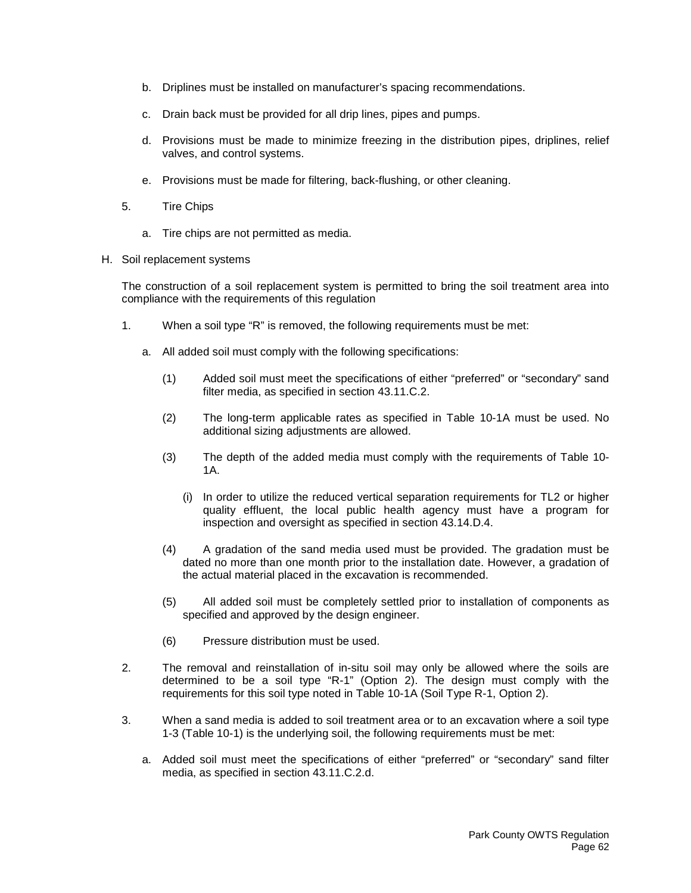b. Driplines must be installed on manufacturer's spacing recommendations.

c. Drain back must be provided for all drip lines, pipes and pumps.

d. Provisions must be made to minimize freezing in the distribution pipes, driplines, relief valves, and control systems.

e. Provisions must be made for filtering, back-flushing, or other cleaning.

5. Tire Chips

   a. Tire chips are not permitted as media.

H. Soil replacement systems

The construction of a soil replacement system is permitted to bring the soil treatment area into compliance with the requirements of this regulation

1. When a soil type "R" is removed, the following requirements must be met:

   a. All added soil must comply with the following specifications:

      (1) Added soil must meet the specifications of either "preferred" or "secondary" sand filter media, as specified in section 43.11.C.2.

      (2) The long-term applicable rates as specified in Table 10-1A must be used. No additional sizing adjustments are allowed.

      (3) The depth of the added media must comply with the requirements of Table 10-1A.

         (i) In order to utilize the reduced vertical separation requirements for TL2 or higher quality effluent, the local public health agency must have a program for inspection and oversight as specified in section 43.14.D.4.

      (4) A gradation of the sand media used must be provided. The gradation must be dated no more than one month prior to the installation date. However, a gradation of the actual material placed in the excavation is recommended.

      (5) All added soil must be completely settled prior to installation of components as specified and approved by the design engineer.

      (6) Pressure distribution must be used.

2. The removal and reinstallation of in-situ soil may only be allowed where the soils are determined to be a soil type "R-1" (Option 2). The design must comply with the requirements for this soil type noted in Table 10-1A (Soil Type R-1, Option 2).

3. When a sand media is added to soil treatment area or to an excavation where a soil type 1-3 (Table 10-1) is the underlying soil, the following requirements must be met:

   a. Added soil must meet the specifications of either "preferred" or "secondary" sand filter media, as specified in section 43.11.C.2.d.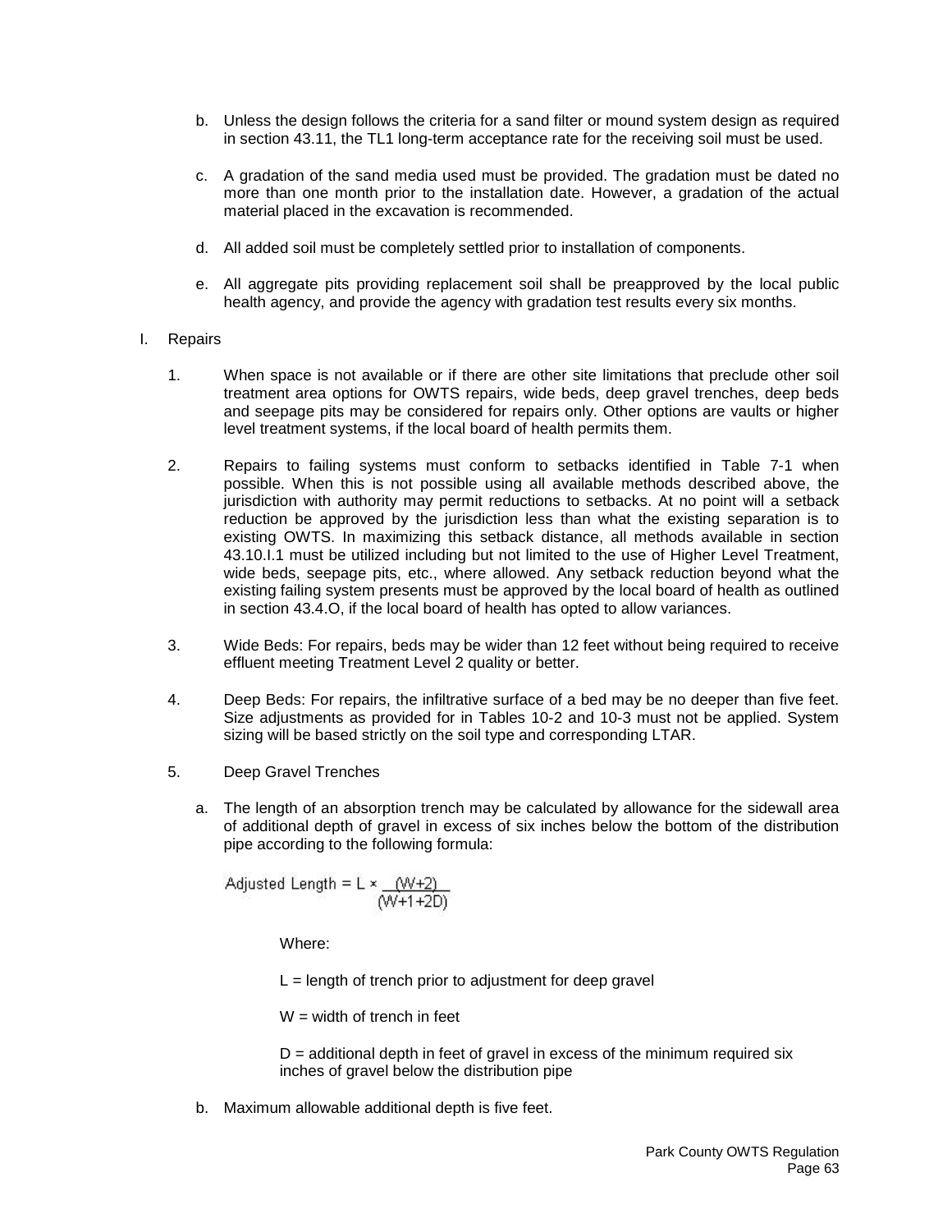b. Unless the design follows the criteria for a sand filter or mound system design as required in section 43.11, the TL1 long-term acceptance rate for the receiving soil must be used.

c. A gradation of the sand media used must be provided. The gradation must be dated no more than one month prior to the installation date. However, a gradation of the actual material placed in the excavation is recommended.

d. All added soil must be completely settled prior to installation of components.

e. All aggregate pits providing replacement soil shall be preapproved by the local public health agency, and provide the agency with gradation test results every six months.

I. Repairs

1. When space is not available or if there are other site limitations that preclude other soil treatment area options for OWTS repairs, wide beds, deep gravel trenches, deep beds and seepage pits may be considered for repairs only. Other options are vaults or higher level treatment systems, if the local board of health permits them.

2. Repairs to failing systems must conform to setbacks identified in Table 7-1 when possible. When this is not possible using all available methods described above, the jurisdiction with authority may permit reductions to setbacks. At no point will a setback reduction be approved by the jurisdiction less than what the existing separation is to existing OWTS. In maximizing this setback distance, all methods available in section 43.10.I.1 must be utilized including but not limited to the use of Higher Level Treatment, wide beds, seepage pits, etc., where allowed. Any setback reduction beyond what the existing failing system presents must be approved by the local board of health as outlined in section 43.4.O, if the local board of health has opted to allow variances.

3. Wide Beds: For repairs, beds may be wider than 12 feet without being required to receive effluent meeting Treatment Level 2 quality or better.

4. Deep Beds: For repairs, the infiltrative surface of a bed may be no deeper than five feet. Size adjustments as provided for in Tables 10-2 and 10-3 must not be applied. System sizing will be based strictly on the soil type and corresponding LTAR.

5. Deep Gravel Trenches

   a. The length of an absorption trench may be calculated by allowance for the sidewall area of additional depth of gravel in excess of six inches below the bottom of the distribution pipe according to the following formula:

$$\text{Adjusted Length} = L \times \frac{(W+2)}{(W+1+2D)}$$

   Where:

   L = length of trench prior to adjustment for deep gravel

   W = width of trench in feet

   D = additional depth in feet of gravel in excess of the minimum required six inches of gravel below the distribution pipe

   b. Maximum allowable additional depth is five feet.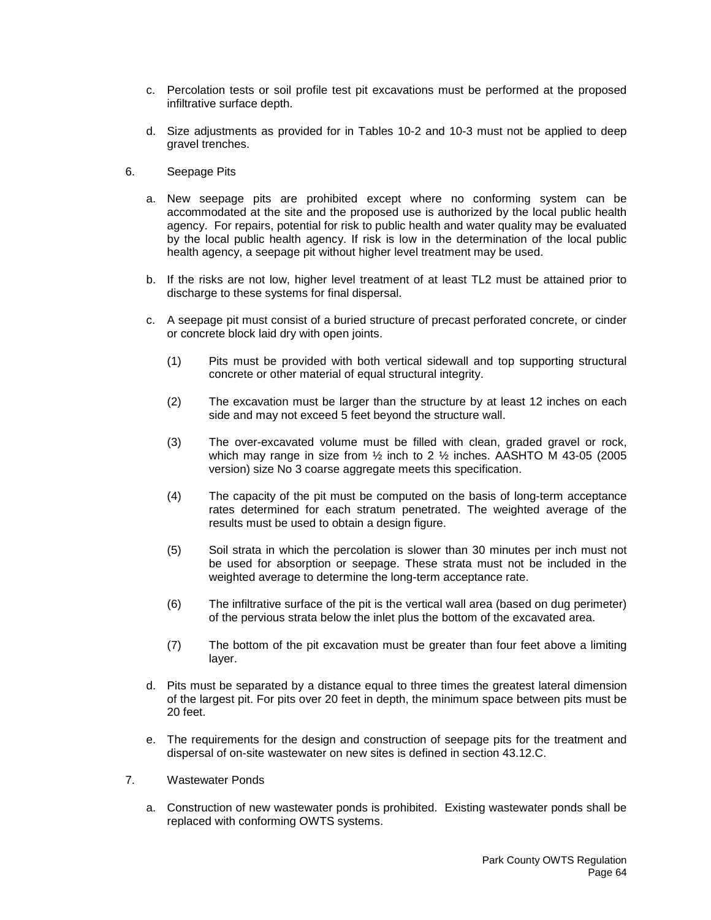c. Percolation tests or soil profile test pit excavations must be performed at the proposed infiltrative surface depth.

d. Size adjustments as provided for in Tables 10-2 and 10-3 must not be applied to deep gravel trenches.

6. Seepage Pits

a. New seepage pits are prohibited except where no conforming system can be accommodated at the site and the proposed use is authorized by the local public health agency. For repairs, potential for risk to public health and water quality may be evaluated by the local public health agency. If risk is low in the determination of the local public health agency, a seepage pit without higher level treatment may be used.

b. If the risks are not low, higher level treatment of at least TL2 must be attained prior to discharge to these systems for final dispersal.

c. A seepage pit must consist of a buried structure of precast perforated concrete, or cinder or concrete block laid dry with open joints.

(1) Pits must be provided with both vertical sidewall and top supporting structural concrete or other material of equal structural integrity.

(2) The excavation must be larger than the structure by at least 12 inches on each side and may not exceed 5 feet beyond the structure wall.

(3) The over-excavated volume must be filled with clean, graded gravel or rock, which may range in size from ½ inch to 2 ½ inches. AASHTO M 43-05 (2005 version) size No 3 coarse aggregate meets this specification.

(4) The capacity of the pit must be computed on the basis of long-term acceptance rates determined for each stratum penetrated. The weighted average of the results must be used to obtain a design figure.

(5) Soil strata in which the percolation is slower than 30 minutes per inch must not be used for absorption or seepage. These strata must not be included in the weighted average to determine the long-term acceptance rate.

(6) The infiltrative surface of the pit is the vertical wall area (based on dug perimeter) of the pervious strata below the inlet plus the bottom of the excavated area.

(7) The bottom of the pit excavation must be greater than four feet above a limiting layer.

d. Pits must be separated by a distance equal to three times the greatest lateral dimension of the largest pit. For pits over 20 feet in depth, the minimum space between pits must be 20 feet.

e. The requirements for the design and construction of seepage pits for the treatment and dispersal of on-site wastewater on new sites is defined in section 43.12.C.

7. Wastewater Ponds

a. Construction of new wastewater ponds is prohibited. Existing wastewater ponds shall be replaced with conforming OWTS systems.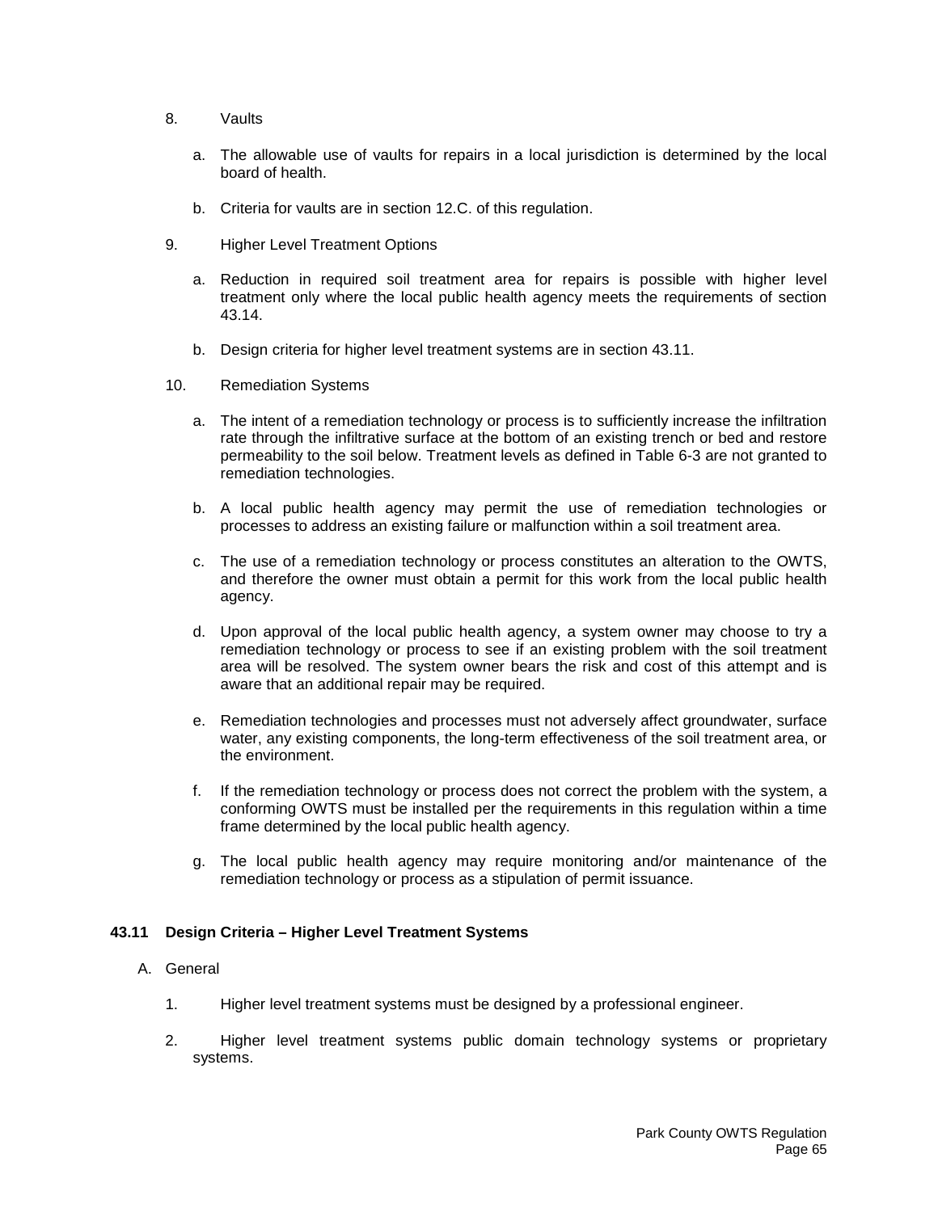8. Vaults

   a. The allowable use of vaults for repairs in a local jurisdiction is determined by the local board of health.

   b. Criteria for vaults are in section 12.C. of this regulation.

9. Higher Level Treatment Options

   a. Reduction in required soil treatment area for repairs is possible with higher level treatment only where the local public health agency meets the requirements of section 43.14.

   b. Design criteria for higher level treatment systems are in section 43.11.

10. Remediation Systems

    a. The intent of a remediation technology or process is to sufficiently increase the infiltration rate through the infiltrative surface at the bottom of an existing trench or bed and restore permeability to the soil below. Treatment levels as defined in Table 6-3 are not granted to remediation technologies.

    b. A local public health agency may permit the use of remediation technologies or processes to address an existing failure or malfunction within a soil treatment area.

    c. The use of a remediation technology or process constitutes an alteration to the OWTS, and therefore the owner must obtain a permit for this work from the local public health agency.

    d. Upon approval of the local public health agency, a system owner may choose to try a remediation technology or process to see if an existing problem with the soil treatment area will be resolved. The system owner bears the risk and cost of this attempt and is aware that an additional repair may be required.

    e. Remediation technologies and processes must not adversely affect groundwater, surface water, any existing components, the long-term effectiveness of the soil treatment area, or the environment.

    f. If the remediation technology or process does not correct the problem with the system, a conforming OWTS must be installed per the requirements in this regulation within a time frame determined by the local public health agency.

    g. The local public health agency may require monitoring and/or maintenance of the remediation technology or process as a stipulation of permit issuance.

### 43.11 Design Criteria – Higher Level Treatment Systems

A. General

1. Higher level treatment systems must be designed by a professional engineer.

2. Higher level treatment systems public domain technology systems or proprietary systems.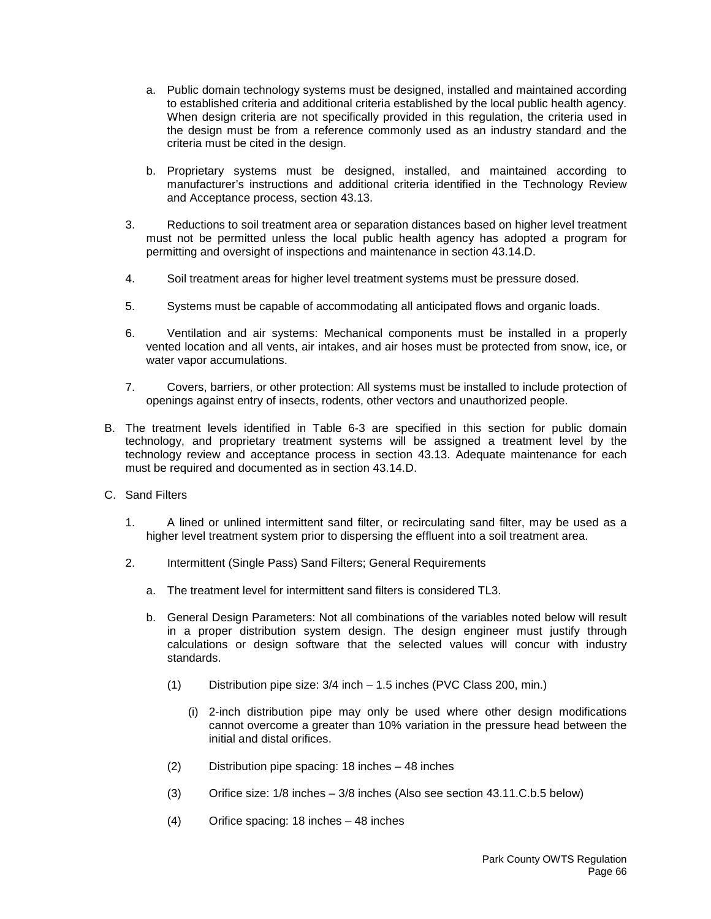a. Public domain technology systems must be designed, installed and maintained according to established criteria and additional criteria established by the local public health agency. When design criteria are not specifically provided in this regulation, the criteria used in the design must be from a reference commonly used as an industry standard and the criteria must be cited in the design.

b. Proprietary systems must be designed, installed, and maintained according to manufacturer's instructions and additional criteria identified in the Technology Review and Acceptance process, section 43.13.

3. Reductions to soil treatment area or separation distances based on higher level treatment must not be permitted unless the local public health agency has adopted a program for permitting and oversight of inspections and maintenance in section 43.14.D.

4. Soil treatment areas for higher level treatment systems must be pressure dosed.

5. Systems must be capable of accommodating all anticipated flows and organic loads.

6. Ventilation and air systems: Mechanical components must be installed in a properly vented location and all vents, air intakes, and air hoses must be protected from snow, ice, or water vapor accumulations.

7. Covers, barriers, or other protection: All systems must be installed to include protection of openings against entry of insects, rodents, other vectors and unauthorized people.

B. The treatment levels identified in Table 6-3 are specified in this section for public domain technology, and proprietary treatment systems will be assigned a treatment level by the technology review and acceptance process in section 43.13. Adequate maintenance for each must be required and documented as in section 43.14.D.

C. Sand Filters

1. A lined or unlined intermittent sand filter, or recirculating sand filter, may be used as a higher level treatment system prior to dispersing the effluent into a soil treatment area.

2. Intermittent (Single Pass) Sand Filters; General Requirements

a. The treatment level for intermittent sand filters is considered TL3.

b. General Design Parameters: Not all combinations of the variables noted below will result in a proper distribution system design. The design engineer must justify through calculations or design software that the selected values will concur with industry standards.

(1) Distribution pipe size: 3/4 inch – 1.5 inches (PVC Class 200, min.)

(i) 2-inch distribution pipe may only be used where other design modifications cannot overcome a greater than 10% variation in the pressure head between the initial and distal orifices.

(2) Distribution pipe spacing: 18 inches – 48 inches

(3) Orifice size: 1/8 inches – 3/8 inches (Also see section 43.11.C.b.5 below)

(4) Orifice spacing: 18 inches – 48 inches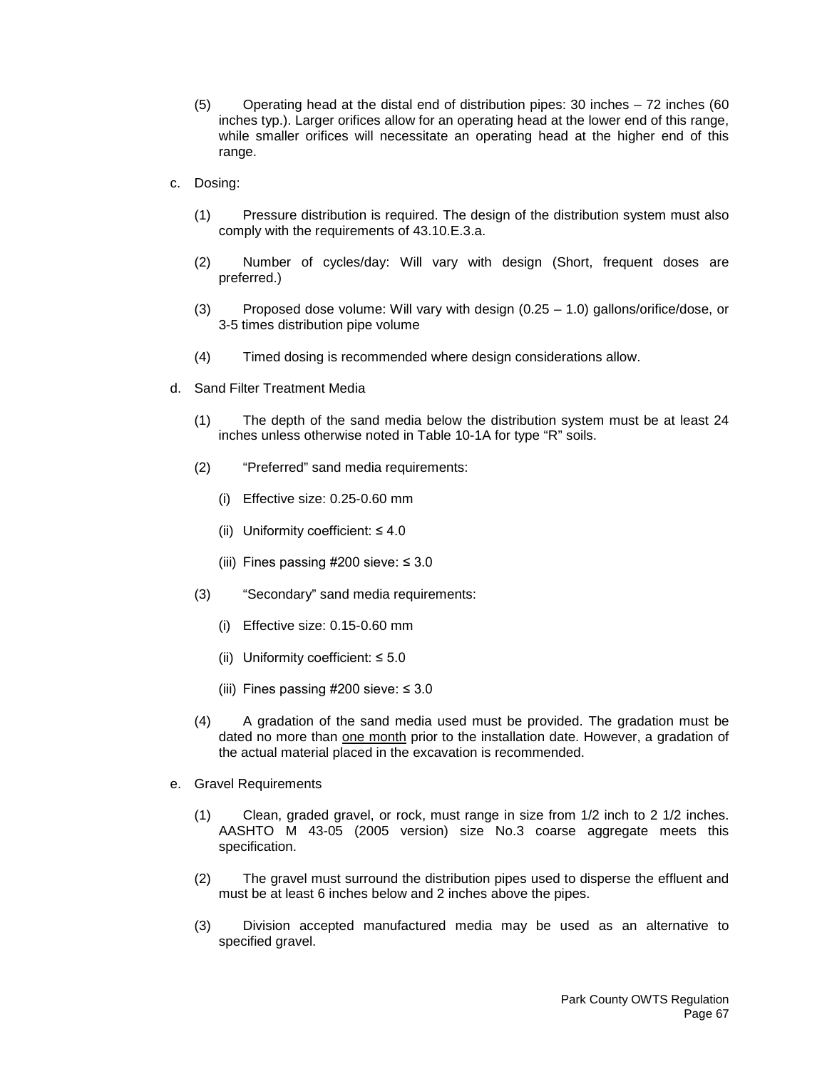(5) Operating head at the distal end of distribution pipes: 30 inches – 72 inches (60 inches typ.). Larger orifices allow for an operating head at the lower end of this range, while smaller orifices will necessitate an operating head at the higher end of this range.

c. Dosing:

(1) Pressure distribution is required. The design of the distribution system must also comply with the requirements of 43.10.E.3.a.

(2) Number of cycles/day: Will vary with design (Short, frequent doses are preferred.)

(3) Proposed dose volume: Will vary with design (0.25 – 1.0) gallons/orifice/dose, or 3-5 times distribution pipe volume

(4) Timed dosing is recommended where design considerations allow.

d. Sand Filter Treatment Media

(1) The depth of the sand media below the distribution system must be at least 24 inches unless otherwise noted in Table 10-1A for type "R" soils.

(2) "Preferred" sand media requirements:

(i) Effective size: 0.25-0.60 mm

(ii) Uniformity coefficient: ≤ 4.0

(iii) Fines passing #200 sieve: ≤ 3.0

(3) "Secondary" sand media requirements:

(i) Effective size: 0.15-0.60 mm

(ii) Uniformity coefficient: ≤ 5.0

(iii) Fines passing #200 sieve: ≤ 3.0

(4) A gradation of the sand media used must be provided. The gradation must be dated no more than <u>one month</u> prior to the installation date. However, a gradation of the actual material placed in the excavation is recommended.

e. Gravel Requirements

(1) Clean, graded gravel, or rock, must range in size from 1/2 inch to 2 1/2 inches. AASHTO M 43-05 (2005 version) size No.3 coarse aggregate meets this specification.

(2) The gravel must surround the distribution pipes used to disperse the effluent and must be at least 6 inches below and 2 inches above the pipes.

(3) Division accepted manufactured media may be used as an alternative to specified gravel.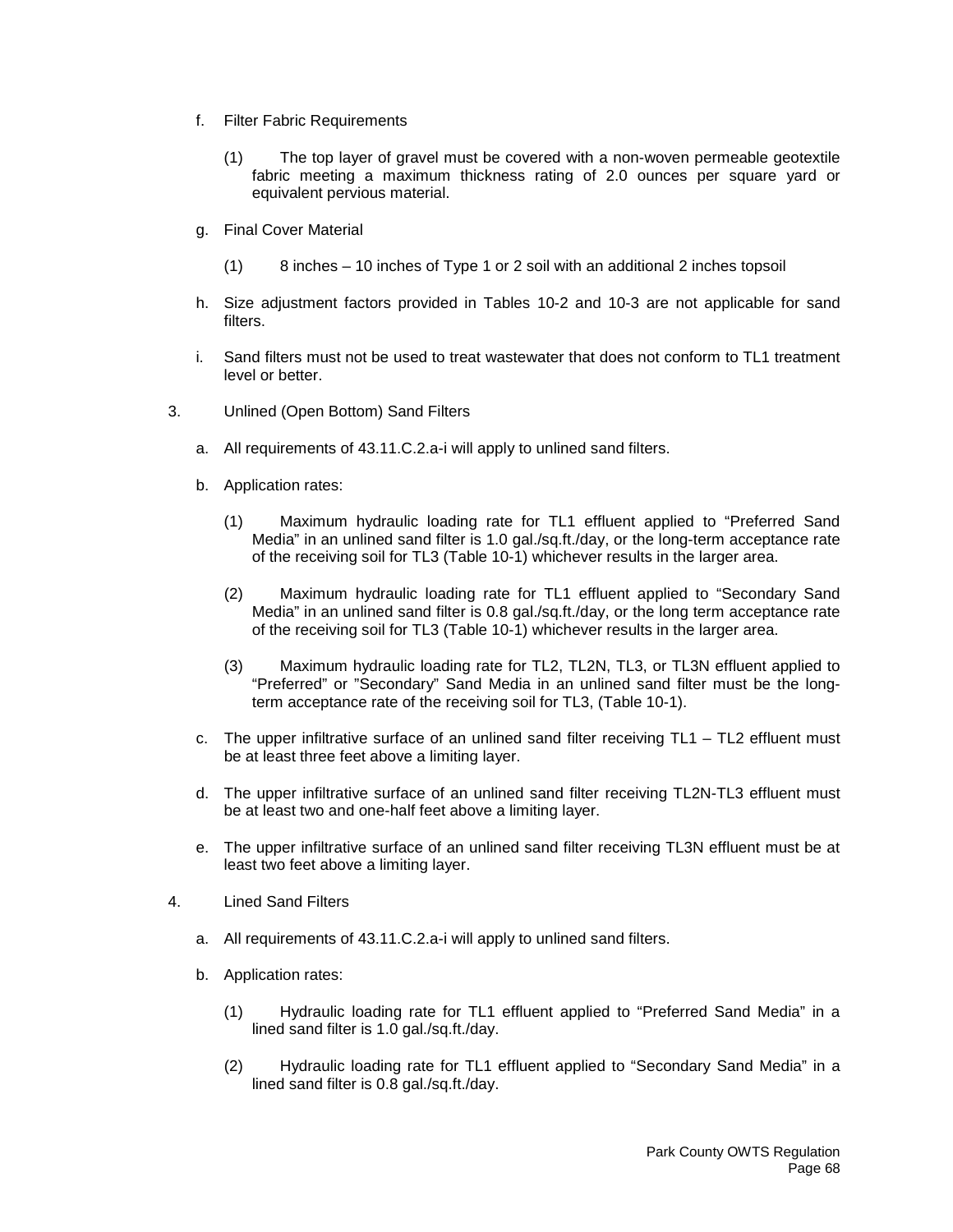f. Filter Fabric Requirements

   (1) The top layer of gravel must be covered with a non-woven permeable geotextile fabric meeting a maximum thickness rating of 2.0 ounces per square yard or equivalent pervious material.

g. Final Cover Material

   (1) 8 inches – 10 inches of Type 1 or 2 soil with an additional 2 inches topsoil

h. Size adjustment factors provided in Tables 10-2 and 10-3 are not applicable for sand filters.

i. Sand filters must not be used to treat wastewater that does not conform to TL1 treatment level or better.

3. Unlined (Open Bottom) Sand Filters

   a. All requirements of 43.11.C.2.a-i will apply to unlined sand filters.

   b. Application rates:

      (1) Maximum hydraulic loading rate for TL1 effluent applied to “Preferred Sand Media” in an unlined sand filter is 1.0 gal./sq.ft./day, or the long-term acceptance rate of the receiving soil for TL3 (Table 10-1) whichever results in the larger area.

      (2) Maximum hydraulic loading rate for TL1 effluent applied to “Secondary Sand Media” in an unlined sand filter is 0.8 gal./sq.ft./day, or the long term acceptance rate of the receiving soil for TL3 (Table 10-1) whichever results in the larger area.

      (3) Maximum hydraulic loading rate for TL2, TL2N, TL3, or TL3N effluent applied to “Preferred” or ”Secondary” Sand Media in an unlined sand filter must be the long-term acceptance rate of the receiving soil for TL3, (Table 10-1).

   c. The upper infiltrative surface of an unlined sand filter receiving TL1 – TL2 effluent must be at least three feet above a limiting layer.

   d. The upper infiltrative surface of an unlined sand filter receiving TL2N-TL3 effluent must be at least two and one-half feet above a limiting layer.

   e. The upper infiltrative surface of an unlined sand filter receiving TL3N effluent must be at least two feet above a limiting layer.

4. Lined Sand Filters

   a. All requirements of 43.11.C.2.a-i will apply to unlined sand filters.

   b. Application rates:

      (1) Hydraulic loading rate for TL1 effluent applied to “Preferred Sand Media” in a lined sand filter is 1.0 gal./sq.ft./day.

      (2) Hydraulic loading rate for TL1 effluent applied to “Secondary Sand Media” in a lined sand filter is 0.8 gal./sq.ft./day.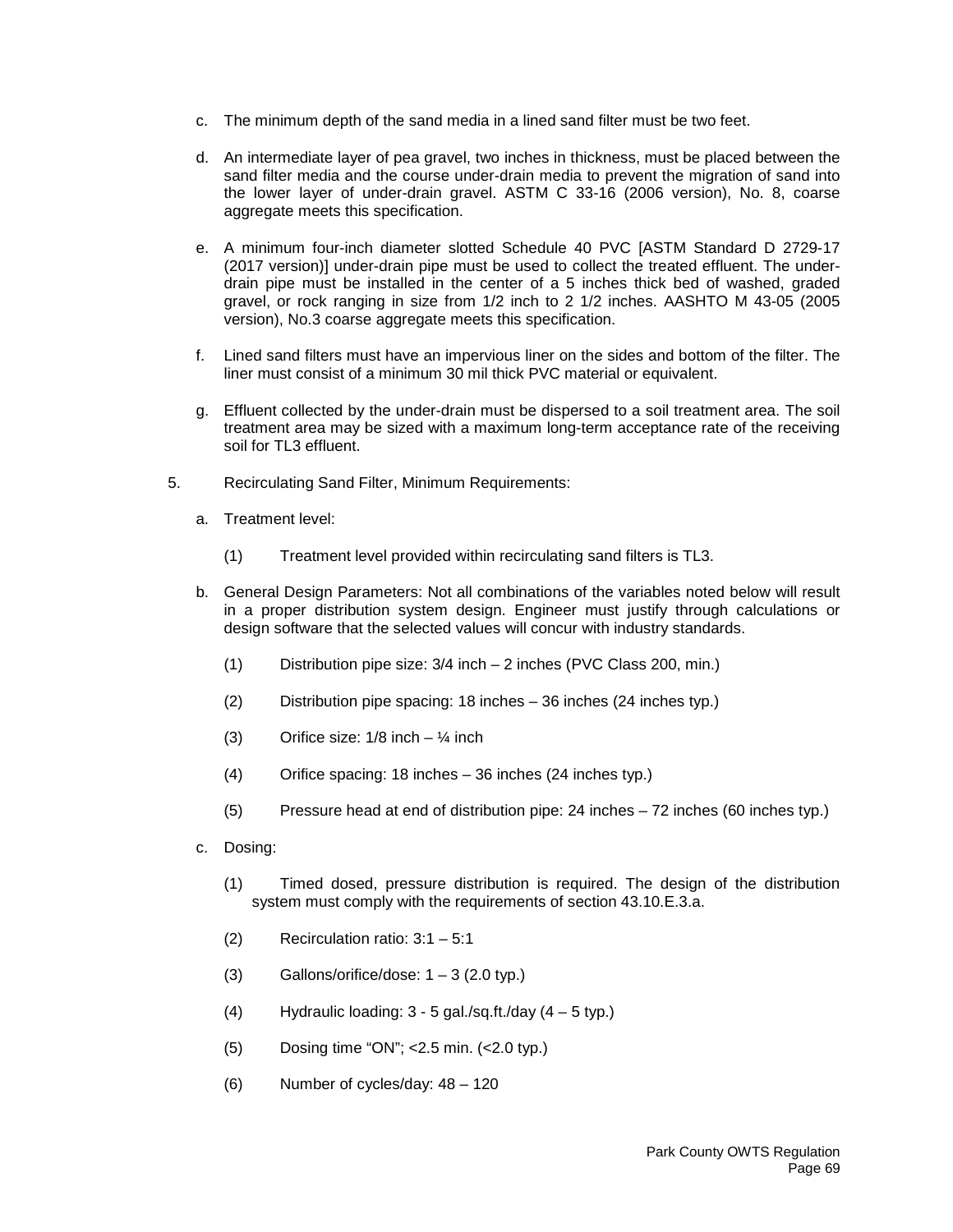c. The minimum depth of the sand media in a lined sand filter must be two feet.

d. An intermediate layer of pea gravel, two inches in thickness, must be placed between the sand filter media and the course under-drain media to prevent the migration of sand into the lower layer of under-drain gravel. ASTM C 33-16 (2006 version), No. 8, coarse aggregate meets this specification.

e. A minimum four-inch diameter slotted Schedule 40 PVC [ASTM Standard D 2729-17 (2017 version)] under-drain pipe must be used to collect the treated effluent. The under-drain pipe must be installed in the center of a 5 inches thick bed of washed, graded gravel, or rock ranging in size from 1/2 inch to 2 1/2 inches. AASHTO M 43-05 (2005 version), No.3 coarse aggregate meets this specification.

f. Lined sand filters must have an impervious liner on the sides and bottom of the filter. The liner must consist of a minimum 30 mil thick PVC material or equivalent.

g. Effluent collected by the under-drain must be dispersed to a soil treatment area. The soil treatment area may be sized with a maximum long-term acceptance rate of the receiving soil for TL3 effluent.

5. Recirculating Sand Filter, Minimum Requirements:

a. Treatment level:

(1) Treatment level provided within recirculating sand filters is TL3.

b. General Design Parameters: Not all combinations of the variables noted below will result in a proper distribution system design. Engineer must justify through calculations or design software that the selected values will concur with industry standards.

(1) Distribution pipe size: 3/4 inch – 2 inches (PVC Class 200, min.)

(2) Distribution pipe spacing: 18 inches – 36 inches (24 inches typ.)

(3) Orifice size: 1/8 inch – ¼ inch

(4) Orifice spacing: 18 inches – 36 inches (24 inches typ.)

(5) Pressure head at end of distribution pipe: 24 inches – 72 inches (60 inches typ.)

c. Dosing:

(1) Timed dosed, pressure distribution is required. The design of the distribution system must comply with the requirements of section 43.10.E.3.a.

(2) Recirculation ratio: 3:1 – 5:1

(3) Gallons/orifice/dose: 1 – 3 (2.0 typ.)

(4) Hydraulic loading: 3 - 5 gal./sq.ft./day (4 – 5 typ.)

(5) Dosing time "ON"; <2.5 min. (<2.0 typ.)

(6) Number of cycles/day: 48 – 120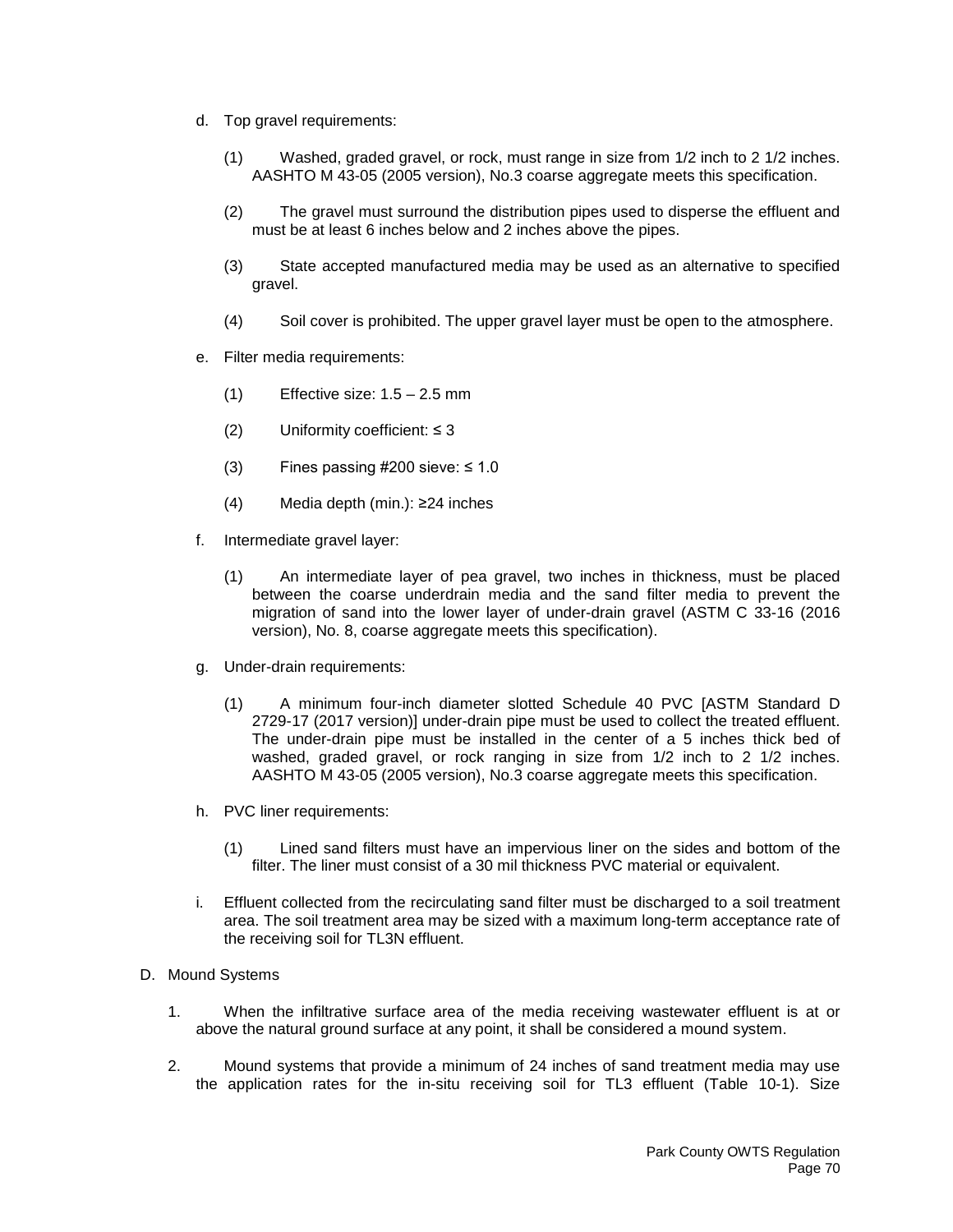d. Top gravel requirements:

   (1) Washed, graded gravel, or rock, must range in size from 1/2 inch to 2 1/2 inches. AASHTO M 43-05 (2005 version), No.3 coarse aggregate meets this specification.

   (2) The gravel must surround the distribution pipes used to disperse the effluent and must be at least 6 inches below and 2 inches above the pipes.

   (3) State accepted manufactured media may be used as an alternative to specified gravel.

   (4) Soil cover is prohibited. The upper gravel layer must be open to the atmosphere.

e. Filter media requirements:

   (1) Effective size: 1.5 – 2.5 mm

   (2) Uniformity coefficient: ≤ 3

   (3) Fines passing #200 sieve: ≤ 1.0

   (4) Media depth (min.): ≥24 inches

f. Intermediate gravel layer:

   (1) An intermediate layer of pea gravel, two inches in thickness, must be placed between the coarse underdrain media and the sand filter media to prevent the migration of sand into the lower layer of under-drain gravel (ASTM C 33-16 (2016 version), No. 8, coarse aggregate meets this specification).

g. Under-drain requirements:

   (1) A minimum four-inch diameter slotted Schedule 40 PVC [ASTM Standard D 2729-17 (2017 version)] under-drain pipe must be used to collect the treated effluent. The under-drain pipe must be installed in the center of a 5 inches thick bed of washed, graded gravel, or rock ranging in size from 1/2 inch to 2 1/2 inches. AASHTO M 43-05 (2005 version), No.3 coarse aggregate meets this specification.

h. PVC liner requirements:

   (1) Lined sand filters must have an impervious liner on the sides and bottom of the filter. The liner must consist of a 30 mil thickness PVC material or equivalent.

i. Effluent collected from the recirculating sand filter must be discharged to a soil treatment area. The soil treatment area may be sized with a maximum long-term acceptance rate of the receiving soil for TL3N effluent.

D. Mound Systems

1. When the infiltrative surface area of the media receiving wastewater effluent is at or above the natural ground surface at any point, it shall be considered a mound system.

2. Mound systems that provide a minimum of 24 inches of sand treatment media may use the application rates for the in-situ receiving soil for TL3 effluent (Table 10-1). Size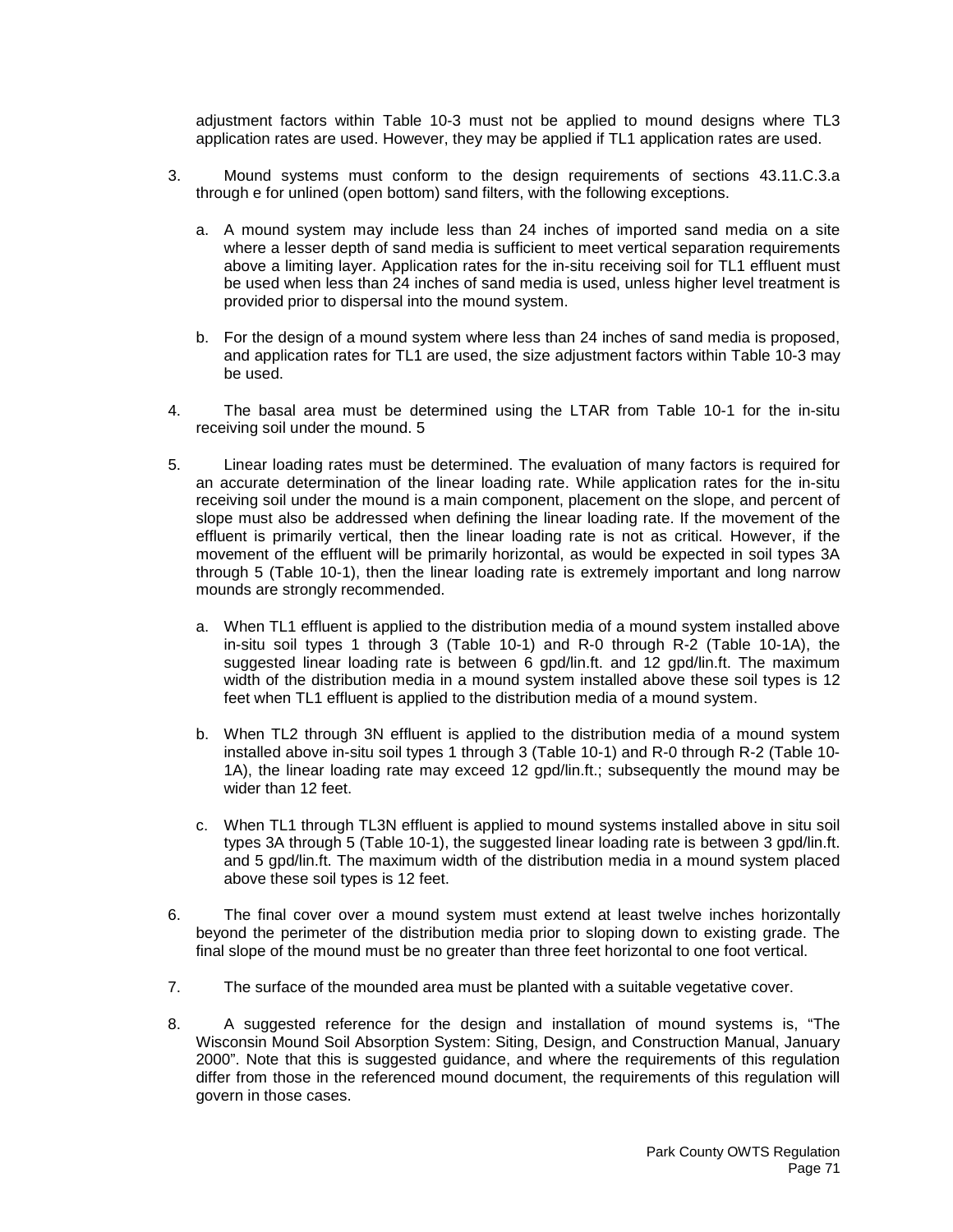adjustment factors within Table 10-3 must not be applied to mound designs where TL3 application rates are used. However, they may be applied if TL1 application rates are used.

3. Mound systems must conform to the design requirements of sections 43.11.C.3.a through e for unlined (open bottom) sand filters, with the following exceptions.

   a. A mound system may include less than 24 inches of imported sand media on a site where a lesser depth of sand media is sufficient to meet vertical separation requirements above a limiting layer. Application rates for the in-situ receiving soil for TL1 effluent must be used when less than 24 inches of sand media is used, unless higher level treatment is provided prior to dispersal into the mound system.

   b. For the design of a mound system where less than 24 inches of sand media is proposed, and application rates for TL1 are used, the size adjustment factors within Table 10-3 may be used.

4. The basal area must be determined using the LTAR from Table 10-1 for the in-situ receiving soil under the mound. 5

5. Linear loading rates must be determined. The evaluation of many factors is required for an accurate determination of the linear loading rate. While application rates for the in-situ receiving soil under the mound is a main component, placement on the slope, and percent of slope must also be addressed when defining the linear loading rate. If the movement of the effluent is primarily vertical, then the linear loading rate is not as critical. However, if the movement of the effluent will be primarily horizontal, as would be expected in soil types 3A through 5 (Table 10-1), then the linear loading rate is extremely important and long narrow mounds are strongly recommended.

   a. When TL1 effluent is applied to the distribution media of a mound system installed above in-situ soil types 1 through 3 (Table 10-1) and R-0 through R-2 (Table 10-1A), the suggested linear loading rate is between 6 gpd/lin.ft. and 12 gpd/lin.ft. The maximum width of the distribution media in a mound system installed above these soil types is 12 feet when TL1 effluent is applied to the distribution media of a mound system.

   b. When TL2 through 3N effluent is applied to the distribution media of a mound system installed above in-situ soil types 1 through 3 (Table 10-1) and R-0 through R-2 (Table 10-1A), the linear loading rate may exceed 12 gpd/lin.ft.; subsequently the mound may be wider than 12 feet.

   c. When TL1 through TL3N effluent is applied to mound systems installed above in situ soil types 3A through 5 (Table 10-1), the suggested linear loading rate is between 3 gpd/lin.ft. and 5 gpd/lin.ft. The maximum width of the distribution media in a mound system placed above these soil types is 12 feet.

6. The final cover over a mound system must extend at least twelve inches horizontally beyond the perimeter of the distribution media prior to sloping down to existing grade. The final slope of the mound must be no greater than three feet horizontal to one foot vertical.

7. The surface of the mounded area must be planted with a suitable vegetative cover.

8. A suggested reference for the design and installation of mound systems is, "The Wisconsin Mound Soil Absorption System: Siting, Design, and Construction Manual, January 2000". Note that this is suggested guidance, and where the requirements of this regulation differ from those in the referenced mound document, the requirements of this regulation will govern in those cases.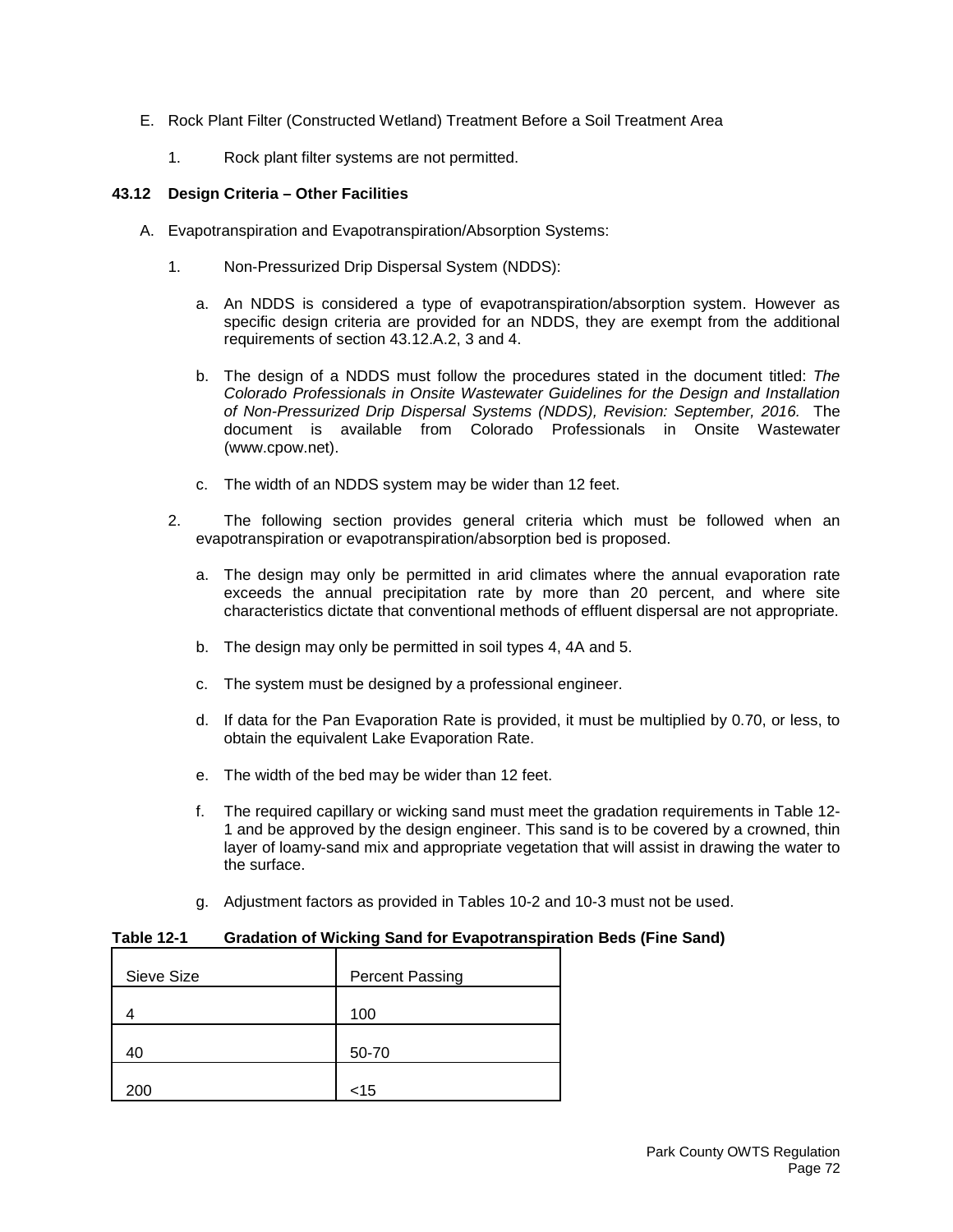E. Rock Plant Filter (Constructed Wetland) Treatment Before a Soil Treatment Area

1. Rock plant filter systems are not permitted.

### 43.12 Design Criteria – Other Facilities

A. Evapotranspiration and Evapotranspiration/Absorption Systems:

1. Non-Pressurized Drip Dispersal System (NDDS):

   a. An NDDS is considered a type of evapotranspiration/absorption system. However as specific design criteria are provided for an NDDS, they are exempt from the additional requirements of section 43.12.A.2, 3 and 4.

   b. The design of a NDDS must follow the procedures stated in the document titled: *The Colorado Professionals in Onsite Wastewater Guidelines for the Design and Installation of Non-Pressurized Drip Dispersal Systems (NDDS), Revision: September, 2016.* The document is available from Colorado Professionals in Onsite Wastewater (www.cpow.net).

   c. The width of an NDDS system may be wider than 12 feet.

2. The following section provides general criteria which must be followed when an evapotranspiration or evapotranspiration/absorption bed is proposed.

   a. The design may only be permitted in arid climates where the annual evaporation rate exceeds the annual precipitation rate by more than 20 percent, and where site characteristics dictate that conventional methods of effluent dispersal are not appropriate.

   b. The design may only be permitted in soil types 4, 4A and 5.

   c. The system must be designed by a professional engineer.

   d. If data for the Pan Evaporation Rate is provided, it must be multiplied by 0.70, or less, to obtain the equivalent Lake Evaporation Rate.

   e. The width of the bed may be wider than 12 feet.

   f. The required capillary or wicking sand must meet the gradation requirements in Table 12-1 and be approved by the design engineer. This sand is to be covered by a crowned, thin layer of loamy-sand mix and appropriate vegetation that will assist in drawing the water to the surface.

   g. Adjustment factors as provided in Tables 10-2 and 10-3 must not be used.

**Table 12-1 Gradation of Wicking Sand for Evapotranspiration Beds (Fine Sand)**

| Sieve Size | Percent Passing |
|---|---|
| 4 | 100 |
| 40 | 50-70 |
| 200 | <15 |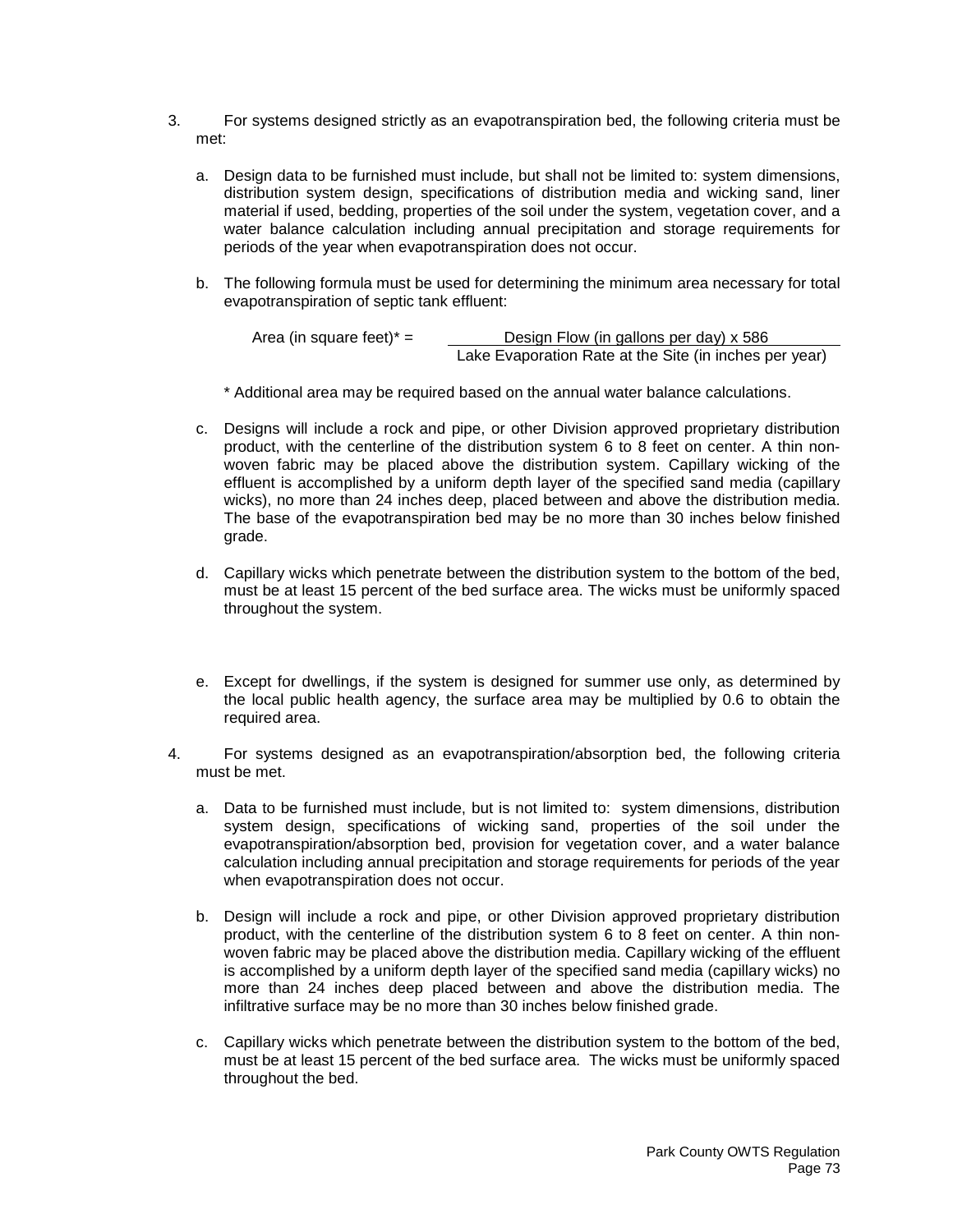3. For systems designed strictly as an evapotranspiration bed, the following criteria must be met:

   a. Design data to be furnished must include, but shall not be limited to: system dimensions, distribution system design, specifications of distribution media and wicking sand, liner material if used, bedding, properties of the soil under the system, vegetation cover, and a water balance calculation including annual precipitation and storage requirements for periods of the year when evapotranspiration does not occur.

   b. The following formula must be used for determining the minimum area necessary for total evapotranspiration of septic tank effluent:

$$\text{Area (in square feet)}^* = \frac{\text{Design Flow (in gallons per day)} \times 586}{\text{Lake Evaporation Rate at the Site (in inches per year)}}$$

   * Additional area may be required based on the annual water balance calculations.

   c. Designs will include a rock and pipe, or other Division approved proprietary distribution product, with the centerline of the distribution system 6 to 8 feet on center. A thin non-woven fabric may be placed above the distribution system. Capillary wicking of the effluent is accomplished by a uniform depth layer of the specified sand media (capillary wicks), no more than 24 inches deep, placed between and above the distribution media. The base of the evapotranspiration bed may be no more than 30 inches below finished grade.

   d. Capillary wicks which penetrate between the distribution system to the bottom of the bed, must be at least 15 percent of the bed surface area. The wicks must be uniformly spaced throughout the system.

   e. Except for dwellings, if the system is designed for summer use only, as determined by the local public health agency, the surface area may be multiplied by 0.6 to obtain the required area.

4. For systems designed as an evapotranspiration/absorption bed, the following criteria must be met.

   a. Data to be furnished must include, but is not limited to: system dimensions, distribution system design, specifications of wicking sand, properties of the soil under the evapotranspiration/absorption bed, provision for vegetation cover, and a water balance calculation including annual precipitation and storage requirements for periods of the year when evapotranspiration does not occur.

   b. Design will include a rock and pipe, or other Division approved proprietary distribution product, with the centerline of the distribution system 6 to 8 feet on center. A thin non-woven fabric may be placed above the distribution media. Capillary wicking of the effluent is accomplished by a uniform depth layer of the specified sand media (capillary wicks) no more than 24 inches deep placed between and above the distribution media. The infiltrative surface may be no more than 30 inches below finished grade.

   c. Capillary wicks which penetrate between the distribution system to the bottom of the bed, must be at least 15 percent of the bed surface area. The wicks must be uniformly spaced throughout the bed.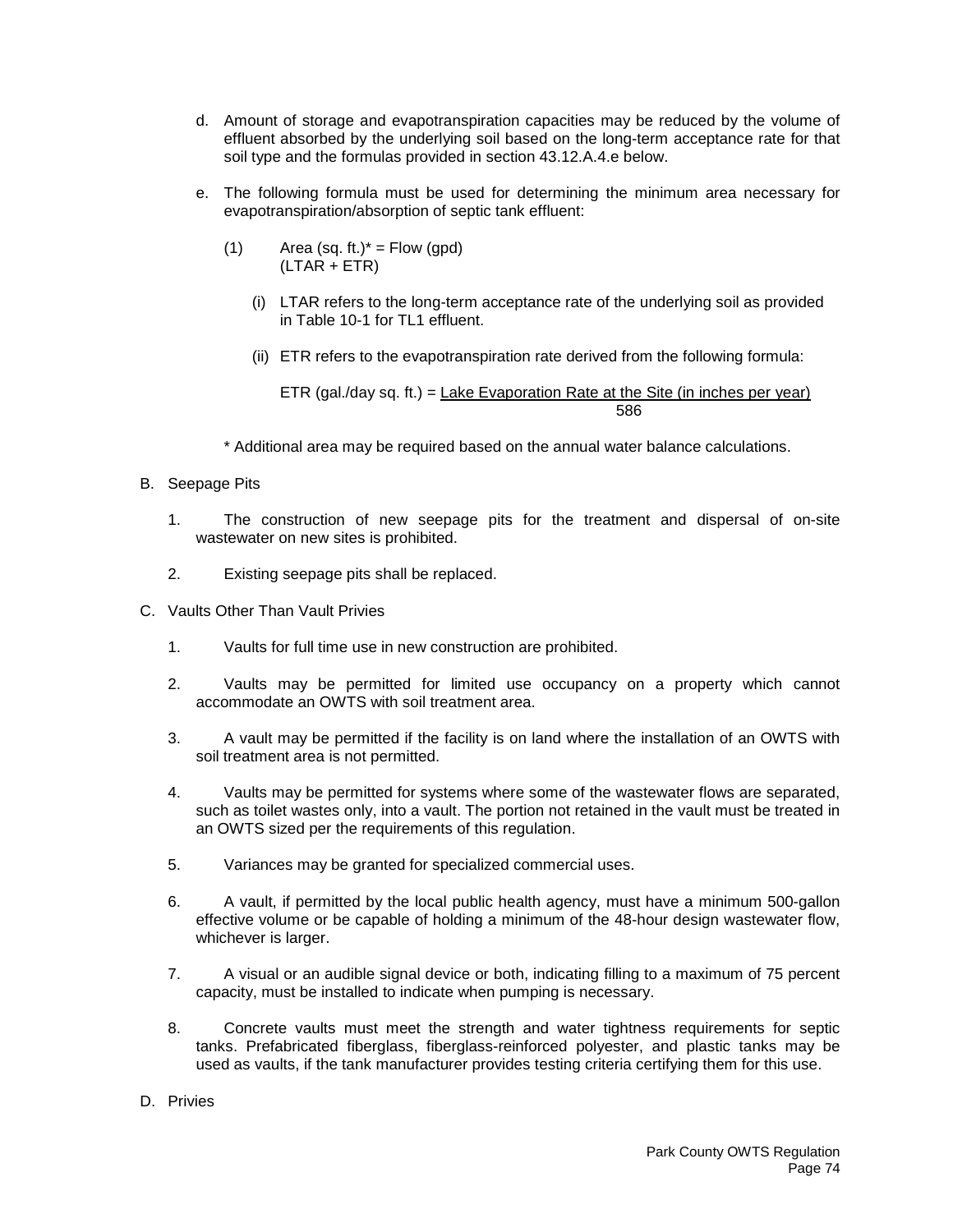d. Amount of storage and evapotranspiration capacities may be reduced by the volume of effluent absorbed by the underlying soil based on the long-term acceptance rate for that soil type and the formulas provided in section 43.12.A.4.e below.

e. The following formula must be used for determining the minimum area necessary for evapotranspiration/absorption of septic tank effluent:

(1) $$\text{Area (sq. ft.)}^{*} = \frac{\text{Flow (gpd)}}{(\text{LTAR} + \text{ETR})}$$

(i) LTAR refers to the long-term acceptance rate of the underlying soil as provided in Table 10-1 for TL1 effluent.

(ii) ETR refers to the evapotranspiration rate derived from the following formula:

$$\text{ETR (gal./day sq. ft.)} = \frac{\text{Lake Evaporation Rate at the Site (in inches per year)}}{586}$$

\* Additional area may be required based on the annual water balance calculations.

B. Seepage Pits

1. The construction of new seepage pits for the treatment and dispersal of on-site wastewater on new sites is prohibited.

2. Existing seepage pits shall be replaced.

C. Vaults Other Than Vault Privies

1. Vaults for full time use in new construction are prohibited.

2. Vaults may be permitted for limited use occupancy on a property which cannot accommodate an OWTS with soil treatment area.

3. A vault may be permitted if the facility is on land where the installation of an OWTS with soil treatment area is not permitted.

4. Vaults may be permitted for systems where some of the wastewater flows are separated, such as toilet wastes only, into a vault. The portion not retained in the vault must be treated in an OWTS sized per the requirements of this regulation.

5. Variances may be granted for specialized commercial uses.

6. A vault, if permitted by the local public health agency, must have a minimum 500-gallon effective volume or be capable of holding a minimum of the 48-hour design wastewater flow, whichever is larger.

7. A visual or an audible signal device or both, indicating filling to a maximum of 75 percent capacity, must be installed to indicate when pumping is necessary.

8. Concrete vaults must meet the strength and water tightness requirements for septic tanks. Prefabricated fiberglass, fiberglass-reinforced polyester, and plastic tanks may be used as vaults, if the tank manufacturer provides testing criteria certifying them for this use.

D. Privies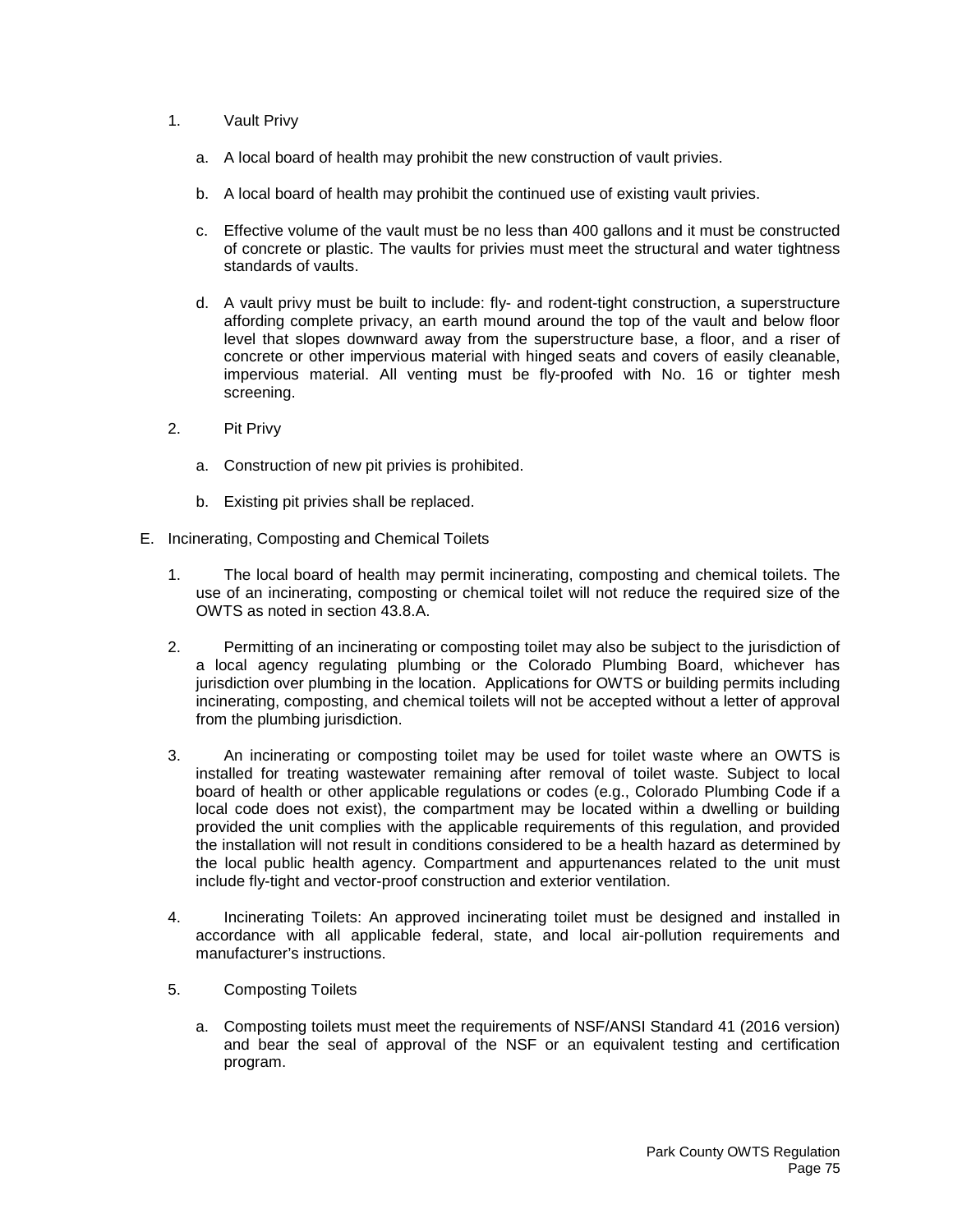1. Vault Privy

   a. A local board of health may prohibit the new construction of vault privies.

   b. A local board of health may prohibit the continued use of existing vault privies.

   c. Effective volume of the vault must be no less than 400 gallons and it must be constructed of concrete or plastic. The vaults for privies must meet the structural and water tightness standards of vaults.

   d. A vault privy must be built to include: fly- and rodent-tight construction, a superstructure affording complete privacy, an earth mound around the top of the vault and below floor level that slopes downward away from the superstructure base, a floor, and a riser of concrete or other impervious material with hinged seats and covers of easily cleanable, impervious material. All venting must be fly-proofed with No. 16 or tighter mesh screening.

2. Pit Privy

   a. Construction of new pit privies is prohibited.

   b. Existing pit privies shall be replaced.

E. Incinerating, Composting and Chemical Toilets

1. The local board of health may permit incinerating, composting and chemical toilets. The use of an incinerating, composting or chemical toilet will not reduce the required size of the OWTS as noted in section 43.8.A.

2. Permitting of an incinerating or composting toilet may also be subject to the jurisdiction of a local agency regulating plumbing or the Colorado Plumbing Board, whichever has jurisdiction over plumbing in the location. Applications for OWTS or building permits including incinerating, composting, and chemical toilets will not be accepted without a letter of approval from the plumbing jurisdiction.

3. An incinerating or composting toilet may be used for toilet waste where an OWTS is installed for treating wastewater remaining after removal of toilet waste. Subject to local board of health or other applicable regulations or codes (e.g., Colorado Plumbing Code if a local code does not exist), the compartment may be located within a dwelling or building provided the unit complies with the applicable requirements of this regulation, and provided the installation will not result in conditions considered to be a health hazard as determined by the local public health agency. Compartment and appurtenances related to the unit must include fly-tight and vector-proof construction and exterior ventilation.

4. Incinerating Toilets: An approved incinerating toilet must be designed and installed in accordance with all applicable federal, state, and local air-pollution requirements and manufacturer's instructions.

5. Composting Toilets

   a. Composting toilets must meet the requirements of NSF/ANSI Standard 41 (2016 version) and bear the seal of approval of the NSF or an equivalent testing and certification program.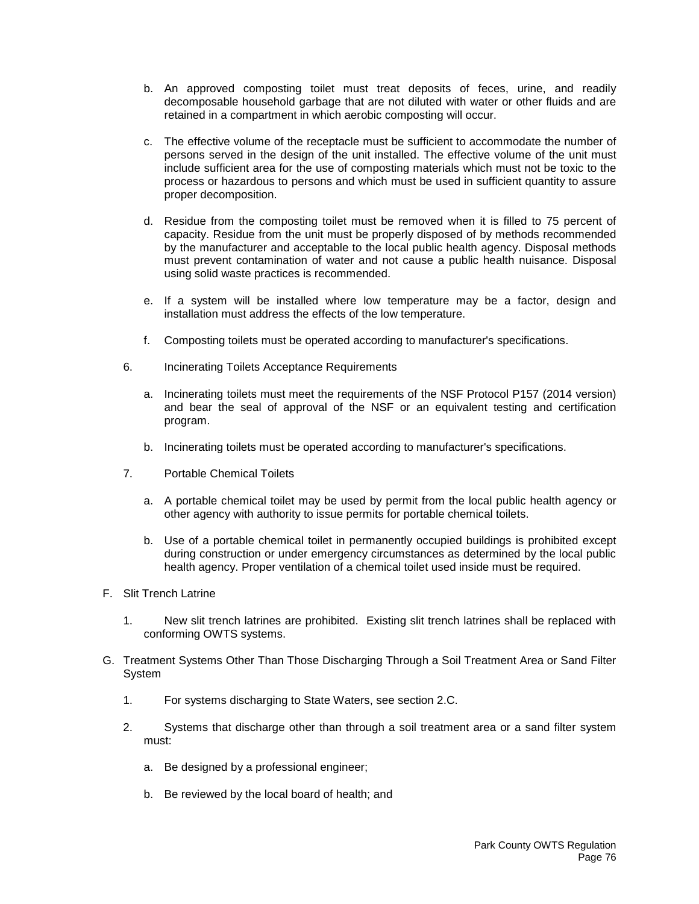b. An approved composting toilet must treat deposits of feces, urine, and readily decomposable household garbage that are not diluted with water or other fluids and are retained in a compartment in which aerobic composting will occur.

c. The effective volume of the receptacle must be sufficient to accommodate the number of persons served in the design of the unit installed. The effective volume of the unit must include sufficient area for the use of composting materials which must not be toxic to the process or hazardous to persons and which must be used in sufficient quantity to assure proper decomposition.

d. Residue from the composting toilet must be removed when it is filled to 75 percent of capacity. Residue from the unit must be properly disposed of by methods recommended by the manufacturer and acceptable to the local public health agency. Disposal methods must prevent contamination of water and not cause a public health nuisance. Disposal using solid waste practices is recommended.

e. If a system will be installed where low temperature may be a factor, design and installation must address the effects of the low temperature.

f. Composting toilets must be operated according to manufacturer's specifications.

6. Incinerating Toilets Acceptance Requirements

a. Incinerating toilets must meet the requirements of the NSF Protocol P157 (2014 version) and bear the seal of approval of the NSF or an equivalent testing and certification program.

b. Incinerating toilets must be operated according to manufacturer's specifications.

7. Portable Chemical Toilets

a. A portable chemical toilet may be used by permit from the local public health agency or other agency with authority to issue permits for portable chemical toilets.

b. Use of a portable chemical toilet in permanently occupied buildings is prohibited except during construction or under emergency circumstances as determined by the local public health agency. Proper ventilation of a chemical toilet used inside must be required.

F. Slit Trench Latrine

1. New slit trench latrines are prohibited. Existing slit trench latrines shall be replaced with conforming OWTS systems.

G. Treatment Systems Other Than Those Discharging Through a Soil Treatment Area or Sand Filter System

1. For systems discharging to State Waters, see section 2.C.

2. Systems that discharge other than through a soil treatment area or a sand filter system must:

a. Be designed by a professional engineer;

b. Be reviewed by the local board of health; and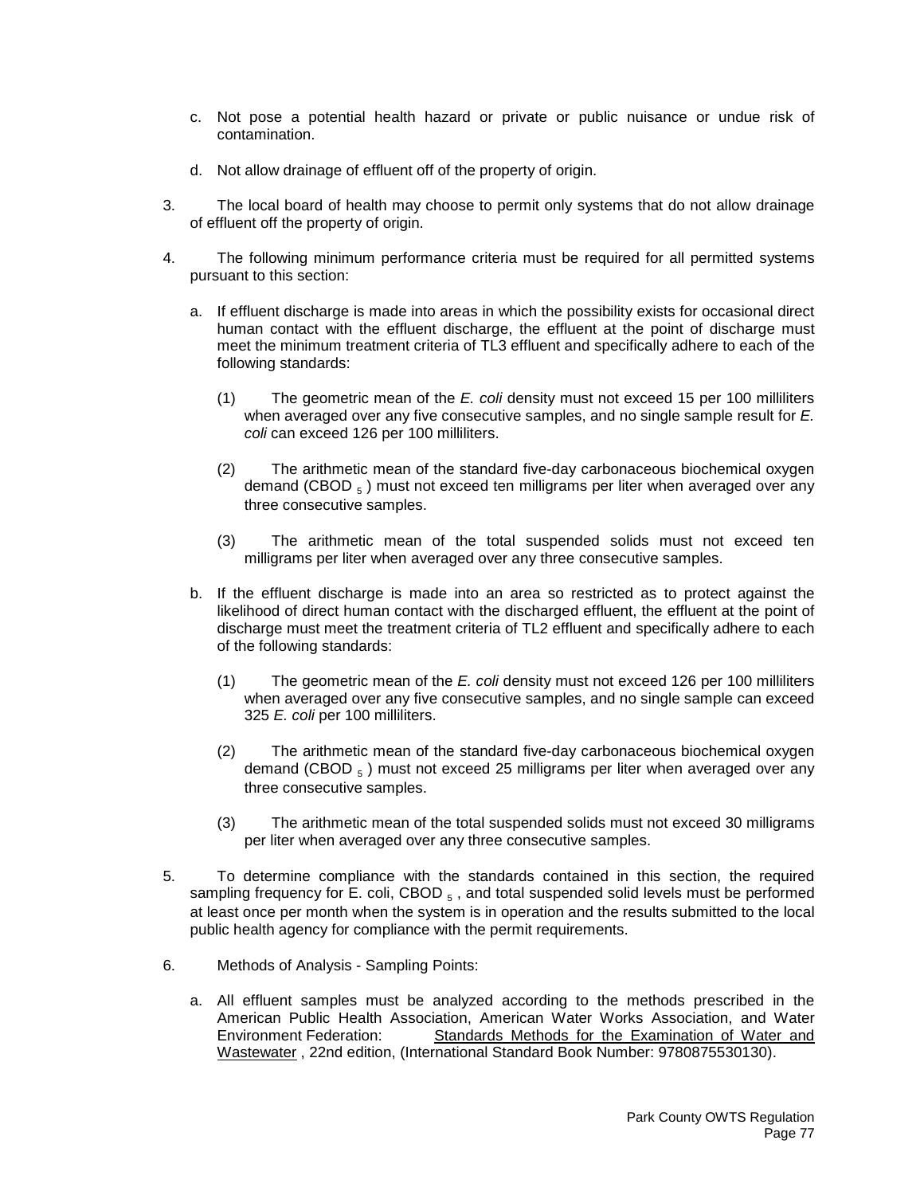c. Not pose a potential health hazard or private or public nuisance or undue risk of contamination.

d. Not allow drainage of effluent off of the property of origin.

3. The local board of health may choose to permit only systems that do not allow drainage of effluent off the property of origin.

4. The following minimum performance criteria must be required for all permitted systems pursuant to this section:

   a. If effluent discharge is made into areas in which the possibility exists for occasional direct human contact with the effluent discharge, the effluent at the point of discharge must meet the minimum treatment criteria of TL3 effluent and specifically adhere to each of the following standards:

      (1) The geometric mean of the *E. coli* density must not exceed 15 per 100 milliliters when averaged over any five consecutive samples, and no single sample result for *E. coli* can exceed 126 per 100 milliliters.

      (2) The arithmetic mean of the standard five-day carbonaceous biochemical oxygen demand ($CBOD_5$) must not exceed ten milligrams per liter when averaged over any three consecutive samples.

      (3) The arithmetic mean of the total suspended solids must not exceed ten milligrams per liter when averaged over any three consecutive samples.

   b. If the effluent discharge is made into an area so restricted as to protect against the likelihood of direct human contact with the discharged effluent, the effluent at the point of discharge must meet the treatment criteria of TL2 effluent and specifically adhere to each of the following standards:

      (1) The geometric mean of the *E. coli* density must not exceed 126 per 100 milliliters when averaged over any five consecutive samples, and no single sample can exceed 325 *E. coli* per 100 milliliters.

      (2) The arithmetic mean of the standard five-day carbonaceous biochemical oxygen demand ($CBOD_5$) must not exceed 25 milligrams per liter when averaged over any three consecutive samples.

      (3) The arithmetic mean of the total suspended solids must not exceed 30 milligrams per liter when averaged over any three consecutive samples.

5. To determine compliance with the standards contained in this section, the required sampling frequency for E. coli, $CBOD_5$, and total suspended solid levels must be performed at least once per month when the system is in operation and the results submitted to the local public health agency for compliance with the permit requirements.

6. Methods of Analysis - Sampling Points:

   a. All effluent samples must be analyzed according to the methods prescribed in the American Public Health Association, American Water Works Association, and Water Environment Federation: Standards Methods for the Examination of Water and Wastewater, 22nd edition, (International Standard Book Number: 9780875530130).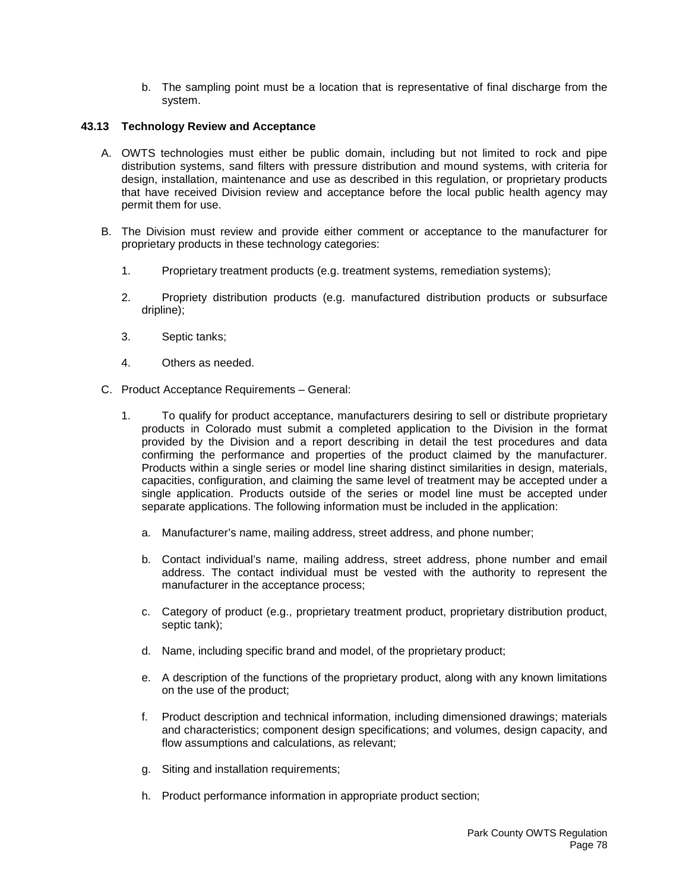b. The sampling point must be a location that is representative of final discharge from the system.

### 43.13 Technology Review and Acceptance

A. OWTS technologies must either be public domain, including but not limited to rock and pipe distribution systems, sand filters with pressure distribution and mound systems, with criteria for design, installation, maintenance and use as described in this regulation, or proprietary products that have received Division review and acceptance before the local public health agency may permit them for use.

B. The Division must review and provide either comment or acceptance to the manufacturer for proprietary products in these technology categories:

1. Proprietary treatment products (e.g. treatment systems, remediation systems);

2. Propriety distribution products (e.g. manufactured distribution products or subsurface dripline);

3. Septic tanks;

4. Others as needed.

C. Product Acceptance Requirements – General:

1. To qualify for product acceptance, manufacturers desiring to sell or distribute proprietary products in Colorado must submit a completed application to the Division in the format provided by the Division and a report describing in detail the test procedures and data confirming the performance and properties of the product claimed by the manufacturer. Products within a single series or model line sharing distinct similarities in design, materials, capacities, configuration, and claiming the same level of treatment may be accepted under a single application. Products outside of the series or model line must be accepted under separate applications. The following information must be included in the application:

   a. Manufacturer's name, mailing address, street address, and phone number;

   b. Contact individual's name, mailing address, street address, phone number and email address. The contact individual must be vested with the authority to represent the manufacturer in the acceptance process;

   c. Category of product (e.g., proprietary treatment product, proprietary distribution product, septic tank);

   d. Name, including specific brand and model, of the proprietary product;

   e. A description of the functions of the proprietary product, along with any known limitations on the use of the product;

   f. Product description and technical information, including dimensioned drawings; materials and characteristics; component design specifications; and volumes, design capacity, and flow assumptions and calculations, as relevant;

   g. Siting and installation requirements;

   h. Product performance information in appropriate product section;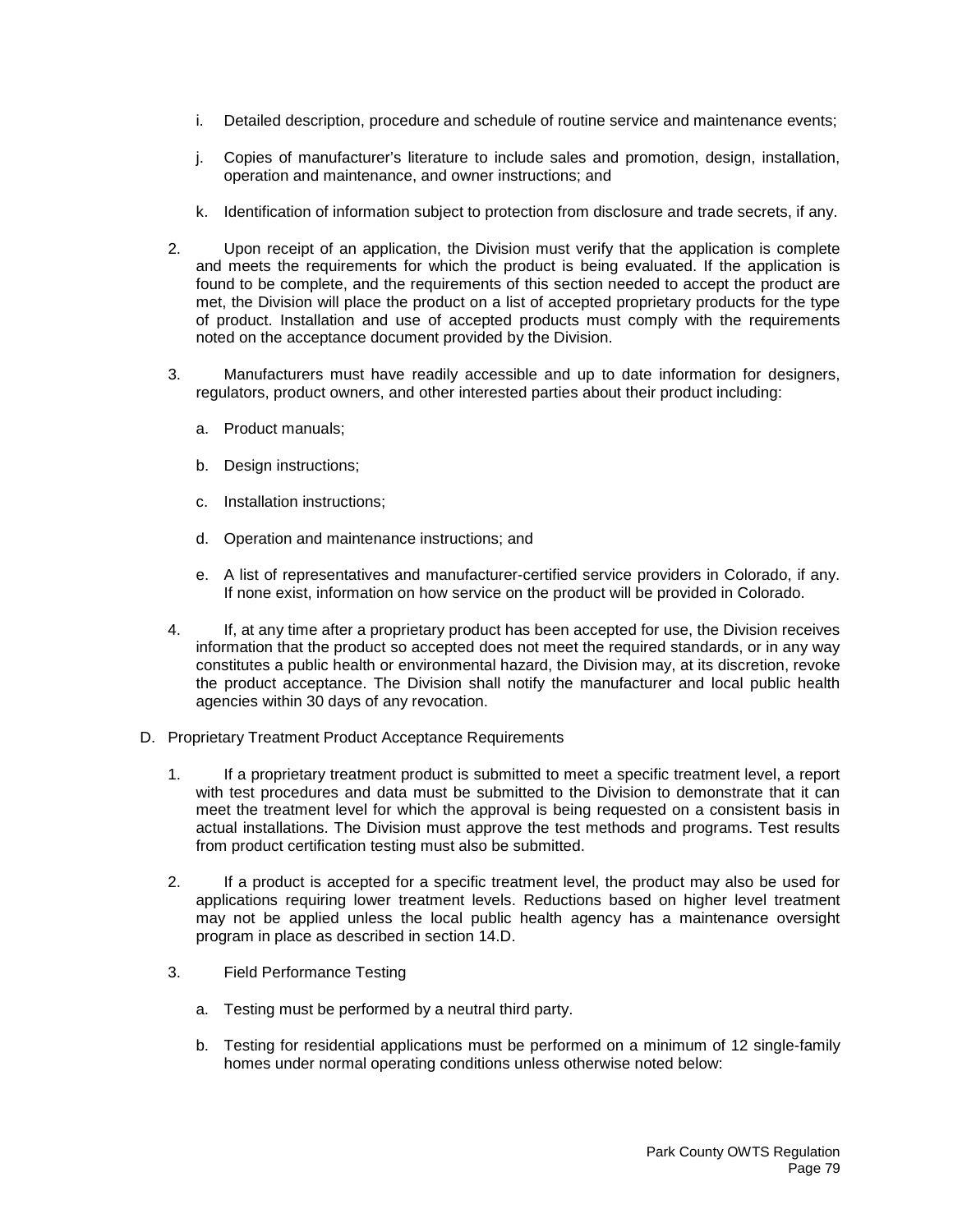i. Detailed description, procedure and schedule of routine service and maintenance events;

j. Copies of manufacturer's literature to include sales and promotion, design, installation, operation and maintenance, and owner instructions; and

k. Identification of information subject to protection from disclosure and trade secrets, if any.

2. Upon receipt of an application, the Division must verify that the application is complete and meets the requirements for which the product is being evaluated. If the application is found to be complete, and the requirements of this section needed to accept the product are met, the Division will place the product on a list of accepted proprietary products for the type of product. Installation and use of accepted products must comply with the requirements noted on the acceptance document provided by the Division.

3. Manufacturers must have readily accessible and up to date information for designers, regulators, product owners, and other interested parties about their product including:

   a. Product manuals;

   b. Design instructions;

   c. Installation instructions;

   d. Operation and maintenance instructions; and

   e. A list of representatives and manufacturer-certified service providers in Colorado, if any. If none exist, information on how service on the product will be provided in Colorado.

4. If, at any time after a proprietary product has been accepted for use, the Division receives information that the product so accepted does not meet the required standards, or in any way constitutes a public health or environmental hazard, the Division may, at its discretion, revoke the product acceptance. The Division shall notify the manufacturer and local public health agencies within 30 days of any revocation.

D. Proprietary Treatment Product Acceptance Requirements

1. If a proprietary treatment product is submitted to meet a specific treatment level, a report with test procedures and data must be submitted to the Division to demonstrate that it can meet the treatment level for which the approval is being requested on a consistent basis in actual installations. The Division must approve the test methods and programs. Test results from product certification testing must also be submitted.

2. If a product is accepted for a specific treatment level, the product may also be used for applications requiring lower treatment levels. Reductions based on higher level treatment may not be applied unless the local public health agency has a maintenance oversight program in place as described in section 14.D.

3. Field Performance Testing

   a. Testing must be performed by a neutral third party.

   b. Testing for residential applications must be performed on a minimum of 12 single-family homes under normal operating conditions unless otherwise noted below: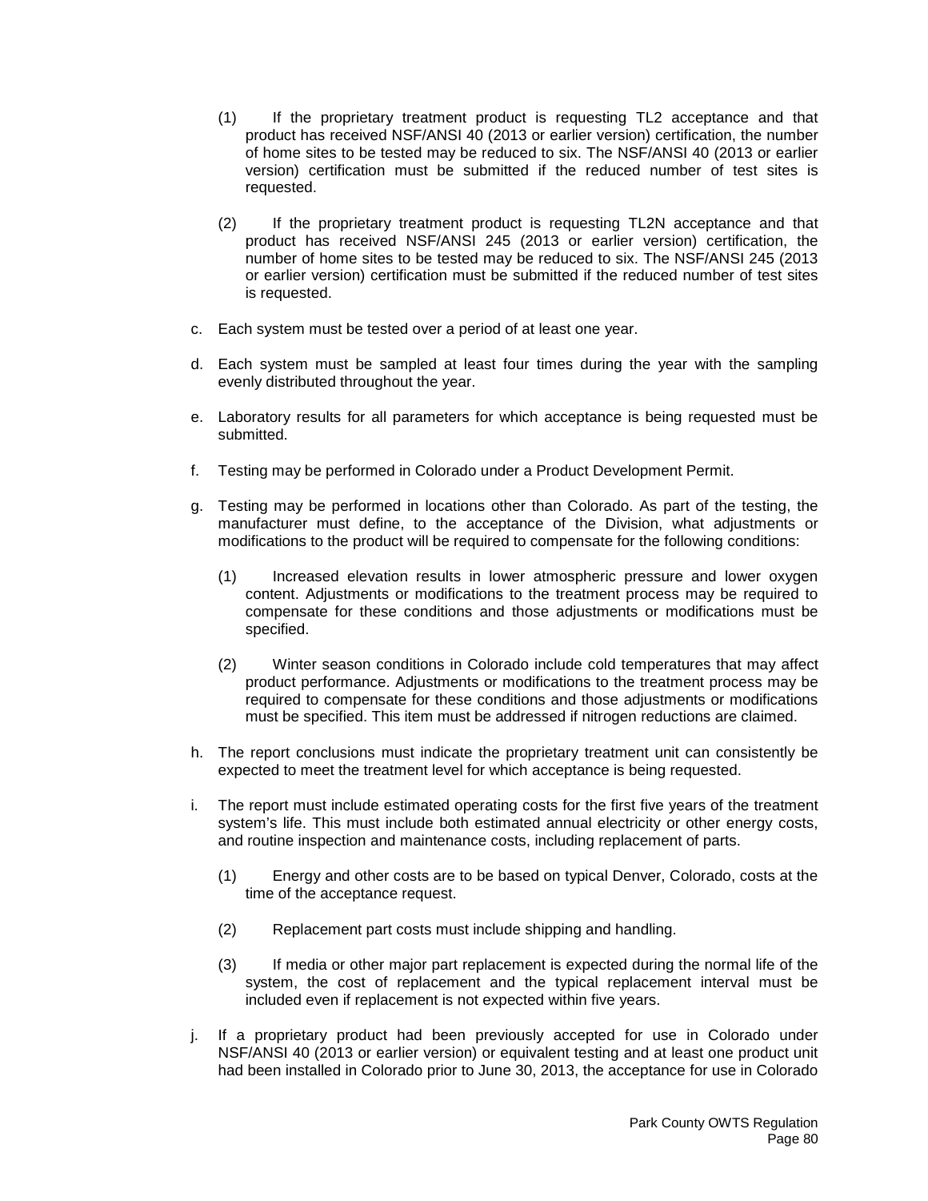(1) If the proprietary treatment product is requesting TL2 acceptance and that product has received NSF/ANSI 40 (2013 or earlier version) certification, the number of home sites to be tested may be reduced to six. The NSF/ANSI 40 (2013 or earlier version) certification must be submitted if the reduced number of test sites is requested.

(2) If the proprietary treatment product is requesting TL2N acceptance and that product has received NSF/ANSI 245 (2013 or earlier version) certification, the number of home sites to be tested may be reduced to six. The NSF/ANSI 245 (2013 or earlier version) certification must be submitted if the reduced number of test sites is requested.

c. Each system must be tested over a period of at least one year.

d. Each system must be sampled at least four times during the year with the sampling evenly distributed throughout the year.

e. Laboratory results for all parameters for which acceptance is being requested must be submitted.

f. Testing may be performed in Colorado under a Product Development Permit.

g. Testing may be performed in locations other than Colorado. As part of the testing, the manufacturer must define, to the acceptance of the Division, what adjustments or modifications to the product will be required to compensate for the following conditions:

(1) Increased elevation results in lower atmospheric pressure and lower oxygen content. Adjustments or modifications to the treatment process may be required to compensate for these conditions and those adjustments or modifications must be specified.

(2) Winter season conditions in Colorado include cold temperatures that may affect product performance. Adjustments or modifications to the treatment process may be required to compensate for these conditions and those adjustments or modifications must be specified. This item must be addressed if nitrogen reductions are claimed.

h. The report conclusions must indicate the proprietary treatment unit can consistently be expected to meet the treatment level for which acceptance is being requested.

i. The report must include estimated operating costs for the first five years of the treatment system's life. This must include both estimated annual electricity or other energy costs, and routine inspection and maintenance costs, including replacement of parts.

(1) Energy and other costs are to be based on typical Denver, Colorado, costs at the time of the acceptance request.

(2) Replacement part costs must include shipping and handling.

(3) If media or other major part replacement is expected during the normal life of the system, the cost of replacement and the typical replacement interval must be included even if replacement is not expected within five years.

j. If a proprietary product had been previously accepted for use in Colorado under NSF/ANSI 40 (2013 or earlier version) or equivalent testing and at least one product unit had been installed in Colorado prior to June 30, 2013, the acceptance for use in Colorado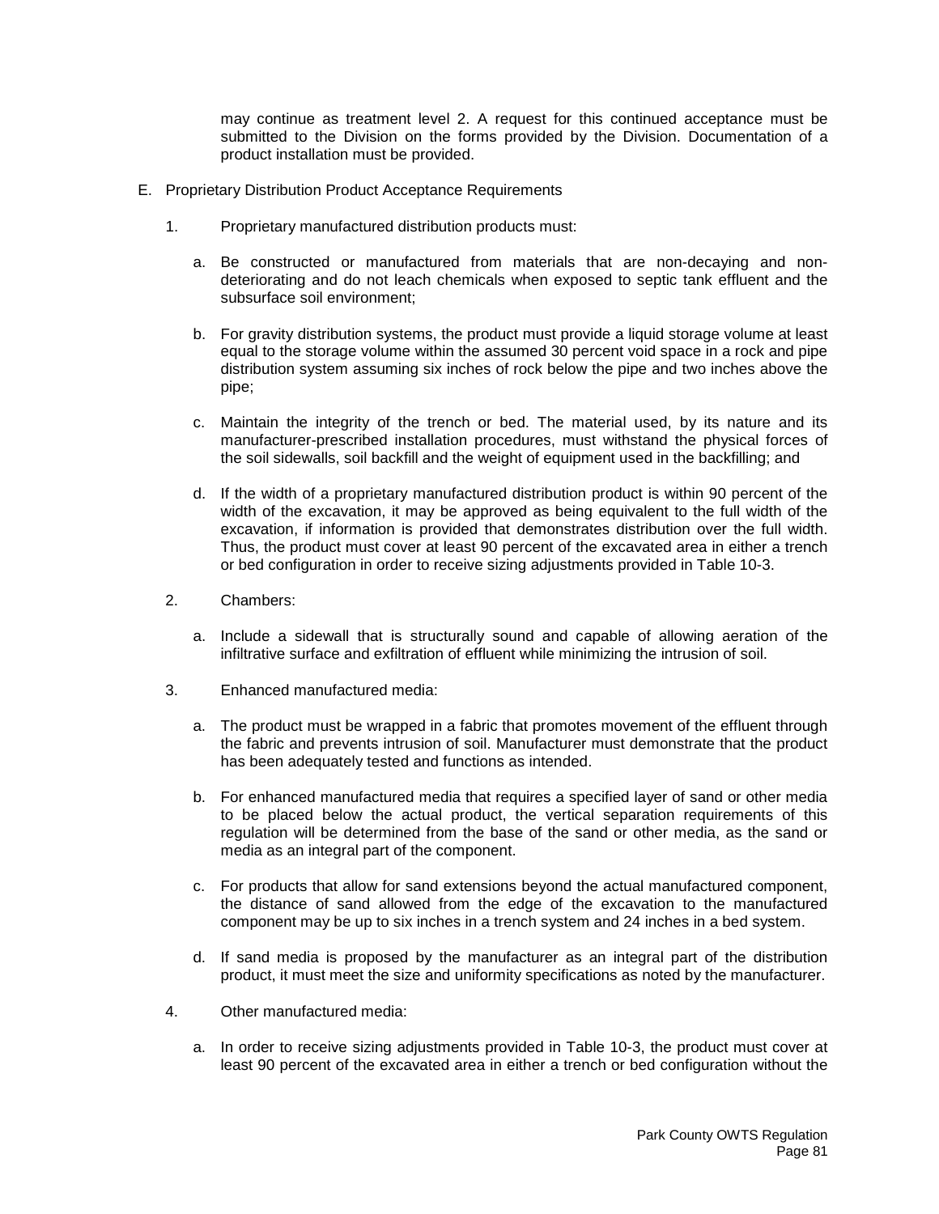may continue as treatment level 2. A request for this continued acceptance must be submitted to the Division on the forms provided by the Division. Documentation of a product installation must be provided.

E. Proprietary Distribution Product Acceptance Requirements

1. Proprietary manufactured distribution products must:

   a. Be constructed or manufactured from materials that are non-decaying and non-deteriorating and do not leach chemicals when exposed to septic tank effluent and the subsurface soil environment;

   b. For gravity distribution systems, the product must provide a liquid storage volume at least equal to the storage volume within the assumed 30 percent void space in a rock and pipe distribution system assuming six inches of rock below the pipe and two inches above the pipe;

   c. Maintain the integrity of the trench or bed. The material used, by its nature and its manufacturer-prescribed installation procedures, must withstand the physical forces of the soil sidewalls, soil backfill and the weight of equipment used in the backfilling; and

   d. If the width of a proprietary manufactured distribution product is within 90 percent of the width of the excavation, it may be approved as being equivalent to the full width of the excavation, if information is provided that demonstrates distribution over the full width. Thus, the product must cover at least 90 percent of the excavated area in either a trench or bed configuration in order to receive sizing adjustments provided in Table 10-3.

2. Chambers:

   a. Include a sidewall that is structurally sound and capable of allowing aeration of the infiltrative surface and exfiltration of effluent while minimizing the intrusion of soil.

3. Enhanced manufactured media:

   a. The product must be wrapped in a fabric that promotes movement of the effluent through the fabric and prevents intrusion of soil. Manufacturer must demonstrate that the product has been adequately tested and functions as intended.

   b. For enhanced manufactured media that requires a specified layer of sand or other media to be placed below the actual product, the vertical separation requirements of this regulation will be determined from the base of the sand or other media, as the sand or media as an integral part of the component.

   c. For products that allow for sand extensions beyond the actual manufactured component, the distance of sand allowed from the edge of the excavation to the manufactured component may be up to six inches in a trench system and 24 inches in a bed system.

   d. If sand media is proposed by the manufacturer as an integral part of the distribution product, it must meet the size and uniformity specifications as noted by the manufacturer.

4. Other manufactured media:

   a. In order to receive sizing adjustments provided in Table 10-3, the product must cover at least 90 percent of the excavated area in either a trench or bed configuration without the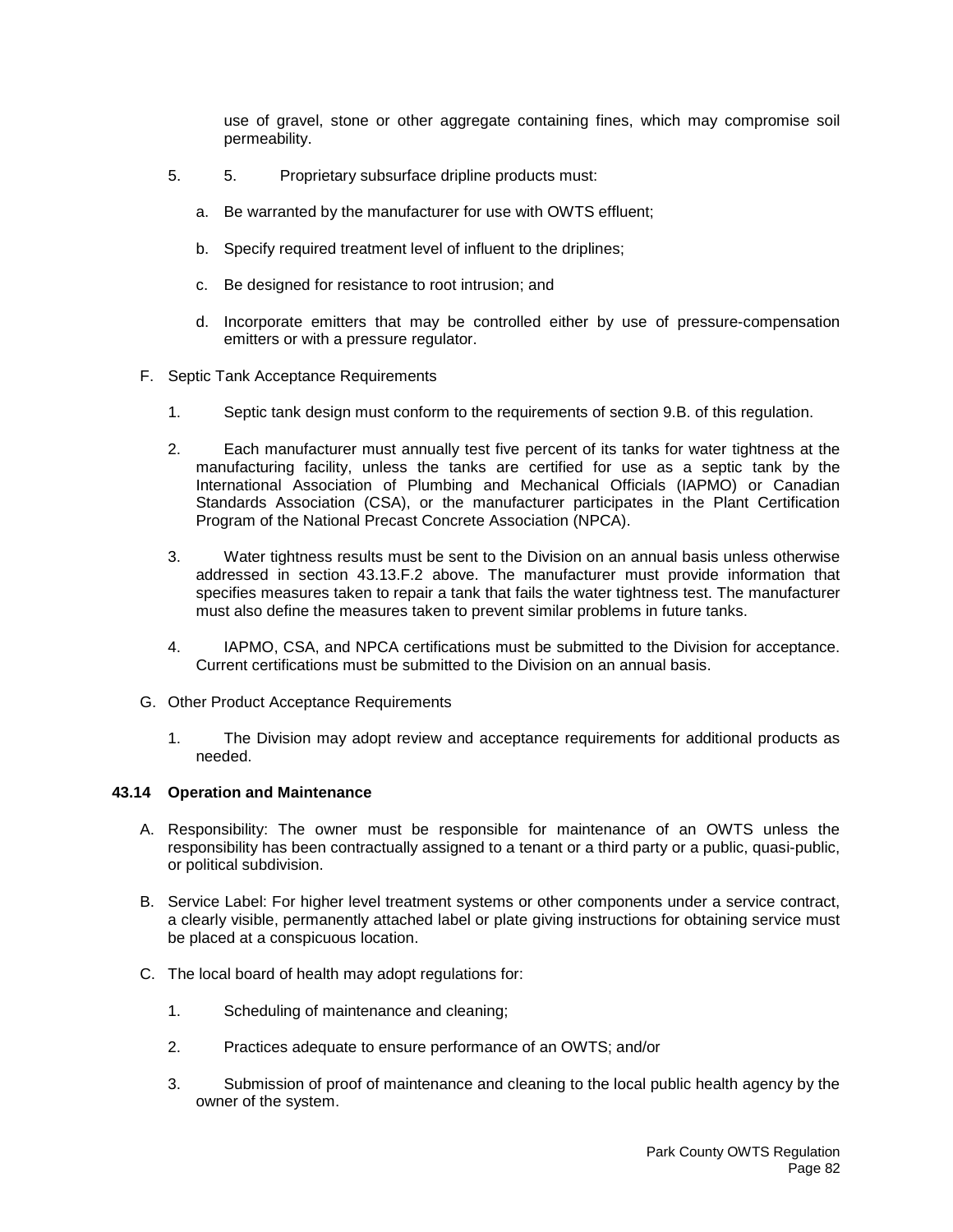use of gravel, stone or other aggregate containing fines, which may compromise soil permeability.

5. 5. Proprietary subsurface dripline products must:

   a. Be warranted by the manufacturer for use with OWTS effluent;

   b. Specify required treatment level of influent to the driplines;

   c. Be designed for resistance to root intrusion; and

   d. Incorporate emitters that may be controlled either by use of pressure-compensation emitters or with a pressure regulator.

F. Septic Tank Acceptance Requirements

   1. Septic tank design must conform to the requirements of section 9.B. of this regulation.

   2. Each manufacturer must annually test five percent of its tanks for water tightness at the manufacturing facility, unless the tanks are certified for use as a septic tank by the International Association of Plumbing and Mechanical Officials (IAPMO) or Canadian Standards Association (CSA), or the manufacturer participates in the Plant Certification Program of the National Precast Concrete Association (NPCA).

   3. Water tightness results must be sent to the Division on an annual basis unless otherwise addressed in section 43.13.F.2 above. The manufacturer must provide information that specifies measures taken to repair a tank that fails the water tightness test. The manufacturer must also define the measures taken to prevent similar problems in future tanks.

   4. IAPMO, CSA, and NPCA certifications must be submitted to the Division for acceptance. Current certifications must be submitted to the Division on an annual basis.

G. Other Product Acceptance Requirements

   1. The Division may adopt review and acceptance requirements for additional products as needed.

### 43.14 Operation and Maintenance

A. Responsibility: The owner must be responsible for maintenance of an OWTS unless the responsibility has been contractually assigned to a tenant or a third party or a public, quasi-public, or political subdivision.

B. Service Label: For higher level treatment systems or other components under a service contract, a clearly visible, permanently attached label or plate giving instructions for obtaining service must be placed at a conspicuous location.

C. The local board of health may adopt regulations for:

   1. Scheduling of maintenance and cleaning;

   2. Practices adequate to ensure performance of an OWTS; and/or

   3. Submission of proof of maintenance and cleaning to the local public health agency by the owner of the system.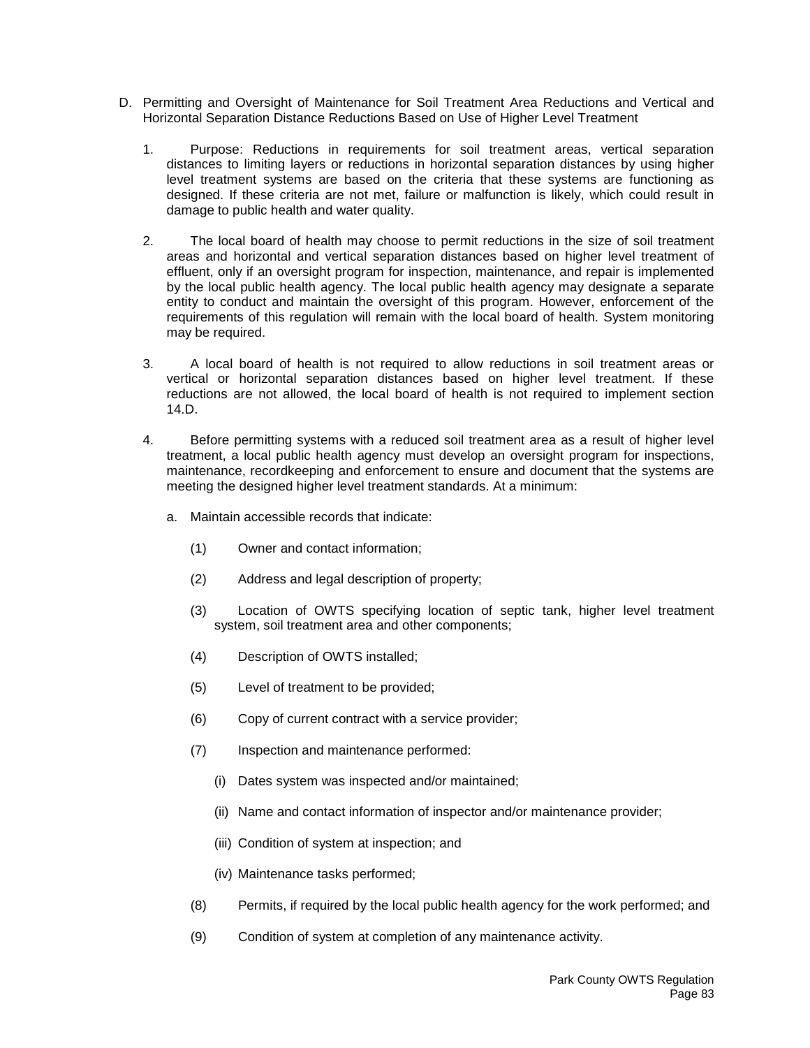D. Permitting and Oversight of Maintenance for Soil Treatment Area Reductions and Vertical and Horizontal Separation Distance Reductions Based on Use of Higher Level Treatment

1. Purpose: Reductions in requirements for soil treatment areas, vertical separation distances to limiting layers or reductions in horizontal separation distances by using higher level treatment systems are based on the criteria that these systems are functioning as designed. If these criteria are not met, failure or malfunction is likely, which could result in damage to public health and water quality.

2. The local board of health may choose to permit reductions in the size of soil treatment areas and horizontal and vertical separation distances based on higher level treatment of effluent, only if an oversight program for inspection, maintenance, and repair is implemented by the local public health agency. The local public health agency may designate a separate entity to conduct and maintain the oversight of this program. However, enforcement of the requirements of this regulation will remain with the local board of health. System monitoring may be required.

3. A local board of health is not required to allow reductions in soil treatment areas or vertical or horizontal separation distances based on higher level treatment. If these reductions are not allowed, the local board of health is not required to implement section 14.D.

4. Before permitting systems with a reduced soil treatment area as a result of higher level treatment, a local public health agency must develop an oversight program for inspections, maintenance, recordkeeping and enforcement to ensure and document that the systems are meeting the designed higher level treatment standards. At a minimum:

   a. Maintain accessible records that indicate:

      (1) Owner and contact information;

      (2) Address and legal description of property;

      (3) Location of OWTS specifying location of septic tank, higher level treatment system, soil treatment area and other components;

      (4) Description of OWTS installed;

      (5) Level of treatment to be provided;

      (6) Copy of current contract with a service provider;

      (7) Inspection and maintenance performed:

         (i) Dates system was inspected and/or maintained;

         (ii) Name and contact information of inspector and/or maintenance provider;

         (iii) Condition of system at inspection; and

         (iv) Maintenance tasks performed;

      (8) Permits, if required by the local public health agency for the work performed; and

      (9) Condition of system at completion of any maintenance activity.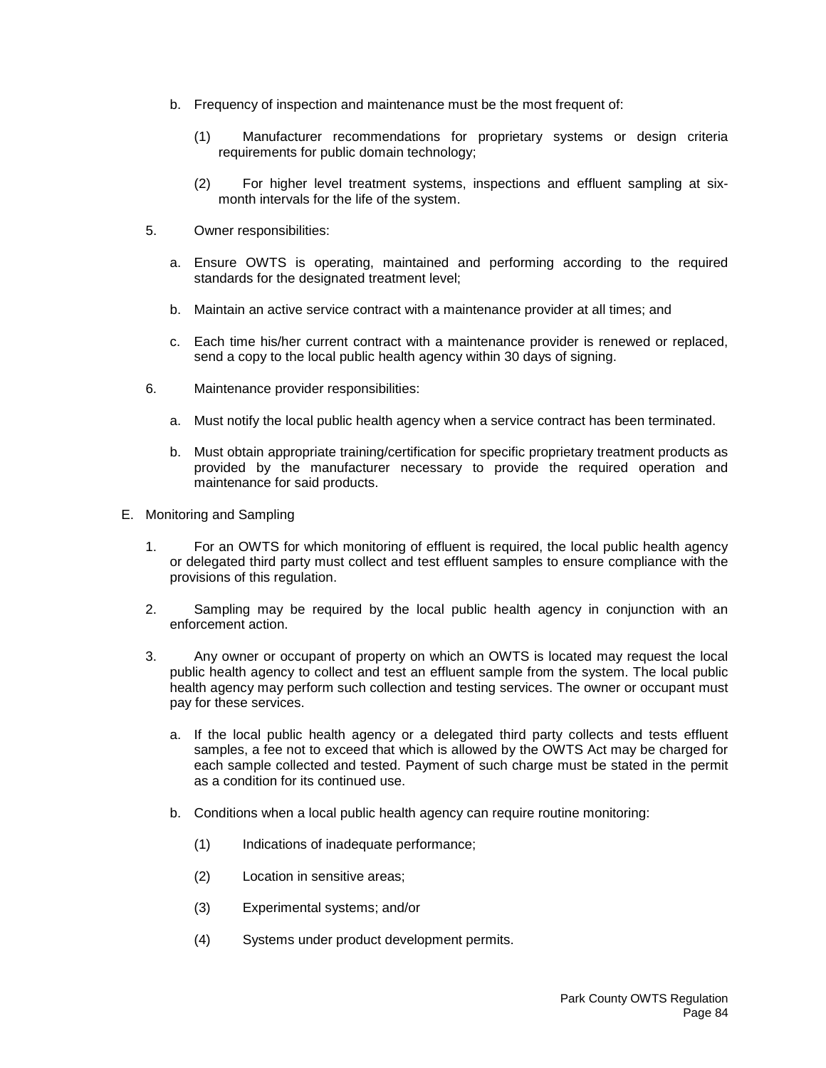b. Frequency of inspection and maintenance must be the most frequent of:

   (1) Manufacturer recommendations for proprietary systems or design criteria requirements for public domain technology;

   (2) For higher level treatment systems, inspections and effluent sampling at six-month intervals for the life of the system.

5. Owner responsibilities:

   a. Ensure OWTS is operating, maintained and performing according to the required standards for the designated treatment level;

   b. Maintain an active service contract with a maintenance provider at all times; and

   c. Each time his/her current contract with a maintenance provider is renewed or replaced, send a copy to the local public health agency within 30 days of signing.

6. Maintenance provider responsibilities:

   a. Must notify the local public health agency when a service contract has been terminated.

   b. Must obtain appropriate training/certification for specific proprietary treatment products as provided by the manufacturer necessary to provide the required operation and maintenance for said products.

E. Monitoring and Sampling

1. For an OWTS for which monitoring of effluent is required, the local public health agency or delegated third party must collect and test effluent samples to ensure compliance with the provisions of this regulation.

2. Sampling may be required by the local public health agency in conjunction with an enforcement action.

3. Any owner or occupant of property on which an OWTS is located may request the local public health agency to collect and test an effluent sample from the system. The local public health agency may perform such collection and testing services. The owner or occupant must pay for these services.

   a. If the local public health agency or a delegated third party collects and tests effluent samples, a fee not to exceed that which is allowed by the OWTS Act may be charged for each sample collected and tested. Payment of such charge must be stated in the permit as a condition for its continued use.

   b. Conditions when a local public health agency can require routine monitoring:

      (1) Indications of inadequate performance;

      (2) Location in sensitive areas;

      (3) Experimental systems; and/or

      (4) Systems under product development permits.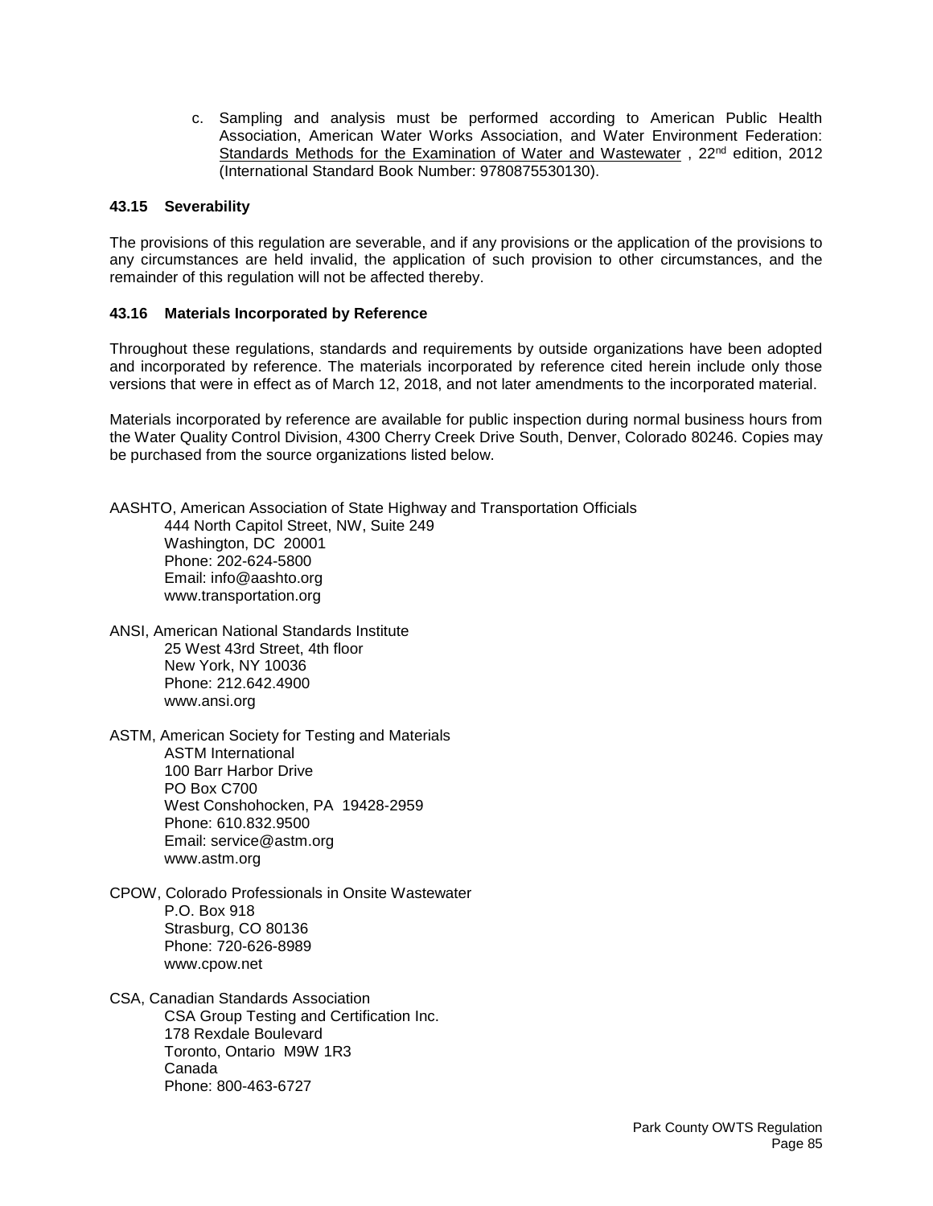c. Sampling and analysis must be performed according to American Public Health Association, American Water Works Association, and Water Environment Federation: Standards Methods for the Examination of Water and Wastewater , 22nd edition, 2012 (International Standard Book Number: 9780875530130).

### 43.15 Severability

The provisions of this regulation are severable, and if any provisions or the application of the provisions to any circumstances are held invalid, the application of such provision to other circumstances, and the remainder of this regulation will not be affected thereby.

### 43.16 Materials Incorporated by Reference

Throughout these regulations, standards and requirements by outside organizations have been adopted and incorporated by reference. The materials incorporated by reference cited herein include only those versions that were in effect as of March 12, 2018, and not later amendments to the incorporated material.

Materials incorporated by reference are available for public inspection during normal business hours from the Water Quality Control Division, 4300 Cherry Creek Drive South, Denver, Colorado 80246. Copies may be purchased from the source organizations listed below.

AASHTO, American Association of State Highway and Transportation Officials
444 North Capitol Street, NW, Suite 249
Washington, DC 20001
Phone: 202-624-5800
Email: info@aashto.org
www.transportation.org

ANSI, American National Standards Institute
25 West 43rd Street, 4th floor
New York, NY 10036
Phone: 212.642.4900
www.ansi.org

ASTM, American Society for Testing and Materials
ASTM International
100 Barr Harbor Drive
PO Box C700
West Conshohocken, PA 19428-2959
Phone: 610.832.9500
Email: service@astm.org
www.astm.org

CPOW, Colorado Professionals in Onsite Wastewater
P.O. Box 918
Strasburg, CO 80136
Phone: 720-626-8989
www.cpow.net

CSA, Canadian Standards Association
CSA Group Testing and Certification Inc.
178 Rexdale Boulevard
Toronto, Ontario M9W 1R3
Canada
Phone: 800-463-6727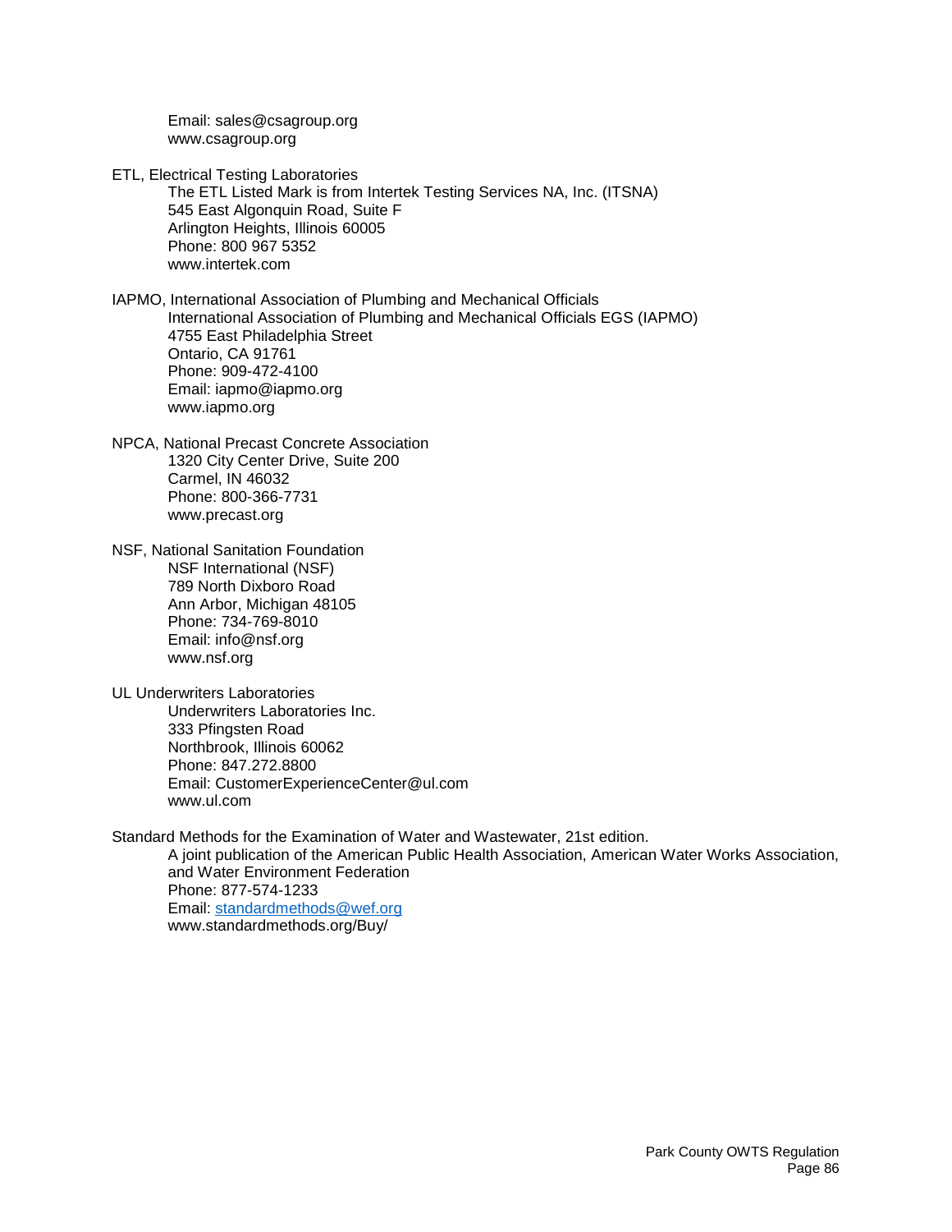Email: sales@csagroup.org
www.csagroup.org

ETL, Electrical Testing Laboratories
The ETL Listed Mark is from Intertek Testing Services NA, Inc. (ITSNA)
545 East Algonquin Road, Suite F
Arlington Heights, Illinois 60005
Phone: 800 967 5352
www.intertek.com

IAPMO, International Association of Plumbing and Mechanical Officials
International Association of Plumbing and Mechanical Officials EGS (IAPMO)
4755 East Philadelphia Street
Ontario, CA 91761
Phone: 909-472-4100
Email: iapmo@iapmo.org
www.iapmo.org

NPCA, National Precast Concrete Association
1320 City Center Drive, Suite 200
Carmel, IN 46032
Phone: 800-366-7731
www.precast.org

NSF, National Sanitation Foundation
NSF International (NSF)
789 North Dixboro Road
Ann Arbor, Michigan 48105
Phone: 734-769-8010
Email: info@nsf.org
www.nsf.org

UL Underwriters Laboratories
Underwriters Laboratories Inc.
333 Pfingsten Road
Northbrook, Illinois 60062
Phone: 847.272.8800
Email: CustomerExperienceCenter@ul.com
www.ul.com

Standard Methods for the Examination of Water and Wastewater, 21st edition.
A joint publication of the American Public Health Association, American Water Works Association, and Water Environment Federation
Phone: 877-574-1233
Email: standardmethods@wef.org
www.standardmethods.org/Buy/